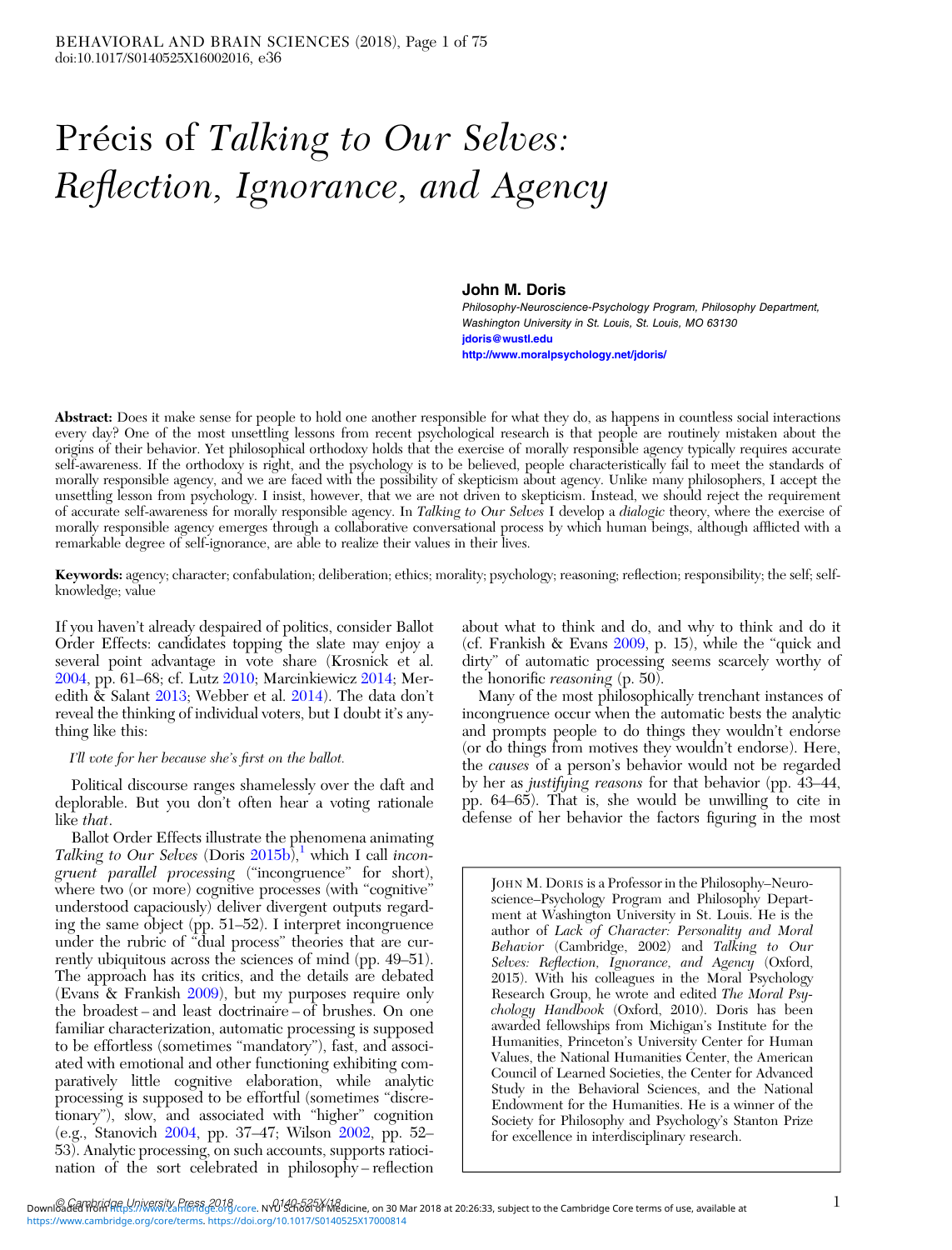# Précis of *Talking to Our Selves: Reflection, Ignorance, and Agency*

**John M. Doris**

*Philosophy-Neuroscience-Psychology Program, Philosophy Department, Washington University in St. Louis, St. Louis, MO 63130*

jdoris@wustl.edu

http://www.moralpsychology.net/jdoris/

**Abstract:** Does it make sense for people to hold one another responsible for what they do, as happens in countless social interactions every day? One of the most unsettling lessons from recent psychological research is that people are routinely mistaken about the origins of their behavior. Yet philosophical orthodoxy holds that the exercise of morally responsible agency typically requires accurate self-awareness. If the orthodoxy is right, and the psychology is to be believed, people characteristically fail to meet the standards of morally responsible agency, and we are faced with the possibility of skepticism about agency. Unlike many philosophers, I accept the unsettling lesson from psychology. I insist, however, that we are not driven to skepticism. Instead, we should reject the requirement of accurate self-awareness for morally responsible agency. In *Talking to Our Selves* I develop a *dialogic* theory, where the exercise of morally responsible agency emerges through a collaborative conversational process by which human beings, although afflicted with a remarkable degree of self-ignorance, are able to realize their values in their lives.

**Keywords:** agency; character; confabulation; deliberation; ethics; morality; psychology; reasoning; reflection; responsibility; the self; self-knowledge; value

If you haven't already despaired of politics, consider Ballot Order Effects: candidates topping the slate may enjoy a several point advantage in vote share (Krosnick et al. 2004, pp. 61–68; cf. Lutz 2010; Marcinkiewicz 2014; Meredith & Salant 2013; Webber et al. 2014). The data don't reveal the thinking of individual voters, but I doubt it's anything like this:

*I'll vote for her because she's first on the ballot.*

Political discourse ranges shamelessly over the daft and deplorable. But you don't often hear a voting rationale like *that*.

Ballot Order Effects illustrate the phenomena animating *Talking to Our Selves* (Doris 2015b),[1] which I call *incongruent parallel processing* ("incongruence" for short), where two (or more) cognitive processes (with "cognitive" understood capaciously) deliver divergent outputs regarding the same object (pp. 51–52). I interpret incongruence under the rubric of "dual process" theories that are currently ubiquitous across the sciences of mind (pp. 49–51). The approach has its critics, and the details are debated (Evans & Frankish 2009), but my purposes require only the broadest – and least doctrinaire – of brushes. On one familiar characterization, automatic processing is supposed to be effortless (sometimes "mandatory"), fast, and associated with emotional and other functioning exhibiting comparatively little cognitive elaboration, while analytic processing is supposed to be effortful (sometimes "discretionary"), slow, and associated with "higher" cognition (e.g., Stanovich 2004, pp. 37–47; Wilson 2002, pp. 52–53). Analytic processing, on such accounts, supports ratiocination of the sort celebrated in philosophy – reflection about what to think and do, and why to think and do it (cf. Frankish & Evans 2009, p. 15), while the "quick and dirty" of automatic processing seems scarcely worthy of the honorific *reasoning* (p. 50).

Many of the most philosophically trenchant instances of incongruence occur when the automatic bests the analytic and prompts people to do things they wouldn't endorse (or do things from motives they wouldn't endorse). Here, the *causes* of a person's behavior would not be regarded by her as *justifying reasons* for that behavior (pp. 43–44, pp. 64–65). That is, she would be unwilling to cite in defense of her behavior the factors figuring in the most

JOHN M. DORIS is a Professor in the Philosophy–Neuroscience–Psychology Program and Philosophy Department at Washington University in St. Louis. He is the author of *Lack of Character: Personality and Moral Behavior* (Cambridge, 2002) and *Talking to Our Selves: Reflection, Ignorance, and Agency* (Oxford, 2015). With his colleagues in the Moral Psychology Research Group, he wrote and edited *The Moral Psychology Handbook* (Oxford, 2010). Doris has been awarded fellowships from Michigan's Institute for the Humanities, Princeton's University Center for Human Values, the National Humanities Center, the American Council of Learned Societies, the Center for Advanced Study in the Behavioral Sciences, and the National Endowment for the Humanities. He is a winner of the Society for Philosophy and Psychology's Stanton Prize for excellence in interdisciplinary research.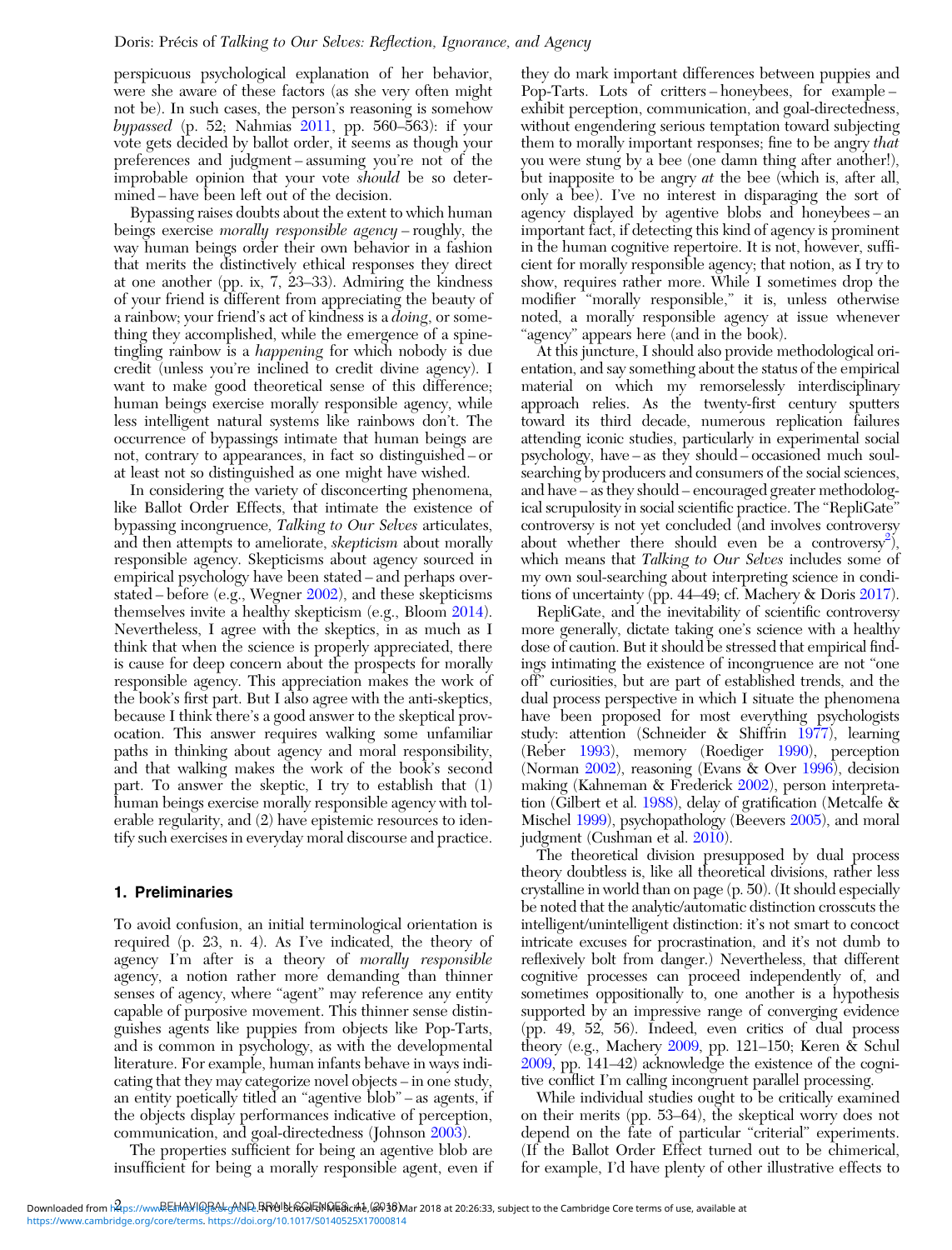perspicuous psychological explanation of her behavior, were she aware of these factors (as she very often might not be). In such cases, the person's reasoning is somehow *bypassed* (p. 52; Nahmias 2011, pp. 560–563): if your vote gets decided by ballot order, it seems as though your preferences and judgment – assuming you're not of the improbable opinion that your vote *should* be so determined – have been left out of the decision.

Bypassing raises doubts about the extent to which human beings exercise *morally responsible agency* – roughly, the way human beings order their own behavior in a fashion that merits the distinctively ethical responses they direct at one another (pp. ix, 7, 23–33). Admiring the kindness of your friend is different from appreciating the beauty of a rainbow; your friend's act of kindness is a *doing*, or something they accomplished, while the emergence of a spine-tingling rainbow is a *happening* for which nobody is due credit (unless you're inclined to credit divine agency). I want to make good theoretical sense of this difference; human beings exercise morally responsible agency, while less intelligent natural systems like rainbows don't. The occurrence of bypassings intimate that human beings are not, contrary to appearances, in fact so distinguished – or at least not so distinguished as one might have wished.

In considering the variety of disconcerting phenomena, like Ballot Order Effects, that intimate the existence of bypassing incongruence, *Talking to Our Selves* articulates, and then attempts to ameliorate, *skepticism* about morally responsible agency. Skepticisms about agency sourced in empirical psychology have been stated – and perhaps overstated – before (e.g., Wegner 2002), and these skepticisms themselves invite a healthy skepticism (e.g., Bloom 2014). Nevertheless, I agree with the skeptics, in as much as I think that when the science is properly appreciated, there is cause for deep concern about the prospects for morally responsible agency. This appreciation makes the work of the book's first part. But I also agree with the anti-skeptics, because I think there's a good answer to the skeptical provocation. This answer requires walking some unfamiliar paths in thinking about agency and moral responsibility, and that walking makes the work of the book's second part. To answer the skeptic, I try to establish that (1) human beings exercise morally responsible agency with tolerable regularity, and (2) have epistemic resources to identify such exercises in everyday moral discourse and practice.

## 1. Preliminaries

To avoid confusion, an initial terminological orientation is required (p. 23, n. 4). As I've indicated, the theory of agency I'm after is a theory of *morally responsible* agency, a notion rather more demanding than thinner senses of agency, where "agent" may reference any entity capable of purposive movement. This thinner sense distinguishes agents like puppies from objects like Pop-Tarts, and is common in psychology, as with the developmental literature. For example, human infants behave in ways indicating that they may categorize novel objects – in one study, an entity poetically titled an "agentive blob" – as agents, if the objects display performances indicative of perception, communication, and goal-directedness (Johnson 2003).

The properties sufficient for being an agentive blob are insufficient for being a morally responsible agent, even if they do mark important differences between puppies and Pop-Tarts. Lots of critters – honeybees, for example – exhibit perception, communication, and goal-directedness, without engendering serious temptation toward subjecting them to morally important responses; fine to be angry *that* you were stung by a bee (one damn thing after another!), but inapposite to be angry *at* the bee (which is, after all, only a bee). I've no interest in disparaging the sort of agency displayed by agentive blobs and honeybees – an important fact, if detecting this kind of agency is prominent in the human cognitive repertoire. It is not, however, sufficient for morally responsible agency; that notion, as I try to show, requires rather more. While I sometimes drop the modifier "morally responsible," it is, unless otherwise noted, a morally responsible agency at issue whenever "agency" appears here (and in the book).

At this juncture, I should also provide methodological orientation, and say something about the status of the empirical material on which my remorselessly interdisciplinary approach relies. As the twenty-first century sputters toward its third decade, numerous replication failures attending iconic studies, particularly in experimental social psychology, have – as they should – occasioned much soul-searching by producers and consumers of the social sciences, and have – as they should – encouraged greater methodological scrupulosity in social scientific practice. The "RepliGate" controversy is not yet concluded (and involves controversy about whether there should even be a controversy[2]), which means that *Talking to Our Selves* includes some of my own soul-searching about interpreting science in conditions of uncertainty (pp. 44–49; cf. Machery & Doris 2017).

RepliGate, and the inevitability of scientific controversy more generally, dictate taking one's science with a healthy dose of caution. But it should be stressed that empirical findings intimating the existence of incongruence are not "one off" curiosities, but are part of established trends, and the dual process perspective in which I situate the phenomena have been proposed for most everything psychologists study: attention (Schneider & Shiffrin 1977), learning (Reber 1993), memory (Roediger 1990), perception (Norman 2002), reasoning (Evans & Over 1996), decision making (Kahneman & Frederick 2002), person interpretation (Gilbert et al. 1988), delay of gratification (Metcalfe & Mischel 1999), psychopathology (Beevers 2005), and moral judgment (Cushman et al. 2010).

The theoretical division presupposed by dual process theory doubtless is, like all theoretical divisions, rather less crystalline in world than on page (p. 50). (It should especially be noted that the analytic/automatic distinction crosscuts the intelligent/unintelligent distinction: it's not smart to concoct intricate excuses for procrastination, and it's not dumb to reflexively bolt from danger.) Nevertheless, that different cognitive processes can proceed independently of, and sometimes oppositionally to, one another is a hypothesis supported by an impressive range of converging evidence (pp. 49, 52, 56). Indeed, even critics of dual process theory (e.g., Machery 2009, pp. 121–150; Keren & Schul 2009, pp. 141–42) acknowledge the existence of the cognitive conflict I'm calling incongruent parallel processing.

While individual studies ought to be critically examined on their merits (pp. 53–64), the skeptical worry does not depend on the fate of particular "criterial" experiments. (If the Ballot Order Effect turned out to be chimerical, for example, I'd have plenty of other illustrative effects to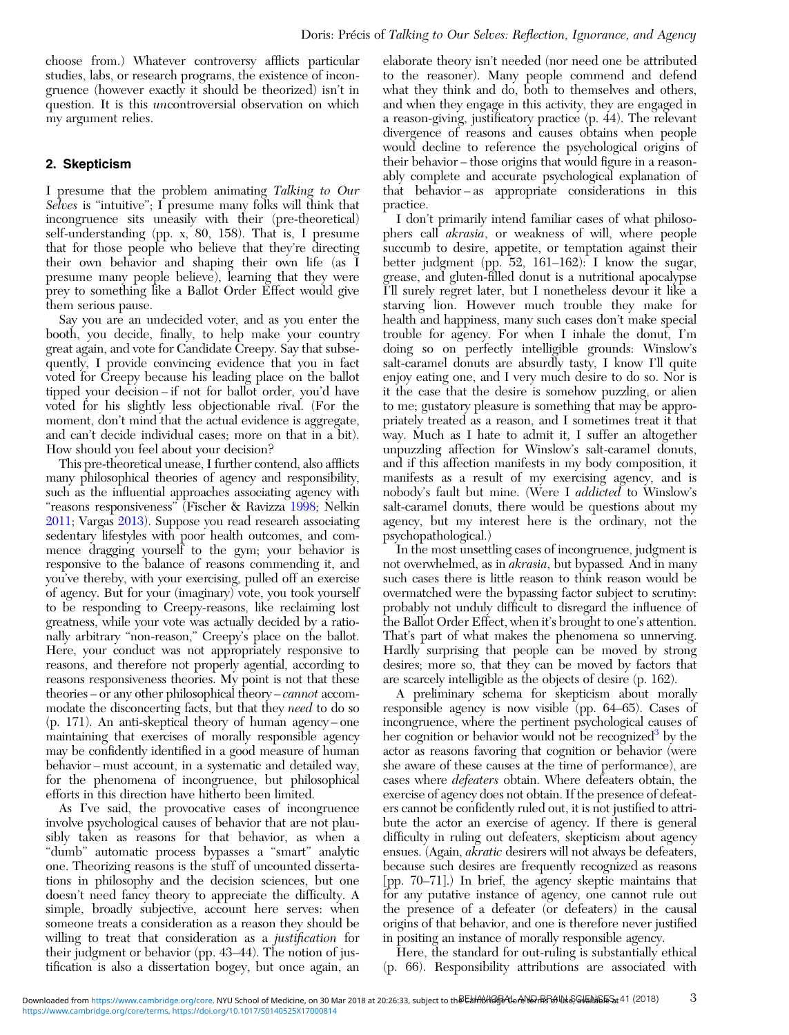choose from.) Whatever controversy afflicts particular studies, labs, or research programs, the existence of incongruence (however exactly it should be theorized) isn't in question. It is this *un*controversial observation on which my argument relies.

## 2. Skepticism

I presume that the problem animating *Talking to Our Selves* is "intuitive"; I presume many folks will think that incongruence sits uneasily with their (pre-theoretical) self-understanding (pp. x, 80, 158). That is, I presume that for those people who believe that they're directing their own behavior and shaping their own life (as I presume many people believe), learning that they were prey to something like a Ballot Order Effect would give them serious pause.

Say you are an undecided voter, and as you enter the booth, you decide, finally, to help make your country great again, and vote for Candidate Creepy. Say that subsequently, I provide convincing evidence that you in fact voted for Creepy because his leading place on the ballot tipped your decision – if not for ballot order, you'd have voted for his slightly less objectionable rival. (For the moment, don't mind that the actual evidence is aggregate, and can't decide individual cases; more on that in a bit). How should you feel about your decision?

This pre-theoretical unease, I further contend, also afflicts many philosophical theories of agency and responsibility, such as the influential approaches associating agency with "reasons responsiveness" (Fischer & Ravizza 1998; Nelkin 2011; Vargas 2013). Suppose you read research associating sedentary lifestyles with poor health outcomes, and commence dragging yourself to the gym; your behavior is responsive to the balance of reasons commending it, and you've thereby, with your exercising, pulled off an exercise of agency. But for your (imaginary) vote, you took yourself to be responding to Creepy-reasons, like reclaiming lost greatness, while your vote was actually decided by a rationally arbitrary "non-reason," Creepy's place on the ballot. Here, your conduct was not appropriately responsive to reasons, and therefore not properly agential, according to reasons responsiveness theories. My point is not that these theories – or any other philosophical theory – *cannot* accommodate the disconcerting facts, but that they *need* to do so (p. 171). An anti-skeptical theory of human agency – one maintaining that exercises of morally responsible agency may be confidently identified in a good measure of human behavior – must account, in a systematic and detailed way, for the phenomena of incongruence, but philosophical efforts in this direction have hitherto been limited.

As I've said, the provocative cases of incongruence involve psychological causes of behavior that are not plausibly taken as reasons for that behavior, as when a "dumb" automatic process bypasses a "smart" analytic one. Theorizing reasons is the stuff of uncounted dissertations in philosophy and the decision sciences, but one doesn't need fancy theory to appreciate the difficulty. A simple, broadly subjective, account here serves: when someone treats a consideration as a reason they should be willing to treat that consideration as a *justification* for their judgment or behavior (pp. 43–44). The notion of justification is also a dissertation bogey, but once again, an elaborate theory isn't needed (nor need one be attributed to the reasoner). Many people commend and defend what they think and do, both to themselves and others, and when they engage in this activity, they are engaged in a reason-giving, justificatory practice (p. 44). The relevant divergence of reasons and causes obtains when people would decline to reference the psychological origins of their behavior – those origins that would figure in a reasonably complete and accurate psychological explanation of that behavior – as appropriate considerations in this practice.

I don't primarily intend familiar cases of what philosophers call *akrasia*, or weakness of will, where people succumb to desire, appetite, or temptation against their better judgment (pp. 52, 161–162): I know the sugar, grease, and gluten-filled donut is a nutritional apocalypse I'll surely regret later, but I nonetheless devour it like a starving lion. However much trouble they make for health and happiness, many such cases don't make special trouble for agency. For when I inhale the donut, I'm doing so on perfectly intelligible grounds: Winslow's salt-caramel donuts are absurdly tasty, I know I'll quite enjoy eating one, and I very much desire to do so. Nor is it the case that the desire is somehow puzzling, or alien to me; gustatory pleasure is something that may be appropriately treated as a reason, and I sometimes treat it that way. Much as I hate to admit it, I suffer an altogether unpuzzling affection for Winslow's salt-caramel donuts, and if this affection manifests in my body composition, it manifests as a result of my exercising agency, and is nobody's fault but mine. (Were I *addicted* to Winslow's salt-caramel donuts, there would be questions about my agency, but my interest here is the ordinary, not the psychopathological.)

In the most unsettling cases of incongruence, judgment is not overwhelmed, as in *akrasia*, but bypassed. And in many such cases there is little reason to think reason would be overmatched were the bypassing factor subject to scrutiny: probably not unduly difficult to disregard the influence of the Ballot Order Effect, when it's brought to one's attention. That's part of what makes the phenomena so unnerving. Hardly surprising that people can be moved by strong desires; more so, that they can be moved by factors that are scarcely intelligible as the objects of desire (p. 162).

A preliminary schema for skepticism about morally responsible agency is now visible (pp. 64–65). Cases of incongruence, where the pertinent psychological causes of her cognition or behavior would not be recognized[3] by the actor as reasons favoring that cognition or behavior (were she aware of these causes at the time of performance), are cases where *defeaters* obtain. Where defeaters obtain, the exercise of agency does not obtain. If the presence of defeaters cannot be confidently ruled out, it is not justified to attribute the actor an exercise of agency. If there is general difficulty in ruling out defeaters, skepticism about agency ensues. (Again, *akratic* desirers will not always be defeaters, because such desires are frequently recognized as reasons [pp. 70–71].) In brief, the agency skeptic maintains that for any putative instance of agency, one cannot rule out the presence of a defeater (or defeaters) in the causal origins of that behavior, and one is therefore never justified in positing an instance of morally responsible agency.

Here, the standard for out-ruling is substantially ethical (p. 66). Responsibility attributions are associated with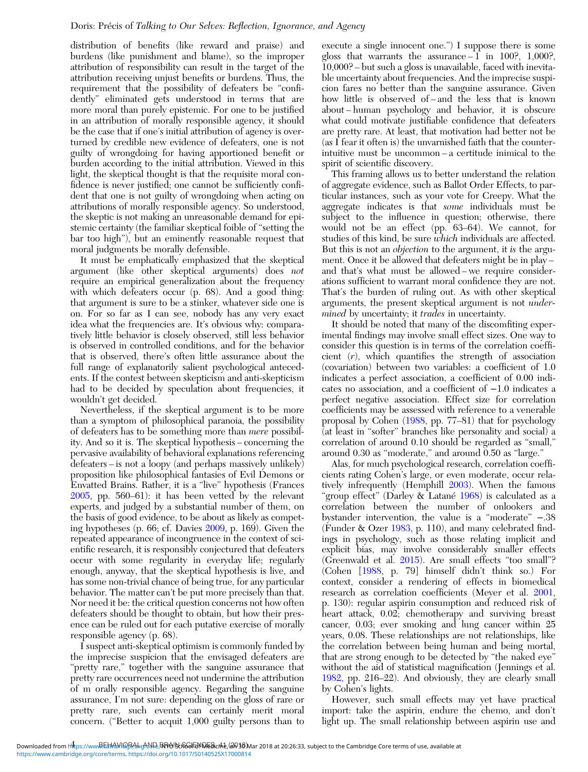distribution of benefits (like reward and praise) and burdens (like punishment and blame), so the improper attribution of responsibility can result in the target of the attribution receiving unjust benefits or burdens. Thus, the requirement that the possibility of defeaters be "confidently" eliminated gets understood in terms that are more moral than purely epistemic. For one to be justified in an attribution of morally responsible agency, it should be the case that if one's initial attribution of agency is overturned by credible new evidence of defeaters, one is not guilty of wrongdoing for having apportioned benefit or burden according to the initial attribution. Viewed in this light, the skeptical thought is that the requisite moral confidence is never justified; one cannot be sufficiently confident that one is not guilty of wrongdoing when acting on attributions of morally responsible agency. So understood, the skeptic is not making an unreasonable demand for epistemic certainty (the familiar skeptical foible of "setting the bar too high"), but an eminently reasonable request that moral judgments be morally defensible.

It must be emphatically emphasized that the skeptical argument (like other skeptical arguments) does *not* require an empirical generalization about the frequency with which defeaters occur (p. 68). And a good thing: that argument is sure to be a stinker, whatever side one is on. For so far as I can see, nobody has any very exact idea what the frequencies are. It's obvious why: comparatively little behavior is closely observed, still less behavior is observed in controlled conditions, and for the behavior that is observed, there's often little assurance about the full range of explanatorily salient psychological antecedents. If the contest between skepticism and anti-skepticism had to be decided by speculation about frequencies, it wouldn't get decided.

Nevertheless, if the skeptical argument is to be more than a symptom of philosophical paranoia, the possibility of defeaters has to be something more than *mere* possibility. And so it is. The skeptical hypothesis – concerning the pervasive availability of behavioral explanations referencing defeaters – is not a loopy (and perhaps massively unlikely) proposition like philosophical fantasies of Evil Demons or Envatted Brains. Rather, it is a "live" hypothesis (Frances 2005, pp. 560–61): it has been vetted by the relevant experts, and judged by a substantial number of them, on the basis of good evidence, to be about as likely as competing hypotheses (p. 66; cf. Davies 2009, p. 169). Given the repeated appearance of incongruence in the context of scientific research, it is responsibly conjectured that defeaters occur with some regularity in everyday life; regularly enough, anyway, that the skeptical hypothesis is live, and has some non-trivial chance of being true, for any particular behavior. The matter can't be put more precisely than that. Nor need it be: the critical question concerns not how often defeaters should be thought to obtain, but how their presence can be ruled out for each putative exercise of morally responsible agency (p. 68).

I suspect anti-skeptical optimism is commonly funded by the imprecise suspicion that the envisaged defeaters are "pretty rare," together with the sanguine assurance that pretty rare occurrences need not undermine the attribution of m orally responsible agency. Regarding the sanguine assurance, I'm not sure: depending on the gloss of rare or pretty rare, such events can certainly merit moral concern. ("Better to acquit 1,000 guilty persons than to execute a single innocent one.") I suppose there is some gloss that warrants the assurance – 1 in 100?, 1,000?, 10,000? – but such a gloss is unavailable, faced with inevitable uncertainty about frequencies. And the imprecise suspicion fares no better than the sanguine assurance. Given how little is observed of – and the less that is known about – human psychology and behavior, it is obscure what could motivate justifiable confidence that defeaters are pretty rare. At least, that motivation had better not be (as I fear it often is) the unvarnished faith that the counterintuitive must be uncommon – a certitude inimical to the spirit of scientific discovery.

This framing allows us to better understand the relation of aggregate evidence, such as Ballot Order Effects, to particular instances, such as your vote for Creepy. What the aggregate indicates is that *some* individuals must be subject to the influence in question; otherwise, there would not be an effect (pp. 63–64). We cannot, for studies of this kind, be sure *which* individuals are affected. But this is not an *objection* to the argument, it *is* the argument. Once it be allowed that defeaters might be in play – and that's what must be allowed – we require considerations sufficient to warrant moral confidence they are not. That's the burden of ruling out. As with other skeptical arguments, the present skeptical argument is not *undermined* by uncertainty; it *trades* in uncertainty.

It should be noted that many of the discomfiting experimental findings may involve small effect sizes. One way to consider this question is in terms of the correlation coefficient ($r$), which quantifies the strength of association (covariation) between two variables: a coefficient of 1.0 indicates a perfect association, a coefficient of 0.00 indicates no association, and a coefficient of −1.0 indicates a perfect negative association. Effect size for correlation coefficients may be assessed with reference to a venerable proposal by Cohen (1988, pp. 77–81) that for psychology (at least in "softer" branches like personality and social) a correlation of around 0.10 should be regarded as "small," around 0.30 as "moderate," and around 0.50 as "large."

Alas, for much psychological research, correlation coefficients rating Cohen's large, or even moderate, occur relatively infrequently (Hemphill 2003). When the famous "group effect" (Darley & Latané 1968) is calculated as a correlation between the number of onlookers and bystander intervention, the value is a "moderate" −.38 (Funder & Ozer 1983, p. 110), and many celebrated findings in psychology, such as those relating implicit and explicit bias, may involve considerably smaller effects (Greenwald et al. 2015). Are small effects "too small"? (Cohen [1988, p. 79] himself didn't think so.) For context, consider a rendering of effects in biomedical research as correlation coefficients (Meyer et al. 2001, p. 130): regular aspirin consumption and reduced risk of heart attack, 0.02; chemotherapy and surviving breast cancer, 0.03; ever smoking and lung cancer within 25 years, 0.08. These relationships are not relationships, like the correlation between being human and being mortal, that are strong enough to be detected by "the naked eye" without the aid of statistical magnification (Jennings et al. 1982, pp. 216–22). And obviously, they are clearly small by Cohen's lights.

However, such small effects may yet have practical import: take the aspirin, endure the chemo, and don't light up. The small relationship between aspirin use and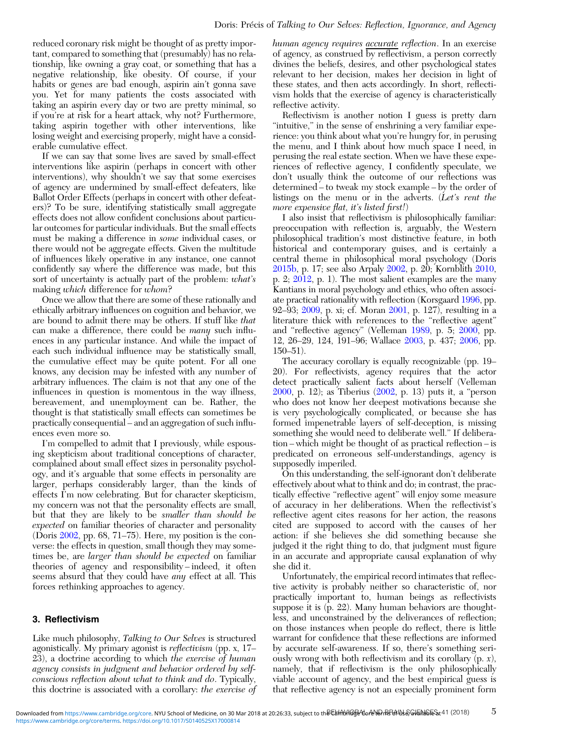reduced coronary risk might be thought of as pretty important, compared to something that (presumably) has no relationship, like owning a gray coat, or something that has a negative relationship, like obesity. Of course, if your habits or genes are bad enough, aspirin ain't gonna save you. Yet for many patients the costs associated with taking an aspirin every day or two are pretty minimal, so if you're at risk for a heart attack, why not? Furthermore, taking aspirin together with other interventions, like losing weight and exercising properly, might have a considerable cumulative effect.

If we can say that some lives are saved by small-effect interventions like aspirin (perhaps in concert with other interventions), why shouldn't we say that some exercises of agency are undermined by small-effect defeaters, like Ballot Order Effects (perhaps in concert with other defeaters)? To be sure, identifying statistically small aggregate effects does not allow confident conclusions about particular outcomes for particular individuals. But the small effects must be making a difference in *some* individual cases, or there would not be aggregate effects. Given the multitude of influences likely operative in any instance, one cannot confidently say where the difference was made, but this sort of uncertainty is actually part of the problem: *what's* making *which* difference for *whom*?

Once we allow that there are some of these rationally and ethically arbitrary influences on cognition and behavior, we are bound to admit there may be others. If stuff like *that* can make a difference, there could be *many* such influences in any particular instance. And while the impact of each such individual influence may be statistically small, the cumulative effect may be quite potent. For all one knows, any decision may be infested with any number of arbitrary influences. The claim is not that any one of the influences in question is momentous in the way illness, bereavement, and unemployment can be. Rather, the thought is that statistically small effects can sometimes be practically consequential – and an aggregation of such influences even more so.

I'm compelled to admit that I previously, while espousing skepticism about traditional conceptions of character, complained about small effect sizes in personality psychology, and it's arguable that some effects in personality are larger, perhaps considerably larger, than the kinds of effects I'm now celebrating. But for character skepticism, my concern was not that the personality effects are small, but that they are likely to be *smaller than should be expected* on familiar theories of character and personality (Doris 2002, pp. 68, 71–75). Here, my position is the converse: the effects in question, small though they may sometimes be, are *larger than should be expected* on familiar theories of agency and responsibility – indeed, it often seems absurd that they could have *any* effect at all. This forces rethinking approaches to agency.

## 3. Reflectivism

Like much philosophy, *Talking to Our Selves* is structured agonistically. My primary agonist is *reflectivism* (pp. x, 17–23), a doctrine according to which *the exercise of human agency consists in judgment and behavior ordered by self-conscious reflection about what to think and do*. Typically, this doctrine is associated with a corollary: *the exercise of human agency requires accurate reflection*. In an exercise of agency, as construed by reflectivism, a person correctly divines the beliefs, desires, and other psychological states relevant to her decision, makes her decision in light of these states, and then acts accordingly. In short, reflectivism holds that the exercise of agency is characteristically reflective activity.

Reflectivism is another notion I guess is pretty darn "intuitive," in the sense of enshrining a very familiar experience: you think about what you're hungry for, in perusing the menu, and I think about how much space I need, in perusing the real estate section. When we have these experiences of reflective agency, I confidently speculate, we don't usually think the outcome of our reflections was determined – to tweak my stock example – by the order of listings on the menu or in the adverts. (*Let's rent the more expensive flat, it's listed first!*)

I also insist that reflectivism is philosophically familiar: preoccupation with reflection is, arguably, the Western philosophical tradition's most distinctive feature, in both historical and contemporary guises, and is certainly a central theme in philosophical moral psychology (Doris 2015b, p. 17; see also Arpaly 2002, p. 20; Kornblith 2010, p. 2; 2012, p. 1). The most salient examples are the many Kantians in moral psychology and ethics, who often associate practical rationality with reflection (Korsgaard 1996, pp. 92–93; 2009, p. xi; cf. Moran 2001, p. 127), resulting in a literature thick with references to the "reflective agent" and "reflective agency" (Velleman 1989, p. 5; 2000, pp. 12, 26–29, 124, 191–96; Wallace 2003, p. 437; 2006, pp. 150–51).

The accuracy corollary is equally recognizable (pp. 19–20). For reflectivists, agency requires that the actor detect practically salient facts about herself (Velleman 2000, p. 12); as Tiberius (2002, p. 13) puts it, a "person who does not know her deepest motivations because she is very psychologically complicated, or because she has formed impenetrable layers of self-deception, is missing something she would need to deliberate well." If deliberation – which might be thought of as practical reflection – is predicated on erroneous self-understandings, agency is supposedly imperiled.

On this understanding, the self-ignorant don't deliberate effectively about what to think and do; in contrast, the practically effective "reflective agent" will enjoy some measure of accuracy in her deliberations. When the reflectivist's reflective agent cites reasons for her action, the reasons cited are supposed to accord with the causes of her action: if she believes she did something because she judged it the right thing to do, that judgment must figure in an accurate and appropriate causal explanation of why she did it.

Unfortunately, the empirical record intimates that reflective activity is probably neither so characteristic of, nor practically important to, human beings as reflectivists suppose it is (p. 22). Many human behaviors are thoughtless, and unconstrained by the deliverances of reflection; on those instances when people do reflect, there is little warrant for confidence that these reflections are informed by accurate self-awareness. If so, there's something seriously wrong with both reflectivism and its corollary (p. x), namely, that if reflectivism is the only philosophically viable account of agency, and the best empirical guess is that reflective agency is not an especially prominent form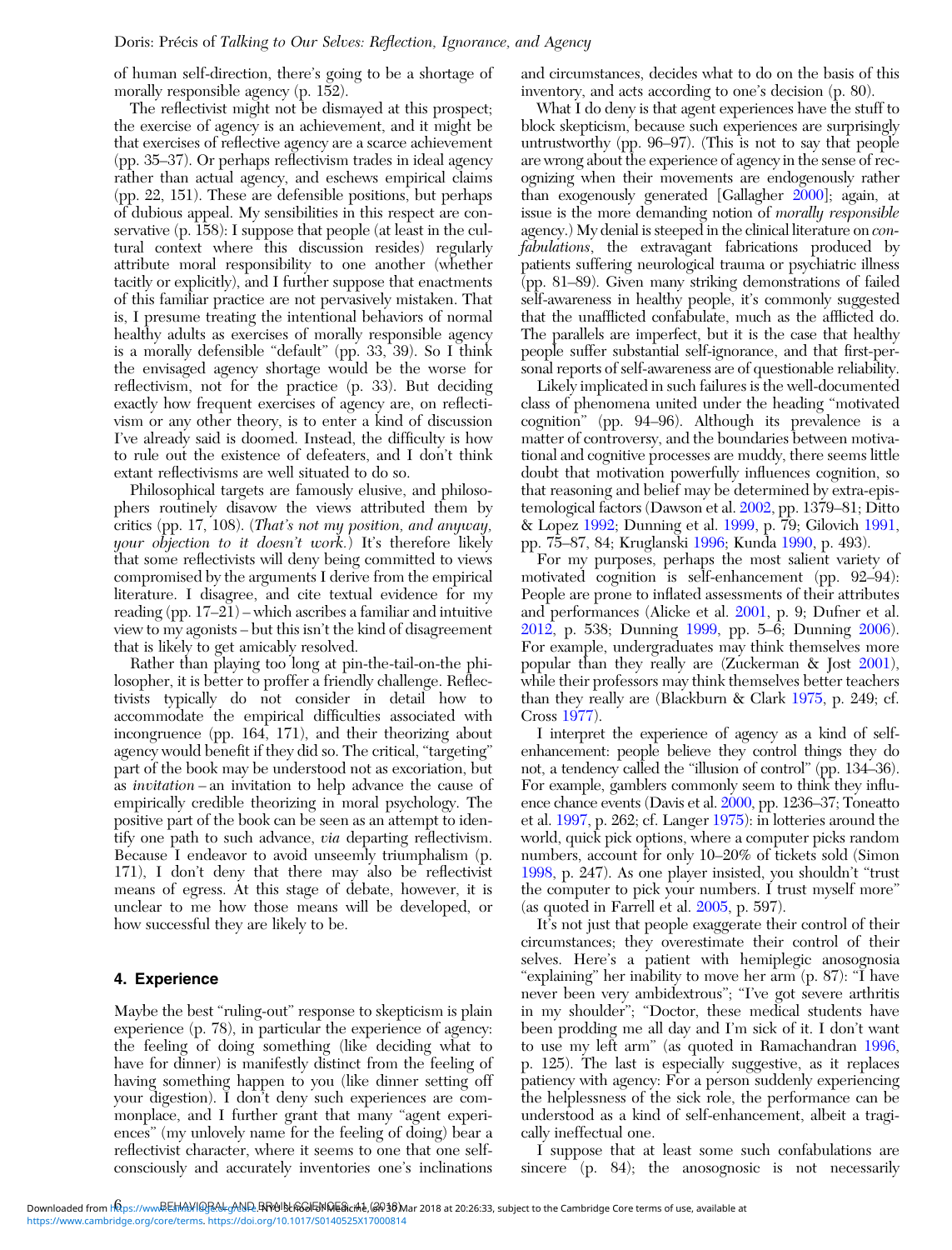of human self-direction, there's going to be a shortage of morally responsible agency (p. 152).

The reflectivist might not be dismayed at this prospect; the exercise of agency is an achievement, and it might be that exercises of reflective agency are a scarce achievement (pp. 35–37). Or perhaps reflectivism trades in ideal agency rather than actual agency, and eschews empirical claims (pp. 22, 151). These are defensible positions, but perhaps of dubious appeal. My sensibilities in this respect are conservative (p. 158): I suppose that people (at least in the cultural context where this discussion resides) regularly attribute moral responsibility to one another (whether tacitly or explicitly), and I further suppose that enactments of this familiar practice are not pervasively mistaken. That is, I presume treating the intentional behaviors of normal healthy adults as exercises of morally responsible agency is a morally defensible "default" (pp. 33, 39). So I think the envisaged agency shortage would be the worse for reflectivism, not for the practice (p. 33). But deciding exactly how frequent exercises of agency are, on reflectivism or any other theory, is to enter a kind of discussion I've already said is doomed. Instead, the difficulty is how to rule out the existence of defeaters, and I don't think extant reflectivisms are well situated to do so.

Philosophical targets are famously elusive, and philosophers routinely disavow the views attributed them by critics (pp. 17, 108). (*That's not my position, and anyway, your objection to it doesn't work.*) It's therefore likely that some reflectivists will deny being committed to views compromised by the arguments I derive from the empirical literature. I disagree, and cite textual evidence for my reading (pp. 17–21) – which ascribes a familiar and intuitive view to my agonists – but this isn't the kind of disagreement that is likely to get amicably resolved.

Rather than playing too long at pin-the-tail-on-the philosopher, it is better to proffer a friendly challenge. Reflectivists typically do not consider in detail how to accommodate the empirical difficulties associated with incongruence (pp. 164, 171), and their theorizing about agency would benefit if they did so. The critical, "targeting" part of the book may be understood not as excoriation, but as *invitation* – an invitation to help advance the cause of empirically credible theorizing in moral psychology. The positive part of the book can be seen as an attempt to identify one path to such advance, *via* departing reflectivism. Because I endeavor to avoid unseemly triumphalism (p. 171), I don't deny that there may also be reflectivist means of egress. At this stage of debate, however, it is unclear to me how those means will be developed, or how successful they are likely to be.

## 4. Experience

Maybe the best "ruling-out" response to skepticism is plain experience (p. 78), in particular the experience of agency: the feeling of doing something (like deciding what to have for dinner) is manifestly distinct from the feeling of having something happen to you (like dinner setting off your digestion). I don't deny such experiences are commonplace, and I further grant that many "agent experiences" (my unlovely name for the feeling of doing) bear a reflectivist character, where it seems to one that one self-consciously and accurately inventories one's inclinations and circumstances, decides what to do on the basis of this inventory, and acts according to one's decision (p. 80).

What I do deny is that agent experiences have the stuff to block skepticism, because such experiences are surprisingly untrustworthy (pp. 96–97). (This is not to say that people are wrong about the experience of agency in the sense of recognizing when their movements are endogenously rather than exogenously generated [Gallagher 2000]; again, at issue is the more demanding notion of *morally responsible* agency.) My denial is steeped in the clinical literature on *confabulations*, the extravagant fabrications produced by patients suffering neurological trauma or psychiatric illness (pp. 81–89). Given many striking demonstrations of failed self-awareness in healthy people, it's commonly suggested that the unafflicted confabulate, much as the afflicted do. The parallels are imperfect, but it is the case that healthy people suffer substantial self-ignorance, and that first-personal reports of self-awareness are of questionable reliability.

Likely implicated in such failures is the well-documented class of phenomena united under the heading "motivated cognition" (pp. 94–96). Although its prevalence is a matter of controversy, and the boundaries between motivational and cognitive processes are muddy, there seems little doubt that motivation powerfully influences cognition, so that reasoning and belief may be determined by extra-epistemological factors (Dawson et al. 2002, pp. 1379–81; Ditto & Lopez 1992; Dunning et al. 1999, p. 79; Gilovich 1991, pp. 75–87, 84; Kruglanski 1996; Kunda 1990, p. 493).

For my purposes, perhaps the most salient variety of motivated cognition is self-enhancement (pp. 92–94): People are prone to inflated assessments of their attributes and performances (Alicke et al. 2001, p. 9; Dufner et al. 2012, p. 538; Dunning 1999, pp. 5–6; Dunning 2006). For example, undergraduates may think themselves more popular than they really are (Zuckerman & Jost 2001), while their professors may think themselves better teachers than they really are (Blackburn & Clark 1975, p. 249; cf. Cross 1977).

I interpret the experience of agency as a kind of self-enhancement: people believe they control things they do not, a tendency called the "illusion of control" (pp. 134–36). For example, gamblers commonly seem to think they influence chance events (Davis et al. 2000, pp. 1236–37; Toneatto et al. 1997, p. 262; cf. Langer 1975): in lotteries around the world, quick pick options, where a computer picks random numbers, account for only 10–20% of tickets sold (Simon 1998, p. 247). As one player insisted, you shouldn't "trust the computer to pick your numbers. I trust myself more" (as quoted in Farrell et al. 2005, p. 597).

It's not just that people exaggerate their control of their circumstances; they overestimate their control of their selves. Here's a patient with hemiplegic anosognosia "explaining" her inability to move her arm (p. 87): "I have never been very ambidextrous"; "I've got severe arthritis in my shoulder"; "Doctor, these medical students have been prodding me all day and I'm sick of it. I don't want to use my left arm" (as quoted in Ramachandran 1996, p. 125). The last is especially suggestive, as it replaces patiency with agency: For a person suddenly experiencing the helplessness of the sick role, the performance can be understood as a kind of self-enhancement, albeit a tragically ineffectual one.

I suppose that at least some such confabulations are sincere (p. 84); the anosognosic is not necessarily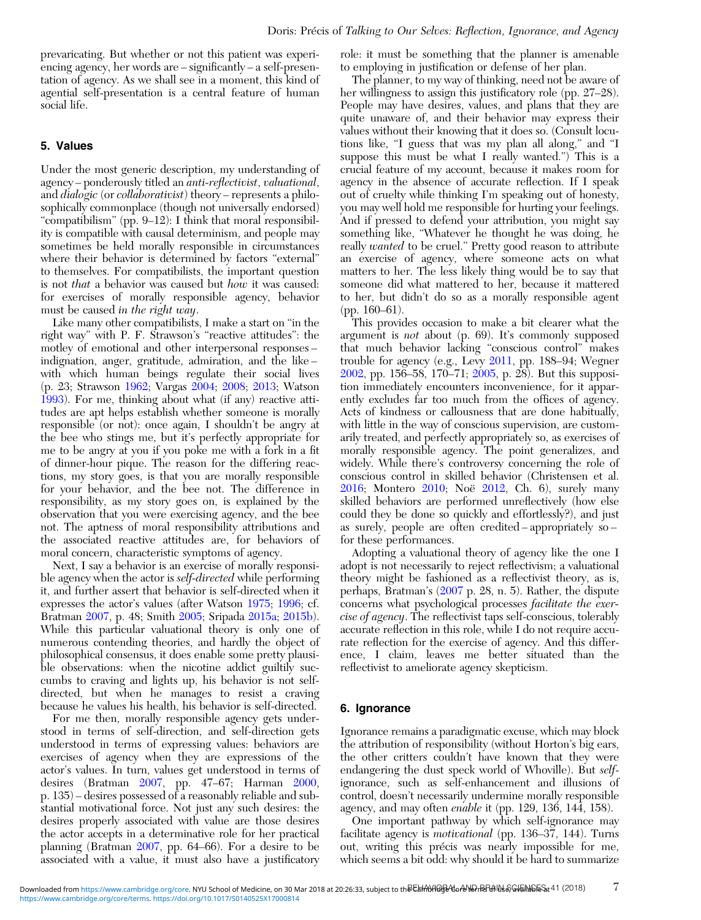prevaricating. But whether or not this patient was experiencing agency, her words are – significantly – a self-presentation of agency. As we shall see in a moment, this kind of agential self-presentation is a central feature of human social life.

## 5. Values

Under the most generic description, my understanding of agency – ponderously titled an *anti-reflectivist*, *valuational*, and *dialogic* (or *collaborativist*) theory – represents a philosophically commonplace (though not universally endorsed) "compatibilism" (pp. 9–12): I think that moral responsibility is compatible with causal determinism, and people may sometimes be held morally responsible in circumstances where their behavior is determined by factors "external" to themselves. For compatibilists, the important question is not *that* a behavior was caused but *how* it was caused: for exercises of morally responsible agency, behavior must be caused *in the right way*.

Like many other compatibilists, I make a start on "in the right way" with P. F. Strawson's "reactive attitudes": the motley of emotional and other interpersonal responses – indignation, anger, gratitude, admiration, and the like – with which human beings regulate their social lives (p. 23; Strawson 1962; Vargas 2004; 2008; 2013; Watson 1993). For me, thinking about what (if any) reactive attitudes are apt helps establish whether someone is morally responsible (or not): once again, I shouldn't be angry at the bee who stings me, but it's perfectly appropriate for me to be angry at you if you poke me with a fork in a fit of dinner-hour pique. The reason for the differing reactions, my story goes, is that you are morally responsible for your behavior, and the bee not. The difference in responsibility, as my story goes on, is explained by the observation that you were exercising agency, and the bee not. The aptness of moral responsibility attributions and the associated reactive attitudes are, for behaviors of moral concern, characteristic symptoms of agency.

Next, I say a behavior is an exercise of morally responsible agency when the actor is *self-directed* while performing it, and further assert that behavior is self-directed when it expresses the actor's values (after Watson 1975; 1996; cf. Bratman 2007, p. 48; Smith 2005; Sripada 2015a; 2015b). While this particular valuational theory is only one of numerous contending theories, and hardly the object of philosophical consensus, it does enable some pretty plausible observations: when the nicotine addict guiltily succumbs to craving and lights up, his behavior is not self-directed, but when he manages to resist a craving because he values his health, his behavior is self-directed.

For me then, morally responsible agency gets understood in terms of self-direction, and self-direction gets understood in terms of expressing values: behaviors are exercises of agency when they are expressions of the actor's values. In turn, values get understood in terms of desires (Bratman 2007, pp. 47–67; Harman 2000, p. 135) – desires possessed of a reasonably reliable and substantial motivational force. Not just any such desires: the desires properly associated with value are those desires the actor accepts in a determinative role for her practical planning (Bratman 2007, pp. 64–66). For a desire to be associated with a value, it must also have a justificatory role: it must be something that the planner is amenable to employing in justification or defense of her plan.

The planner, to my way of thinking, need not be aware of her willingness to assign this justificatory role (pp. 27–28). People may have desires, values, and plans that they are quite unaware of, and their behavior may express their values without their knowing that it does so. (Consult locutions like, "I guess that was my plan all along," and "I suppose this must be what I really wanted.") This is a crucial feature of my account, because it makes room for agency in the absence of accurate reflection. If I speak out of cruelty while thinking I'm speaking out of honesty, you may well hold me responsible for hurting your feelings. And if pressed to defend your attribution, you might say something like, "Whatever he thought he was doing, he really *wanted* to be cruel." Pretty good reason to attribute an exercise of agency, where someone acts on what matters to her. The less likely thing would be to say that someone did what mattered to her, because it mattered to her, but didn't do so as a morally responsible agent (pp. 160–61).

This provides occasion to make a bit clearer what the argument is *not* about (p. 69). It's commonly supposed that much behavior lacking "conscious control" makes trouble for agency (e.g., Levy 2011, pp. 188–94; Wegner 2002, pp. 156–58, 170–71; 2005, p. 28). But this supposition immediately encounters inconvenience, for it apparently excludes far too much from the offices of agency. Acts of kindness or callousness that are done habitually, with little in the way of conscious supervision, are customarily treated, and perfectly appropriately so, as exercises of morally responsible agency. The point generalizes, and widely. While there's controversy concerning the role of conscious control in skilled behavior (Christensen et al. 2016; Montero 2010; Noë 2012, Ch. 6), surely many skilled behaviors are performed unreflectively (how else could they be done so quickly and effortlessly?), and just as surely, people are often credited – appropriately so – for these performances.

Adopting a valuational theory of agency like the one I adopt is not necessarily to reject reflectivism; a valuational theory might be fashioned as a reflectivist theory, as is, perhaps, Bratman's (2007 p. 28, n. 5). Rather, the dispute concerns what psychological processes *facilitate the exercise of agency*. The reflectivist taps self-conscious, tolerably accurate reflection in this role, while I do not require accurate reflection for the exercise of agency. And this difference, I claim, leaves me better situated than the reflectivist to ameliorate agency skepticism.

## 6. Ignorance

Ignorance remains a paradigmatic excuse, which may block the attribution of responsibility (without Horton's big ears, the other critters couldn't have known that they were endangering the dust speck world of Whoville). But *self*-ignorance, such as self-enhancement and illusions of control, doesn't necessarily undermine morally responsible agency, and may often *enable* it (pp. 129, 136, 144, 158).

One important pathway by which self-ignorance may facilitate agency is *motivational* (pp. 136–37, 144). Turns out, writing this précis was nearly impossible for me, which seems a bit odd: why should it be hard to summarize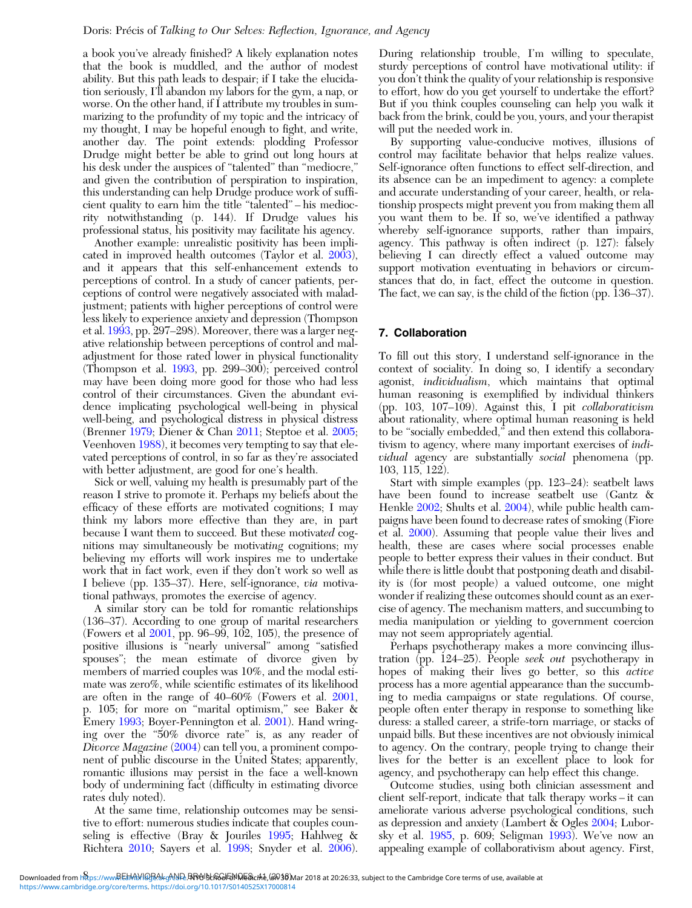a book you've already finished? A likely explanation notes that the book is muddled, and the author of modest ability. But this path leads to despair; if I take the elucidation seriously, I'll abandon my labors for the gym, a nap, or worse. On the other hand, if I attribute my troubles in summarizing to the profundity of my topic and the intricacy of my thought, I may be hopeful enough to fight, and write, another day. The point extends: plodding Professor Drudge might better be able to grind out long hours at his desk under the auspices of "talented" than "mediocre," and given the contribution of perspiration to inspiration, this understanding can help Drudge produce work of sufficient quality to earn him the title "talented" – his mediocrity notwithstanding (p. 144). If Drudge values his professional status, his positivity may facilitate his agency.

Another example: unrealistic positivity has been implicated in improved health outcomes (Taylor et al. 2003), and it appears that this self-enhancement extends to perceptions of control. In a study of cancer patients, perceptions of control were negatively associated with maladjustment; patients with higher perceptions of control were less likely to experience anxiety and depression (Thompson et al. 1993, pp. 297–298). Moreover, there was a larger negative relationship between perceptions of control and maladjustment for those rated lower in physical functionality (Thompson et al. 1993, pp. 299–300); perceived control may have been doing more good for those who had less control of their circumstances. Given the abundant evidence implicating psychological well-being in physical well-being, and psychological distress in physical distress (Brenner 1979; Diener & Chan 2011; Steptoe et al. 2005; Veenhoven 1988), it becomes very tempting to say that elevated perceptions of control, in so far as they're associated with better adjustment, are good for one's health.

Sick or well, valuing my health is presumably part of the reason I strive to promote it. Perhaps my beliefs about the efficacy of these efforts are motivated cognitions; I may think my labors more effective than they are, in part because I want them to succeed. But these motivat*ed* cognitions may simultaneously be motivat*ing* cognitions; my believing my efforts will work inspires me to undertake work that in fact work, even if they don't work so well as I believe (pp. 135–37). Here, self-ignorance, *via* motivational pathways, promotes the exercise of agency.

A similar story can be told for romantic relationships (136–37). According to one group of marital researchers (Fowers et al 2001, pp. 96–99, 102, 105), the presence of positive illusions is "nearly universal" among "satisfied spouses"; the mean estimate of divorce given by members of married couples was 10%, and the modal estimate was zero%, while scientific estimates of its likelihood are often in the range of 40–60% (Fowers et al. 2001, p. 105; for more on "marital optimism," see Baker & Emery 1993; Boyer-Pennington et al. 2001). Hand wringing over the "50% divorce rate" is, as any reader of *Divorce Magazine* (2004) can tell you, a prominent component of public discourse in the United States; apparently, romantic illusions may persist in the face a well-known body of undermining fact (difficulty in estimating divorce rates duly noted).

At the same time, relationship outcomes may be sensitive to effort: numerous studies indicate that couples counseling is effective (Bray & Jouriles 1995; Hahlweg & Richtera 2010; Sayers et al. 1998; Snyder et al. 2006). During relationship trouble, I'm willing to speculate, sturdy perceptions of control have motivational utility: if you don't think the quality of your relationship is responsive to effort, how do you get yourself to undertake the effort? But if you think couples counseling can help you walk it back from the brink, could be you, yours, and your therapist will put the needed work in.

By supporting value-conducive motives, illusions of control may facilitate behavior that helps realize values. Self-ignorance often functions to effect self-direction, and its absence can be an impediment to agency: a complete and accurate understanding of your career, health, or relationship prospects might prevent you from making them all you want them to be. If so, we've identified a pathway whereby self-ignorance supports, rather than impairs, agency. This pathway is often indirect (p. 127): falsely believing I can directly effect a valued outcome may support motivation eventuating in behaviors or circumstances that do, in fact, effect the outcome in question. The fact, we can say, is the child of the fiction (pp. 136–37).

## 7. Collaboration

To fill out this story, I understand self-ignorance in the context of sociality. In doing so, I identify a secondary agonist, *individualism*, which maintains that optimal human reasoning is exemplified by individual thinkers (pp. 103, 107–109). Against this, I pit *collaborativism* about rationality, where optimal human reasoning is held to be "socially embedded," and then extend this collaborativism to agency, where many important exercises of *individual* agency are substantially *social* phenomena (pp. 103, 115, 122).

Start with simple examples (pp. 123–24): seatbelt laws have been found to increase seatbelt use (Gantz & Henkle 2002; Shults et al. 2004), while public health campaigns have been found to decrease rates of smoking (Fiore et al. 2000). Assuming that people value their lives and health, these are cases where social processes enable people to better express their values in their conduct. But while there is little doubt that postponing death and disability is (for most people) a valued outcome, one might wonder if realizing these outcomes should count as an exercise of agency. The mechanism matters, and succumbing to media manipulation or yielding to government coercion may not seem appropriately agential.

Perhaps psychotherapy makes a more convincing illustration (pp. 124–25). People *seek out* psychotherapy in hopes of making their lives go better, so this *active* process has a more agential appearance than the succumbing to media campaigns or state regulations. Of course, people often enter therapy in response to something like duress: a stalled career, a strife-torn marriage, or stacks of unpaid bills. But these incentives are not obviously inimical to agency. On the contrary, people trying to change their lives for the better is an excellent place to look for agency, and psychotherapy can help effect this change.

Outcome studies, using both clinician assessment and client self-report, indicate that talk therapy works – it can ameliorate various adverse psychological conditions, such as depression and anxiety (Lambert & Ogles 2004; Luborsky et al. 1985, p. 609; Seligman 1993). We've now an appealing example of collaborativism about agency. First,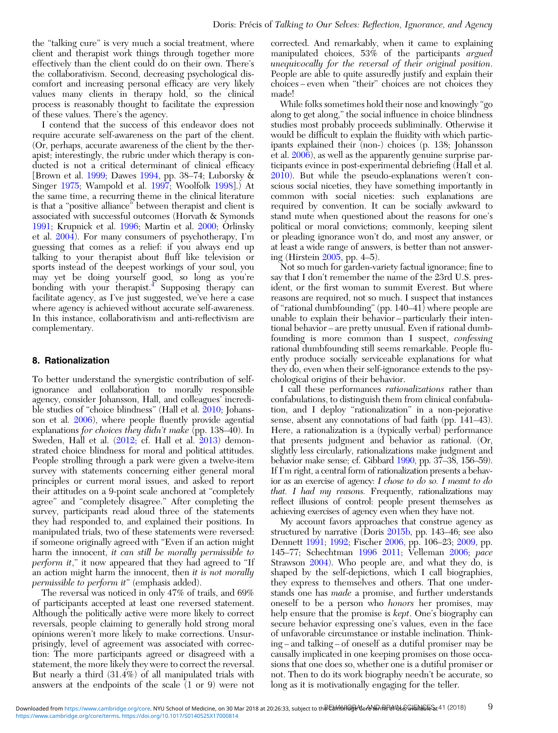the "talking cure" is very much a social treatment, where client and therapist work things through together more effectively than the client could do on their own. There's the collaborativism. Second, decreasing psychological discomfort and increasing personal efficacy are very likely values many clients in therapy hold, so the clinical process is reasonably thought to facilitate the expression of these values. There's the agency.

I contend that the success of this endeavor does not require accurate self-awareness on the part of the client. (Or, perhaps, accurate awareness of the client by the therapist; interestingly, the rubric under which therapy is conducted is not a critical determinant of clinical efficacy [Brown et al. 1999; Dawes 1994, pp. 38–74; Luborsky & Singer 1975; Wampold et al. 1997; Woolfolk 1998].) At the same time, a recurring theme in the clinical literature is that a "positive alliance" between therapist and client is associated with successful outcomes (Horvath & Symonds 1991; Krupnick et al. 1996; Martin et al. 2000; Orlinsky et al. 2004). For many consumers of psychotherapy, I'm guessing that comes as a relief: if you always end up talking to your therapist about fluff like television or sports instead of the deepest workings of your soul, you may yet be doing yourself good, so long as you're bonding with your therapist.[4] Supposing therapy can facilitate agency, as I've just suggested, we've here a case where agency is achieved without accurate self-awareness. In this instance, collaborativism and anti-reflectivism are complementary.

## 8. Rationalization

To better understand the synergistic contribution of self-ignorance and collaboration to morally responsible agency, consider Johansson, Hall, and colleagues' incredible studies of "choice blindness" (Hall et al. 2010; Johansson et al. 2006), where people fluently provide agential explanations *for choices they didn't make* (pp. 138–40). In Sweden, Hall et al. (2012; cf. Hall et al. 2013) demonstrated choice blindness for moral and political attitudes. People strolling through a park were given a twelve-item survey with statements concerning either general moral principles or current moral issues, and asked to report their attitudes on a 9-point scale anchored at "completely agree" and "completely disagree." After completing the survey, participants read aloud three of the statements they had responded to, and explained their positions. In manipulated trials, two of these statements were reversed: if someone originally agreed with "Even if an action might harm the innocent, *it can still be morally permissible to perform it*," it now appeared that they had agreed to "If an action might harm the innocent, then *it is not morally permissible to perform it*" (emphasis added).

The reversal was noticed in only 47% of trails, and 69% of participants accepted at least one reversed statement. Although the politically active were more likely to correct reversals, people claiming to generally hold strong moral opinions weren't more likely to make corrections. Unsurprisingly, level of agreement was associated with correction: The more participants agreed or disagreed with a statement, the more likely they were to correct the reversal. But nearly a third (31.4%) of all manipulated trials with answers at the endpoints of the scale (1 or 9) were not corrected. And remarkably, when it came to explaining manipulated choices, 53% of the participants *argued unequivocally for the reversal of their original position*. People are able to quite assuredly justify and explain their choices – even when "their" choices are not choices they made!

While folks sometimes hold their nose and knowingly "go along to get along," the social influence in choice blindness studies most probably proceeds subliminally. Otherwise it would be difficult to explain the fluidity with which participants explained their (non-) choices (p. 138; Johansson et al. 2006), as well as the apparently genuine surprise participants evince in post-experimental debriefing (Hall et al. 2010). But while the pseudo-explanations weren't conscious social niceties, they have something importantly in common with social niceties: such explanations are required by convention. It can be socially awkward to stand mute when questioned about the reasons for one's political or moral convictions; commonly, keeping silent or pleading ignorance won't do, and most any answer, or at least a wide range of answers, is better than not answering (Hirstein 2005, pp. 4–5).

Not so much for garden-variety factual ignorance; fine to say that I don't remember the name of the 23rd U.S. president, or the first woman to summit Everest. But where reasons are required, not so much. I suspect that instances of "rational dumbfounding" (pp. 140–41) where people are unable to explain their behavior – particularly their intentional behavior – are pretty unusual. Even if rational dumbfounding is more common than I suspect, *confessing* rational dumbfounding still seems remarkable. People fluently produce socially serviceable explanations for what they do, even when their self-ignorance extends to the psychological origins of their behavior.

I call these performances *rationalizations* rather than confabulations, to distinguish them from clinical confabulation, and I deploy "rationalization" in a non-pejorative sense, absent any connotations of bad faith (pp. 141–43). Here, a rationalization is a (typically verbal) performance that presents judgment and behavior as rational. (Or, slightly less circularly, rationalizations make judgment and behavior make sense; cf. Gibbard 1990, pp. 37–38, 156–59). If I'm right, a central form of rationalization presents a behavior as an exercise of agency: *I chose to do so. I meant to do that. I had my reasons.* Frequently, rationalizations may reflect illusions of control: people present themselves as achieving exercises of agency even when they have not.

My account favors approaches that construe agency as structured by narrative (Doris 2015b, pp. 143–46; see also Dennett 1991; 1992; Fischer 2006, pp. 106–23; 2009, pp. 145–77; Schechtman 1996 2011; Velleman 2006; *pace* Strawson 2004). Who people are, and what they do, is shaped by the self-depictions, which I call biographies, they express to themselves and others. That one understands one has *made* a promise, and further understands oneself to be a person who *honors* her promises, may help ensure that the promise is *kept*. One's biography can secure behavior expressing one's values, even in the face of unfavorable circumstance or instable inclination. Thinking – and talking – of oneself as a dutiful promiser may be causally implicated in one keeping promises on those occasions that one does so, whether one is a dutiful promiser or not. Then to do its work biography needn't be accurate, so long as it is motivationally engaging for the teller.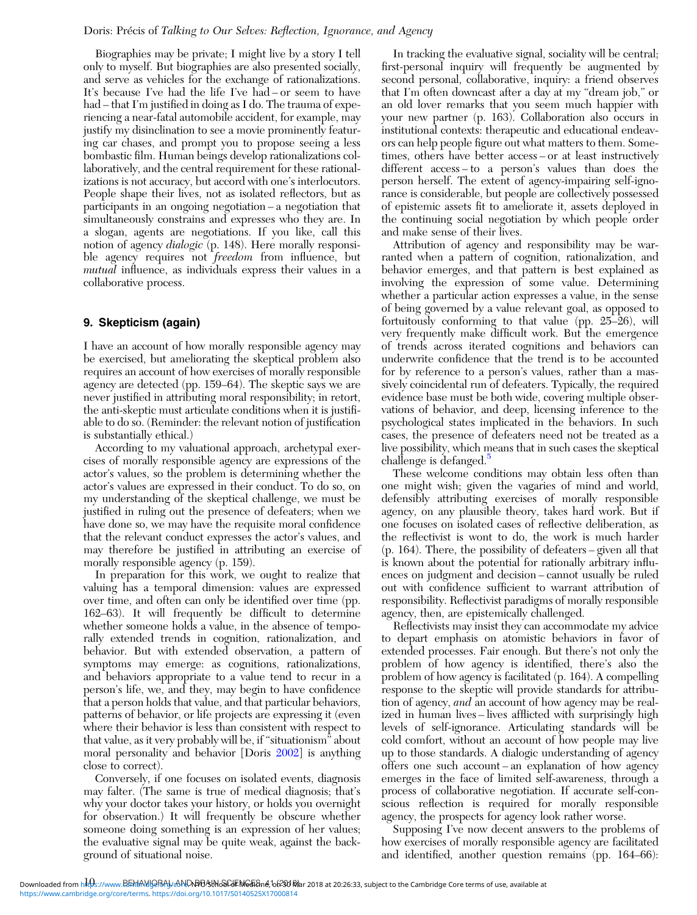Biographies may be private; I might live by a story I tell only to myself. But biographies are also presented socially, and serve as vehicles for the exchange of rationalizations. It's because I've had the life I've had – or seem to have had – that I'm justified in doing as I do. The trauma of experiencing a near-fatal automobile accident, for example, may justify my disinclination to see a movie prominently featuring car chases, and prompt you to propose seeing a less bombastic film. Human beings develop rationalizations collaboratively, and the central requirement for these rationalizations is not accuracy, but accord with one's interlocutors. People shape their lives, not as isolated reflectors, but as participants in an ongoing negotiation – a negotiation that simultaneously constrains and expresses who they are. In a slogan, agents are negotiations. If you like, call this notion of agency *dialogic* (p. 148). Here morally responsible agency requires not *freedom* from influence, but *mutual* influence, as individuals express their values in a collaborative process.

## 9. Skepticism (again)

I have an account of how morally responsible agency may be exercised, but ameliorating the skeptical problem also requires an account of how exercises of morally responsible agency are detected (pp. 159–64). The skeptic says we are never justified in attributing moral responsibility; in retort, the anti-skeptic must articulate conditions when it is justifiable to do so. (Reminder: the relevant notion of justification is substantially ethical.)

According to my valuational approach, archetypal exercises of morally responsible agency are expressions of the actor's values, so the problem is determining whether the actor's values are expressed in their conduct. To do so, on my understanding of the skeptical challenge, we must be justified in ruling out the presence of defeaters; when we have done so, we may have the requisite moral confidence that the relevant conduct expresses the actor's values, and may therefore be justified in attributing an exercise of morally responsible agency (p. 159).

In preparation for this work, we ought to realize that valuing has a temporal dimension: values are expressed over time, and often can only be identified over time (pp. 162–63). It will frequently be difficult to determine whether someone holds a value, in the absence of temporally extended trends in cognition, rationalization, and behavior. But with extended observation, a pattern of symptoms may emerge: as cognitions, rationalizations, and behaviors appropriate to a value tend to recur in a person's life, we, and they, may begin to have confidence that a person holds that value, and that particular behaviors, patterns of behavior, or life projects are expressing it (even where their behavior is less than consistent with respect to that value, as it very probably will be, if "situationism" about moral personality and behavior [Doris 2002] is anything close to correct).

Conversely, if one focuses on isolated events, diagnosis may falter. (The same is true of medical diagnosis; that's why your doctor takes your history, or holds you overnight for observation.) It will frequently be obscure whether someone doing something is an expression of her values; the evaluative signal may be quite weak, against the background of situational noise.

In tracking the evaluative signal, sociality will be central; first-personal inquiry will frequently be augmented by second personal, collaborative, inquiry: a friend observes that I'm often downcast after a day at my "dream job," or an old lover remarks that you seem much happier with your new partner (p. 163). Collaboration also occurs in institutional contexts: therapeutic and educational endeavors can help people figure out what matters to them. Sometimes, others have better access – or at least instructively different access – to a person's values than does the person herself. The extent of agency-impairing self-ignorance is considerable, but people are collectively possessed of epistemic assets fit to ameliorate it, assets deployed in the continuing social negotiation by which people order and make sense of their lives.

Attribution of agency and responsibility may be warranted when a pattern of cognition, rationalization, and behavior emerges, and that pattern is best explained as involving the expression of some value. Determining whether a particular action expresses a value, in the sense of being governed by a value relevant goal, as opposed to fortuitously conforming to that value (pp. 25–26), will very frequently make difficult work. But the emergence of trends across iterated cognitions and behaviors can underwrite confidence that the trend is to be accounted for by reference to a person's values, rather than a massively coincidental run of defeaters. Typically, the required evidence base must be both wide, covering multiple observations of behavior, and deep, licensing inference to the psychological states implicated in the behaviors. In such cases, the presence of defeaters need not be treated as a live possibility, which means that in such cases the skeptical challenge is defanged.[5]

These welcome conditions may obtain less often than one might wish; given the vagaries of mind and world, defensibly attributing exercises of morally responsible agency, on any plausible theory, takes hard work. But if one focuses on isolated cases of reflective deliberation, as the reflectivist is wont to do, the work is much harder (p. 164). There, the possibility of defeaters – given all that is known about the potential for rationally arbitrary influences on judgment and decision – cannot usually be ruled out with confidence sufficient to warrant attribution of responsibility. Reflectivist paradigms of morally responsible agency, then, are epistemically challenged.

Reflectivists may insist they can accommodate my advice to depart emphasis on atomistic behaviors in favor of extended processes. Fair enough. But there's not only the problem of how agency is identified, there's also the problem of how agency is facilitated (p. 164). A compelling response to the skeptic will provide standards for attribution of agency, *and* an account of how agency may be realized in human lives – lives afflicted with surprisingly high levels of self-ignorance. Articulating standards will be cold comfort, without an account of how people may live up to those standards. A dialogic understanding of agency offers one such account – an explanation of how agency emerges in the face of limited self-awareness, through a process of collaborative negotiation. If accurate self-conscious reflection is required for morally responsible agency, the prospects for agency look rather worse.

Supposing I've now decent answers to the problems of how exercises of morally responsible agency are facilitated and identified, another question remains (pp. 164–66):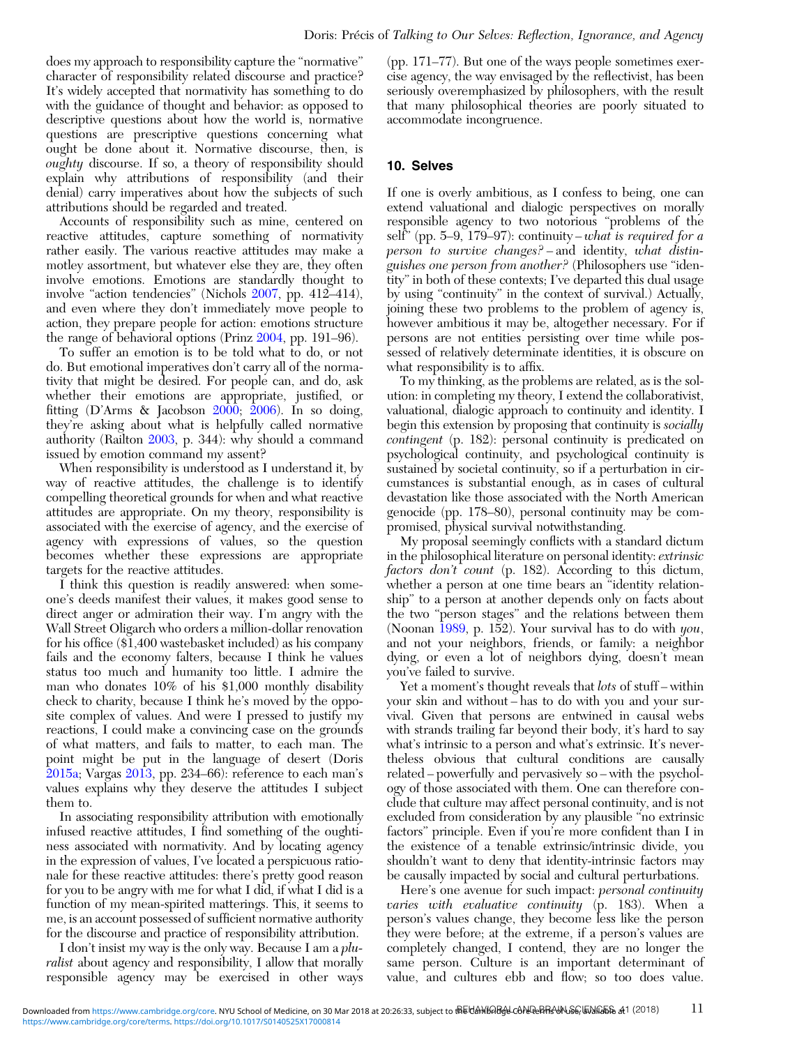does my approach to responsibility capture the "normative" character of responsibility related discourse and practice? It's widely accepted that normativity has something to do with the guidance of thought and behavior: as opposed to descriptive questions about how the world is, normative questions are prescriptive questions concerning what ought be done about it. Normative discourse, then, is *oughty* discourse. If so, a theory of responsibility should explain why attributions of responsibility (and their denial) carry imperatives about how the subjects of such attributions should be regarded and treated.

Accounts of responsibility such as mine, centered on reactive attitudes, capture something of normativity rather easily. The various reactive attitudes may make a motley assortment, but whatever else they are, they often involve emotions. Emotions are standardly thought to involve "action tendencies" (Nichols 2007, pp. 412–414), and even where they don't immediately move people to action, they prepare people for action: emotions structure the range of behavioral options (Prinz 2004, pp. 191–96).

To suffer an emotion is to be told what to do, or not do. But emotional imperatives don't carry all of the normativity that might be desired. For people can, and do, ask whether their emotions are appropriate, justified, or fitting (D'Arms & Jacobson 2000; 2006). In so doing, they're asking about what is helpfully called normative authority (Railton 2003, p. 344): why should a command issued by emotion command my assent?

When responsibility is understood as I understand it, by way of reactive attitudes, the challenge is to identify compelling theoretical grounds for when and what reactive attitudes are appropriate. On my theory, responsibility is associated with the exercise of agency, and the exercise of agency with expressions of values, so the question becomes whether these expressions are appropriate targets for the reactive attitudes.

I think this question is readily answered: when someone's deeds manifest their values, it makes good sense to direct anger or admiration their way. I'm angry with the Wall Street Oligarch who orders a million-dollar renovation for his office ($1,400 wastebasket included) as his company fails and the economy falters, because I think he values status too much and humanity too little. I admire the man who donates 10% of his $1,000 monthly disability check to charity, because I think he's moved by the opposite complex of values. And were I pressed to justify my reactions, I could make a convincing case on the grounds of what matters, and fails to matter, to each man. The point might be put in the language of desert (Doris 2015a; Vargas 2013, pp. 234–66): reference to each man's values explains why they deserve the attitudes I subject them to.

In associating responsibility attribution with emotionally infused reactive attitudes, I find something of the oughtiness associated with normativity. And by locating agency in the expression of values, I've located a perspicuous rationale for these reactive attitudes: there's pretty good reason for you to be angry with me for what I did, if what I did is a function of my mean-spirited matterings. This, it seems to me, is an account possessed of sufficient normative authority for the discourse and practice of responsibility attribution.

I don't insist my way is the only way. Because I am a *pluralist* about agency and responsibility, I allow that morally responsible agency may be exercised in other ways (pp. 171–77). But one of the ways people sometimes exercise agency, the way envisaged by the reflectivist, has been seriously overemphasized by philosophers, with the result that many philosophical theories are poorly situated to accommodate incongruence.

## 10. Selves

If one is overly ambitious, as I confess to being, one can extend valuational and dialogic perspectives on morally responsible agency to two notorious "problems of the self" (pp. 5–9, 179–97): continuity – *what is required for a person to survive changes?* – and identity, *what distinguishes one person from another?* (Philosophers use "identity" in both of these contexts; I've departed this dual usage by using "continuity" in the context of survival.) Actually, joining these two problems to the problem of agency is, however ambitious it may be, altogether necessary. For if persons are not entities persisting over time while possessed of relatively determinate identities, it is obscure on what responsibility is to affix.

To my thinking, as the problems are related, as is the solution: in completing my theory, I extend the collaborativist, valuational, dialogic approach to continuity and identity. I begin this extension by proposing that continuity is *socially contingent* (p. 182): personal continuity is predicated on psychological continuity, and psychological continuity is sustained by societal continuity, so if a perturbation in circumstances is substantial enough, as in cases of cultural devastation like those associated with the North American genocide (pp. 178–80), personal continuity may be compromised, physical survival notwithstanding.

My proposal seemingly conflicts with a standard dictum in the philosophical literature on personal identity: *extrinsic factors don't count* (p. 182). According to this dictum, whether a person at one time bears an "identity relationship" to a person at another depends only on facts about the two "person stages" and the relations between them (Noonan 1989, p. 152). Your survival has to do with *you*, and not your neighbors, friends, or family: a neighbor dying, or even a lot of neighbors dying, doesn't mean you've failed to survive.

Yet a moment's thought reveals that *lots* of stuff – within your skin and without – has to do with you and your survival. Given that persons are entwined in causal webs with strands trailing far beyond their body, it's hard to say what's intrinsic to a person and what's extrinsic. It's nevertheless obvious that cultural conditions are causally related – powerfully and pervasively so – with the psychology of those associated with them. One can therefore conclude that culture may affect personal continuity, and is not excluded from consideration by any plausible "no extrinsic factors" principle. Even if you're more confident than I in the existence of a tenable extrinsic/intrinsic divide, you shouldn't want to deny that identity-intrinsic factors may be causally impacted by social and cultural perturbations.

Here's one avenue for such impact: *personal continuity varies with evaluative continuity* (p. 183). When a person's values change, they become less like the person they were before; at the extreme, if a person's values are completely changed, I contend, they are no longer the same person. Culture is an important determinant of value, and cultures ebb and flow; so too does value.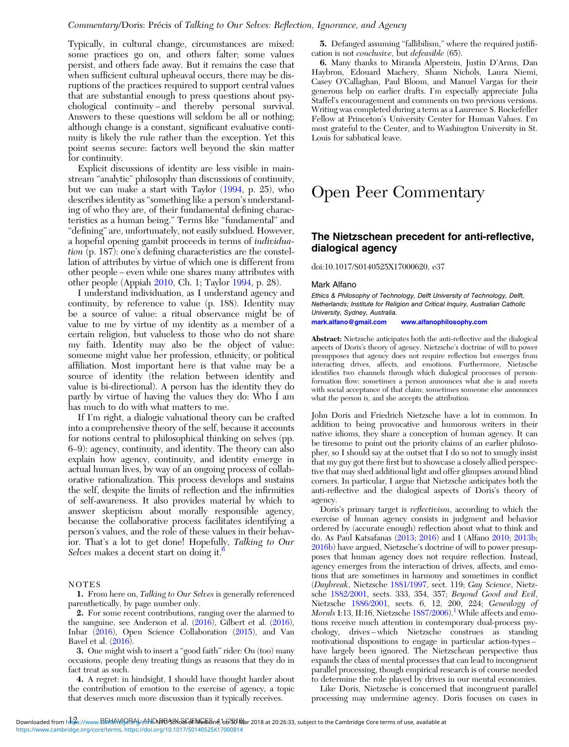Typically, in cultural change, circumstances are mixed: some practices go on, and others falter; some values persist, and others fade away. But it remains the case that when sufficient cultural upheaval occurs, there may be disruptions of the practices required to support central values that are substantial enough to press questions about psychological continuity – and thereby personal survival. Answers to these questions will seldom be all or nothing; although change is a constant, significant evaluative continuity is likely the rule rather than the exception. Yet this point seems secure: factors well beyond the skin matter for continuity.

Explicit discussions of identity are less visible in mainstream "analytic" philosophy than discussions of continuity, but we can make a start with Taylor (1994, p. 25), who describes identity as "something like a person's understanding of who they are, of their fundamental defining characteristics as a human being." Terms like "fundamental" and "defining" are, unfortunately, not easily subdued. However, a hopeful opening gambit proceeds in terms of *individuation* (p. 187): one's defining characteristics are the constellation of attributes by virtue of which one is different from other people – even while one shares many attributes with other people (Appiah 2010, Ch. 1; Taylor 1994, p. 28).

I understand individuation, as I understand agency and continuity, by reference to value (p. 188). Identity may be a source of value: a ritual observance might be of value to me by virtue of my identity as a member of a certain religion, but valueless to those who do not share my faith. Identity may also be the object of value: someone might value her profession, ethnicity, or political affiliation. Most important here is that value may be a source of identity (the relation between identity and value is bi-directional). A person has the identity they do partly by virtue of having the values they do: Who I am has much to do with what matters to me.

If I'm right, a dialogic valuational theory can be crafted into a comprehensive theory of the self, because it accounts for notions central to philosophical thinking on selves (pp. 6–9): agency, continuity, and identity. The theory can also explain how agency, continuity, and identity emerge in actual human lives, by way of an ongoing process of collaborative rationalization. This process develops and sustains the self, despite the limits of reflection and the infirmities of self-awareness. It also provides material by which to answer skepticism about morally responsible agency, because the collaborative process facilitates identifying a person's values, and the role of these values in their behavior. That's a lot to get done! Hopefully, *Talking to Our Selves* makes a decent start on doing it.[6]

NOTES

1. From here on, *Talking to Our Selves* is generally referenced parenthetically, by page number only.

2. For some recent contributions, ranging over the alarmed to the sanguine, see Anderson et al. (2016), Gilbert et al. (2016), Inbar (2016), Open Science Collaboration (2015), and Van Bavel et al. (2016).

3. One might wish to insert a "good faith" rider: On (too) many occasions, people deny treating things as reasons that they do in fact treat as such.

4. A regret: in hindsight, I should have thought harder about the contribution of emotion to the exercise of agency, a topic that deserves much more discussion than it typically receives.

5. Defanged assuming "fallibilism," where the required justification is not *conclusive*, but *defeasible* (65).

6. Many thanks to Miranda Alperstein, Justin D'Arms, Dan Haybron, Edouard Machery, Shaun Nichols, Laura Niemi, Casey O'Callaghan, Paul Bloom, and Manuel Vargas for their generous help on earlier drafts. I'm especially appreciate Julia Staffel's encouragement and comments on two previous versions. Writing was completed during a term as a Laurence S. Rockefeller Fellow at Princeton's University Center for Human Values. I'm most grateful to the Center, and to Washington University in St. Louis for sabbatical leave.

# Open Peer Commentary

## The Nietzschean precedent for anti-reflective, dialogical agency

doi:10.1017/S0140525X17000620, e37

Mark Alfano

*Ethics & Philosophy of Technology, Delft University of Technology, Delft, Netherlands; Institute for Religion and Critical Inquiry, Australian Catholic University, Sydney, Australia.*
mark.alfano@gmail.com www.alfanophilosophy.com

**Abstract:** Nietzsche anticipates both the anti-reflective and the dialogical aspects of Doris's theory of agency. Nietzsche's doctrine of will to power presupposes that agency does not require reflection but emerges from interacting drives, affects, and emotions. Furthermore, Nietzsche identifies two channels through which dialogical processes of person-formation flow: sometimes a person announces what she is and meets with social acceptance of that claim; sometimes someone else announces what the person is, and she accepts the attribution.

John Doris and Friedrich Nietzsche have a lot in common. In addition to being provocative and humorous writers in their native idioms, they share a conception of human agency. It can be tiresome to point out the priority claims of an earlier philosopher, so I should say at the outset that I do so not to smugly insist that my guy got there first but to showcase a closely allied perspective that may shed additional light and offer glimpses around blind corners. In particular, I argue that Nietzsche anticipates both the anti-reflective and the dialogical aspects of Doris's theory of agency.

Doris's primary target is *reflectivism*, according to which the exercise of human agency consists in judgment and behavior ordered by (accurate enough) reflection about what to think and do. As Paul Katsafanas (2013; 2016) and I (Alfano 2010; 2013b; 2016b) have argued, Nietzsche's doctrine of will to power presupposes that human agency does not require reflection. Instead, agency emerges from the interaction of drives, affects, and emotions that are sometimes in harmony and sometimes in conflict (*Daybreak*, Nietzsche 1881/1997, sect. 119; *Gay Science*, Nietzsche 1882/2001, sects. 333, 354, 357; *Beyond Good and Evil*, Nietzsche 1886/2001, sects. 6, 12, 200, 224; *Genealogy of Morals* I:13, II:16, Nietzsche 1887/2006).[1] While affects and emotions receive much attention in contemporary dual-process psychology, drives – which Nietzsche construes as standing motivational dispositions to engage in particular action-types – have largely been ignored. The Nietzschean perspective thus expands the class of mental processes that can lead to incongruent parallel processing, though empirical research is of course needed to determine the role played by drives in our mental economies.

Like Doris, Nietzsche is concerned that incongruent parallel processing may undermine agency. Doris focuses on cases in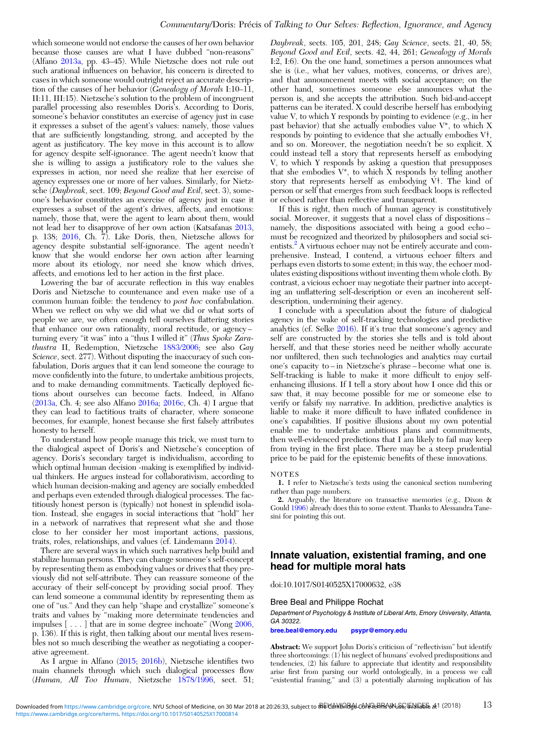which someone would not endorse the causes of her own behavior because those causes are what I have dubbed "non-reasons" (Alfano 2013a, pp. 43–45). While Nietzsche does not rule out such arational influences on behavior, his concern is directed to cases in which someone would outright reject an accurate description of the causes of her behavior (*Genealogy of Morals* I:10–11, II:11, III:15). Nietzsche's solution to the problem of incongruent parallel processing also resembles Doris's. According to Doris, someone's behavior constitutes an exercise of agency just in case it expresses a subset of the agent's values: namely, those values that are sufficiently longstanding, strong, and accepted by the agent as justificatory. The key move in this account is to allow for agency despite self-ignorance. The agent needn't know that she is willing to assign a justificatory role to the values she expresses in action, nor need she realize that her exercise of agency expresses one or more of her values. Similarly, for Nietzsche (*Daybreak*, sect. 109; *Beyond Good and Evil*, sect. 3), someone's behavior constitutes an exercise of agency just in case it expresses a subset of the agent's drives, affects, and emotions: namely, those that, were the agent to learn about them, would not lead her to disapprove of her own action (Katsafanas 2013, p. 138; 2016, Ch. 7). Like Doris, then, Nietzsche allows for agency despite substantial self-ignorance. The agent needn't know that she would endorse her own action after learning more about its etiology, nor need she know which drives, affects, and emotions led to her action in the first place.

Lowering the bar of accurate reflection in this way enables Doris and Nietzsche to countenance and even make use of a common human foible: the tendency to *post hoc* confabulation. When we reflect on why we did what we did or what sorts of people we are, we often enough tell ourselves flattering stories that enhance our own rationality, moral rectitude, or agency – turning every "it was" into a "thus I willed it" (*Thus Spoke Zarathustra* II, Redemption, Nietzsche 1883/2006; see also *Gay Science*, sect. 277). Without disputing the inaccuracy of such confabulation, Doris argues that it can lend someone the courage to move confidently into the future, to undertake ambitious projects, and to make demanding commitments. Tactically deployed fictions about ourselves can become facts. Indeed, in Alfano (2013a, Ch. 4; see also Alfano 2016a; 2016c, Ch. 4) I argue that they can lead to factitious traits of character, where someone becomes, for example, honest because she first falsely attributes honesty to herself.

To understand how people manage this trick, we must turn to the dialogical aspect of Doris's and Nietzsche's conception of agency. Doris's secondary target is individualism, according to which optimal human decision -making is exemplified by individual thinkers. He argues instead for collaborativism, according to which human decision-making and agency are socially embedded and perhaps even extended through dialogical processes. The factitiously honest person is (typically) not honest in splendid isolation. Instead, she engages in social interactions that "hold" her in a network of narratives that represent what she and those close to her consider her most important actions, passions, traits, roles, relationships, and values (cf. Lindemann 2014).

There are several ways in which such narratives help build and stabilize human persons. They can change someone's self-concept by representing them as embodying values or drives that they previously did not self-attribute. They can reassure someone of the accuracy of their self-concept by providing social proof. They can lend someone a communal identity by representing them as one of "us." And they can help "shape and crystallize" someone's traits and values by "making more determinate tendencies and impulses [ . . . ] that are in some degree inchoate" (Wong 2006, p. 136). If this is right, then talking about our mental lives resembles not so much describing the weather as negotiating a cooperative agreement.

As I argue in Alfano (2015; 2016b), Nietzsche identifies two main channels through which such dialogical processes flow (*Human, All Too Human*, Nietzsche 1878/1996, sect. 51; *Daybreak*, sects. 105, 201, 248; *Gay Science*, sects. 21, 40, 58; *Beyond Good and Evil*, sects. 42, 44, 261; *Genealogy of Morals* I:2, I:6). On the one hand, sometimes a person announces what she is (i.e., what her values, motives, concerns, or drives are), and that announcement meets with social acceptance; on the other hand, sometimes someone else announces what the person is, and she accepts the attribution. Such bid-and-accept patterns can be iterated. X could describe herself has embodying value V, to which Y responds by pointing to evidence (e.g., in her past behavior) that she actually embodies value V*, to which X responds by pointing to evidence that she actually embodies V†, and so on. Moreover, the negotiation needn't be so explicit. X could instead tell a story that represents herself as embodying V, to which Y responds by asking a question that presupposes that she embodies V*, to which X responds by telling another story that represents herself as embodying V†. The kind of person or self that emerges from such feedback loops is reflected or echoed rather than reflective and transparent.

If this is right, then much of human agency is constitutively social. Moreover, it suggests that a novel class of dispositions – namely, the dispositions associated with being a good echo – must be recognized and theorized by philosophers and social scientists.[2] A virtuous echoer may not be entirely accurate and comprehensive. Instead, I contend, a virtuous echoer filters and perhaps even distorts to some extent; in this way, the echoer modulates existing dispositions without inventing them whole cloth. By contrast, a vicious echoer may negotiate their partner into accepting an unflattering self-description or even an incoherent self-description, undermining their agency.

I conclude with a speculation about the future of dialogical agency in the wake of self-tracking technologies and predictive analytics (cf. Selke 2016). If it's true that someone's agency and self are constructed by the stories she tells and is told about herself, and that these stories need be neither wholly accurate nor unfiltered, then such technologies and analytics may curtail one's capacity to – in Nietzsche's phrase – become what one is. Self-tracking is liable to make it more difficult to enjoy self-enhancing illusions. If I tell a story about how I once did this or saw that, it may become possible for me or someone else to verify or falsify my narrative. In addition, predictive analytics is liable to make it more difficult to have inflated confidence in one's capabilities. If positive illusions about my own potential enable me to undertake ambitious plans and commitments, then well-evidenced predictions that I am likely to fail may keep from trying in the first place. There may be a steep prudential price to be paid for the epistemic benefits of these innovations.

NOTES

1. I refer to Nietzsche's texts using the canonical section numbering rather than page numbers.

2. Arguably, the literature on transactive memories (e.g., Dixon & Gould 1996) already does this to some extent. Thanks to Alessandra Tanesini for pointing this out.

## Innate valuation, existential framing, and one head for multiple moral hats

doi:10.1017/S0140525X17000632, e38

Bree Beal and Philippe Rochat

*Department of Psychology & Institute of Liberal Arts, Emory University, Atlanta, GA 30322.*

bree.beal@emory.edu psypr@emory.edu

**Abstract:** We support John Doris's criticism of "reflectivism" but identify three shortcomings: (1) his neglect of humans' evolved predispositions and tendencies, (2) his failure to appreciate that identity and responsibility arise first from parsing our world ontologically, in a process we call "existential framing," and (3) a potentially alarming implication of his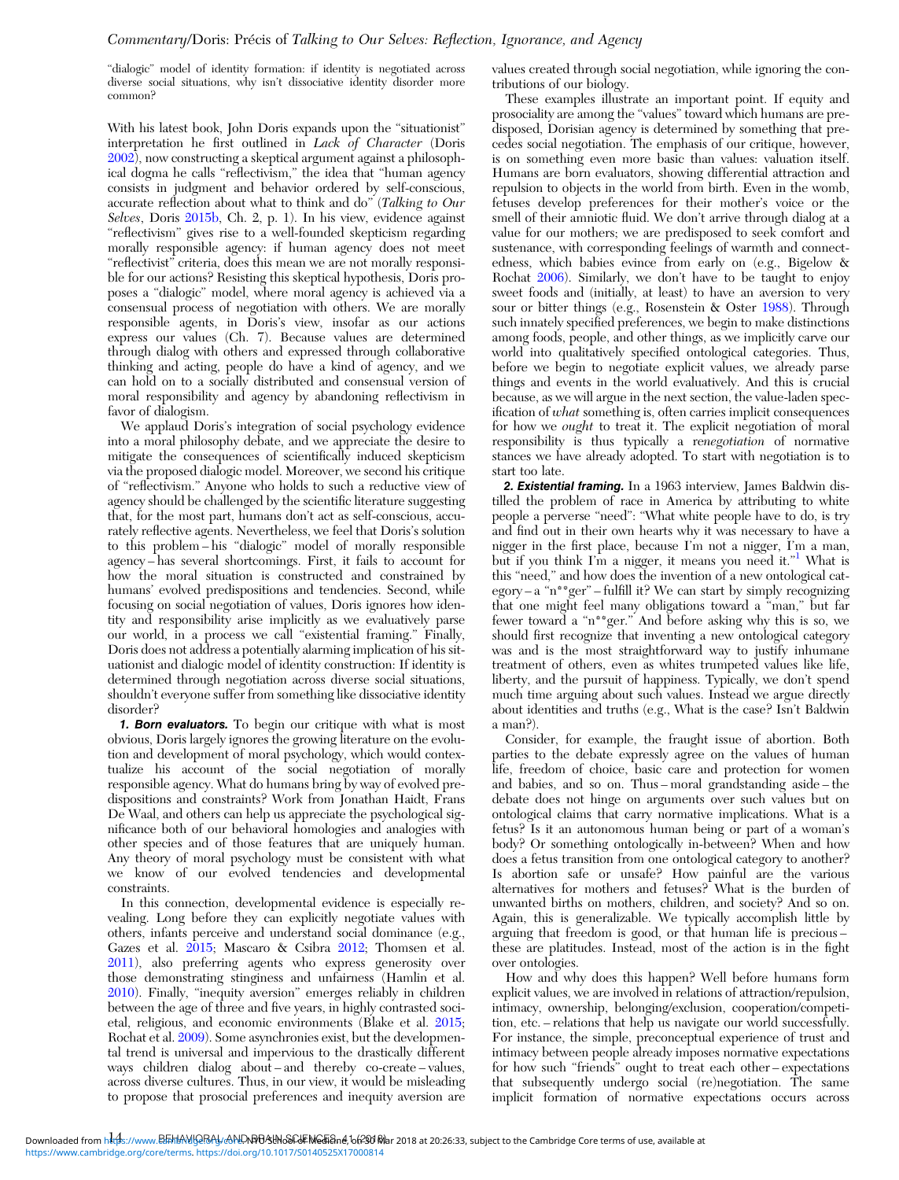"dialogic" model of identity formation: if identity is negotiated across diverse social situations, why isn't dissociative identity disorder more common?

With his latest book, John Doris expands upon the "situationist" interpretation he first outlined in *Lack of Character* (Doris 2002), now constructing a skeptical argument against a philosophical dogma he calls "reflectivism," the idea that "human agency consists in judgment and behavior ordered by self-conscious, accurate reflection about what to think and do" (*Talking to Our Selves*, Doris 2015b, Ch. 2, p. 1). In his view, evidence against "reflectivism" gives rise to a well-founded skepticism regarding morally responsible agency: if human agency does not meet "reflectivist" criteria, does this mean we are not morally responsible for our actions? Resisting this skeptical hypothesis, Doris proposes a "dialogic" model, where moral agency is achieved via a consensual process of negotiation with others. We are morally responsible agents, in Doris's view, insofar as our actions express our values (Ch. 7). Because values are determined through dialog with others and expressed through collaborative thinking and acting, people do have a kind of agency, and we can hold on to a socially distributed and consensual version of moral responsibility and agency by abandoning reflectivism in favor of dialogism.

We applaud Doris's integration of social psychology evidence into a moral philosophy debate, and we appreciate the desire to mitigate the consequences of scientifically induced skepticism via the proposed dialogic model. Moreover, we second his critique of "reflectivism." Anyone who holds to such a reductive view of agency should be challenged by the scientific literature suggesting that, for the most part, humans don't act as self-conscious, accurately reflective agents. Nevertheless, we feel that Doris's solution to this problem – his "dialogic" model of morally responsible agency – has several shortcomings. First, it fails to account for how the moral situation is constructed and constrained by humans' evolved predispositions and tendencies. Second, while focusing on social negotiation of values, Doris ignores how identity and responsibility arise implicitly as we evaluatively parse our world, in a process we call "existential framing." Finally, Doris does not address a potentially alarming implication of his situationist and dialogic model of identity construction: If identity is determined through negotiation across diverse social situations, shouldn't everyone suffer from something like dissociative identity disorder?

***1. Born evaluators.*** To begin our critique with what is most obvious, Doris largely ignores the growing literature on the evolution and development of moral psychology, which would contextualize his account of the social negotiation of morally responsible agency. What do humans bring by way of evolved predispositions and constraints? Work from Jonathan Haidt, Frans De Waal, and others can help us appreciate the psychological significance both of our behavioral homologies and analogies with other species and of those features that are uniquely human. Any theory of moral psychology must be consistent with what we know of our evolved tendencies and developmental constraints.

In this connection, developmental evidence is especially revealing. Long before they can explicitly negotiate values with others, infants perceive and understand social dominance (e.g., Gazes et al. 2015; Mascaro & Csibra 2012; Thomsen et al. 2011), also preferring agents who express generosity over those demonstrating stinginess and unfairness (Hamlin et al. 2010). Finally, "inequity aversion" emerges reliably in children between the age of three and five years, in highly contrasted societal, religious, and economic environments (Blake et al. 2015; Rochat et al. 2009). Some asynchronies exist, but the developmental trend is universal and impervious to the drastically different ways children dialog about – and thereby co-create – values, across diverse cultures. Thus, in our view, it would be misleading to propose that prosocial preferences and inequity aversion are values created through social negotiation, while ignoring the contributions of our biology.

These examples illustrate an important point. If equity and prosociality are among the "values" toward which humans are predisposed, Dorisian agency is determined by something that precedes social negotiation. The emphasis of our critique, however, is on something even more basic than values: valuation itself. Humans are born evaluators, showing differential attraction and repulsion to objects in the world from birth. Even in the womb, fetuses develop preferences for their mother's voice or the smell of their amniotic fluid. We don't arrive through dialog at a value for our mothers; we are predisposed to seek comfort and sustenance, with corresponding feelings of warmth and connectedness, which babies evince from early on (e.g., Bigelow & Rochat 2006). Similarly, we don't have to be taught to enjoy sweet foods and (initially, at least) to have an aversion to very sour or bitter things (e.g., Rosenstein & Oster 1988). Through such innately specified preferences, we begin to make distinctions among foods, people, and other things, as we implicitly carve our world into qualitatively specified ontological categories. Thus, before we begin to negotiate explicit values, we already parse things and events in the world evaluatively. And this is crucial because, as we will argue in the next section, the value-laden specification of *what* something is, often carries implicit consequences for how we *ought* to treat it. The explicit negotiation of moral responsibility is thus typically a re*negotiation* of normative stances we have already adopted. To start with negotiation is to start too late.

***2. Existential framing.*** In a 1963 interview, James Baldwin distilled the problem of race in America by attributing to white people a perverse "need": "What white people have to do, is try and find out in their own hearts why it was necessary to have a nigger in the first place, because I'm not a nigger, I'm a man, but if you think I'm a nigger, it means you need it."[1] What is this "need," and how does the invention of a new ontological category – a "n**ger" – fulfill it? We can start by simply recognizing that one might feel many obligations toward a "man," but far fewer toward a "n**ger." And before asking why this is so, we should first recognize that inventing a new ontological category was and is the most straightforward way to justify inhumane treatment of others, even as whites trumpeted values like life, liberty, and the pursuit of happiness. Typically, we don't spend much time arguing about such values. Instead we argue directly about identities and truths (e.g., What is the case? Isn't Baldwin a man?).

Consider, for example, the fraught issue of abortion. Both parties to the debate expressly agree on the values of human life, freedom of choice, basic care and protection for women and babies, and so on. Thus – moral grandstanding aside – the debate does not hinge on arguments over such values but on ontological claims that carry normative implications. What is a fetus? Is it an autonomous human being or part of a woman's body? Or something ontologically in-between? When and how does a fetus transition from one ontological category to another? Is abortion safe or unsafe? How painful are the various alternatives for mothers and fetuses? What is the burden of unwanted births on mothers, children, and society? And so on. Again, this is generalizable. We typically accomplish little by arguing that freedom is good, or that human life is precious – these are platitudes. Instead, most of the action is in the fight over ontologies.

How and why does this happen? Well before humans form explicit values, we are involved in relations of attraction/repulsion, intimacy, ownership, belonging/exclusion, cooperation/competition, etc. – relations that help us navigate our world successfully. For instance, the simple, preconceptual experience of trust and intimacy between people already imposes normative expectations for how such "friends" ought to treat each other – expectations that subsequently undergo social (re)negotiation. The same implicit formation of normative expectations occurs across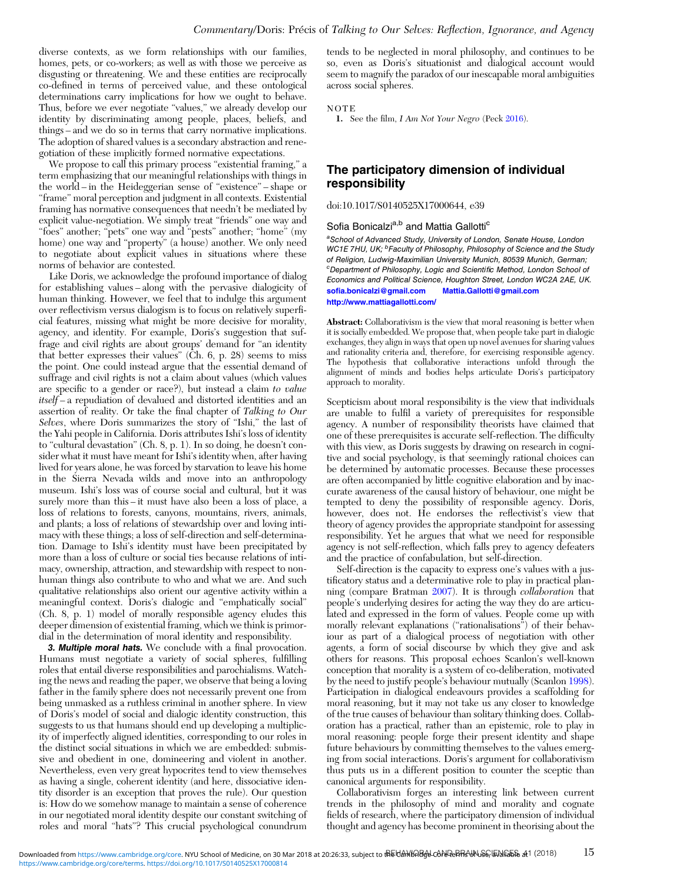diverse contexts, as we form relationships with our families, homes, pets, or co-workers; as well as with those we perceive as disgusting or threatening. We and these entities are reciprocally co-defined in terms of perceived value, and these ontological determinations carry implications for how we ought to behave. Thus, before we ever negotiate "values," we already develop our identity by discriminating among people, places, beliefs, and things – and we do so in terms that carry normative implications. The adoption of shared values is a secondary abstraction and renegotiation of these implicitly formed normative expectations.

We propose to call this primary process "existential framing," a term emphasizing that our meaningful relationships with things in the world – in the Heideggerian sense of "existence" – shape or "frame" moral perception and judgment in all contexts. Existential framing has normative consequences that needn't be mediated by explicit value-negotiation. We simply treat "friends" one way and "foes" another; "pets" one way and "pests" another; "home" (my home) one way and "property" (a house) another. We only need to negotiate about explicit values in situations where these norms of behavior are contested.

Like Doris, we acknowledge the profound importance of dialog for establishing values – along with the pervasive dialogicity of human thinking. However, we feel that to indulge this argument over reflectivism versus dialogism is to focus on relatively superficial features, missing what might be more decisive for morality, agency, and identity. For example, Doris's suggestion that suffrage and civil rights are about groups' demand for "an identity that better expresses their values" (Ch. 6, p. 28) seems to miss the point. One could instead argue that the essential demand of suffrage and civil rights is not a claim about values (which values are specific to a gender or race?), but instead a claim *to value itself* – a repudiation of devalued and distorted identities and an assertion of reality. Or take the final chapter of *Talking to Our Selves*, where Doris summarizes the story of "Ishi," the last of the Yahi people in California. Doris attributes Ishi's loss of identity to "cultural devastation" (Ch. 8, p. 1). In so doing, he doesn't consider what it must have meant for Ishi's identity when, after having lived for years alone, he was forced by starvation to leave his home in the Sierra Nevada wilds and move into an anthropology museum. Ishi's loss was of course social and cultural, but it was surely more than this – it must have also been a loss of place, a loss of relations to forests, canyons, mountains, rivers, animals, and plants; a loss of relations of stewardship over and loving intimacy with these things; a loss of self-direction and self-determination. Damage to Ishi's identity must have been precipitated by more than a loss of culture or social ties because relations of intimacy, ownership, attraction, and stewardship with respect to nonhuman things also contribute to who and what we are. And such qualitative relationships also orient our agentive activity within a meaningful context. Doris's dialogic and "emphatically social" (Ch. 8, p. 1) model of morally responsible agency eludes this deeper dimension of existential framing, which we think is primordial in the determination of moral identity and responsibility.

**3. Multiple moral hats.** We conclude with a final provocation. Humans must negotiate a variety of social spheres, fulfilling roles that entail diverse responsibilities and parochialisms. Watching the news and reading the paper, we observe that being a loving father in the family sphere does not necessarily prevent one from being unmasked as a ruthless criminal in another sphere. In view of Doris's model of social and dialogic identity construction, this suggests to us that humans should end up developing a multiplicity of imperfectly aligned identities, corresponding to our roles in the distinct social situations in which we are embedded: submissive and obedient in one, domineering and violent in another. Nevertheless, even very great hypocrites tend to view themselves as having a single, coherent identity (and here, dissociative identity disorder is an exception that proves the rule). Our question is: How do we somehow manage to maintain a sense of coherence in our negotiated moral identity despite our constant switching of roles and moral "hats"? This crucial psychological conundrum tends to be neglected in moral philosophy, and continues to be so, even as Doris's situationist and dialogical account would seem to magnify the paradox of our inescapable moral ambiguities across social spheres.

NOTE

1. See the film, *I Am Not Your Negro* (Peck 2016).

## The participatory dimension of individual responsibility

doi:10.1017/S0140525X17000644, e39

Sofia Bonicalzi[a,b] and Mattia Gallotti[c]

[a]School of Advanced Study, University of London, Senate House, London WC1E 7HU, UK; [b]Faculty of Philosophy, Philosophy of Science and the Study of Religion, Ludwig-Maximilian University Munich, 80539 Munich, German; [c]Department of Philosophy, Logic and Scientific Method, London School of Economics and Political Science, Houghton Street, London WC2A 2AE, UK.
sofia.bonicalzi@gmail.com Mattia.Gallotti@gmail.com
http://www.mattiagallotti.com/

**Abstract:** Collaborativism is the view that moral reasoning is better when it is socially embedded. We propose that, when people take part in dialogic exchanges, they align in ways that open up novel avenues for sharing values and rationality criteria and, therefore, for exercising responsible agency. The hypothesis that collaborative interactions unfold through the alignment of minds and bodies helps articulate Doris's participatory approach to morality.

Scepticism about moral responsibility is the view that individuals are unable to fulfil a variety of prerequisites for responsible agency. A number of responsibility theorists have claimed that one of these prerequisites is accurate self-reflection. The difficulty with this view, as Doris suggests by drawing on research in cognitive and social psychology, is that seemingly rational choices can be determined by automatic processes. Because these processes are often accompanied by little cognitive elaboration and by inaccurate awareness of the causal history of behaviour, one might be tempted to deny the possibility of responsible agency. Doris, however, does not. He endorses the reflectivist's view that theory of agency provides the appropriate standpoint for assessing responsibility. Yet he argues that what we need for responsible agency is not self-reflection, which falls prey to agency defeaters and the practice of confabulation, but self-direction.

Self-direction is the capacity to express one's values with a justificatory status and a determinative role to play in practical planning (compare Bratman 2007). It is through *collaboration* that people's underlying desires for acting the way they do are articulated and expressed in the form of values. People come up with morally relevant explanations ("rationalisations") of their behaviour as part of a dialogical process of negotiation with other agents, a form of social discourse by which they give and ask others for reasons. This proposal echoes Scanlon's well-known conception that morality is a system of co-deliberation, motivated by the need to justify people's behaviour mutually (Scanlon 1998). Participation in dialogical endeavours provides a scaffolding for moral reasoning, but it may not take us any closer to knowledge of the true causes of behaviour than solitary thinking does. Collaboration has a practical, rather than an epistemic, role to play in moral reasoning: people forge their present identity and shape future behaviours by committing themselves to the values emerging from social interactions. Doris's argument for collaborativism thus puts us in a different position to counter the sceptic than canonical arguments for responsibility.

Collaborativism forges an interesting link between current trends in the philosophy of mind and morality and cognate fields of research, where the participatory dimension of individual thought and agency has become prominent in theorising about the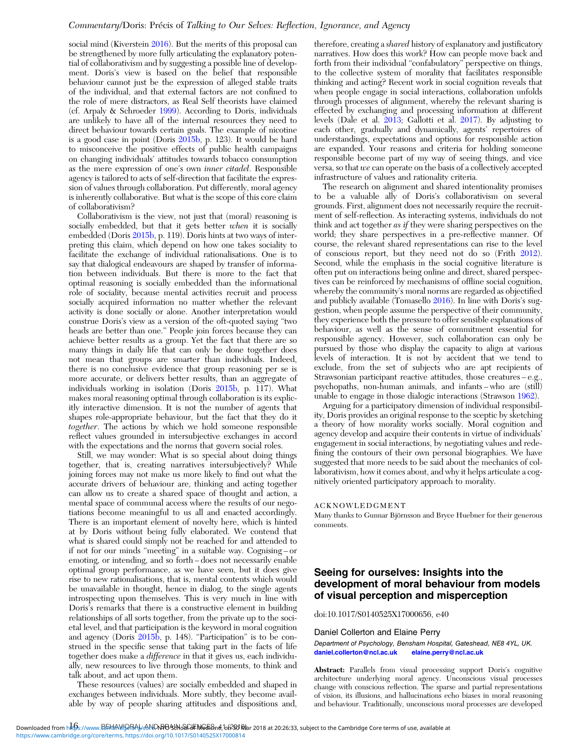social mind (Kiverstein 2016). But the merits of this proposal can be strengthened by more fully articulating the explanatory potential of collaborativism and by suggesting a possible line of development. Doris's view is based on the belief that responsible behaviour cannot just be the expression of alleged stable traits of the individual, and that external factors are not confined to the role of mere distractors, as Real Self theorists have claimed (cf. Arpaly & Schroeder 1999). According to Doris, individuals are unlikely to have all of the internal resources they need to direct behaviour towards certain goals. The example of nicotine is a good case in point (Doris 2015b, p. 123). It would be hard to misconceive the positive effects of public health campaigns on changing individuals' attitudes towards tobacco consumption as the mere expression of one's own *inner citadel*. Responsible agency is tailored to acts of self-direction that facilitate the expression of values through collaboration. Put differently, moral agency is inherently collaborative. But what is the scope of this core claim of collaborativism?

Collaborativism is the view, not just that (moral) reasoning is socially embedded, but that it gets better *when* it is socially embedded (Doris 2015b, p. 119). Doris hints at two ways of interpreting this claim, which depend on how one takes sociality to facilitate the exchange of individual rationalisations. One is to say that dialogical endeavours are shaped by transfer of information between individuals. But there is more to the fact that optimal reasoning is socially embedded than the informational role of sociality, because mental activities recruit and process socially acquired information no matter whether the relevant activity is done socially or alone. Another interpretation would construe Doris's view as a version of the oft-quoted saying "two heads are better than one." People join forces because they can achieve better results as a group. Yet the fact that there are so many things in daily life that can only be done together does not mean that groups are smarter than individuals. Indeed, there is no conclusive evidence that group reasoning per se is more accurate, or delivers better results, than an aggregate of individuals working in isolation (Doris 2015b, p. 117). What makes moral reasoning optimal through collaboration is its explicitly interactive dimension. It is not the number of agents that shapes role-appropriate behaviour, but the fact that they do it *together*. The actions by which we hold someone responsible reflect values grounded in intersubjective exchanges in accord with the expectations and the norms that govern social roles.

Still, we may wonder: What is so special about doing things together, that is, creating narratives intersubjectively? While joining forces may not make us more likely to find out what the accurate drivers of behaviour are, thinking and acting together can allow us to create a shared space of thought and action, a mental space of communal access where the results of our negotiations become meaningful to us all and enacted accordingly. There is an important element of novelty here, which is hinted at by Doris without being fully elaborated. We contend that what is shared could simply not be reached for and attended to if not for our minds "meeting" in a suitable way. Cognising – or emoting, or intending, and so forth – does not necessarily enable optimal group performance, as we have seen, but it does give rise to new rationalisations, that is, mental contents which would be unavailable in thought, hence in dialog, to the single agents introspecting upon themselves. This is very much in line with Doris's remarks that there is a constructive element in building relationships of all sorts together, from the private up to the societal level, and that participation is the keyword in moral cognition and agency (Doris 2015b, p. 148). "Participation" is to be construed in the specific sense that taking part in the facts of life together does make a *difference* in that it gives us, each individually, new resources to live through those moments, to think and talk about, and act upon them.

These resources (values) are socially embedded and shaped in exchanges between individuals. More subtly, they become available by way of people sharing attitudes and dispositions and, therefore, creating a *shared* history of explanatory and justificatory narratives. How does this work? How can people move back and forth from their individual "confabulatory" perspective on things, to the collective system of morality that facilitates responsible thinking and acting? Recent work in social cognition reveals that when people engage in social interactions, collaboration unfolds through processes of alignment, whereby the relevant sharing is effected by exchanging and processing information at different levels (Dale et al. 2013; Gallotti et al. 2017). By adjusting to each other, gradually and dynamically, agents' repertoires of understandings, expectations and options for responsible action are expanded. Your reasons and criteria for holding someone responsible become part of my way of seeing things, and vice versa, so that *we* can operate on the basis of a collectively accepted infrastructure of values and rationality criteria.

The research on alignment and shared intentionality promises to be a valuable ally of Doris's collaborativism on several grounds. First, alignment does not necessarily require the recruitment of self-reflection. As interacting systems, individuals do not think and act together *as if* they were sharing perspectives on the world; they share perspectives in a pre-reflective manner. Of course, the relevant shared representations can rise to the level of conscious report, but they need not do so (Frith 2012). Second, while the emphasis in the social cognitive literature is often put on interactions being online and direct, shared perspectives can be reinforced by mechanisms of offline social cognition, whereby the community's moral norms are regarded as objectified and publicly available (Tomasello 2016). In line with Doris's suggestion, when people assume the perspective of their community, they experience both the pressure to offer sensible explanations of behaviour, as well as the sense of commitment essential for responsible agency. However, such collaboration can only be pursued by those who display the capacity to align at various levels of interaction. It is not by accident that we tend to exclude, from the set of subjects who are apt recipients of Strawsonian participant reactive attitudes, those creatures – e.g., psychopaths, non-human animals, and infants – who are (still) unable to engage in those dialogic interactions (Strawson 1962).

Arguing for a participatory dimension of individual responsibility, Doris provides an original response to the sceptic by sketching a theory of how morality works socially. Moral cognition and agency develop and acquire their contents in virtue of individuals' engagement in social interactions, by negotiating values and redefining the contours of their own personal biographies. We have suggested that more needs to be said about the mechanics of collaborativism, how it comes about, and why it helps articulate a cognitively oriented participatory approach to morality.

ACKNOWLEDGMENT

Many thanks to Gunnar Björnsson and Bryce Huebner for their generous comments.

## Seeing for ourselves: Insights into the development of moral behaviour from models of visual perception and misperception

doi:10.1017/S0140525X17000656, e40

Daniel Collerton and Elaine Perry

*Department of Psychology, Bensham Hospital, Gateshead, NE8 4YL, UK.*
daniel.collerton@ncl.ac.uk elaine.perry@ncl.ac.uk

**Abstract:** Parallels from visual processing support Doris's cognitive architecture underlying moral agency. Unconscious visual processes change with conscious reflection. The sparse and partial representations of vision, its illusions, and hallucinations echo biases in moral reasoning and behaviour. Traditionally, unconscious moral processes are developed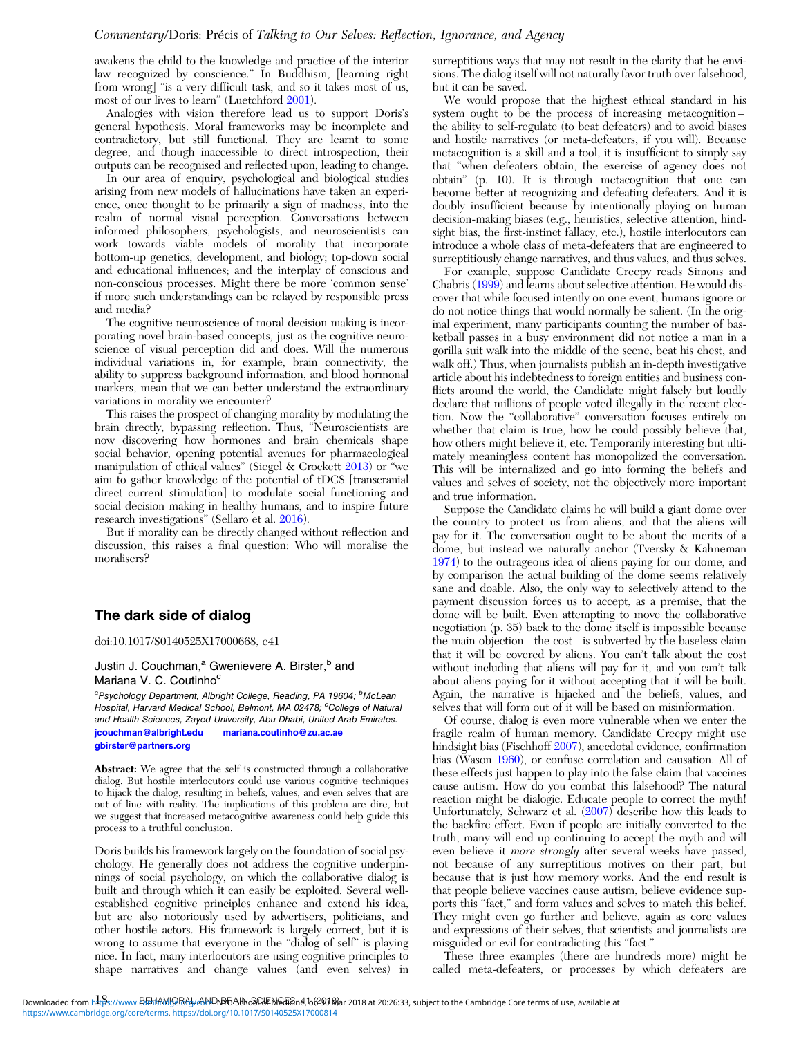awakens the child to the knowledge and practice of the interior law recognized by conscience." In Buddhism, [learning right from wrong] "is a very difficult task, and so it takes most of us, most of our lives to learn" (Luetchford 2001).

Analogies with vision therefore lead us to support Doris's general hypothesis. Moral frameworks may be incomplete and contradictory, but still functional. They are learnt to some degree, and though inaccessible to direct introspection, their outputs can be recognised and reflected upon, leading to change.

In our area of enquiry, psychological and biological studies arising from new models of hallucinations have taken an experience, once thought to be primarily a sign of madness, into the realm of normal visual perception. Conversations between informed philosophers, psychologists, and neuroscientists can work towards viable models of morality that incorporate bottom-up genetics, development, and biology; top-down social and educational influences; and the interplay of conscious and non-conscious processes. Might there be more 'common sense' if more such understandings can be relayed by responsible press and media?

The cognitive neuroscience of moral decision making is incorporating novel brain-based concepts, just as the cognitive neuroscience of visual perception did and does. Will the numerous individual variations in, for example, brain connectivity, the ability to suppress background information, and blood hormonal markers, mean that we can better understand the extraordinary variations in morality we encounter?

This raises the prospect of changing morality by modulating the brain directly, bypassing reflection. Thus, "Neuroscientists are now discovering how hormones and brain chemicals shape social behavior, opening potential avenues for pharmacological manipulation of ethical values" (Siegel & Crockett 2013) or "we aim to gather knowledge of the potential of tDCS [transcranial direct current stimulation] to modulate social functioning and social decision making in healthy humans, and to inspire future research investigations" (Sellaro et al. 2016).

But if morality can be directly changed without reflection and discussion, this raises a final question: Who will moralise the moralisers?

## The dark side of dialog

doi:10.1017/S0140525X17000668, e41

Justin J. Couchman,[a] Gwenievere A. Birster,[b] and Mariana V. C. Coutinho[c]

[a]Psychology Department, Albright College, Reading, PA 19604; [b]McLean Hospital, Harvard Medical School, Belmont, MA 02478; [c]College of Natural and Health Sciences, Zayed University, Abu Dhabi, United Arab Emirates.
jcouchman@albright.edu mariana.coutinho@zu.ac.ae
gbirster@partners.org

**Abstract:** We agree that the self is constructed through a collaborative dialog. But hostile interlocutors could use various cognitive techniques to hijack the dialog, resulting in beliefs, values, and even selves that are out of line with reality. The implications of this problem are dire, but we suggest that increased metacognitive awareness could help guide this process to a truthful conclusion.

Doris builds his framework largely on the foundation of social psychology. He generally does not address the cognitive underpinnings of social psychology, on which the collaborative dialog is built and through which it can easily be exploited. Several well-established cognitive principles enhance and extend his idea, but are also notoriously used by advertisers, politicians, and other hostile actors. His framework is largely correct, but it is wrong to assume that everyone in the "dialog of self" is playing nice. In fact, many interlocutors are using cognitive principles to shape narratives and change values (and even selves) in surreptitious ways that may not result in the clarity that he envisions. The dialog itself will not naturally favor truth over falsehood, but it can be saved.

We would propose that the highest ethical standard in his system ought to be the process of increasing metacognition – the ability to self-regulate (to beat defeaters) and to avoid biases and hostile narratives (or meta-defeaters, if you will). Because metacognition is a skill and a tool, it is insufficient to simply say that "when defeaters obtain, the exercise of agency does not obtain" (p. 10). It is through metacognition that one can become better at recognizing and defeating defeaters. And it is doubly insufficient because by intentionally playing on human decision-making biases (e.g., heuristics, selective attention, hindsight bias, the first-instinct fallacy, etc.), hostile interlocutors can introduce a whole class of meta-defeaters that are engineered to surreptitiously change narratives, and thus values, and thus selves.

For example, suppose Candidate Creepy reads Simons and Chabris (1999) and learns about selective attention. He would discover that while focused intently on one event, humans ignore or do not notice things that would normally be salient. (In the original experiment, many participants counting the number of basketball passes in a busy environment did not notice a man in a gorilla suit walk into the middle of the scene, beat his chest, and walk off.) Thus, when journalists publish an in-depth investigative article about his indebtedness to foreign entities and business conflicts around the world, the Candidate might falsely but loudly declare that millions of people voted illegally in the recent election. Now the "collaborative" conversation focuses entirely on whether that claim is true, how he could possibly believe that, how others might believe it, etc. Temporarily interesting but ultimately meaningless content has monopolized the conversation. This will be internalized and go into forming the beliefs and values and selves of society, not the objectively more important and true information.

Suppose the Candidate claims he will build a giant dome over the country to protect us from aliens, and that the aliens will pay for it. The conversation ought to be about the merits of a dome, but instead we naturally anchor (Tversky & Kahneman 1974) to the outrageous idea of aliens paying for our dome, and by comparison the actual building of the dome seems relatively sane and doable. Also, the only way to selectively attend to the payment discussion forces us to accept, as a premise, that the dome will be built. Even attempting to move the collaborative negotiation (p. 35) back to the dome itself is impossible because the main objection – the cost – is subverted by the baseless claim that it will be covered by aliens. You can't talk about the cost without including that aliens will pay for it, and you can't talk about aliens paying for it without accepting that it will be built. Again, the narrative is hijacked and the beliefs, values, and selves that will form out of it will be based on misinformation.

Of course, dialog is even more vulnerable when we enter the fragile realm of human memory. Candidate Creepy might use hindsight bias (Fischhoff 2007), anecdotal evidence, confirmation bias (Wason 1960), or confuse correlation and causation. All of these effects just happen to play into the false claim that vaccines cause autism. How do you combat this falsehood? The natural reaction might be dialogic. Educate people to correct the myth! Unfortunately, Schwarz et al. (2007) describe how this leads to the backfire effect. Even if people are initially converted to the truth, many will end up continuing to accept the myth and will even believe it *more strongly* after several weeks have passed, not because of any surreptitious motives on their part, but because that is just how memory works. And the end result is that people believe vaccines cause autism, believe evidence supports this "fact," and form values and selves to match this belief. They might even go further and believe, again as core values and expressions of their selves, that scientists and journalists are misguided or evil for contradicting this "fact."

These three examples (there are hundreds more) might be called meta-defeaters, or processes by which defeaters are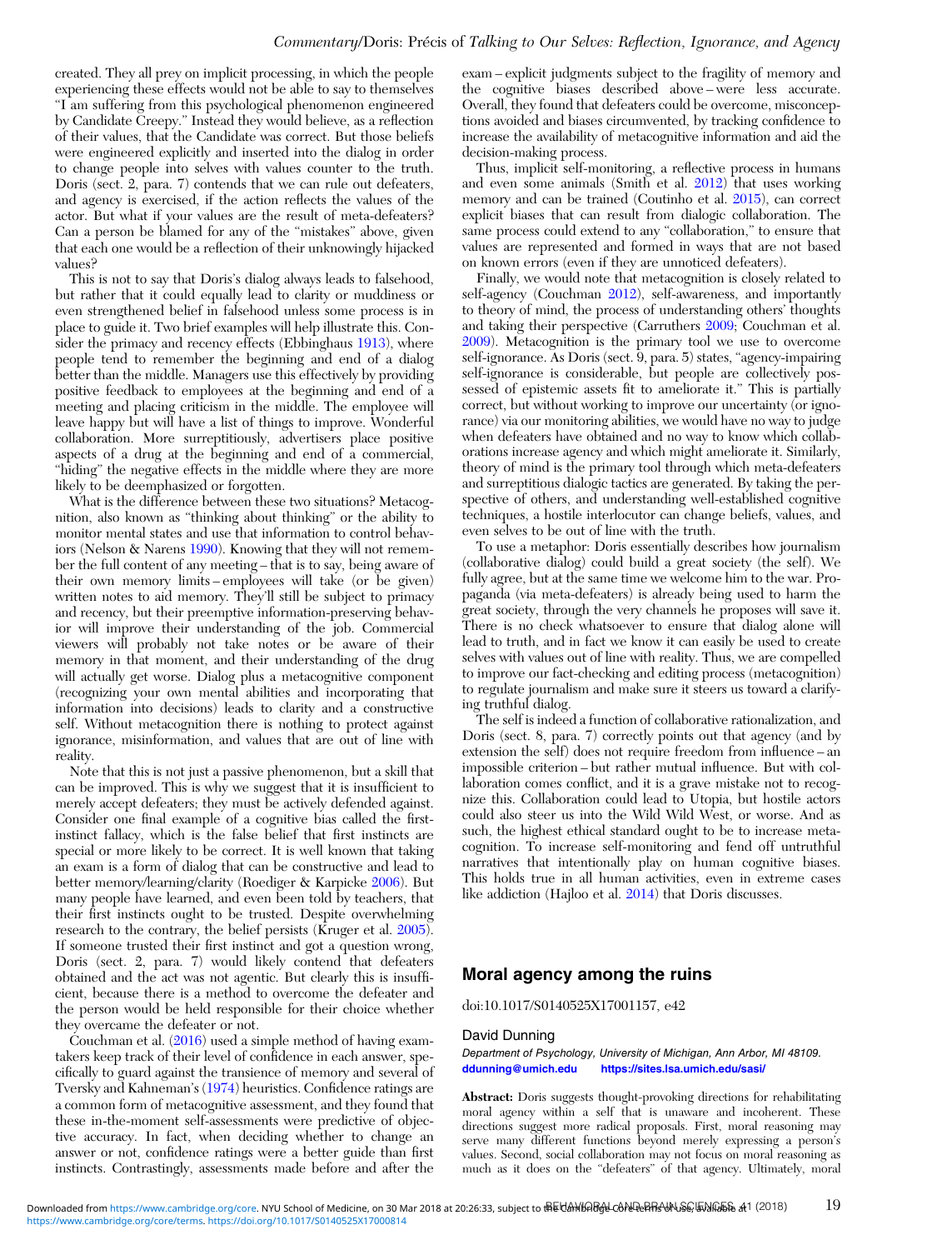created. They all prey on implicit processing, in which the people experiencing these effects would not be able to say to themselves "I am suffering from this psychological phenomenon engineered by Candidate Creepy." Instead they would believe, as a reflection of their values, that the Candidate was correct. But those beliefs were engineered explicitly and inserted into the dialog in order to change people into selves with values counter to the truth. Doris (sect. 2, para. 7) contends that we can rule out defeaters, and agency is exercised, if the action reflects the values of the actor. But what if your values are the result of meta-defeaters? Can a person be blamed for any of the "mistakes" above, given that each one would be a reflection of their unknowingly hijacked values?

This is not to say that Doris's dialog always leads to falsehood, but rather that it could equally lead to clarity or muddiness or even strengthened belief in falsehood unless some process is in place to guide it. Two brief examples will help illustrate this. Consider the primacy and recency effects (Ebbinghaus 1913), where people tend to remember the beginning and end of a dialog better than the middle. Managers use this effectively by providing positive feedback to employees at the beginning and end of a meeting and placing criticism in the middle. The employee will leave happy but will have a list of things to improve. Wonderful collaboration. More surreptitiously, advertisers place positive aspects of a drug at the beginning and end of a commercial, "hiding" the negative effects in the middle where they are more likely to be deemphasized or forgotten.

What is the difference between these two situations? Metacognition, also known as "thinking about thinking" or the ability to monitor mental states and use that information to control behaviors (Nelson & Narens 1990). Knowing that they will not remember the full content of any meeting – that is to say, being aware of their own memory limits – employees will take (or be given) written notes to aid memory. They'll still be subject to primacy and recency, but their preemptive information-preserving behavior will improve their understanding of the job. Commercial viewers will probably not take notes or be aware of their memory in that moment, and their understanding of the drug will actually get worse. Dialog plus a metacognitive component (recognizing your own mental abilities and incorporating that information into decisions) leads to clarity and a constructive self. Without metacognition there is nothing to protect against ignorance, misinformation, and values that are out of line with reality.

Note that this is not just a passive phenomenon, but a skill that can be improved. This is why we suggest that it is insufficient to merely accept defeaters; they must be actively defended against. Consider one final example of a cognitive bias called the first-instinct fallacy, which is the false belief that first instincts are special or more likely to be correct. It is well known that taking an exam is a form of dialog that can be constructive and lead to better memory/learning/clarity (Roediger & Karpicke 2006). But many people have learned, and even been told by teachers, that their first instincts ought to be trusted. Despite overwhelming research to the contrary, the belief persists (Kruger et al. 2005). If someone trusted their first instinct and got a question wrong, Doris (sect. 2, para. 7) would likely contend that defeaters obtained and the act was not agentic. But clearly this is insufficient, because there is a method to overcome the defeater and the person would be held responsible for their choice whether they overcame the defeater or not.

Couchman et al. (2016) used a simple method of having exam-takers keep track of their level of confidence in each answer, specifically to guard against the transience of memory and several of Tversky and Kahneman's (1974) heuristics. Confidence ratings are a common form of metacognitive assessment, and they found that these in-the-moment self-assessments were predictive of objective accuracy. In fact, when deciding whether to change an answer or not, confidence ratings were a better guide than first instincts. Contrastingly, assessments made before and after the exam – explicit judgments subject to the fragility of memory and the cognitive biases described above – were less accurate. Overall, they found that defeaters could be overcome, misconceptions avoided and biases circumvented, by tracking confidence to increase the availability of metacognitive information and aid the decision-making process.

Thus, implicit self-monitoring, a reflective process in humans and even some animals (Smith et al. 2012) that uses working memory and can be trained (Coutinho et al. 2015), can correct explicit biases that can result from dialogic collaboration. The same process could extend to any "collaboration," to ensure that values are represented and formed in ways that are not based on known errors (even if they are unnoticed defeaters).

Finally, we would note that metacognition is closely related to self-agency (Couchman 2012), self-awareness, and importantly to theory of mind, the process of understanding others' thoughts and taking their perspective (Carruthers 2009; Couchman et al. 2009). Metacognition is the primary tool we use to overcome self-ignorance. As Doris (sect. 9, para. 5) states, "agency-impairing self-ignorance is considerable, but people are collectively possessed of epistemic assets fit to ameliorate it." This is partially correct, but without working to improve our uncertainty (or ignorance) via our monitoring abilities, we would have no way to judge when defeaters have obtained and no way to know which collaborations increase agency and which might ameliorate it. Similarly, theory of mind is the primary tool through which meta-defeaters and surreptitious dialogic tactics are generated. By taking the perspective of others, and understanding well-established cognitive techniques, a hostile interlocutor can change beliefs, values, and even selves to be out of line with the truth.

To use a metaphor: Doris essentially describes how journalism (collaborative dialog) could build a great society (the self). We fully agree, but at the same time we welcome him to the war. Propaganda (via meta-defeaters) is already being used to harm the great society, through the very channels he proposes will save it. There is no check whatsoever to ensure that dialog alone will lead to truth, and in fact we know it can easily be used to create selves with values out of line with reality. Thus, we are compelled to improve our fact-checking and editing process (metacognition) to regulate journalism and make sure it steers us toward a clarifying truthful dialog.

The self is indeed a function of collaborative rationalization, and Doris (sect. 8, para. 7) correctly points out that agency (and by extension the self) does not require freedom from influence – an impossible criterion – but rather mutual influence. But with collaboration comes conflict, and it is a grave mistake not to recognize this. Collaboration could lead to Utopia, but hostile actors could also steer us into the Wild Wild West, or worse. And as such, the highest ethical standard ought to be to increase metacognition. To increase self-monitoring and fend off untruthful narratives that intentionally play on human cognitive biases. This holds true in all human activities, even in extreme cases like addiction (Hajloo et al. 2014) that Doris discusses.

## Moral agency among the ruins

doi:10.1017/S0140525X17001157, e42

David Dunning

*Department of Psychology, University of Michigan, Ann Arbor, MI 48109.*
**ddunning@umich.edu** **https://sites.lsa.umich.edu/sasi/**

**Abstract:** Doris suggests thought-provoking directions for rehabilitating moral agency within a self that is unaware and incoherent. These directions suggest more radical proposals. First, moral reasoning may serve many different functions beyond merely expressing a person's values. Second, social collaboration may not focus on moral reasoning as much as it does on the "defeaters" of that agency. Ultimately, moral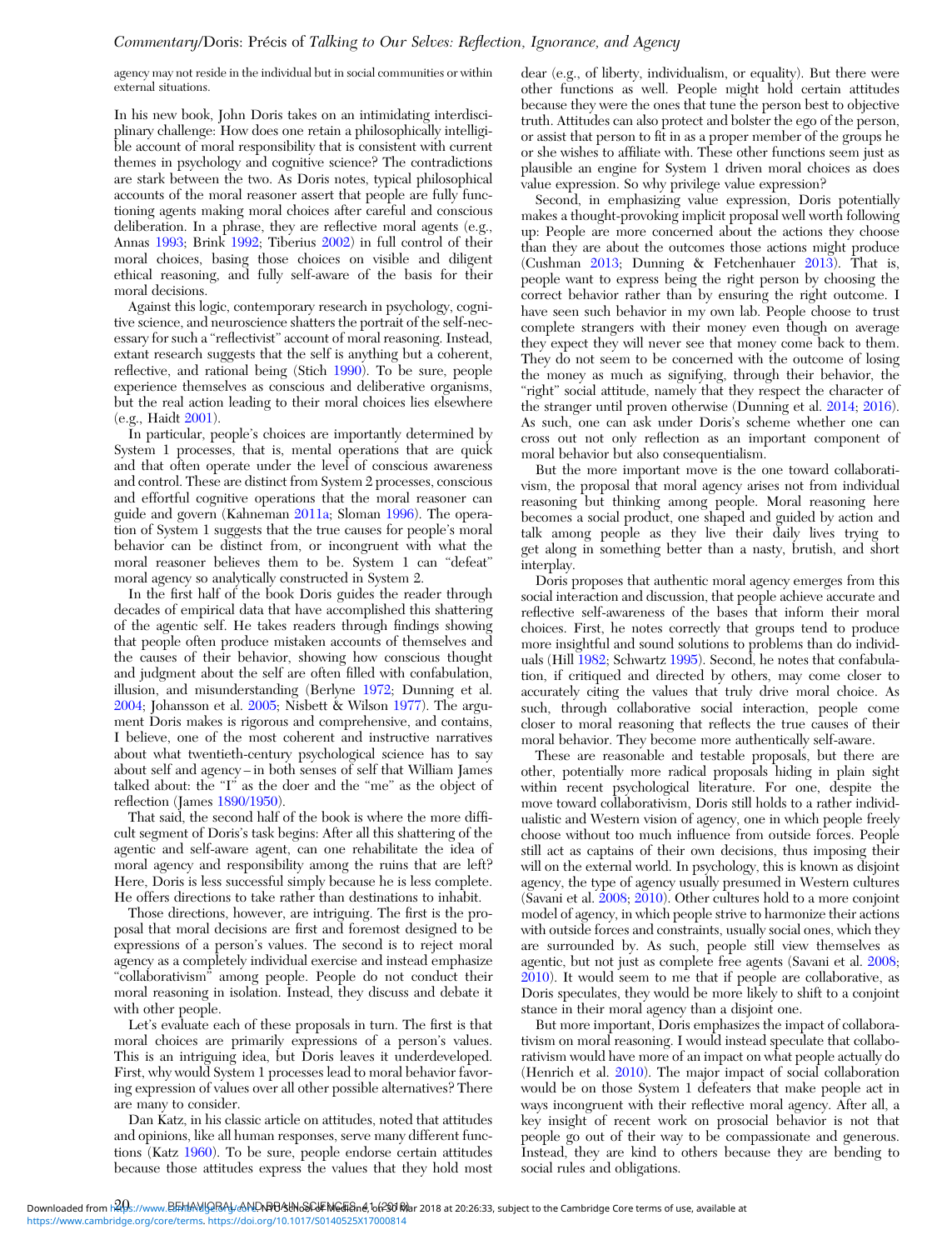agency may not reside in the individual but in social communities or within external situations.

In his new book, John Doris takes on an intimidating interdisciplinary challenge: How does one retain a philosophically intelligible account of moral responsibility that is consistent with current themes in psychology and cognitive science? The contradictions are stark between the two. As Doris notes, typical philosophical accounts of the moral reasoner assert that people are fully functioning agents making moral choices after careful and conscious deliberation. In a phrase, they are reflective moral agents (e.g., Annas 1993; Brink 1992; Tiberius 2002) in full control of their moral choices, basing those choices on visible and diligent ethical reasoning, and fully self-aware of the basis for their moral decisions.

Against this logic, contemporary research in psychology, cognitive science, and neuroscience shatters the portrait of the self-necessary for such a "reflectivist" account of moral reasoning. Instead, extant research suggests that the self is anything but a coherent, reflective, and rational being (Stich 1990). To be sure, people experience themselves as conscious and deliberative organisms, but the real action leading to their moral choices lies elsewhere (e.g., Haidt 2001).

In particular, people's choices are importantly determined by System 1 processes, that is, mental operations that are quick and that often operate under the level of conscious awareness and control. These are distinct from System 2 processes, conscious and effortful cognitive operations that the moral reasoner can guide and govern (Kahneman 2011a; Sloman 1996). The operation of System 1 suggests that the true causes for people's moral behavior can be distinct from, or incongruent with what the moral reasoner believes them to be. System 1 can "defeat" moral agency so analytically constructed in System 2.

In the first half of the book Doris guides the reader through decades of empirical data that have accomplished this shattering of the agentic self. He takes readers through findings showing that people often produce mistaken accounts of themselves and the causes of their behavior, showing how conscious thought and judgment about the self are often filled with confabulation, illusion, and misunderstanding (Berlyne 1972; Dunning et al. 2004; Johansson et al. 2005; Nisbett & Wilson 1977). The argument Doris makes is rigorous and comprehensive, and contains, I believe, one of the most coherent and instructive narratives about what twentieth-century psychological science has to say about self and agency – in both senses of self that William James talked about: the "I" as the doer and the "me" as the object of reflection (James 1890/1950).

That said, the second half of the book is where the more difficult segment of Doris's task begins: After all this shattering of the agentic and self-aware agent, can one rehabilitate the idea of moral agency and responsibility among the ruins that are left? Here, Doris is less successful simply because he is less complete. He offers directions to take rather than destinations to inhabit.

Those directions, however, are intriguing. The first is the proposal that moral decisions are first and foremost designed to be expressions of a person's values. The second is to reject moral agency as a completely individual exercise and instead emphasize "collaborativism" among people. People do not conduct their moral reasoning in isolation. Instead, they discuss and debate it with other people.

Let's evaluate each of these proposals in turn. The first is that moral choices are primarily expressions of a person's values. This is an intriguing idea, but Doris leaves it underdeveloped. First, why would System 1 processes lead to moral behavior favoring expression of values over all other possible alternatives? There are many to consider.

Dan Katz, in his classic article on attitudes, noted that attitudes and opinions, like all human responses, serve many different functions (Katz 1960). To be sure, people endorse certain attitudes because those attitudes express the values that they hold most dear (e.g., of liberty, individualism, or equality). But there were other functions as well. People might hold certain attitudes because they were the ones that tune the person best to objective truth. Attitudes can also protect and bolster the ego of the person, or assist that person to fit in as a proper member of the groups he or she wishes to affiliate with. These other functions seem just as plausible an engine for System 1 driven moral choices as does value expression. So why privilege value expression?

Second, in emphasizing value expression, Doris potentially makes a thought-provoking implicit proposal well worth following up: People are more concerned about the actions they choose than they are about the outcomes those actions might produce (Cushman 2013; Dunning & Fetchenhauer 2013). That is, people want to express being the right person by choosing the correct behavior rather than by ensuring the right outcome. I have seen such behavior in my own lab. People choose to trust complete strangers with their money even though on average they expect they will never see that money come back to them. They do not seem to be concerned with the outcome of losing the money as much as signifying, through their behavior, the "right" social attitude, namely that they respect the character of the stranger until proven otherwise (Dunning et al. 2014; 2016). As such, one can ask under Doris's scheme whether one can cross out not only reflection as an important component of moral behavior but also consequentialism.

But the more important move is the one toward collaborativism, the proposal that moral agency arises not from individual reasoning but thinking among people. Moral reasoning here becomes a social product, one shaped and guided by action and talk among people as they live their daily lives trying to get along in something better than a nasty, brutish, and short interplay.

Doris proposes that authentic moral agency emerges from this social interaction and discussion, that people achieve accurate and reflective self-awareness of the bases that inform their moral choices. First, he notes correctly that groups tend to produce more insightful and sound solutions to problems than do individuals (Hill 1982; Schwartz 1995). Second, he notes that confabulation, if critiqued and directed by others, may come closer to accurately citing the values that truly drive moral choice. As such, through collaborative social interaction, people come closer to moral reasoning that reflects the true causes of their moral behavior. They become more authentically self-aware.

These are reasonable and testable proposals, but there are other, potentially more radical proposals hiding in plain sight within recent psychological literature. For one, despite the move toward collaborativism, Doris still holds to a rather individualistic and Western vision of agency, one in which people freely choose without too much influence from outside forces. People still act as captains of their own decisions, thus imposing their will on the external world. In psychology, this is known as disjoint agency, the type of agency usually presumed in Western cultures (Savani et al. 2008; 2010). Other cultures hold to a more conjoint model of agency, in which people strive to harmonize their actions with outside forces and constraints, usually social ones, which they are surrounded by. As such, people still view themselves as agentic, but not just as complete free agents (Savani et al. 2008; 2010). It would seem to me that if people are collaborative, as Doris speculates, they would be more likely to shift to a conjoint stance in their moral agency than a disjoint one.

But more important, Doris emphasizes the impact of collaborativism on moral reasoning. I would instead speculate that collaborativism would have more of an impact on what people actually do (Henrich et al. 2010). The major impact of social collaboration would be on those System 1 defeaters that make people act in ways incongruent with their reflective moral agency. After all, a key insight of recent work on prosocial behavior is not that people go out of their way to be compassionate and generous. Instead, they are kind to others because they are bending to social rules and obligations.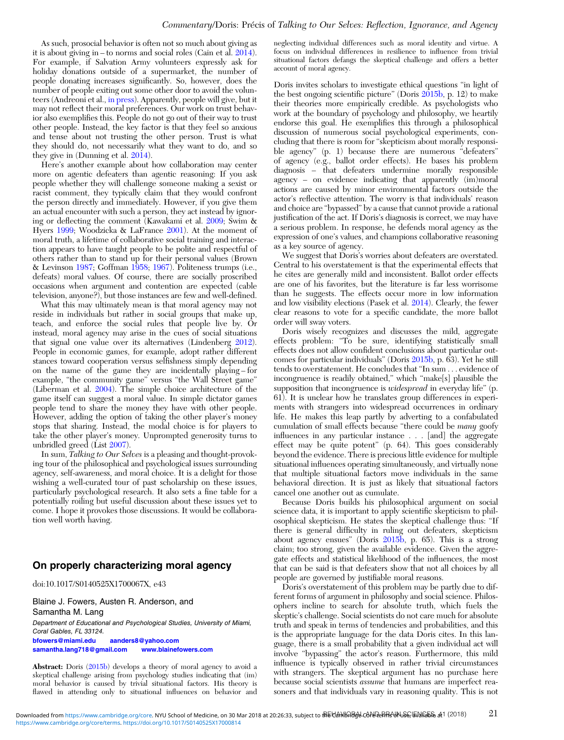As such, prosocial behavior is often not so much about giving as it is about giving in – to norms and social roles (Cain et al. 2014). For example, if Salvation Army volunteers expressly ask for holiday donations outside of a supermarket, the number of people donating increases significantly. So, however, does the number of people exiting out some other door to avoid the volunteers (Andreoni et al., in press). Apparently, people will give, but it may not reflect their moral preferences. Our work on trust behavior also exemplifies this. People do not go out of their way to trust other people. Instead, the key factor is that they feel so anxious and tense about not trusting the other person. Trust is what they should do, not necessarily what they want to do, and so they give in (Dunning et al. 2014).

Here's another example about how collaboration may center more on agentic defeaters than agentic reasoning: If you ask people whether they will challenge someone making a sexist or racist comment, they typically claim that they would confront the person directly and immediately. However, if you give them an actual encounter with such a person, they act instead by ignoring or deflecting the comment (Kawakami et al. 2009; Swim & Hyers 1999; Woodzicka & LaFrance 2001). At the moment of moral truth, a lifetime of collaborative social training and interaction appears to have taught people to be polite and respectful of others rather than to stand up for their personal values (Brown & Levinson 1987; Goffman 1958; 1967). Politeness trumps (i.e., defeats) moral values. Of course, there are socially proscribed occasions when argument and contention are expected (cable television, anyone?), but those instances are few and well-defined.

What this may ultimately mean is that moral agency may not reside in individuals but rather in social groups that make up, teach, and enforce the social rules that people live by. Or instead, moral agency may arise in the cues of social situations that signal one value over its alternatives (Lindenberg 2012). People in economic games, for example, adopt rather different stances toward cooperation versus selfishness simply depending on the name of the game they are incidentally playing – for example, "the community game" versus "the Wall Street game" (Liberman et al. 2004). The simple choice architecture of the game itself can suggest a moral value. In simple dictator games people tend to share the money they have with other people. However, adding the option of taking the other player's money stops that sharing. Instead, the modal choice is for players to take the other player's money. Unprompted generosity turns to unbridled greed (List 2007).

In sum, *Talking to Our Selves* is a pleasing and thought-provoking tour of the philosophical and psychological issues surrounding agency, self-awareness, and moral choice. It is a delight for those wishing a well-curated tour of past scholarship on these issues, particularly psychological research. It also sets a fine table for a potentially roiling but useful discussion about these issues yet to come. I hope it provokes those discussions. It would be collaboration well worth having.

## On properly characterizing moral agency

doi:10.1017/S0140525X1700067X, e43

Blaine J. Fowers, Austen R. Anderson, and Samantha M. Lang

*Department of Educational and Psychological Studies, University of Miami, Coral Gables, FL 33124.*
bfowers@miami.edu aanders8@yahoo.com
samantha.lang718@gmail.com www.blainefowers.com

**Abstract:** Doris (2015b) develops a theory of moral agency to avoid a skeptical challenge arising from psychology studies indicating that (im) moral behavior is caused by trivial situational factors. His theory is flawed in attending only to situational influences on behavior and neglecting individual differences such as moral identity and virtue. A focus on individual differences in resilience to influence from trivial situational factors defangs the skeptical challenge and offers a better account of moral agency.

Doris invites scholars to investigate ethical questions "in light of the best ongoing scientific picture" (Doris 2015b, p. 12) to make their theories more empirically credible. As psychologists who work at the boundary of psychology and philosophy, we heartily endorse this goal. He exemplifies this through a philosophical discussion of numerous social psychological experiments, concluding that there is room for "skepticism about morally responsible agency" (p. 1) because there are numerous "defeaters" of agency (e.g., ballot order effects). He bases his problem diagnosis – that defeaters undermine morally responsible agency – on evidence indicating that apparently (im)moral actions are caused by minor environmental factors outside the actor's reflective attention. The worry is that individuals' reason and choice are "bypassed" by a cause that cannot provide a rational justification of the act. If Doris's diagnosis is correct, we may have a serious problem. In response, he defends moral agency as the expression of one's values, and champions collaborative reasoning as a key source of agency.

We suggest that Doris's worries about defeaters are overstated. Central to his overstatement is that the experimental effects that he cites are generally mild and inconsistent. Ballot order effects are one of his favorites, but the literature is far less worrisome than he suggests. The effects occur more in low information and low visibility elections (Pasek et al. 2014). Clearly, the fewer clear reasons to vote for a specific candidate, the more ballot order will sway voters.

Doris wisely recognizes and discusses the mild, aggregate effects problem: "To be sure, identifying statistically small effects does not allow confident conclusions about particular outcomes for particular individuals" (Doris 2015b, p. 63). Yet he still tends to overstatement. He concludes that "In sum . . . evidence of incongruence is readily obtained," which "make[s] plausible the supposition that incongruence is *widespread* in everyday life" (p. 61). It is unclear how he translates group differences in experiments with strangers into widespread occurrences in ordinary life. He makes this leap partly by adverting to a confabulated cumulation of small effects because "there could be *many* goofy influences in any particular instance . . . [and] the aggregate effect may be quite potent" (p. 64). This goes considerably beyond the evidence. There is precious little evidence for multiple situational influences operating simultaneously, and virtually none that multiple situational factors move individuals in the same behavioral direction. It is just as likely that situational factors cancel one another out as cumulate.

Because Doris builds his philosophical argument on social science data, it is important to apply scientific skepticism to philosophical skepticism. He states the skeptical challenge thus: "If there is general difficulty in ruling out defeaters, skepticism about agency ensues" (Doris 2015b, p. 65). This is a strong claim; too strong, given the available evidence. Given the aggregate effects and statistical likelihood of the influences, the most that can be said is that defeaters show that not all choices by all people are governed by justifiable moral reasons.

Doris's overstatement of this problem may be partly due to different forms of argument in philosophy and social science. Philosophers incline to search for absolute truth, which fuels the skeptic's challenge. Social scientists do not care much for absolute truth and speak in terms of tendencies and probabilities, and this is the appropriate language for the data Doris cites. In this language, there is a small probability that a given individual act will involve "bypassing" the actor's reason. Furthermore, this mild influence is typically observed in rather trivial circumstances with strangers. The skeptical argument has no purchase here because social scientists *assume* that humans are imperfect reasoners and that individuals vary in reasoning quality. This is not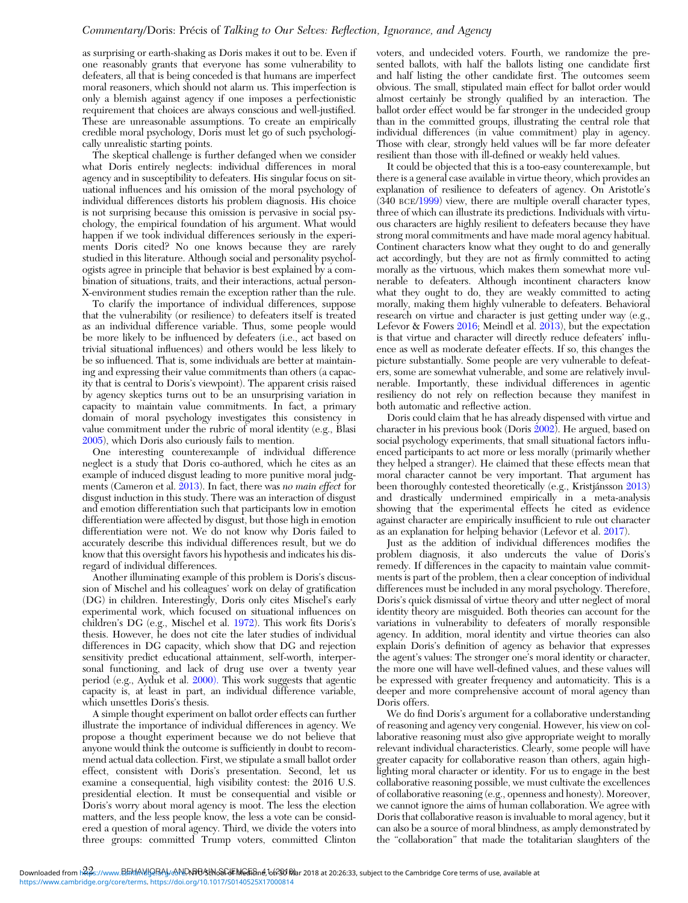as surprising or earth-shaking as Doris makes it out to be. Even if one reasonably grants that everyone has some vulnerability to defeaters, all that is being conceded is that humans are imperfect moral reasoners, which should not alarm us. This imperfection is only a blemish against agency if one imposes a perfectionistic requirement that choices are always conscious and well-justified. These are unreasonable assumptions. To create an empirically credible moral psychology, Doris must let go of such psychologically unrealistic starting points.

The skeptical challenge is further defanged when we consider what Doris entirely neglects: individual differences in moral agency and in susceptibility to defeaters. His singular focus on situational influences and his omission of the moral psychology of individual differences distorts his problem diagnosis. His choice is not surprising because this omission is pervasive in social psychology, the empirical foundation of his argument. What would happen if we took individual differences seriously in the experiments Doris cited? No one knows because they are rarely studied in this literature. Although social and personality psychologists agree in principle that behavior is best explained by a combination of situations, traits, and their interactions, actual person-X-environment studies remain the exception rather than the rule.

To clarify the importance of individual differences, suppose that the vulnerability (or resilience) to defeaters itself is treated as an individual difference variable. Thus, some people would be more likely to be influenced by defeaters (i.e., act based on trivial situational influences) and others would be less likely to be so influenced. That is, some individuals are better at maintaining and expressing their value commitments than others (a capacity that is central to Doris's viewpoint). The apparent crisis raised by agency skeptics turns out to be an unsurprising variation in capacity to maintain value commitments. In fact, a primary domain of moral psychology investigates this consistency in value commitment under the rubric of moral identity (e.g., Blasi 2005), which Doris also curiously fails to mention.

One interesting counterexample of individual difference neglect is a study that Doris co-authored, which he cites as an example of induced disgust leading to more punitive moral judgments (Cameron et al. 2013). In fact, there was *no main effect* for disgust induction in this study. There was an interaction of disgust and emotion differentiation such that participants low in emotion differentiation were affected by disgust, but those high in emotion differentiation were not. We do not know why Doris failed to accurately describe this individual differences result, but we do know that this oversight favors his hypothesis and indicates his disregard of individual differences.

Another illuminating example of this problem is Doris's discussion of Mischel and his colleagues' work on delay of gratification (DG) in children. Interestingly, Doris only cites Mischel's early experimental work, which focused on situational influences on children's DG (e.g., Mischel et al. 1972). This work fits Doris's thesis. However, he does not cite the later studies of individual differences in DG capacity, which show that DG and rejection sensitivity predict educational attainment, self-worth, interpersonal functioning, and lack of drug use over a twenty year period (e.g., Ayduk et al. 2000). This work suggests that agentic capacity is, at least in part, an individual difference variable, which unsettles Doris's thesis.

A simple thought experiment on ballot order effects can further illustrate the importance of individual differences in agency. We propose a thought experiment because we do not believe that anyone would think the outcome is sufficiently in doubt to recommend actual data collection. First, we stipulate a small ballot order effect, consistent with Doris's presentation. Second, let us examine a consequential, high visibility contest: the 2016 U.S. presidential election. It must be consequential and visible or Doris's worry about moral agency is moot. The less the election matters, and the less people know, the less a vote can be considered a question of moral agency. Third, we divide the voters into three groups: committed Trump voters, committed Clinton voters, and undecided voters. Fourth, we randomize the presented ballots, with half the ballots listing one candidate first and half listing the other candidate first. The outcomes seem obvious. The small, stipulated main effect for ballot order would almost certainly be strongly qualified by an interaction. The ballot order effect would be far stronger in the undecided group than in the committed groups, illustrating the central role that individual differences (in value commitment) play in agency. Those with clear, strongly held values will be far more defeater resilient than those with ill-defined or weakly held values.

It could be objected that this is a too-easy counterexample, but there is a general case available in virtue theory, which provides an explanation of resilience to defeaters of agency. On Aristotle's (340 BCE/1999) view, there are multiple overall character types, three of which can illustrate its predictions. Individuals with virtuous characters are highly resilient to defeaters because they have strong moral commitments and have made moral agency habitual. Continent characters know what they ought to do and generally act accordingly, but they are not as firmly committed to acting morally as the virtuous, which makes them somewhat more vulnerable to defeaters. Although incontinent characters know what they ought to do, they are weakly committed to acting morally, making them highly vulnerable to defeaters. Behavioral research on virtue and character is just getting under way (e.g., Lefevor & Fowers 2016; Meindl et al. 2013), but the expectation is that virtue and character will directly reduce defeaters' influence as well as moderate defeater effects. If so, this changes the picture substantially. Some people are very vulnerable to defeaters, some are somewhat vulnerable, and some are relatively invulnerable. Importantly, these individual differences in agentic resiliency do not rely on reflection because they manifest in both automatic and reflective action.

Doris could claim that he has already dispensed with virtue and character in his previous book (Doris 2002). He argued, based on social psychology experiments, that small situational factors influenced participants to act more or less morally (primarily whether they helped a stranger). He claimed that these effects mean that moral character cannot be very important. That argument has been thoroughly contested theoretically (e.g., Kristjánsson 2013) and drastically undermined empirically in a meta-analysis showing that the experimental effects he cited as evidence against character are empirically insufficient to rule out character as an explanation for helping behavior (Lefevor et al. 2017).

Just as the addition of individual differences modifies the problem diagnosis, it also undercuts the value of Doris's remedy. If differences in the capacity to maintain value commitments is part of the problem, then a clear conception of individual differences must be included in any moral psychology. Therefore, Doris's quick dismissal of virtue theory and utter neglect of moral identity theory are misguided. Both theories can account for the variations in vulnerability to defeaters of morally responsible agency. In addition, moral identity and virtue theories can also explain Doris's definition of agency as behavior that expresses the agent's values: The stronger one's moral identity or character, the more one will have well-defined values, and these values will be expressed with greater frequency and automaticity. This is a deeper and more comprehensive account of moral agency than Doris offers.

We do find Doris's argument for a collaborative understanding of reasoning and agency very congenial. However, his view on collaborative reasoning must also give appropriate weight to morally relevant individual characteristics. Clearly, some people will have greater capacity for collaborative reason than others, again highlighting moral character or identity. For us to engage in the best collaborative reasoning possible, we must cultivate the excellences of collaborative reasoning (e.g., openness and honesty). Moreover, we cannot ignore the aims of human collaboration. We agree with Doris that collaborative reason is invaluable to moral agency, but it can also be a source of moral blindness, as amply demonstrated by the "collaboration" that made the totalitarian slaughters of the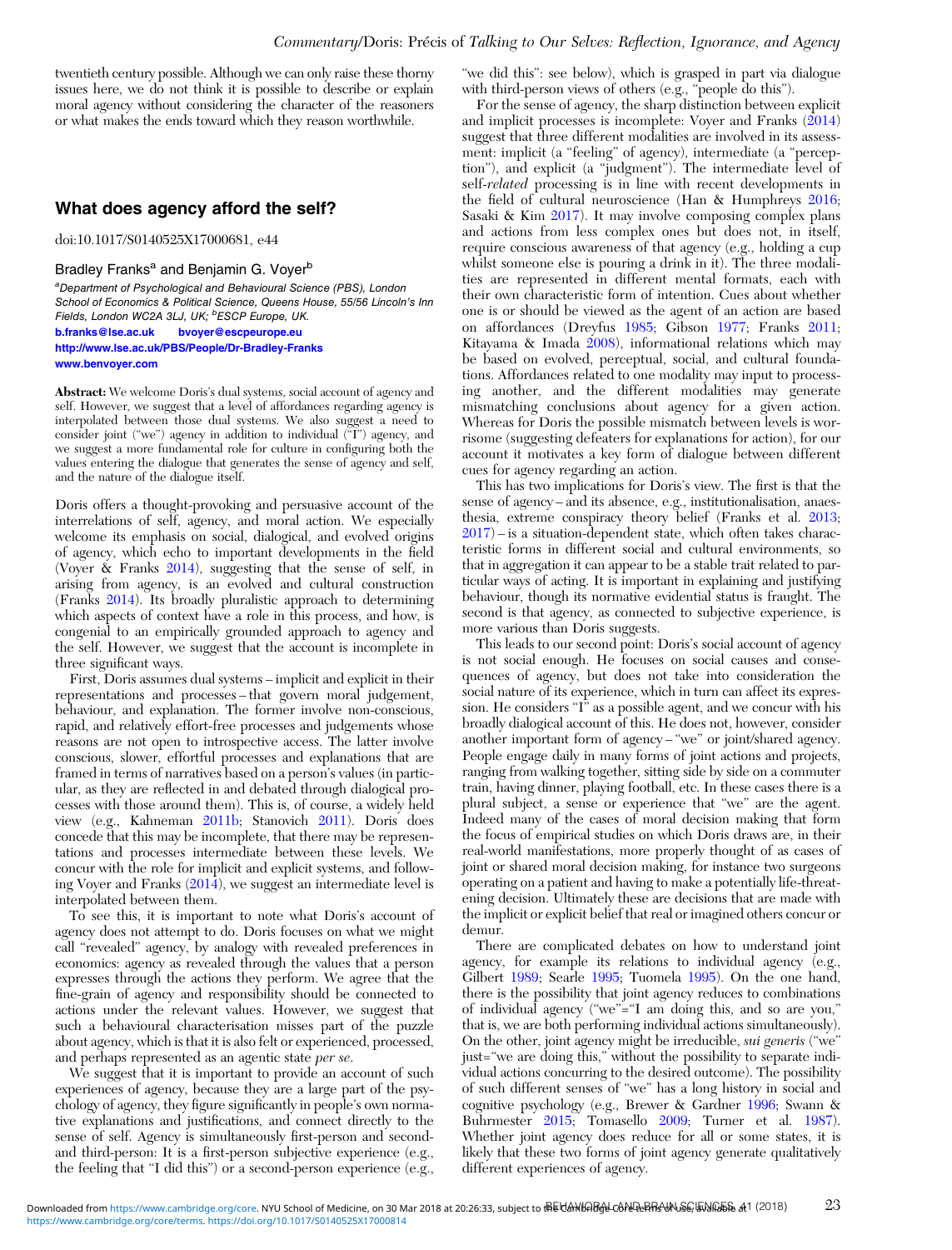twentieth century possible. Although we can only raise these thorny issues here, we do not think it is possible to describe or explain moral agency without considering the character of the reasoners or what makes the ends toward which they reason worthwhile.

## What does agency afford the self?

doi:10.1017/S0140525X17000681, e44

Bradley Franks[a] and Benjamin G. Voyer[b]

[a]Department of Psychological and Behavioural Science (PBS), London School of Economics & Political Science, Queens House, 55/56 Lincoln's Inn Fields, London WC2A 3LJ, UK; [b]ESCP Europe, UK.
b.franks@lse.ac.uk bvoyer@escpeurope.eu
http://www.lse.ac.uk/PBS/People/Dr-Bradley-Franks
www.benvoyer.com

**Abstract:** We welcome Doris's dual systems, social account of agency and self. However, we suggest that a level of affordances regarding agency is interpolated between those dual systems. We also suggest a need to consider joint ("we") agency in addition to individual ("I") agency, and we suggest a more fundamental role for culture in configuring both the values entering the dialogue that generates the sense of agency and self, and the nature of the dialogue itself.

Doris offers a thought-provoking and persuasive account of the interrelations of self, agency, and moral action. We especially welcome its emphasis on social, dialogical, and evolved origins of agency, which echo to important developments in the field (Voyer & Franks 2014), suggesting that the sense of self, in arising from agency, is an evolved and cultural construction (Franks 2014). Its broadly pluralistic approach to determining which aspects of context have a role in this process, and how, is congenial to an empirically grounded approach to agency and the self. However, we suggest that the account is incomplete in three significant ways.

First, Doris assumes dual systems – implicit and explicit in their representations and processes – that govern moral judgement, behaviour, and explanation. The former involve non-conscious, rapid, and relatively effort-free processes and judgements whose reasons are not open to introspective access. The latter involve conscious, slower, effortful processes and explanations that are framed in terms of narratives based on a person's values (in particular, as they are reflected in and debated through dialogical processes with those around them). This is, of course, a widely held view (e.g., Kahneman 2011b; Stanovich 2011). Doris does concede that this may be incomplete, that there may be representations and processes intermediate between these levels. We concur with the role for implicit and explicit systems, and following Voyer and Franks (2014), we suggest an intermediate level is interpolated between them.

To see this, it is important to note what Doris's account of agency does not attempt to do. Doris focuses on what we might call "revealed" agency, by analogy with revealed preferences in economics: agency as revealed through the values that a person expresses through the actions they perform. We agree that the fine-grain of agency and responsibility should be connected to actions under the relevant values. However, we suggest that such a behavioural characterisation misses part of the puzzle about agency, which is that it is also felt or experienced, processed, and perhaps represented as an agentic state *per se*.

We suggest that it is important to provide an account of such experiences of agency, because they are a large part of the psychology of agency, they figure significantly in people's own normative explanations and justifications, and connect directly to the sense of self. Agency is simultaneously first-person and second- and third-person: It is a first-person subjective experience (e.g., the feeling that "I did this") or a second-person experience (e.g., "we did this": see below), which is grasped in part via dialogue with third-person views of others (e.g., "people do this").

For the sense of agency, the sharp distinction between explicit and implicit processes is incomplete: Voyer and Franks (2014) suggest that three different modalities are involved in its assessment: implicit (a "feeling" of agency), intermediate (a "perception"), and explicit (a "judgment"). The intermediate level of self-*related* processing is in line with recent developments in the field of cultural neuroscience (Han & Humphreys 2016; Sasaki & Kim 2017). It may involve composing complex plans and actions from less complex ones but does not, in itself, require conscious awareness of that agency (e.g., holding a cup whilst someone else is pouring a drink in it). The three modalities are represented in different mental formats, each with their own characteristic form of intention. Cues about whether one is or should be viewed as the agent of an action are based on affordances (Dreyfus 1985; Gibson 1977; Franks 2011; Kitayama & Imada 2008), informational relations which may be based on evolved, perceptual, social, and cultural foundations. Affordances related to one modality may input to processing another, and the different modalities may generate mismatching conclusions about agency for a given action. Whereas for Doris the possible mismatch between levels is worrisome (suggesting defeaters for explanations for action), for our account it motivates a key form of dialogue between different cues for agency regarding an action.

This has two implications for Doris's view. The first is that the sense of agency – and its absence, e.g., institutionalisation, anaesthesia, extreme conspiracy theory belief (Franks et al. 2013; 2017) – is a situation-dependent state, which often takes characteristic forms in different social and cultural environments, so that in aggregation it can appear to be a stable trait related to particular ways of acting. It is important in explaining and justifying behaviour, though its normative evidential status is fraught. The second is that agency, as connected to subjective experience, is more various than Doris suggests.

This leads to our second point: Doris's social account of agency is not social enough. He focuses on social causes and consequences of agency, but does not take into consideration the social nature of its experience, which in turn can affect its expression. He considers "I" as a possible agent, and we concur with his broadly dialogical account of this. He does not, however, consider another important form of agency – "we" or joint/shared agency. People engage daily in many forms of joint actions and projects, ranging from walking together, sitting side by side on a commuter train, having dinner, playing football, etc. In these cases there is a plural subject, a sense or experience that "we" are the agent. Indeed many of the cases of moral decision making that form the focus of empirical studies on which Doris draws are, in their real-world manifestations, more properly thought of as cases of joint or shared moral decision making, for instance two surgeons operating on a patient and having to make a potentially life-threatening decision. Ultimately these are decisions that are made with the implicit or explicit belief that real or imagined others concur or demur.

There are complicated debates on how to understand joint agency, for example its relations to individual agency (e.g., Gilbert 1989; Searle 1995; Tuomela 1995). On the one hand, there is the possibility that joint agency reduces to combinations of individual agency ("we"="I am doing this, and so are you," that is, we are both performing individual actions simultaneously). On the other, joint agency might be irreducible, *sui generis* ("we" just="we are doing this," without the possibility to separate individual actions concurring to the desired outcome). The possibility of such different senses of "we" has a long history in social and cognitive psychology (e.g., Brewer & Gardner 1996; Swann & Buhrmester 2015; Tomasello 2009; Turner et al. 1987). Whether joint agency does reduce for all or some states, it is likely that these two forms of joint agency generate qualitatively different experiences of agency.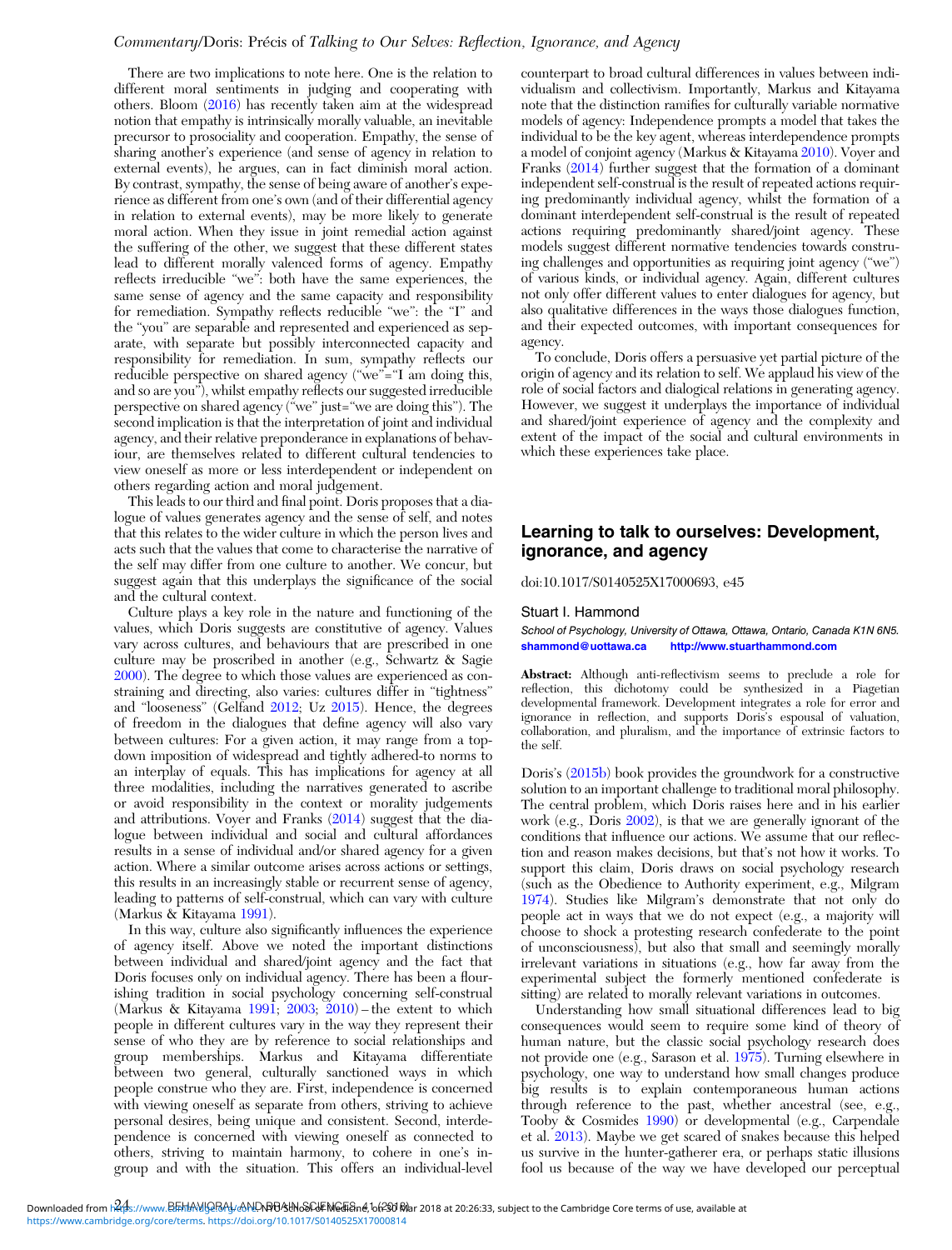There are two implications to note here. One is the relation to different moral sentiments in judging and cooperating with others. Bloom (2016) has recently taken aim at the widespread notion that empathy is intrinsically morally valuable, an inevitable precursor to prosociality and cooperation. Empathy, the sense of sharing another's experience (and sense of agency in relation to external events), he argues, can in fact diminish moral action. By contrast, sympathy, the sense of being aware of another's experience as different from one's own (and of their differential agency in relation to external events), may be more likely to generate moral action. When they issue in joint remedial action against the suffering of the other, we suggest that these different states lead to different morally valenced forms of agency. Empathy reflects irreducible "we": both have the same experiences, the same sense of agency and the same capacity and responsibility for remediation. Sympathy reflects reducible "we": the "I" and the "you" are separable and represented and experienced as separate, with separate but possibly interconnected capacity and responsibility for remediation. In sum, sympathy reflects our reducible perspective on shared agency ("we"="I am doing this, and so are you"), whilst empathy reflects our suggested irreducible perspective on shared agency ("we" just="we are doing this"). The second implication is that the interpretation of joint and individual agency, and their relative preponderance in explanations of behaviour, are themselves related to different cultural tendencies to view oneself as more or less interdependent or independent on others regarding action and moral judgement.

This leads to our third and final point. Doris proposes that a dialogue of values generates agency and the sense of self, and notes that this relates to the wider culture in which the person lives and acts such that the values that come to characterise the narrative of the self may differ from one culture to another. We concur, but suggest again that this underplays the significance of the social and the cultural context.

Culture plays a key role in the nature and functioning of the values, which Doris suggests are constitutive of agency. Values vary across cultures, and behaviours that are prescribed in one culture may be proscribed in another (e.g., Schwartz & Sagie 2000). The degree to which those values are experienced as constraining and directing, also varies: cultures differ in "tightness" and "looseness" (Gelfand 2012; Uz 2015). Hence, the degrees of freedom in the dialogues that define agency will also vary between cultures: For a given action, it may range from a top-down imposition of widespread and tightly adhered-to norms to an interplay of equals. This has implications for agency at all three modalities, including the narratives generated to ascribe or avoid responsibility in the context or morality judgements and attributions. Voyer and Franks (2014) suggest that the dialogue between individual and social and cultural affordances results in a sense of individual and/or shared agency for a given action. Where a similar outcome arises across actions or settings, this results in an increasingly stable or recurrent sense of agency, leading to patterns of self-construal, which can vary with culture (Markus & Kitayama 1991).

In this way, culture also significantly influences the experience of agency itself. Above we noted the important distinctions between individual and shared/joint agency and the fact that Doris focuses only on individual agency. There has been a flourishing tradition in social psychology concerning self-construal (Markus & Kitayama 1991; 2003; 2010) – the extent to which people in different cultures vary in the way they represent their sense of who they are by reference to social relationships and group memberships. Markus and Kitayama differentiate between two general, culturally sanctioned ways in which people construe who they are. First, independence is concerned with viewing oneself as separate from others, striving to achieve personal desires, being unique and consistent. Second, interdependence is concerned with viewing oneself as connected to others, striving to maintain harmony, to cohere in one's in-group and with the situation. This offers an individual-level counterpart to broad cultural differences in values between individualism and collectivism. Importantly, Markus and Kitayama note that the distinction ramifies for culturally variable normative models of agency: Independence prompts a model that takes the individual to be the key agent, whereas interdependence prompts a model of conjoint agency (Markus & Kitayama 2010). Voyer and Franks (2014) further suggest that the formation of a dominant independent self-construal is the result of repeated actions requiring predominantly individual agency, whilst the formation of a dominant interdependent self-construal is the result of repeated actions requiring predominantly shared/joint agency. These models suggest different normative tendencies towards construing challenges and opportunities as requiring joint agency ("we") of various kinds, or individual agency. Again, different cultures not only offer different values to enter dialogues for agency, but also qualitative differences in the ways those dialogues function, and their expected outcomes, with important consequences for agency.

To conclude, Doris offers a persuasive yet partial picture of the origin of agency and its relation to self. We applaud his view of the role of social factors and dialogical relations in generating agency. However, we suggest it underplays the importance of individual and shared/joint experience of agency and the complexity and extent of the impact of the social and cultural environments in which these experiences take place.

## Learning to talk to ourselves: Development, ignorance, and agency

doi:10.1017/S0140525X17000693, e45

Stuart I. Hammond

*School of Psychology, University of Ottawa, Ottawa, Ontario, Canada K1N 6N5.*
**shammond@uottawa.ca** **http://www.stuarthammond.com**

**Abstract:** Although anti-reflectivism seems to preclude a role for reflection, this dichotomy could be synthesized in a Piagetian developmental framework. Development integrates a role for error and ignorance in reflection, and supports Doris's espousal of valuation, collaboration, and pluralism, and the importance of extrinsic factors to the self.

Doris's (2015b) book provides the groundwork for a constructive solution to an important challenge to traditional moral philosophy. The central problem, which Doris raises here and in his earlier work (e.g., Doris 2002), is that we are generally ignorant of the conditions that influence our actions. We assume that our reflection and reason makes decisions, but that's not how it works. To support this claim, Doris draws on social psychology research (such as the Obedience to Authority experiment, e.g., Milgram 1974). Studies like Milgram's demonstrate that not only do people act in ways that we do not expect (e.g., a majority will choose to shock a protesting research confederate to the point of unconsciousness), but also that small and seemingly morally irrelevant variations in situations (e.g., how far away from the experimental subject the formerly mentioned confederate is sitting) are related to morally relevant variations in outcomes.

Understanding how small situational differences lead to big consequences would seem to require some kind of theory of human nature, but the classic social psychology research does not provide one (e.g., Sarason et al. 1975). Turning elsewhere in psychology, one way to understand how small changes produce big results is to explain contemporaneous human actions through reference to the past, whether ancestral (see, e.g., Tooby & Cosmides 1990) or developmental (e.g., Carpendale et al. 2013). Maybe we get scared of snakes because this helped us survive in the hunter-gatherer era, or perhaps static illusions fool us because of the way we have developed our perceptual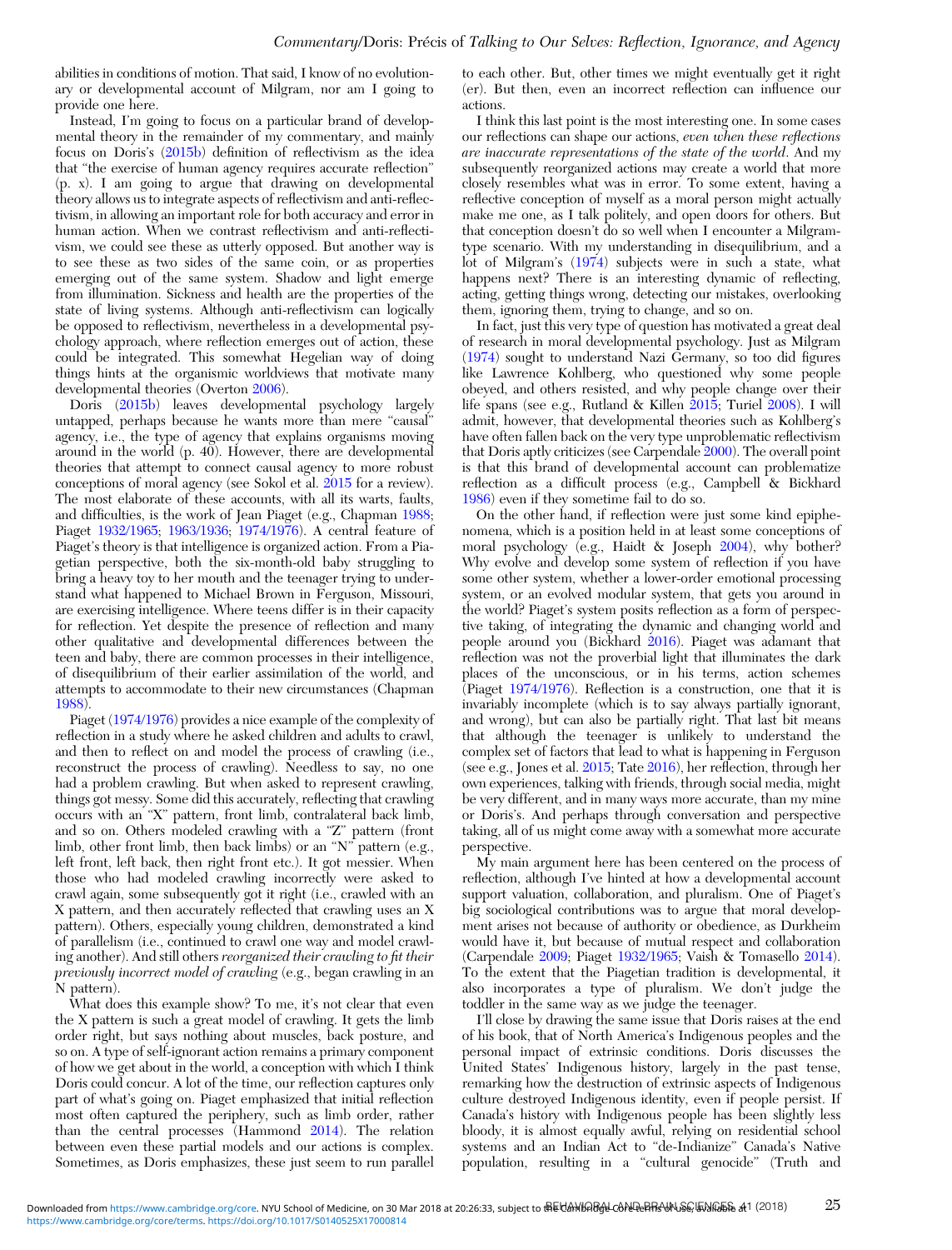abilities in conditions of motion. That said, I know of no evolutionary or developmental account of Milgram, nor am I going to provide one here.

Instead, I'm going to focus on a particular brand of developmental theory in the remainder of my commentary, and mainly focus on Doris's (2015b) definition of reflectivism as the idea that "the exercise of human agency requires accurate reflection" (p. x). I am going to argue that drawing on developmental theory allows us to integrate aspects of reflectivism and anti-reflectivism, in allowing an important role for both accuracy and error in human action. When we contrast reflectivism and anti-reflectivism, we could see these as utterly opposed. But another way is to see these as two sides of the same coin, or as properties emerging out of the same system. Shadow and light emerge from illumination. Sickness and health are the properties of the state of living systems. Although anti-reflectivism can logically be opposed to reflectivism, nevertheless in a developmental psychology approach, where reflection emerges out of action, these could be integrated. This somewhat Hegelian way of doing things hints at the organismic worldviews that motivate many developmental theories (Overton 2006).

Doris (2015b) leaves developmental psychology largely untapped, perhaps because he wants more than mere "causal" agency, i.e., the type of agency that explains organisms moving around in the world (p. 40). However, there are developmental theories that attempt to connect causal agency to more robust conceptions of moral agency (see Sokol et al. 2015 for a review). The most elaborate of these accounts, with all its warts, faults, and difficulties, is the work of Jean Piaget (e.g., Chapman 1988; Piaget 1932/1965; 1963/1936; 1974/1976). A central feature of Piaget's theory is that intelligence is organized action. From a Piagetian perspective, both the six-month-old baby struggling to bring a heavy toy to her mouth and the teenager trying to understand what happened to Michael Brown in Ferguson, Missouri, are exercising intelligence. Where teens differ is in their capacity for reflection. Yet despite the presence of reflection and many other qualitative and developmental differences between the teen and baby, there are common processes in their intelligence, of disequilibrium of their earlier assimilation of the world, and attempts to accommodate to their new circumstances (Chapman 1988).

Piaget (1974/1976) provides a nice example of the complexity of reflection in a study where he asked children and adults to crawl, and then to reflect on and model the process of crawling (i.e., reconstruct the process of crawling). Needless to say, no one had a problem crawling. But when asked to represent crawling, things got messy. Some did this accurately, reflecting that crawling occurs with an "X" pattern, front limb, contralateral back limb, and so on. Others modeled crawling with a "Z" pattern (front limb, other front limb, then back limbs) or an "N" pattern (e.g., left front, left back, then right front etc.). It got messier. When those who had modeled crawling incorrectly were asked to crawl again, some subsequently got it right (i.e., crawled with an X pattern, and then accurately reflected that crawling uses an X pattern). Others, especially young children, demonstrated a kind of parallelism (i.e., continued to crawl one way and model crawling another). And still others *reorganized their crawling to fit their previously incorrect model of crawling* (e.g., began crawling in an N pattern).

What does this example show? To me, it's not clear that even the X pattern is such a great model of crawling. It gets the limb order right, but says nothing about muscles, back posture, and so on. A type of self-ignorant action remains a primary component of how we get about in the world, a conception with which I think Doris could concur. A lot of the time, our reflection captures only part of what's going on. Piaget emphasized that initial reflection most often captured the periphery, such as limb order, rather than the central processes (Hammond 2014). The relation between even these partial models and our actions is complex. Sometimes, as Doris emphasizes, these just seem to run parallel to each other. But, other times we might eventually get it right (er). But then, even an incorrect reflection can influence our actions.

I think this last point is the most interesting one. In some cases our reflections can shape our actions, *even when these reflections are inaccurate representations of the state of the world*. And my subsequently reorganized actions may create a world that more closely resembles what was in error. To some extent, having a reflective conception of myself as a moral person might actually make me one, as I talk politely, and open doors for others. But that conception doesn't do so well when I encounter a Milgram-type scenario. With my understanding in disequilibrium, and a lot of Milgram's (1974) subjects were in such a state, what happens next? There is an interesting dynamic of reflecting, acting, getting things wrong, detecting our mistakes, overlooking them, ignoring them, trying to change, and so on.

In fact, just this very type of question has motivated a great deal of research in moral developmental psychology. Just as Milgram (1974) sought to understand Nazi Germany, so too did figures like Lawrence Kohlberg, who questioned why some people obeyed, and others resisted, and why people change over their life spans (see e.g., Rutland & Killen 2015; Turiel 2008). I will admit, however, that developmental theories such as Kohlberg's have often fallen back on the very type unproblematic reflectivism that Doris aptly criticizes (see Carpendale 2000). The overall point is that this brand of developmental account can problematize reflection as a difficult process (e.g., Campbell & Bickhard 1986) even if they sometime fail to do so.

On the other hand, if reflection were just some kind epiphenomena, which is a position held in at least some conceptions of moral psychology (e.g., Haidt & Joseph 2004), why bother? Why evolve and develop some system of reflection if you have some other system, whether a lower-order emotional processing system, or an evolved modular system, that gets you around in the world? Piaget's system posits reflection as a form of perspective taking, of integrating the dynamic and changing world and people around you (Bickhard 2016). Piaget was adamant that reflection was not the proverbial light that illuminates the dark places of the unconscious, or in his terms, action schemes (Piaget 1974/1976). Reflection is a construction, one that it is invariably incomplete (which is to say always partially ignorant, and wrong), but can also be partially right. That last bit means that although the teenager is unlikely to understand the complex set of factors that lead to what is happening in Ferguson (see e.g., Jones et al. 2015; Tate 2016), her reflection, through her own experiences, talking with friends, through social media, might be very different, and in many ways more accurate, than my mine or Doris's. And perhaps through conversation and perspective taking, all of us might come away with a somewhat more accurate perspective.

My main argument here has been centered on the process of reflection, although I've hinted at how a developmental account support valuation, collaboration, and pluralism. One of Piaget's big sociological contributions was to argue that moral development arises not because of authority or obedience, as Durkheim would have it, but because of mutual respect and collaboration (Carpendale 2009; Piaget 1932/1965; Vaish & Tomasello 2014). To the extent that the Piagetian tradition is developmental, it also incorporates a type of pluralism. We don't judge the toddler in the same way as we judge the teenager.

I'll close by drawing the same issue that Doris raises at the end of his book, that of North America's Indigenous peoples and the personal impact of extrinsic conditions. Doris discusses the United States' Indigenous history, largely in the past tense, remarking how the destruction of extrinsic aspects of Indigenous culture destroyed Indigenous identity, even if people persist. If Canada's history with Indigenous people has been slightly less bloody, it is almost equally awful, relying on residential school systems and an Indian Act to "de-Indianize" Canada's Native population, resulting in a "cultural genocide" (Truth and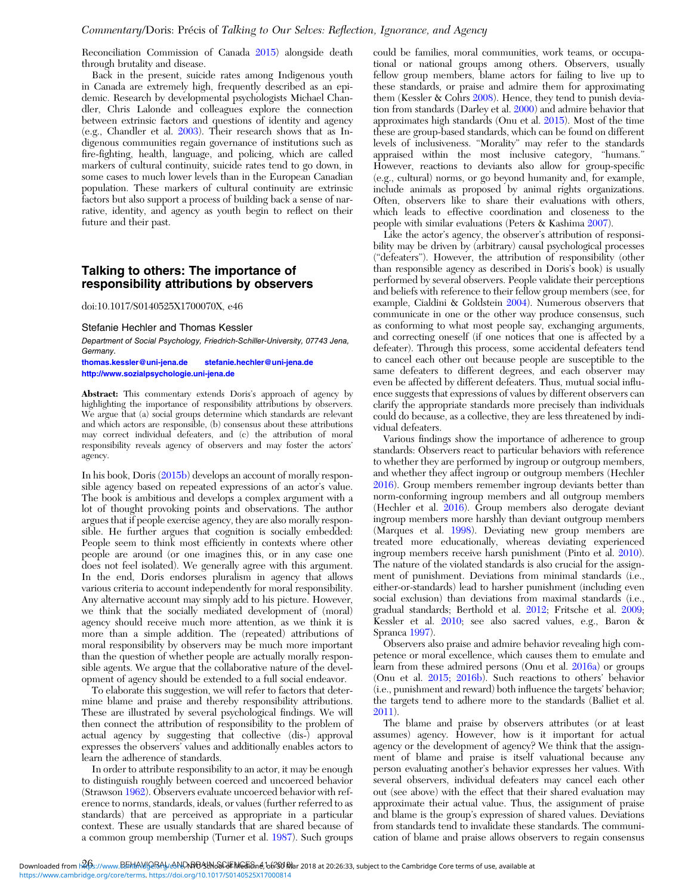Reconciliation Commission of Canada 2015) alongside death through brutality and disease.

Back in the present, suicide rates among Indigenous youth in Canada are extremely high, frequently described as an epidemic. Research by developmental psychologists Michael Chandler, Chris Lalonde and colleagues explore the connection between extrinsic factors and questions of identity and agency (e.g., Chandler et al. 2003). Their research shows that as Indigenous communities regain governance of institutions such as fire-fighting, health, language, and policing, which are called markers of cultural continuity, suicide rates tend to go down, in some cases to much lower levels than in the European Canadian population. These markers of cultural continuity are extrinsic factors but also support a process of building back a sense of narrative, identity, and agency as youth begin to reflect on their future and their past.

## Talking to others: The importance of responsibility attributions by observers

doi:10.1017/S0140525X1700070X, e46

Stefanie Hechler and Thomas Kessler

*Department of Social Psychology, Friedrich-Schiller-University, 07743 Jena, Germany.*
thomas.kessler@uni-jena.de stefanie.hechler@uni-jena.de
http://www.sozialpsychologie.uni-jena.de

**Abstract:** This commentary extends Doris's approach of agency by highlighting the importance of responsibility attributions by observers. We argue that (a) social groups determine which standards are relevant and which actors are responsible, (b) consensus about these attributions may correct individual defeaters, and (c) the attribution of moral responsibility reveals agency of observers and may foster the actors' agency.

In his book, Doris (2015b) develops an account of morally responsible agency based on repeated expressions of an actor's value. The book is ambitious and develops a complex argument with a lot of thought provoking points and observations. The author argues that if people exercise agency, they are also morally responsible. He further argues that cognition is socially embedded: People seem to think most efficiently in contexts where other people are around (or one imagines this, or in any case one does not feel isolated). We generally agree with this argument. In the end, Doris endorses pluralism in agency that allows various criteria to account independently for moral responsibility. Any alternative account may simply add to his picture. However, we think that the socially mediated development of (moral) agency should receive much more attention, as we think it is more than a simple addition. The (repeated) attributions of moral responsibility by observers may be much more important than the question of whether people are actually morally responsible agents. We argue that the collaborative nature of the development of agency should be extended to a full social endeavor.

To elaborate this suggestion, we will refer to factors that determine blame and praise and thereby responsibility attributions. These are illustrated by several psychological findings. We will then connect the attribution of responsibility to the problem of actual agency by suggesting that collective (dis-) approval expresses the observers' values and additionally enables actors to learn the adherence of standards.

In order to attribute responsibility to an actor, it may be enough to distinguish roughly between coerced and uncoerced behavior (Strawson 1962). Observers evaluate uncoerced behavior with reference to norms, standards, ideals, or values (further referred to as standards) that are perceived as appropriate in a particular context. These are usually standards that are shared because of a common group membership (Turner et al. 1987). Such groups could be families, moral communities, work teams, or occupational or national groups among others. Observers, usually fellow group members, blame actors for failing to live up to these standards, or praise and admire them for approximating them (Kessler & Cohrs 2008). Hence, they tend to punish deviation from standards (Darley et al. 2000) and admire behavior that approximates high standards (Onu et al. 2015). Most of the time these are group-based standards, which can be found on different levels of inclusiveness. "Morality" may refer to the standards appraised within the most inclusive category, "humans." However, reactions to deviants also allow for group-specific (e.g., cultural) norms, or go beyond humanity and, for example, include animals as proposed by animal rights organizations. Often, observers like to share their evaluations with others, which leads to effective coordination and closeness to the people with similar evaluations (Peters & Kashima 2007).

Like the actor's agency, the observer's attribution of responsibility may be driven by (arbitrary) causal psychological processes ("defeaters"). However, the attribution of responsibility (other than responsible agency as described in Doris's book) is usually performed by several observers. People validate their perceptions and beliefs with reference to their fellow group members (see, for example, Cialdini & Goldstein 2004). Numerous observers that communicate in one or the other way produce consensus, such as conforming to what most people say, exchanging arguments, and correcting oneself (if one notices that one is affected by a defeater). Through this process, some accidental defeaters tend to cancel each other out because people are susceptible to the same defeaters to different degrees, and each observer may even be affected by different defeaters. Thus, mutual social influence suggests that expressions of values by different observers can clarify the appropriate standards more precisely than individuals could do because, as a collective, they are less threatened by individual defeaters.

Various findings show the importance of adherence to group standards: Observers react to particular behaviors with reference to whether they are performed by ingroup or outgroup members, and whether they affect ingroup or outgroup members (Hechler 2016). Group members remember ingroup deviants better than norm-conforming ingroup members and all outgroup members (Hechler et al. 2016). Group members also derogate deviant ingroup members more harshly than deviant outgroup members (Marques et al. 1998). Deviating new group members are treated more educationally, whereas deviating experienced ingroup members receive harsh punishment (Pinto et al. 2010). The nature of the violated standards is also crucial for the assignment of punishment. Deviations from minimal standards (i.e., either-or-standards) lead to harsher punishment (including even social exclusion) than deviations from maximal standards (i.e., gradual standards; Berthold et al. 2012; Fritsche et al. 2009; Kessler et al. 2010; see also sacred values, e.g., Baron & Spranca 1997).

Observers also praise and admire behavior revealing high competence or moral excellence, which causes them to emulate and learn from these admired persons (Onu et al. 2016a) or groups (Onu et al. 2015; 2016b). Such reactions to others' behavior (i.e., punishment and reward) both influence the targets' behavior; the targets tend to adhere more to the standards (Balliet et al. 2011).

The blame and praise by observers attributes (or at least assumes) agency. However, how is it important for actual agency or the development of agency? We think that the assignment of blame and praise is itself valuational because any person evaluating another's behavior expresses her values. With several observers, individual defeaters may cancel each other out (see above) with the effect that their shared evaluation may approximate their actual value. Thus, the assignment of praise and blame is the group's expression of shared values. Deviations from standards tend to invalidate these standards. The communication of blame and praise allows observers to regain consensus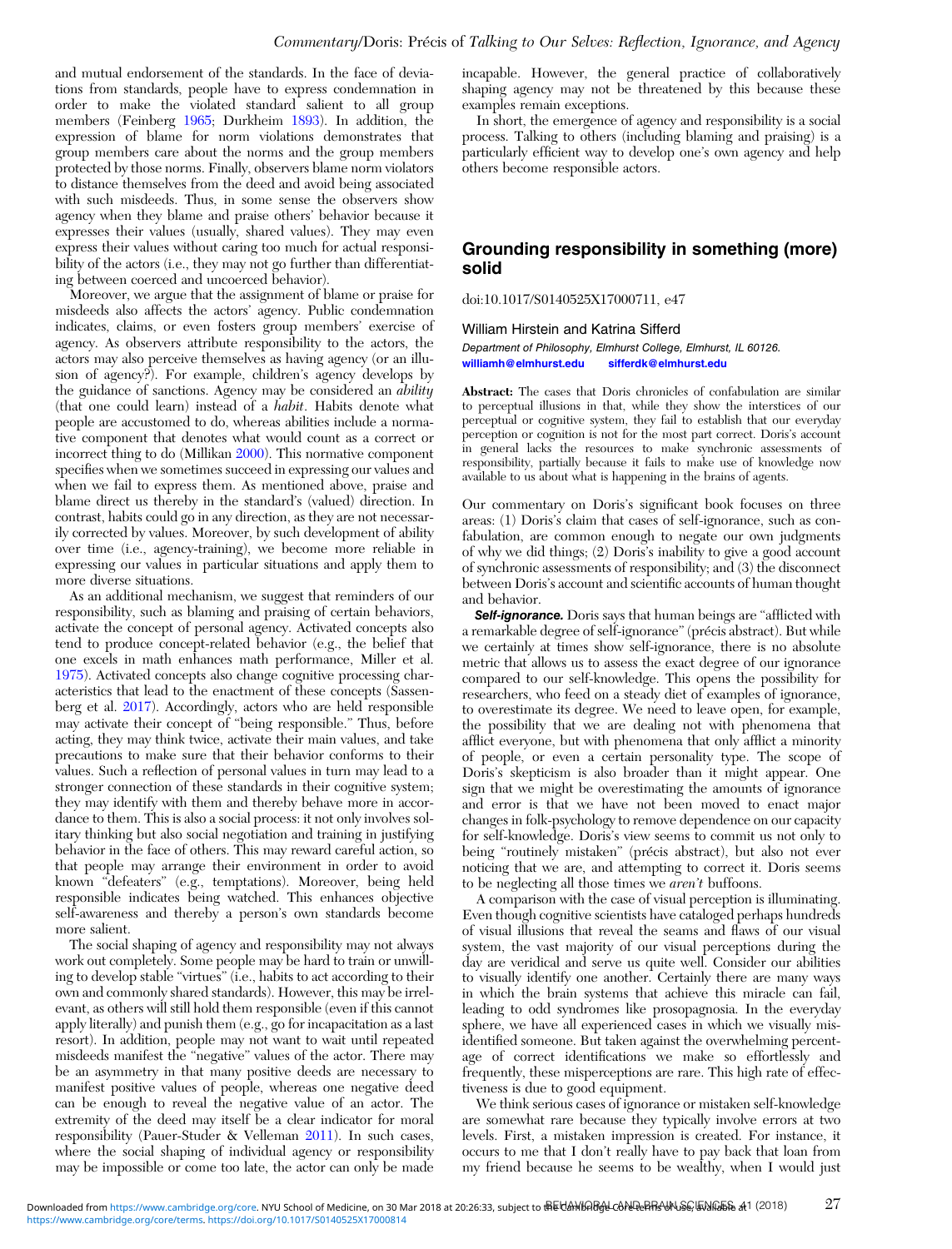and mutual endorsement of the standards. In the face of deviations from standards, people have to express condemnation in order to make the violated standard salient to all group members (Feinberg 1965; Durkheim 1893). In addition, the expression of blame for norm violations demonstrates that group members care about the norms and the group members protected by those norms. Finally, observers blame norm violators to distance themselves from the deed and avoid being associated with such misdeeds. Thus, in some sense the observers show agency when they blame and praise others' behavior because it expresses their values (usually, shared values). They may even express their values without caring too much for actual responsibility of the actors (i.e., they may not go further than differentiating between coerced and uncoerced behavior).

Moreover, we argue that the assignment of blame or praise for misdeeds also affects the actors' agency. Public condemnation indicates, claims, or even fosters group members' exercise of agency. As observers attribute responsibility to the actors, the actors may also perceive themselves as having agency (or an illusion of agency?). For example, children's agency develops by the guidance of sanctions. Agency may be considered an *ability* (that one could learn) instead of a *habit*. Habits denote what people are accustomed to do, whereas abilities include a normative component that denotes what would count as a correct or incorrect thing to do (Millikan 2000). This normative component specifies when we sometimes succeed in expressing our values and when we fail to express them. As mentioned above, praise and blame direct us thereby in the standard's (valued) direction. In contrast, habits could go in any direction, as they are not necessarily corrected by values. Moreover, by such development of ability over time (i.e., agency-training), we become more reliable in expressing our values in particular situations and apply them to more diverse situations.

As an additional mechanism, we suggest that reminders of our responsibility, such as blaming and praising of certain behaviors, activate the concept of personal agency. Activated concepts also tend to produce concept-related behavior (e.g., the belief that one excels in math enhances math performance, Miller et al. 1975). Activated concepts also change cognitive processing characteristics that lead to the enactment of these concepts (Sassenberg et al. 2017). Accordingly, actors who are held responsible may activate their concept of "being responsible." Thus, before acting, they may think twice, activate their main values, and take precautions to make sure that their behavior conforms to their values. Such a reflection of personal values in turn may lead to a stronger connection of these standards in their cognitive system; they may identify with them and thereby behave more in accordance to them. This is also a social process: it not only involves solitary thinking but also social negotiation and training in justifying behavior in the face of others. This may reward careful action, so that people may arrange their environment in order to avoid known "defeaters" (e.g., temptations). Moreover, being held responsible indicates being watched. This enhances objective self-awareness and thereby a person's own standards become more salient.

The social shaping of agency and responsibility may not always work out completely. Some people may be hard to train or unwilling to develop stable "virtues" (i.e., habits to act according to their own and commonly shared standards). However, this may be irrelevant, as others will still hold them responsible (even if this cannot apply literally) and punish them (e.g., go for incapacitation as a last resort). In addition, people may not want to wait until repeated misdeeds manifest the "negative" values of the actor. There may be an asymmetry in that many positive deeds are necessary to manifest positive values of people, whereas one negative deed can be enough to reveal the negative value of an actor. The extremity of the deed may itself be a clear indicator for moral responsibility (Pauer-Studer & Velleman 2011). In such cases, where the social shaping of individual agency or responsibility may be impossible or come too late, the actor can only be made incapable. However, the general practice of collaboratively shaping agency may not be threatened by this because these examples remain exceptions.

In short, the emergence of agency and responsibility is a social process. Talking to others (including blaming and praising) is a particularly efficient way to develop one's own agency and help others become responsible actors.

## Grounding responsibility in something (more) solid

doi:10.1017/S0140525X17000711, e47

William Hirstein and Katrina Sifferd

*Department of Philosophy, Elmhurst College, Elmhurst, IL 60126.*
williamh@elmhurst.edu sifferdk@elmhurst.edu

**Abstract:** The cases that Doris chronicles of confabulation are similar to perceptual illusions in that, while they show the interstices of our perceptual or cognitive system, they fail to establish that our everyday perception or cognition is not for the most part correct. Doris's account in general lacks the resources to make synchronic assessments of responsibility, partially because it fails to make use of knowledge now available to us about what is happening in the brains of agents.

Our commentary on Doris's significant book focuses on three areas: (1) Doris's claim that cases of self-ignorance, such as confabulation, are common enough to negate our own judgments of why we did things; (2) Doris's inability to give a good account of synchronic assessments of responsibility; and (3) the disconnect between Doris's account and scientific accounts of human thought and behavior.

***Self-ignorance.*** Doris says that human beings are "afflicted with a remarkable degree of self-ignorance" (précis abstract). But while we certainly at times show self-ignorance, there is no absolute metric that allows us to assess the exact degree of our ignorance compared to our self-knowledge. This opens the possibility for researchers, who feed on a steady diet of examples of ignorance, to overestimate its degree. We need to leave open, for example, the possibility that we are dealing not with phenomena that afflict everyone, but with phenomena that only afflict a minority of people, or even a certain personality type. The scope of Doris's skepticism is also broader than it might appear. One sign that we might be overestimating the amounts of ignorance and error is that we have not been moved to enact major changes in folk-psychology to remove dependence on our capacity for self-knowledge. Doris's view seems to commit us not only to being "routinely mistaken" (précis abstract), but also not ever noticing that we are, and attempting to correct it. Doris seems to be neglecting all those times we *aren't* buffoons.

A comparison with the case of visual perception is illuminating. Even though cognitive scientists have cataloged perhaps hundreds of visual illusions that reveal the seams and flaws of our visual system, the vast majority of our visual perceptions during the day are veridical and serve us quite well. Consider our abilities to visually identify one another. Certainly there are many ways in which the brain systems that achieve this miracle can fail, leading to odd syndromes like prosopagnosia. In the everyday sphere, we have all experienced cases in which we visually misidentified someone. But taken against the overwhelming percentage of correct identifications we make so effortlessly and frequently, these misperceptions are rare. This high rate of effectiveness is due to good equipment.

We think serious cases of ignorance or mistaken self-knowledge are somewhat rare because they typically involve errors at two levels. First, a mistaken impression is created. For instance, it occurs to me that I don't really have to pay back that loan from my friend because he seems to be wealthy, when I would just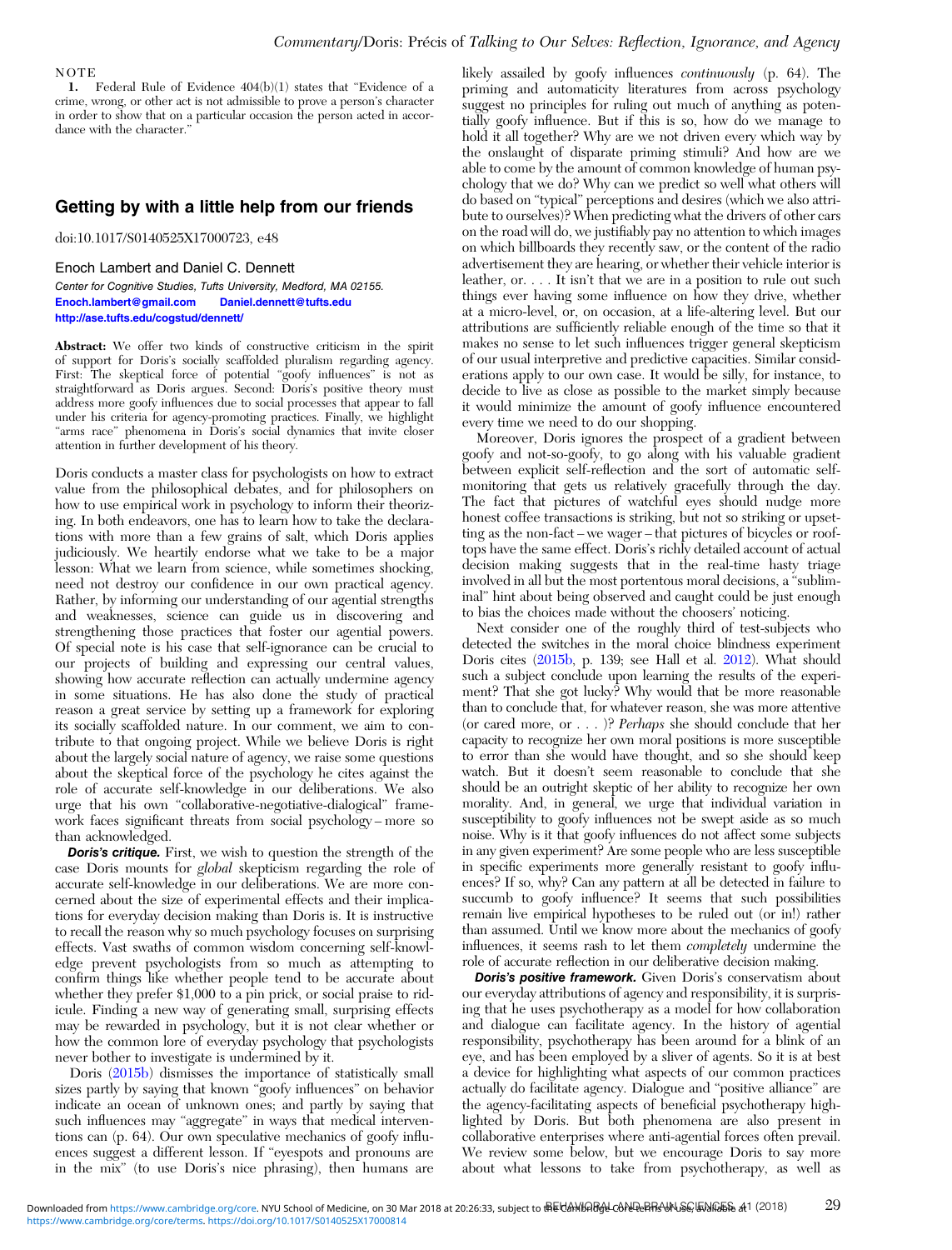NOTE

1. Federal Rule of Evidence 404(b)(1) states that "Evidence of a crime, wrong, or other act is not admissible to prove a person's character in order to show that on a particular occasion the person acted in accordance with the character."

## Getting by with a little help from our friends

doi:10.1017/S0140525X17000723, e48

Enoch Lambert and Daniel C. Dennett

*Center for Cognitive Studies, Tufts University, Medford, MA 02155.*
Enoch.lambert@gmail.com Daniel.dennett@tufts.edu
http://ase.tufts.edu/cogstud/dennett/

**Abstract:** We offer two kinds of constructive criticism in the spirit of support for Doris's socially scaffolded pluralism regarding agency. First: The skeptical force of potential "goofy influences" is not as straightforward as Doris argues. Second: Doris's positive theory must address more goofy influences due to social processes that appear to fall under his criteria for agency-promoting practices. Finally, we highlight "arms race" phenomena in Doris's social dynamics that invite closer attention in further development of his theory.

Doris conducts a master class for psychologists on how to extract value from the philosophical debates, and for philosophers on how to use empirical work in psychology to inform their theorizing. In both endeavors, one has to learn how to take the declarations with more than a few grains of salt, which Doris applies judiciously. We heartily endorse what we take to be a major lesson: What we learn from science, while sometimes shocking, need not destroy our confidence in our own practical agency. Rather, by informing our understanding of our agential strengths and weaknesses, science can guide us in discovering and strengthening those practices that foster our agential powers. Of special note is his case that self-ignorance can be crucial to our projects of building and expressing our central values, showing how accurate reflection can actually undermine agency in some situations. He has also done the study of practical reason a great service by setting up a framework for exploring its socially scaffolded nature. In our comment, we aim to contribute to that ongoing project. While we believe Doris is right about the largely social nature of agency, we raise some questions about the skeptical force of the psychology he cites against the role of accurate self-knowledge in our deliberations. We also urge that his own "collaborative-negotiative-dialogical" framework faces significant threats from social psychology – more so than acknowledged.

***Doris's critique.*** First, we wish to question the strength of the case Doris mounts for *global* skepticism regarding the role of accurate self-knowledge in our deliberations. We are more concerned about the size of experimental effects and their implications for everyday decision making than Doris is. It is instructive to recall the reason why so much psychology focuses on surprising effects. Vast swaths of common wisdom concerning self-knowledge prevent psychologists from so much as attempting to confirm things like whether people tend to be accurate about whether they prefer $1,000 to a pin prick, or social praise to ridicule. Finding a new way of generating small, surprising effects may be rewarded in psychology, but it is not clear whether or how the common lore of everyday psychology that psychologists never bother to investigate is undermined by it.

Doris (2015b) dismisses the importance of statistically small sizes partly by saying that known "goofy influences" on behavior indicate an ocean of unknown ones; and partly by saying that such influences may "aggregate" in ways that medical interventions can (p. 64). Our own speculative mechanics of goofy influences suggest a different lesson. If "eyespots and pronouns are in the mix" (to use Doris's nice phrasing), then humans are likely assailed by goofy influences *continuously* (p. 64). The priming and automaticity literatures from across psychology suggest no principles for ruling out much of anything as potentially goofy influence. But if this is so, how do we manage to hold it all together? Why are we not driven every which way by the onslaught of disparate priming stimuli? And how are we able to come by the amount of common knowledge of human psychology that we do? Why can we predict so well what others will do based on "typical" perceptions and desires (which we also attribute to ourselves)? When predicting what the drivers of other cars on the road will do, we justifiably pay no attention to which images on which billboards they recently saw, or the content of the radio advertisement they are hearing, or whether their vehicle interior is leather, or. . . . It isn't that we are in a position to rule out such things ever having some influence on how they drive, whether at a micro-level, or, on occasion, at a life-altering level. But our attributions are sufficiently reliable enough of the time so that it makes no sense to let such influences trigger general skepticism of our usual interpretive and predictive capacities. Similar considerations apply to our own case. It would be silly, for instance, to decide to live as close as possible to the market simply because it would minimize the amount of goofy influence encountered every time we need to do our shopping.

Moreover, Doris ignores the prospect of a gradient between goofy and not-so-goofy, to go along with his valuable gradient between explicit self-reflection and the sort of automatic self-monitoring that gets us relatively gracefully through the day. The fact that pictures of watchful eyes should nudge more honest coffee transactions is striking, but not so striking or upsetting as the non-fact – we wager – that pictures of bicycles or rooftops have the same effect. Doris's richly detailed account of actual decision making suggests that in the real-time hasty triage involved in all but the most portentous moral decisions, a "subliminal" hint about being observed and caught could be just enough to bias the choices made without the choosers' noticing.

Next consider one of the roughly third of test-subjects who detected the switches in the moral choice blindness experiment Doris cites (2015b, p. 139; see Hall et al. 2012). What should such a subject conclude upon learning the results of the experiment? That she got lucky? Why would that be more reasonable than to conclude that, for whatever reason, she was more attentive (or cared more, or . . . )? *Perhaps* she should conclude that her capacity to recognize her own moral positions is more susceptible to error than she would have thought, and so she should keep watch. But it doesn't seem reasonable to conclude that she should be an outright skeptic of her ability to recognize her own morality. And, in general, we urge that individual variation in susceptibility to goofy influences not be swept aside as so much noise. Why is it that goofy influences do not affect some subjects in any given experiment? Are some people who are less susceptible in specific experiments more generally resistant to goofy influences? If so, why? Can any pattern at all be detected in failure to succumb to goofy influence? It seems that such possibilities remain live empirical hypotheses to be ruled out (or in!) rather than assumed. Until we know more about the mechanics of goofy influences, it seems rash to let them *completely* undermine the role of accurate reflection in our deliberative decision making.

***Doris's positive framework.*** Given Doris's conservatism about our everyday attributions of agency and responsibility, it is surprising that he uses psychotherapy as a model for how collaboration and dialogue can facilitate agency. In the history of agential responsibility, psychotherapy has been around for a blink of an eye, and has been employed by a sliver of agents. So it is at best a device for highlighting what aspects of our common practices actually do facilitate agency. Dialogue and "positive alliance" are the agency-facilitating aspects of beneficial psychotherapy highlighted by Doris. But both phenomena are also present in collaborative enterprises where anti-agential forces often prevail. We review some below, but we encourage Doris to say more about what lessons to take from psychotherapy, as well as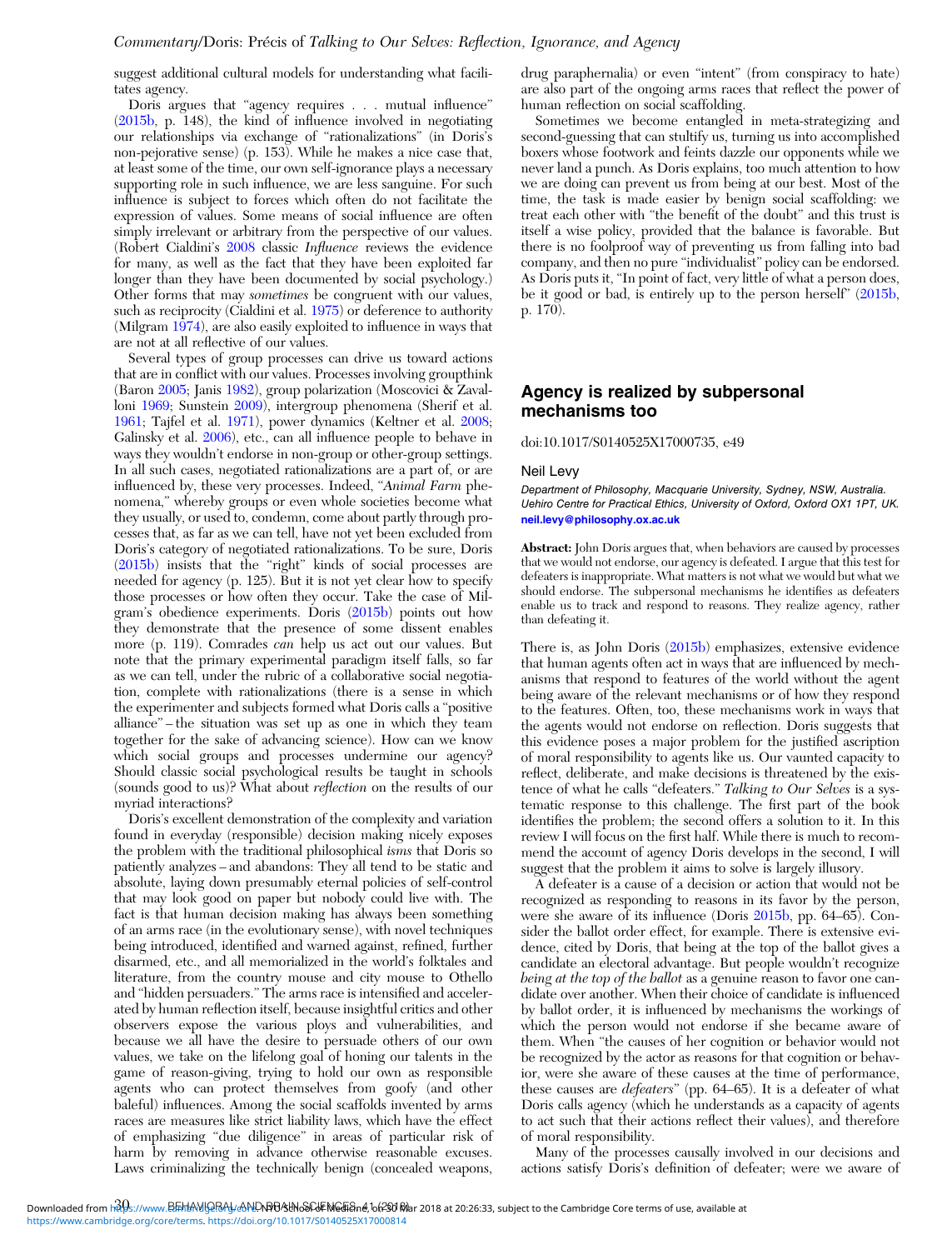suggest additional cultural models for understanding what facilitates agency.

Doris argues that "agency requires . . . mutual influence" (2015b, p. 148), the kind of influence involved in negotiating our relationships via exchange of "rationalizations" (in Doris's non-pejorative sense) (p. 153). While he makes a nice case that, at least some of the time, our own self-ignorance plays a necessary supporting role in such influence, we are less sanguine. For such influence is subject to forces which often do not facilitate the expression of values. Some means of social influence are often simply irrelevant or arbitrary from the perspective of our values. (Robert Cialdini's 2008 classic *Influence* reviews the evidence for many, as well as the fact that they have been exploited far longer than they have been documented by social psychology.) Other forms that may *sometimes* be congruent with our values, such as reciprocity (Cialdini et al. 1975) or deference to authority (Milgram 1974), are also easily exploited to influence in ways that are not at all reflective of our values.

Several types of group processes can drive us toward actions that are in conflict with our values. Processes involving groupthink (Baron 2005; Janis 1982), group polarization (Moscovici & Zavalloni 1969; Sunstein 2009), intergroup phenomena (Sherif et al. 1961; Tajfel et al. 1971), power dynamics (Keltner et al. 2008; Galinsky et al. 2006), etc., can all influence people to behave in ways they wouldn't endorse in non-group or other-group settings. In all such cases, negotiated rationalizations are a part of, or are influenced by, these very processes. Indeed, "*Animal Farm* phenomena," whereby groups or even whole societies become what they usually, or used to, condemn, come about partly through processes that, as far as we can tell, have not yet been excluded from Doris's category of negotiated rationalizations. To be sure, Doris (2015b) insists that the "right" kinds of social processes are needed for agency (p. 125). But it is not yet clear how to specify those processes or how often they occur. Take the case of Milgram's obedience experiments. Doris (2015b) points out how they demonstrate that the presence of some dissent enables more (p. 119). Comrades *can* help us act out our values. But note that the primary experimental paradigm itself falls, so far as we can tell, under the rubric of a collaborative social negotiation, complete with rationalizations (there is a sense in which the experimenter and subjects formed what Doris calls a "positive alliance" – the situation was set up as one in which they team together for the sake of advancing science). How can we know which social groups and processes undermine our agency? Should classic social psychological results be taught in schools (sounds good to us)? What about *reflection* on the results of our myriad interactions?

Doris's excellent demonstration of the complexity and variation found in everyday (responsible) decision making nicely exposes the problem with the traditional philosophical *isms* that Doris so patiently analyzes – and abandons: They all tend to be static and absolute, laying down presumably eternal policies of self-control that may look good on paper but nobody could live with. The fact is that human decision making has always been something of an arms race (in the evolutionary sense), with novel techniques being introduced, identified and warned against, refined, further disarmed, etc., and all memorialized in the world's folktales and literature, from the country mouse and city mouse to Othello and "hidden persuaders." The arms race is intensified and accelerated by human reflection itself, because insightful critics and other observers expose the various ploys and vulnerabilities, and because we all have the desire to persuade others of our own values, we take on the lifelong goal of honing our talents in the game of reason-giving, trying to hold our own as responsible agents who can protect themselves from goofy (and other baleful) influences. Among the social scaffolds invented by arms races are measures like strict liability laws, which have the effect of emphasizing "due diligence" in areas of particular risk of harm by removing in advance otherwise reasonable excuses. Laws criminalizing the technically benign (concealed weapons, drug paraphernalia) or even "intent" (from conspiracy to hate) are also part of the ongoing arms races that reflect the power of human reflection on social scaffolding.

Sometimes we become entangled in meta-strategizing and second-guessing that can stultify us, turning us into accomplished boxers whose footwork and feints dazzle our opponents while we never land a punch. As Doris explains, too much attention to how we are doing can prevent us from being at our best. Most of the time, the task is made easier by benign social scaffolding: we treat each other with "the benefit of the doubt" and this trust is itself a wise policy, provided that the balance is favorable. But there is no foolproof way of preventing us from falling into bad company, and then no pure "individualist" policy can be endorsed. As Doris puts it, "In point of fact, very little of what a person does, be it good or bad, is entirely up to the person herself" (2015b, p. 170).

## Agency is realized by subpersonal mechanisms too

doi:10.1017/S0140525X17000735, e49

Neil Levy

*Department of Philosophy, Macquarie University, Sydney, NSW, Australia.*
*Uehiro Centre for Practical Ethics, University of Oxford, Oxford OX1 1PT, UK.*
neil.levy@philosophy.ox.ac.uk

**Abstract:** John Doris argues that, when behaviors are caused by processes that we would not endorse, our agency is defeated. I argue that this test for defeaters is inappropriate. What matters is not what we would but what we should endorse. The subpersonal mechanisms he identifies as defeaters enable us to track and respond to reasons. They realize agency, rather than defeating it.

There is, as John Doris (2015b) emphasizes, extensive evidence that human agents often act in ways that are influenced by mechanisms that respond to features of the world without the agent being aware of the relevant mechanisms or of how they respond to the features. Often, too, these mechanisms work in ways that the agents would not endorse on reflection. Doris suggests that this evidence poses a major problem for the justified ascription of moral responsibility to agents like us. Our vaunted capacity to reflect, deliberate, and make decisions is threatened by the existence of what he calls "defeaters." *Talking to Our Selves* is a systematic response to this challenge. The first part of the book identifies the problem; the second offers a solution to it. In this review I will focus on the first half. While there is much to recommend the account of agency Doris develops in the second, I will suggest that the problem it aims to solve is largely illusory.

A defeater is a cause of a decision or action that would not be recognized as responding to reasons in its favor by the person, were she aware of its influence (Doris 2015b, pp. 64–65). Consider the ballot order effect, for example. There is extensive evidence, cited by Doris, that being at the top of the ballot gives a candidate an electoral advantage. But people wouldn't recognize *being at the top of the ballot* as a genuine reason to favor one candidate over another. When their choice of candidate is influenced by ballot order, it is influenced by mechanisms the workings of which the person would not endorse if she became aware of them. When "the causes of her cognition or behavior would not be recognized by the actor as reasons for that cognition or behavior, were she aware of these causes at the time of performance, these causes are *defeaters*" (pp. 64–65). It is a defeater of what Doris calls agency (which he understands as a capacity of agents to act such that their actions reflect their values), and therefore of moral responsibility.

Many of the processes causally involved in our decisions and actions satisfy Doris's definition of defeater; were we aware of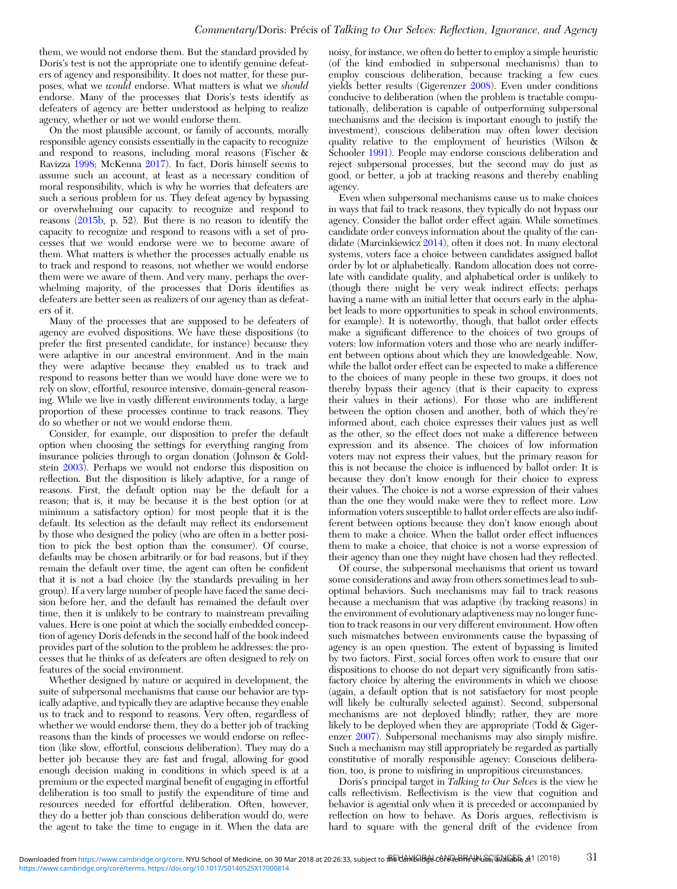them, we would not endorse them. But the standard provided by Doris's test is not the appropriate one to identify genuine defeaters of agency and responsibility. It does not matter, for these purposes, what we *would* endorse. What matters is what we *should* endorse. Many of the processes that Doris's tests identify as defeaters of agency are better understood as helping to realize agency, whether or not we would endorse them.

On the most plausible account, or family of accounts, morally responsible agency consists essentially in the capacity to recognize and respond to reasons, including moral reasons (Fischer & Ravizza 1998; McKenna 2017). In fact, Doris himself seems to assume such an account, at least as a necessary condition of moral responsibility, which is why he worries that defeaters are such a serious problem for us. They defeat agency by bypassing or overwhelming our capacity to recognize and respond to reasons (2015b, p. 52). But there is no reason to identify the capacity to recognize and respond to reasons with a set of processes that we would endorse were we to become aware of them. What matters is whether the processes actually enable us to track and respond to reasons, not whether we would endorse them were we aware of them. And very many, perhaps the overwhelming majority, of the processes that Doris identifies as defeaters are better seen as realizers of our agency than as defeaters of it.

Many of the processes that are supposed to be defeaters of agency are evolved dispositions. We have these dispositions (to prefer the first presented candidate, for instance) because they were adaptive in our ancestral environment. And in the main they were adaptive because they enabled us to track and respond to reasons better than we would have done were we to rely on slow, effortful, resource intensive, domain-general reasoning. While we live in vastly different environments today, a large proportion of these processes continue to track reasons. They do so whether or not we would endorse them.

Consider, for example, our disposition to prefer the default option when choosing the settings for everything ranging from insurance policies through to organ donation (Johnson & Goldstein 2003). Perhaps we would not endorse this disposition on reflection. But the disposition is likely adaptive, for a range of reasons. First, the default option may be the default for a reason; that is, it may be because it is the best option (or at minimum a satisfactory option) for most people that it is the default. Its selection as the default may reflect its endorsement by those who designed the policy (who are often in a better position to pick the best option than the consumer). Of course, defaults may be chosen arbitrarily or for bad reasons, but if they remain the default over time, the agent can often be confident that it is not a bad choice (by the standards prevailing in her group). If a very large number of people have faced the same decision before her, and the default has remained the default over time, then it is unlikely to be contrary to mainstream prevailing values. Here is one point at which the socially embedded conception of agency Doris defends in the second half of the book indeed provides part of the solution to the problem he addresses: the processes that he thinks of as defeaters are often designed to rely on features of the social environment.

Whether designed by nature or acquired in development, the suite of subpersonal mechanisms that cause our behavior are typically adaptive, and typically they are adaptive because they enable us to track and to respond to reasons. Very often, regardless of whether we would endorse them, they do a better job of tracking reasons than the kinds of processes we would endorse on reflection (like slow, effortful, conscious deliberation). They may do a better job because they are fast and frugal, allowing for good enough decision making in conditions in which speed is at a premium or the expected marginal benefit of engaging in effortful deliberation is too small to justify the expenditure of time and resources needed for effortful deliberation. Often, however, they do a better job than conscious deliberation would do, were the agent to take the time to engage in it. When the data are noisy, for instance, we often do better to employ a simple heuristic (of the kind embodied in subpersonal mechanisms) than to employ conscious deliberation, because tracking a few cues yields better results (Gigerenzer 2008). Even under conditions conducive to deliberation (when the problem is tractable computationally, deliberation is capable of outperforming subpersonal mechanisms and the decision is important enough to justify the investment), conscious deliberation may often lower decision quality relative to the employment of heuristics (Wilson & Schooler 1991). People may endorse conscious deliberation and reject subpersonal processes, but the second may do just as good, or better, a job at tracking reasons and thereby enabling agency.

Even when subpersonal mechanisms cause us to make choices in ways that fail to track reasons, they typically do not bypass our agency. Consider the ballot order effect again. While sometimes candidate order conveys information about the quality of the candidate (Marcinkiewicz 2014), often it does not. In many electoral systems, voters face a choice between candidates assigned ballot order by lot or alphabetically. Random allocation does not correlate with candidate quality, and alphabetical order is unlikely to (though there might be very weak indirect effects; perhaps having a name with an initial letter that occurs early in the alphabet leads to more opportunities to speak in school environments, for example). It is noteworthy, though, that ballot order effects make a significant difference to the choices of two groups of voters: low information voters and those who are nearly indifferent between options about which they are knowledgeable. Now, while the ballot order effect can be expected to make a difference to the choices of many people in these two groups, it does not thereby bypass their agency (that is their capacity to express their values in their actions). For those who are indifferent between the option chosen and another, both of which they're informed about, each choice expresses their values just as well as the other, so the effect does not make a difference between expression and its absence. The choices of low information voters may not express their values, but the primary reason for this is not because the choice is influenced by ballot order: It is because they don't know enough for their choice to express their values. The choice is not a worse expression of their values than the one they would make were they to reflect more. Low information voters susceptible to ballot order effects are also indifferent between options because they don't know enough about them to make a choice. When the ballot order effect influences them to make a choice, that choice is not a worse expression of their agency than one they might have chosen had they reflected.

Of course, the subpersonal mechanisms that orient us toward some considerations and away from others sometimes lead to suboptimal behaviors. Such mechanisms may fail to track reasons because a mechanism that was adaptive (by tracking reasons) in the environment of evolutionary adaptiveness may no longer function to track reasons in our very different environment. How often such mismatches between environments cause the bypassing of agency is an open question. The extent of bypassing is limited by two factors. First, social forces often work to ensure that our dispositions to choose do not depart very significantly from satisfactory choice by altering the environments in which we choose (again, a default option that is not satisfactory for most people will likely be culturally selected against). Second, subpersonal mechanisms are not deployed blindly; rather, they are more likely to be deployed when they are appropriate (Todd & Gigerenzer 2007). Subpersonal mechanisms may also simply misfire. Such a mechanism may still appropriately be regarded as partially constitutive of morally responsible agency: Conscious deliberation, too, is prone to misfiring in unpropitious circumstances.

Doris's principal target in *Talking to Our Selves* is the view he calls reflectivism. Reflectivism is the view that cognition and behavior is agential only when it is preceded or accompanied by reflection on how to behave. As Doris argues, reflectivism is hard to square with the general drift of the evidence from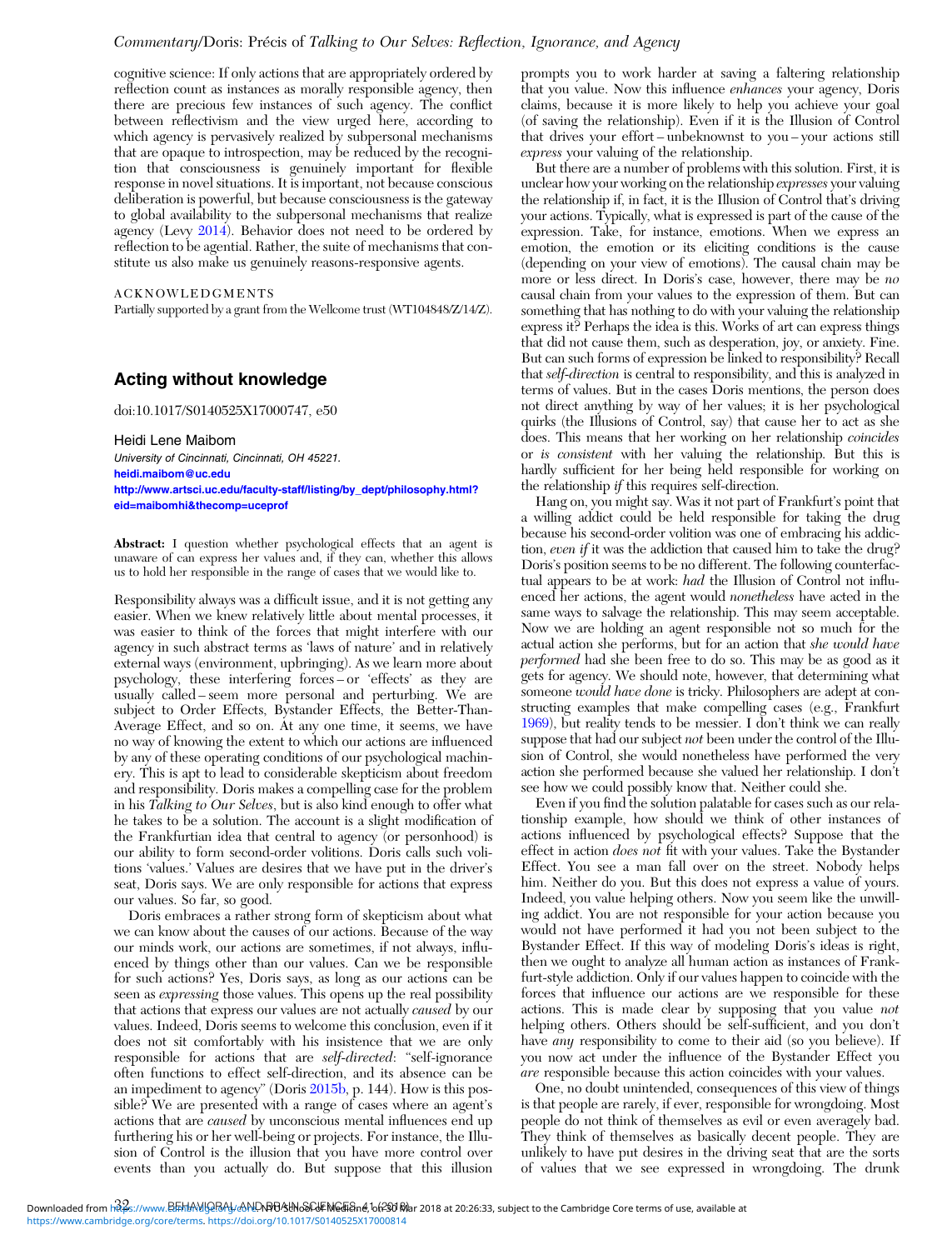cognitive science: If only actions that are appropriately ordered by reflection count as instances as morally responsible agency, then there are precious few instances of such agency. The conflict between reflectivism and the view urged here, according to which agency is pervasively realized by subpersonal mechanisms that are opaque to introspection, may be reduced by the recognition that consciousness is genuinely important for flexible response in novel situations. It is important, not because conscious deliberation is powerful, but because consciousness is the gateway to global availability to the subpersonal mechanisms that realize agency (Levy 2014). Behavior does not need to be ordered by reflection to be agential. Rather, the suite of mechanisms that constitute us also make us genuinely reasons-responsive agents.

ACKNOWLEDGMENTS

Partially supported by a grant from the Wellcome trust (WT104848/Z/14/Z).

## Acting without knowledge

doi:10.1017/S0140525X17000747, e50

Heidi Lene Maibom

*University of Cincinnati, Cincinnati, OH 45221.*
**heidi.maibom@uc.edu**
**http://www.artsci.uc.edu/faculty-staff/listing/by_dept/philosophy.html?eid=maibomhi&thecomp=uceprof**

**Abstract:** I question whether psychological effects that an agent is unaware of can express her values and, if they can, whether this allows us to hold her responsible in the range of cases that we would like to.

Responsibility always was a difficult issue, and it is not getting any easier. When we knew relatively little about mental processes, it was easier to think of the forces that might interfere with our agency in such abstract terms as 'laws of nature' and in relatively external ways (environment, upbringing). As we learn more about psychology, these interfering forces – or 'effects' as they are usually called – seem more personal and perturbing. We are subject to Order Effects, Bystander Effects, the Better-Than-Average Effect, and so on. At any one time, it seems, we have no way of knowing the extent to which our actions are influenced by any of these operating conditions of our psychological machinery. This is apt to lead to considerable skepticism about freedom and responsibility. Doris makes a compelling case for the problem in his *Talking to Our Selves*, but is also kind enough to offer what he takes to be a solution. The account is a slight modification of the Frankfurtian idea that central to agency (or personhood) is our ability to form second-order volitions. Doris calls such volitions 'values.' Values are desires that we have put in the driver's seat, Doris says. We are only responsible for actions that express our values. So far, so good.

Doris embraces a rather strong form of skepticism about what we can know about the causes of our actions. Because of the way our minds work, our actions are sometimes, if not always, influenced by things other than our values. Can we be responsible for such actions? Yes, Doris says, as long as our actions can be seen as *expressing* those values. This opens up the real possibility that actions that express our values are not actually *caused* by our values. Indeed, Doris seems to welcome this conclusion, even if it does not sit comfortably with his insistence that we are only responsible for actions that are *self-directed*: "self-ignorance often functions to effect self-direction, and its absence can be an impediment to agency" (Doris 2015b, p. 144). How is this possible? We are presented with a range of cases where an agent's actions that are *caused* by unconscious mental influences end up furthering his or her well-being or projects. For instance, the Illusion of Control is the illusion that you have more control over events than you actually do. But suppose that this illusion prompts you to work harder at saving a faltering relationship that you value. Now this influence *enhances* your agency, Doris claims, because it is more likely to help you achieve your goal (of saving the relationship). Even if it is the Illusion of Control that drives your effort – unbeknownst to you – your actions still *express* your valuing of the relationship.

But there are a number of problems with this solution. First, it is unclear how your working on the relationship *expresses* your valuing the relationship if, in fact, it is the Illusion of Control that's driving your actions. Typically, what is expressed is part of the cause of the expression. Take, for instance, emotions. When we express an emotion, the emotion or its eliciting conditions is the cause (depending on your view of emotions). The causal chain may be more or less direct. In Doris's case, however, there may be *no* causal chain from your values to the expression of them. But can something that has nothing to do with your valuing the relationship express it? Perhaps the idea is this. Works of art can express things that did not cause them, such as desperation, joy, or anxiety. Fine. But can such forms of expression be linked to responsibility? Recall that *self-direction* is central to responsibility, and this is analyzed in terms of values. But in the cases Doris mentions, the person does not direct anything by way of her values; it is her psychological quirks (the Illusions of Control, say) that cause her to act as she does. This means that her working on her relationship *coincides* or *is consistent* with her valuing the relationship. But this is hardly sufficient for her being held responsible for working on the relationship *if* this requires self-direction.

Hang on, you might say. Was it not part of Frankfurt's point that a willing addict could be held responsible for taking the drug because his second-order volition was one of embracing his addiction, *even if* it was the addiction that caused him to take the drug? Doris's position seems to be no different. The following counterfactual appears to be at work: *had* the Illusion of Control not influenced her actions, the agent would *nonetheless* have acted in the same ways to salvage the relationship. This may seem acceptable. Now we are holding an agent responsible not so much for the actual action she performs, but for an action that *she would have performed* had she been free to do so. This may be as good as it gets for agency. We should note, however, that determining what someone *would have done* is tricky. Philosophers are adept at constructing examples that make compelling cases (e.g., Frankfurt 1969), but reality tends to be messier. I don't think we can really suppose that had our subject *not* been under the control of the Illusion of Control, she would nonetheless have performed the very action she performed because she valued her relationship. I don't see how we could possibly know that. Neither could she.

Even if you find the solution palatable for cases such as our relationship example, how should we think of other instances of actions influenced by psychological effects? Suppose that the effect in action *does not* fit with your values. Take the Bystander Effect. You see a man fall over on the street. Nobody helps him. Neither do you. But this does not express a value of yours. Indeed, you value helping others. Now you seem like the unwilling addict. You are not responsible for your action because you would not have performed it had you not been subject to the Bystander Effect. If this way of modeling Doris's ideas is right, then we ought to analyze all human action as instances of Frankfurt-style addiction. Only if our values happen to coincide with the forces that influence our actions are we responsible for these actions. This is made clear by supposing that you value *not* helping others. Others should be self-sufficient, and you don't have *any* responsibility to come to their aid (so you believe). If you now act under the influence of the Bystander Effect you *are* responsible because this action coincides with your values.

One, no doubt unintended, consequences of this view of things is that people are rarely, if ever, responsible for wrongdoing. Most people do not think of themselves as evil or even averagely bad. They think of themselves as basically decent people. They are unlikely to have put desires in the driving seat that are the sorts of values that we see expressed in wrongdoing. The drunk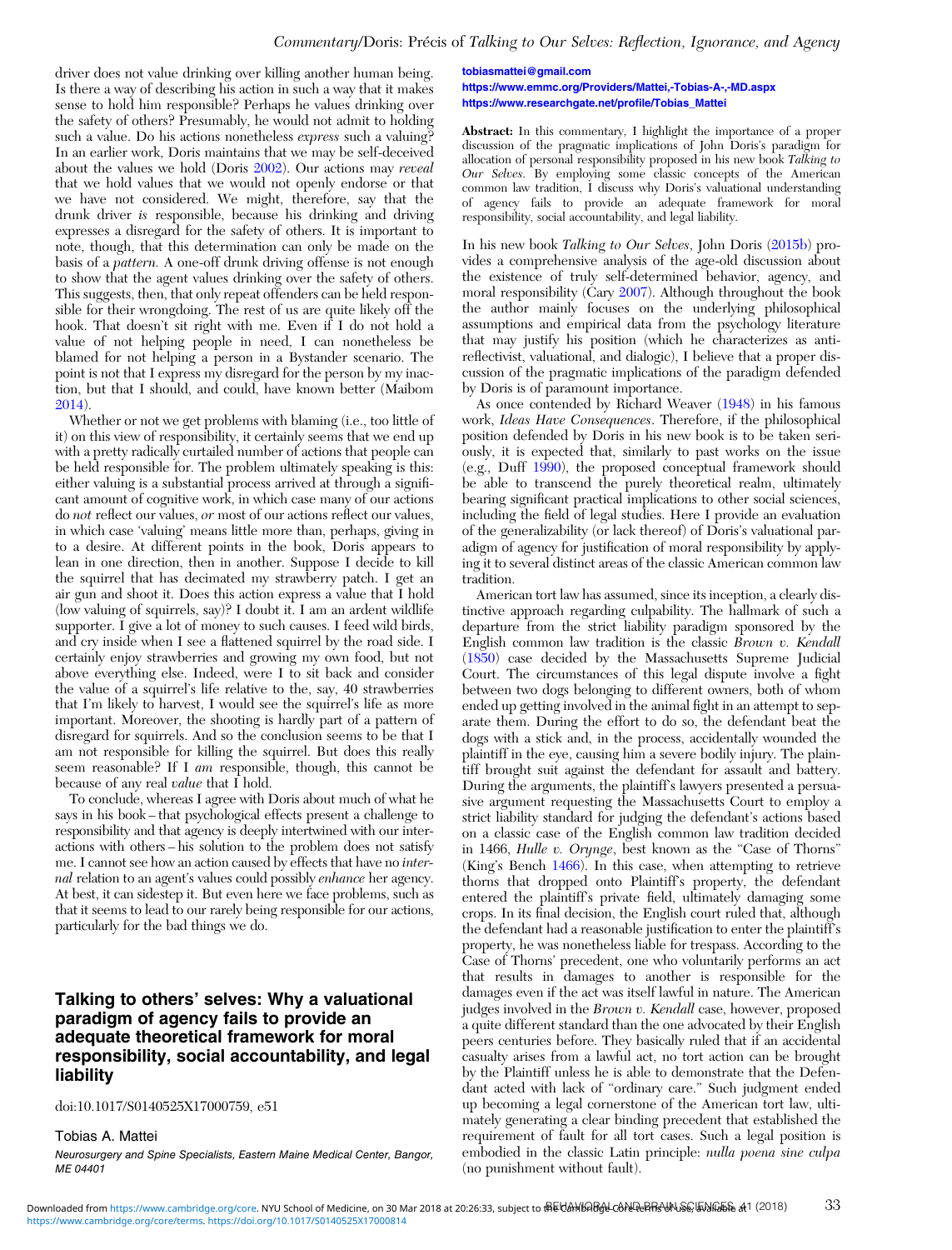driver does not value drinking over killing another human being. Is there a way of describing his action in such a way that it makes sense to hold him responsible? Perhaps he values drinking over the safety of others. Presumably, he would not admit to holding such a value. Do his actions nonetheless *express* such a valuing? In an earlier work, Doris maintains that we may be self-deceived about the values we hold (Doris 2002). Our actions may *reveal* that we hold values that we would not openly endorse or that we have not considered. We might, therefore, say that the drunk driver *is* responsible, because his drinking and driving expresses a disregard for the safety of others. It is important to note, though, that this determination can only be made on the basis of a *pattern.* A one-off drunk driving offense is not enough to show that the agent values drinking over the safety of others. This suggests, then, that only repeat offenders can be held responsible for their wrongdoing. The rest of us are quite likely off the hook. That doesn't sit right with me. Even if I do not hold a value of not helping people in need, I can nonetheless be blamed for not helping a person in a Bystander scenario. The point is not that I express my disregard for the person by my inaction, but that I should, and could, have known better (Maibom 2014).

Whether or not we get problems with blaming (i.e., too little of it) on this view of responsibility, it certainly seems that we end up with a pretty radically curtailed number of actions that people can be held responsible for. The problem ultimately speaking is this: either valuing is a substantial process arrived at through a significant amount of cognitive work, in which case many of our actions do *not* reflect our values, *or* most of our actions reflect our values, in which case 'valuing' means little more than, perhaps, giving in to a desire. At different points in the book, Doris appears to lean in one direction, then in another. Suppose I decide to kill the squirrel that has decimated my strawberry patch. I get an air gun and shoot it. Does this action express a value that I hold (low valuing of squirrels, say)? I doubt it. I am an ardent wildlife supporter. I give a lot of money to such causes. I feed wild birds, and cry inside when I see a flattened squirrel by the road side. I certainly enjoy strawberries and growing my own food, but not above everything else. Indeed, were I to sit back and consider the value of a squirrel's life relative to the, say, 40 strawberries that I'm likely to harvest, I would see the squirrel's life as more important. Moreover, the shooting is hardly part of a pattern of disregard for squirrels. And so the conclusion seems to be that I am not responsible for killing the squirrel. But does this really seem reasonable? If I *am* responsible, though, this cannot be because of any real *value* that I hold.

To conclude, whereas I agree with Doris about much of what he says in his book – that psychological effects present a challenge to responsibility and that agency is deeply intertwined with our interactions with others – his solution to the problem does not satisfy me. I cannot see how an action caused by effects that have no *internal* relation to an agent's values could possibly *enhance* her agency. At best, it can sidestep it. But even here we face problems, such as that it seems to lead to our rarely being responsible for our actions, particularly for the bad things we do.

## Talking to others' selves: Why a valuational paradigm of agency fails to provide an adequate theoretical framework for moral responsibility, social accountability, and legal liability

doi:10.1017/S0140525X17000759, e51

Tobias A. Mattei

*Neurosurgery and Spine Specialists, Eastern Maine Medical Center, Bangor, ME 04401*

tobiasmattei@gmail.com
https://www.emmc.org/Providers/Mattei,-Tobias-A-,-MD.aspx
https://www.researchgate.net/profile/Tobias_Mattei

**Abstract:** In this commentary, I highlight the importance of a proper discussion of the pragmatic implications of John Doris's paradigm for allocation of personal responsibility proposed in his new book *Talking to Our Selves*. By employing some classic concepts of the American common law tradition, I discuss why Doris's valuational understanding of agency fails to provide an adequate framework for moral responsibility, social accountability, and legal liability.

In his new book *Talking to Our Selves*, John Doris (2015b) provides a comprehensive analysis of the age-old discussion about the existence of truly self-determined behavior, agency, and moral responsibility (Cary 2007). Although throughout the book the author mainly focuses on the underlying philosophical assumptions and empirical data from the psychology literature that may justify his position (which he characterizes as anti-reflectivist, valuational, and dialogic), I believe that a proper discussion of the pragmatic implications of the paradigm defended by Doris is of paramount importance.

As once contended by Richard Weaver (1948) in his famous work, *Ideas Have Consequences*. Therefore, if the philosophical position defended by Doris in his new book is to be taken seriously, it is expected that, similarly to past works on the issue (e.g., Duff 1990), the proposed conceptual framework should be able to transcend the purely theoretical realm, ultimately bearing significant practical implications to other social sciences, including the field of legal studies. Here I provide an evaluation of the generalizability (or lack thereof) of Doris's valuational paradigm of agency for justification of moral responsibility by applying it to several distinct areas of the classic American common law tradition.

American tort law has assumed, since its inception, a clearly distinctive approach regarding culpability. The hallmark of such a departure from the strict liability paradigm sponsored by the English common law tradition is the classic *Brown v. Kendall* (1850) case decided by the Massachusetts Supreme Judicial Court. The circumstances of this legal dispute involve a fight between two dogs belonging to different owners, both of whom ended up getting involved in the animal fight in an attempt to separate them. During the effort to do so, the defendant beat the dogs with a stick and, in the process, accidentally wounded the plaintiff in the eye, causing him a severe bodily injury. The plaintiff brought suit against the defendant for assault and battery. During the arguments, the plaintiff's lawyers presented a persuasive argument requesting the Massachusetts Court to employ a strict liability standard for judging the defendant's actions based on a classic case of the English common law tradition decided in 1466, *Hulle v. Orynge*, best known as the "Case of Thorns" (King's Bench 1466). In this case, when attempting to retrieve thorns that dropped onto Plaintiff's property, the defendant entered the plaintiff's private field, ultimately damaging some crops. In its final decision, the English court ruled that, although the defendant had a reasonable justification to enter the plaintiff's property, he was nonetheless liable for trespass. According to the Case of Thorns' precedent, one who voluntarily performs an act that results in damages to another is responsible for the damages even if the act was itself lawful in nature. The American judges involved in the *Brown v. Kendall* case, however, proposed a quite different standard than the one advocated by their English peers centuries before. They basically ruled that if an accidental casualty arises from a lawful act, no tort action can be brought by the Plaintiff unless he is able to demonstrate that the Defendant acted with lack of "ordinary care." Such judgment ended up becoming a legal cornerstone of the American tort law, ultimately generating a clear binding precedent that established the requirement of fault for all tort cases. Such a legal position is embodied in the classic Latin principle: *nulla poena sine culpa* (no punishment without fault).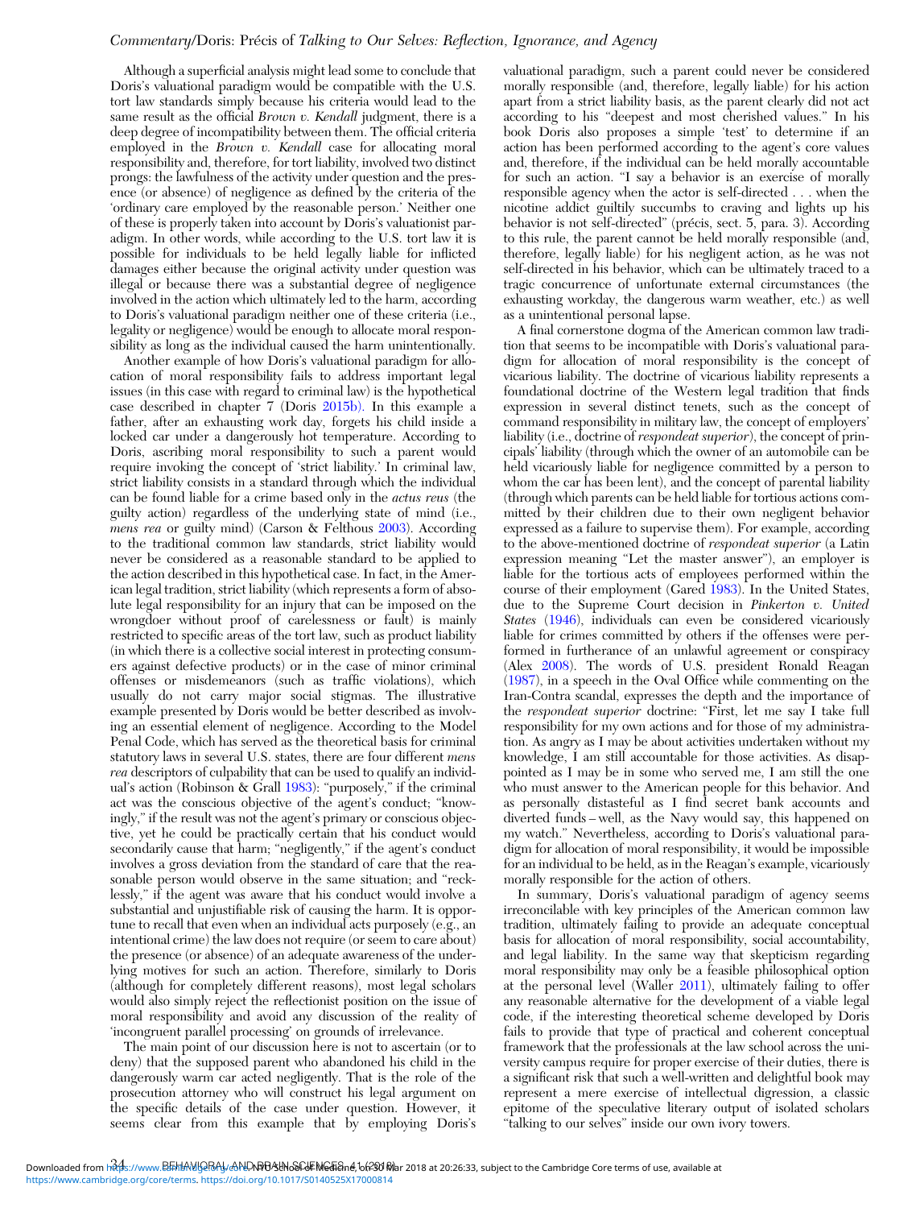Although a superficial analysis might lead some to conclude that Doris's valuational paradigm would be compatible with the U.S. tort law standards simply because his criteria would lead to the same result as the official *Brown v. Kendall* judgment, there is a deep degree of incompatibility between them. The official criteria employed in the *Brown v. Kendall* case for allocating moral responsibility and, therefore, for tort liability, involved two distinct prongs: the lawfulness of the activity under question and the presence (or absence) of negligence as defined by the criteria of the 'ordinary care employed by the reasonable person.' Neither one of these is properly taken into account by Doris's valuationist paradigm. In other words, while according to the U.S. tort law it is possible for individuals to be held legally liable for inflicted damages either because the original activity under question was illegal or because there was a substantial degree of negligence involved in the action which ultimately led to the harm, according to Doris's valuational paradigm neither one of these criteria (i.e., legality or negligence) would be enough to allocate moral responsibility as long as the individual caused the harm unintentionally.

Another example of how Doris's valuational paradigm for allocation of moral responsibility fails to address important legal issues (in this case with regard to criminal law) is the hypothetical case described in chapter 7 (Doris 2015b). In this example a father, after an exhausting work day, forgets his child inside a locked car under a dangerously hot temperature. According to Doris, ascribing moral responsibility to such a parent would require invoking the concept of 'strict liability.' In criminal law, strict liability consists in a standard through which the individual can be found liable for a crime based only in the *actus reus* (the guilty action) regardless of the underlying state of mind (i.e., *mens rea* or guilty mind) (Carson & Felthous 2003). According to the traditional common law standards, strict liability would never be considered as a reasonable standard to be applied to the action described in this hypothetical case. In fact, in the American legal tradition, strict liability (which represents a form of absolute legal responsibility for an injury that can be imposed on the wrongdoer without proof of carelessness or fault) is mainly restricted to specific areas of the tort law, such as product liability (in which there is a collective social interest in protecting consumers against defective products) or in the case of minor criminal offenses or misdemeanors (such as traffic violations), which usually do not carry major social stigmas. The illustrative example presented by Doris would be better described as involving an essential element of negligence. According to the Model Penal Code, which has served as the theoretical basis for criminal statutory laws in several U.S. states, there are four different *mens rea* descriptors of culpability that can be used to qualify an individual's action (Robinson & Grall 1983): "purposely," if the criminal act was the conscious objective of the agent's conduct; "knowingly," if the result was not the agent's primary or conscious objective, yet he could be practically certain that his conduct would secondarily cause that harm; "negligently," if the agent's conduct involves a gross deviation from the standard of care that the reasonable person would observe in the same situation; and "recklessly," if the agent was aware that his conduct would involve a substantial and unjustifiable risk of causing the harm. It is opportune to recall that even when an individual acts purposely (e.g., an intentional crime) the law does not require (or seem to care about) the presence (or absence) of an adequate awareness of the underlying motives for such an action. Therefore, similarly to Doris (although for completely different reasons), most legal scholars would also simply reject the reflectionist position on the issue of moral responsibility and avoid any discussion of the reality of 'incongruent parallel processing' on grounds of irrelevance.

The main point of our discussion here is not to ascertain (or to deny) that the supposed parent who abandoned his child in the dangerously warm car acted negligently. That is the role of the prosecution attorney who will construct his legal argument on the specific details of the case under question. However, it seems clear from this example that by employing Doris's valuational paradigm, such a parent could never be considered morally responsible (and, therefore, legally liable) for his action apart from a strict liability basis, as the parent clearly did not act according to his "deepest and most cherished values." In his book Doris also proposes a simple 'test' to determine if an action has been performed according to the agent's core values and, therefore, if the individual can be held morally accountable for such an action. "I say a behavior is an exercise of morally responsible agency when the actor is self-directed . . . when the nicotine addict guiltily succumbs to craving and lights up his behavior is not self-directed" (précis, sect. 5, para. 3). According to this rule, the parent cannot be held morally responsible (and, therefore, legally liable) for his negligent action, as he was not self-directed in his behavior, which can be ultimately traced to a tragic concurrence of unfortunate external circumstances (the exhausting workday, the dangerous warm weather, etc.) as well as a unintentional personal lapse.

A final cornerstone dogma of the American common law tradition that seems to be incompatible with Doris's valuational paradigm for allocation of moral responsibility is the concept of vicarious liability. The doctrine of vicarious liability represents a foundational doctrine of the Western legal tradition that finds expression in several distinct tenets, such as the concept of command responsibility in military law, the concept of employers' liability (i.e., doctrine of *respondeat superior*), the concept of principals' liability (through which the owner of an automobile can be held vicariously liable for negligence committed by a person to whom the car has been lent), and the concept of parental liability (through which parents can be held liable for tortious actions committed by their children due to their own negligent behavior expressed as a failure to supervise them). For example, according to the above-mentioned doctrine of *respondeat superior* (a Latin expression meaning "Let the master answer"), an employer is liable for the tortious acts of employees performed within the course of their employment (Gared 1983). In the United States, due to the Supreme Court decision in *Pinkerton v. United States* (1946), individuals can even be considered vicariously liable for crimes committed by others if the offenses were performed in furtherance of an unlawful agreement or conspiracy (Alex 2008). The words of U.S. president Ronald Reagan (1987), in a speech in the Oval Office while commenting on the Iran-Contra scandal, expresses the depth and the importance of the *respondeat superior* doctrine: "First, let me say I take full responsibility for my own actions and for those of my administration. As angry as I may be about activities undertaken without my knowledge, I am still accountable for those activities. As disappointed as I may be in some who served me, I am still the one who must answer to the American people for this behavior. And as personally distasteful as I find secret bank accounts and diverted funds – well, as the Navy would say, this happened on my watch." Nevertheless, according to Doris's valuational paradigm for allocation of moral responsibility, it would be impossible for an individual to be held, as in the Reagan's example, vicariously morally responsible for the action of others.

In summary, Doris's valuational paradigm of agency seems irreconcilable with key principles of the American common law tradition, ultimately failing to provide an adequate conceptual basis for allocation of moral responsibility, social accountability, and legal liability. In the same way that skepticism regarding moral responsibility may only be a feasible philosophical option at the personal level (Waller 2011), ultimately failing to offer any reasonable alternative for the development of a viable legal code, if the interesting theoretical scheme developed by Doris fails to provide that type of practical and coherent conceptual framework that the professionals at the law school across the university campus require for proper exercise of their duties, there is a significant risk that such a well-written and delightful book may represent a mere exercise of intellectual digression, a classic epitome of the speculative literary output of isolated scholars "talking to our selves" inside our own ivory towers.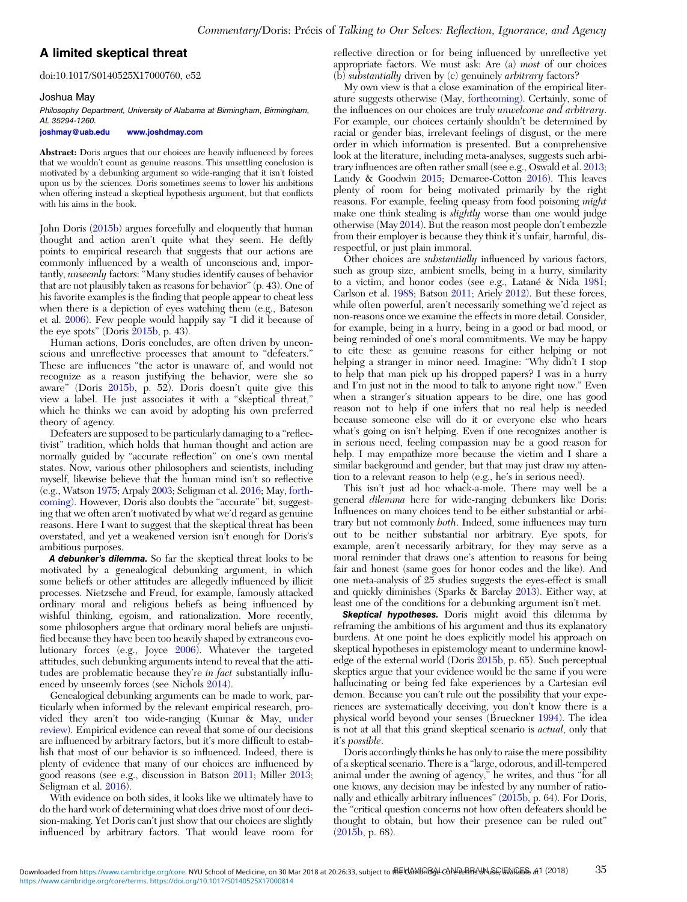## A limited skeptical threat

doi:10.1017/S0140525X17000760, e52

Joshua May

*Philosophy Department, University of Alabama at Birmingham, Birmingham, AL 35294-1260.*

joshmay@uab.edu www.joshdmay.com

**Abstract:** Doris argues that our choices are heavily influenced by forces that we wouldn't count as genuine reasons. This unsettling conclusion is motivated by a debunking argument so wide-ranging that it isn't foisted upon us by the sciences. Doris sometimes seems to lower his ambitions when offering instead a skeptical hypothesis argument, but that conflicts with his aims in the book.

John Doris (2015b) argues forcefully and eloquently that human thought and action aren't quite what they seem. He deftly points to empirical research that suggests that our actions are commonly influenced by a wealth of unconscious and, importantly, *unseemly* factors: "Many studies identify causes of behavior that are not plausibly taken as reasons for behavior" (p. 43). One of his favorite examples is the finding that people appear to cheat less when there is a depiction of eyes watching them (e.g., Bateson et al. 2006). Few people would happily say "I did it because of the eye spots" (Doris 2015b, p. 43).

Human actions, Doris concludes, are often driven by unconscious and unreflective processes that amount to "defeaters." These are influences "the actor is unaware of, and would not recognize as a reason justifying the behavior, were she so aware" (Doris 2015b, p. 52). Doris doesn't quite give this view a label. He just associates it with a "skeptical threat," which he thinks we can avoid by adopting his own preferred theory of agency.

Defeaters are supposed to be particularly damaging to a "reflectivist" tradition, which holds that human thought and action are normally guided by "accurate reflection" on one's own mental states. Now, various other philosophers and scientists, including myself, likewise believe that the human mind isn't so reflective (e.g., Watson 1975; Arpaly 2003; Seligman et al. 2016; May, forthcoming). However, Doris also doubts the "accurate" bit, suggesting that we often aren't motivated by what we'd regard as genuine reasons. Here I want to suggest that the skeptical threat has been overstated, and yet a weakened version isn't enough for Doris's ambitious purposes.

***A debunker's dilemma.*** So far the skeptical threat looks to be motivated by a genealogical debunking argument, in which some beliefs or other attitudes are allegedly influenced by illicit processes. Nietzsche and Freud, for example, famously attacked ordinary moral and religious beliefs as being influenced by wishful thinking, egoism, and rationalization. More recently, some philosophers argue that ordinary moral beliefs are unjustified because they have been too heavily shaped by extraneous evolutionary forces (e.g., Joyce 2006). Whatever the targeted attitudes, such debunking arguments intend to reveal that the attitudes are problematic because they're *in fact* substantially influenced by unseemly forces (see Nichols 2014).

Genealogical debunking arguments can be made to work, particularly when informed by the relevant empirical research, provided they aren't too wide-ranging (Kumar & May, under review). Empirical evidence can reveal that some of our decisions are influenced by arbitrary factors, but it's more difficult to establish that most of our behavior is so influenced. Indeed, there is plenty of evidence that many of our choices are influenced by good reasons (see e.g., discussion in Batson 2011; Miller 2013; Seligman et al. 2016).

With evidence on both sides, it looks like we ultimately have to do the hard work of determining what does drive most of our decision-making. Yet Doris can't just show that our choices are slightly influenced by arbitrary factors. That would leave room for reflective direction or for being influenced by unreflective yet appropriate factors. We must ask: Are (a) *most* of our choices (b) *substantially* driven by (c) genuinely *arbitrary* factors?

My own view is that a close examination of the empirical literature suggests otherwise (May, forthcoming). Certainly, some of the influences on our choices are truly *unwelcome and arbitrary*. For example, our choices certainly shouldn't be determined by racial or gender bias, irrelevant feelings of disgust, or the mere order in which information is presented. But a comprehensive look at the literature, including meta-analyses, suggests such arbitrary influences are often rather small (see e.g., Oswald et al. 2013; Landy & Goodwin 2015; Demaree-Cotton 2016). This leaves plenty of room for being motivated primarily by the right reasons. For example, feeling queasy from food poisoning *might* make one think stealing is *slightly* worse than one would judge otherwise (May 2014). But the reason most people don't embezzle from their employer is because they think it's unfair, harmful, disrespectful, or just plain immoral.

Other choices are *substantially* influenced by various factors, such as group size, ambient smells, being in a hurry, similarity to a victim, and honor codes (see e.g., Latané & Nida 1981; Carlson et al. 1988; Batson 2011; Ariely 2012). But these forces, while often powerful, aren't necessarily something we'd reject as non-reasons once we examine the effects in more detail. Consider, for example, being in a hurry, being in a good or bad mood, or being reminded of one's moral commitments. We may be happy to cite these as genuine reasons for either helping or not helping a stranger in minor need. Imagine: "Why didn't I stop to help that man pick up his dropped papers? I was in a hurry and I'm just not in the mood to talk to anyone right now." Even when a stranger's situation appears to be dire, one has good reason not to help if one infers that no real help is needed because someone else will do it or everyone else who hears what's going on isn't helping. Even if one recognizes another is in serious need, feeling compassion may be a good reason for help. I may empathize more because the victim and I share a similar background and gender, but that may just draw my attention to a relevant reason to help (e.g., he's in serious need).

This isn't just ad hoc whack-a-mole. There may well be a general *dilemma* here for wide-ranging debunkers like Doris: Influences on many choices tend to be either substantial or arbitrary but not commonly *both*. Indeed, some influences may turn out to be neither substantial nor arbitrary. Eye spots, for example, aren't necessarily arbitrary, for they may serve as a moral reminder that draws one's attention to reasons for being fair and honest (same goes for honor codes and the like). And one meta-analysis of 25 studies suggests the eyes-effect is small and quickly diminishes (Sparks & Barclay 2013). Either way, at least one of the conditions for a debunking argument isn't met.

***Skeptical hypotheses.*** Doris might avoid this dilemma by reframing the ambitions of his argument and thus its explanatory burdens. At one point he does explicitly model his approach on skeptical hypotheses in epistemology meant to undermine knowledge of the external world (Doris 2015b, p. 65). Such perceptual skeptics argue that your evidence would be the same if you were hallucinating or being fed fake experiences by a Cartesian evil demon. Because you can't rule out the possibility that your experiences are systematically deceiving, you don't know there is a physical world beyond your senses (Brueckner 1994). The idea is not at all that this grand skeptical scenario is *actual*, only that it's *possible*.

Doris accordingly thinks he has only to raise the mere possibility of a skeptical scenario. There is a "large, odorous, and ill-tempered animal under the awning of agency," he writes, and thus "for all one knows, any decision may be infested by any number of rationally and ethically arbitrary influences" (2015b, p. 64). For Doris, the "critical question concerns not how often defeaters should be thought to obtain, but how their presence can be ruled out" (2015b, p. 68).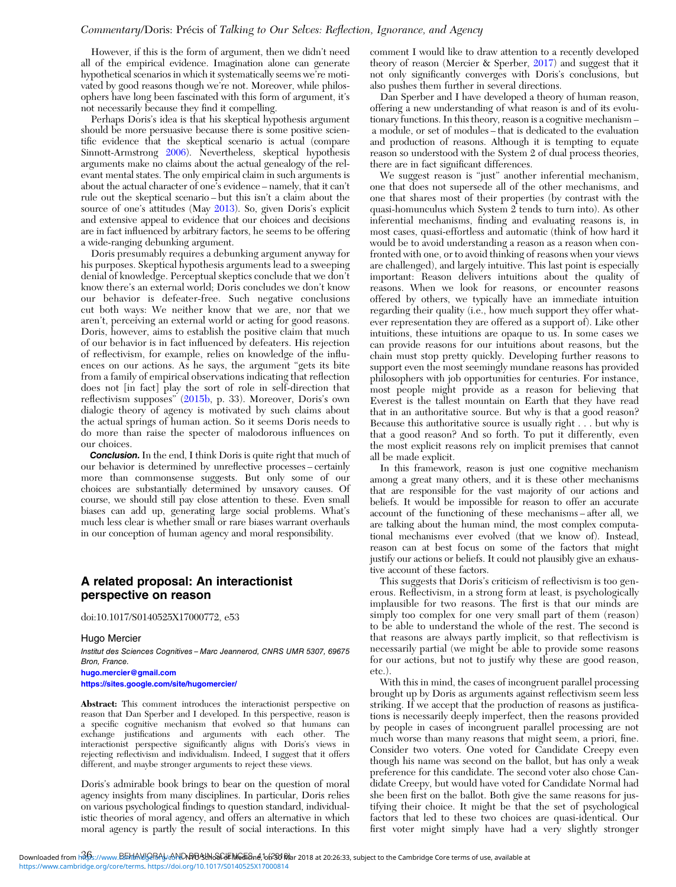However, if this is the form of argument, then we didn't need all of the empirical evidence. Imagination alone can generate hypothetical scenarios in which it systematically seems we're motivated by good reasons though we're not. Moreover, while philosophers have long been fascinated with this form of argument, it's not necessarily because they find it compelling.

Perhaps Doris's idea is that his skeptical hypothesis argument should be more persuasive because there is some positive scientific evidence that the skeptical scenario is actual (compare Sinnott-Armstrong 2006). Nevertheless, skeptical hypothesis arguments make no claims about the actual genealogy of the relevant mental states. The only empirical claim in such arguments is about the actual character of one's evidence – namely, that it can't rule out the skeptical scenario – but this isn't a claim about the source of one's attitudes (May 2013). So, given Doris's explicit and extensive appeal to evidence that our choices and decisions are in fact influenced by arbitrary factors, he seems to be offering a wide-ranging debunking argument.

Doris presumably requires a debunking argument anyway for his purposes. Skeptical hypothesis arguments lead to a sweeping denial of knowledge. Perceptual skeptics conclude that we don't know there's an external world; Doris concludes we don't know our behavior is defeater-free. Such negative conclusions cut both ways: We neither know that we are, nor that we aren't, perceiving an external world or acting for good reasons. Doris, however, aims to establish the positive claim that much of our behavior is in fact influenced by defeaters. His rejection of reflectivism, for example, relies on knowledge of the influences on our actions. As he says, the argument "gets its bite from a family of empirical observations indicating that reflection does not [in fact] play the sort of role in self-direction that reflectivism supposes" (2015b, p. 33). Moreover, Doris's own dialogic theory of agency is motivated by such claims about the actual springs of human action. So it seems Doris needs to do more than raise the specter of malodorous influences on our choices.

***Conclusion.*** In the end, I think Doris is quite right that much of our behavior is determined by unreflective processes – certainly more than commonsense suggests. But only some of our choices are substantially determined by unsavory causes. Of course, we should still pay close attention to these. Even small biases can add up, generating large social problems. What's much less clear is whether small or rare biases warrant overhauls in our conception of human agency and moral responsibility.

## A related proposal: An interactionist perspective on reason

doi:10.1017/S0140525X17000772, e53

Hugo Mercier

*Institut des Sciences Cognitives – Marc Jeannerod, CNRS UMR 5307, 69675 Bron, France.*

hugo.mercier@gmail.com

https://sites.google.com/site/hugomercier/

**Abstract:** This comment introduces the interactionist perspective on reason that Dan Sperber and I developed. In this perspective, reason is a specific cognitive mechanism that evolved so that humans can exchange justifications and arguments with each other. The interactionist perspective significantly aligns with Doris's views in rejecting reflectivism and individualism. Indeed, I suggest that it offers different, and maybe stronger arguments to reject these views.

Doris's admirable book brings to bear on the question of moral agency insights from many disciplines. In particular, Doris relies on various psychological findings to question standard, individualistic theories of moral agency, and offers an alternative in which moral agency is partly the result of social interactions. In this comment I would like to draw attention to a recently developed theory of reason (Mercier & Sperber, 2017) and suggest that it not only significantly converges with Doris's conclusions, but also pushes them further in several directions.

Dan Sperber and I have developed a theory of human reason, offering a new understanding of what reason is and of its evolutionary functions. In this theory, reason is a cognitive mechanism – a module, or set of modules – that is dedicated to the evaluation and production of reasons. Although it is tempting to equate reason so understood with the System 2 of dual process theories, there are in fact significant differences.

We suggest reason is "just" another inferential mechanism, one that does not supersede all of the other mechanisms, and one that shares most of their properties (by contrast with the quasi-homunculus which System 2 tends to turn into). As other inferential mechanisms, finding and evaluating reasons is, in most cases, quasi-effortless and automatic (think of how hard it would be to avoid understanding a reason as a reason when confronted with one, or to avoid thinking of reasons when your views are challenged), and largely intuitive. This last point is especially important: Reason delivers intuitions about the quality of reasons. When we look for reasons, or encounter reasons offered by others, we typically have an immediate intuition regarding their quality (i.e., how much support they offer whatever representation they are offered as a support of). Like other intuitions, these intuitions are opaque to us. In some cases we can provide reasons for our intuitions about reasons, but the chain must stop pretty quickly. Developing further reasons to support even the most seemingly mundane reasons has provided philosophers with job opportunities for centuries. For instance, most people might provide as a reason for believing that Everest is the tallest mountain on Earth that they have read that in an authoritative source. But why is that a good reason? Because this authoritative source is usually right . . . but why is that a good reason? And so forth. To put it differently, even the most explicit reasons rely on implicit premises that cannot all be made explicit.

In this framework, reason is just one cognitive mechanism among a great many others, and it is these other mechanisms that are responsible for the vast majority of our actions and beliefs. It would be impossible for reason to offer an accurate account of the functioning of these mechanisms – after all, we are talking about the human mind, the most complex computational mechanisms ever evolved (that we know of). Instead, reason can at best focus on some of the factors that might justify our actions or beliefs. It could not plausibly give an exhaustive account of these factors.

This suggests that Doris's criticism of reflectivism is too generous. Reflectivism, in a strong form at least, is psychologically implausible for two reasons. The first is that our minds are simply too complex for one very small part of them (reason) to be able to understand the whole of the rest. The second is that reasons are always partly implicit, so that reflectivism is necessarily partial (we might be able to provide some reasons for our actions, but not to justify why these are good reason, etc.).

With this in mind, the cases of incongruent parallel processing brought up by Doris as arguments against reflectivism seem less striking. If we accept that the production of reasons as justifications is necessarily deeply imperfect, then the reasons provided by people in cases of incongruent parallel processing are not much worse than many reasons that might seem, a priori, fine. Consider two voters. One voted for Candidate Creepy even though his name was second on the ballot, but has only a weak preference for this candidate. The second voter also chose Candidate Creepy, but would have voted for Candidate Normal had she been first on the ballot. Both give the same reasons for justifying their choice. It might be that the set of psychological factors that led to these two choices are quasi-identical. Our first voter might simply have had a very slightly stronger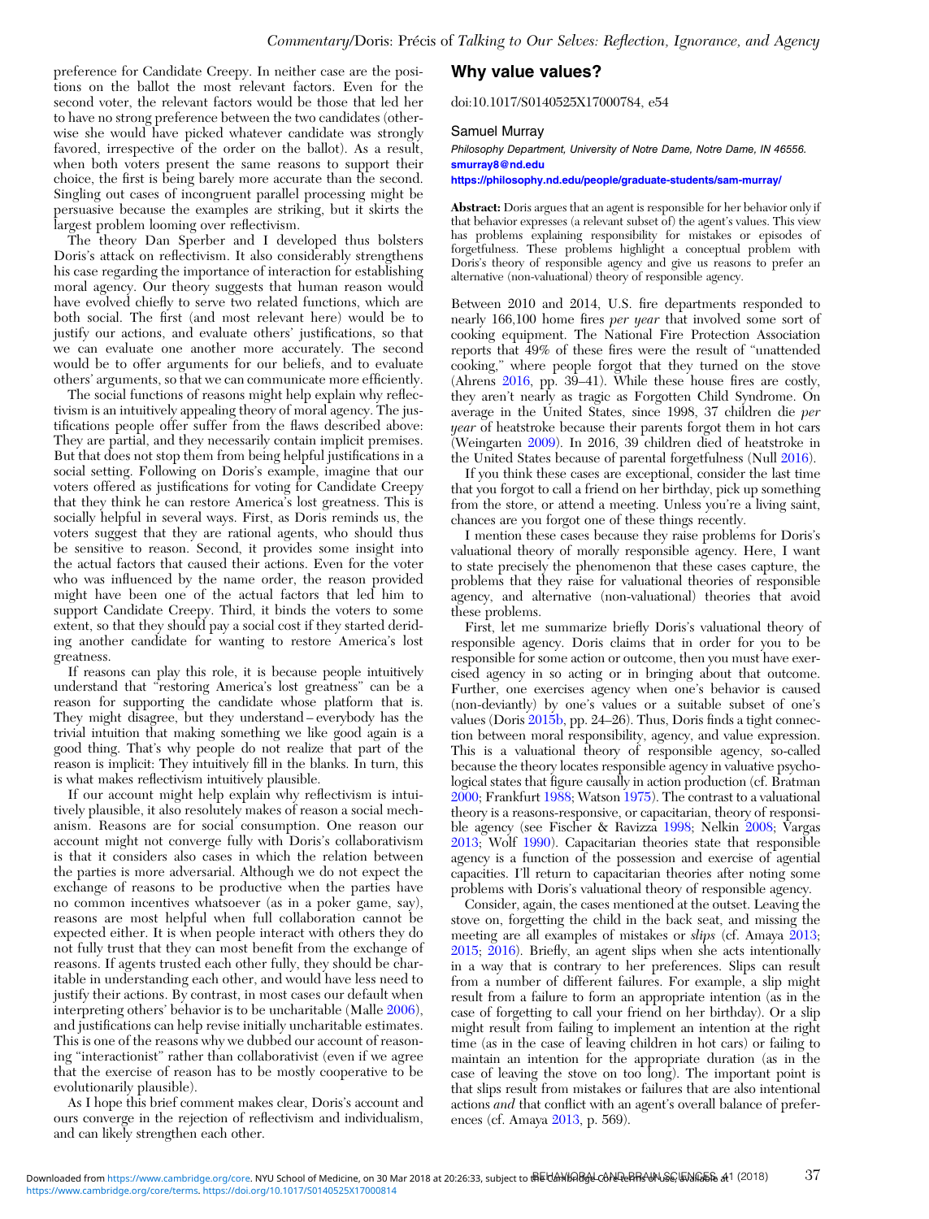preference for Candidate Creepy. In neither case are the positions on the ballot the most relevant factors. Even for the second voter, the relevant factors would be those that led her to have no strong preference between the two candidates (otherwise she would have picked whatever candidate was strongly favored, irrespective of the order on the ballot). As a result, when both voters present the same reasons to support their choice, the first is being barely more accurate than the second. Singling out cases of incongruent parallel processing might be persuasive because the examples are striking, but it skirts the largest problem looming over reflectivism.

The theory Dan Sperber and I developed thus bolsters Doris's attack on reflectivism. It also considerably strengthens his case regarding the importance of interaction for establishing moral agency. Our theory suggests that human reason would have evolved chiefly to serve two related functions, which are both social. The first (and most relevant here) would be to justify our actions, and evaluate others' justifications, so that we can evaluate one another more accurately. The second would be to offer arguments for our beliefs, and to evaluate others' arguments, so that we can communicate more efficiently.

The social functions of reasons might help explain why reflectivism is an intuitively appealing theory of moral agency. The justifications people offer suffer from the flaws described above: They are partial, and they necessarily contain implicit premises. But that does not stop them from being helpful justifications in a social setting. Following on Doris's example, imagine that our voters offered as justifications for voting for Candidate Creepy that they think he can restore America's lost greatness. This is socially helpful in several ways. First, as Doris reminds us, the voters suggest that they are rational agents, who should thus be sensitive to reason. Second, it provides some insight into the actual factors that caused their actions. Even for the voter who was influenced by the name order, the reason provided might have been one of the actual factors that led him to support Candidate Creepy. Third, it binds the voters to some extent, so that they should pay a social cost if they started deriding another candidate for wanting to restore America's lost greatness.

If reasons can play this role, it is because people intuitively understand that "restoring America's lost greatness" can be a reason for supporting the candidate whose platform that is. They might disagree, but they understand – everybody has the trivial intuition that making something we like good again is a good thing. That's why people do not realize that part of the reason is implicit: They intuitively fill in the blanks. In turn, this is what makes reflectivism intuitively plausible.

If our account might help explain why reflectivism is intuitively plausible, it also resolutely makes of reason a social mechanism. Reasons are for social consumption. One reason our account might not converge fully with Doris's collaborativism is that it considers also cases in which the relation between the parties is more adversarial. Although we do not expect the exchange of reasons to be productive when the parties have no common incentives whatsoever (as in a poker game, say), reasons are most helpful when full collaboration cannot be expected either. It is when people interact with others they do not fully trust that they can most benefit from the exchange of reasons. If agents trusted each other fully, they should be charitable in understanding each other, and would have less need to justify their actions. By contrast, in most cases our default when interpreting others' behavior is to be uncharitable (Malle 2006), and justifications can help revise initially uncharitable estimates. This is one of the reasons why we dubbed our account of reasoning "interactionist" rather than collaborativist (even if we agree that the exercise of reason has to be mostly cooperative to be evolutionarily plausible).

As I hope this brief comment makes clear, Doris's account and ours converge in the rejection of reflectivism and individualism, and can likely strengthen each other.

## Why value values?

doi:10.1017/S0140525X17000784, e54

Samuel Murray

*Philosophy Department, University of Notre Dame, Notre Dame, IN 46556.*
**smurray8@nd.edu**
**https://philosophy.nd.edu/people/graduate-students/sam-murray/**

**Abstract:** Doris argues that an agent is responsible for her behavior only if that behavior expresses (a relevant subset of) the agent's values. This view has problems explaining responsibility for mistakes or episodes of forgetfulness. These problems highlight a conceptual problem with Doris's theory of responsible agency and give us reasons to prefer an alternative (non-valuational) theory of responsible agency.

Between 2010 and 2014, U.S. fire departments responded to nearly 166,100 home fires *per year* that involved some sort of cooking equipment. The National Fire Protection Association reports that 49% of these fires were the result of "unattended cooking," where people forgot that they turned on the stove (Ahrens 2016, pp. 39–41). While these house fires are costly, they aren't nearly as tragic as Forgotten Child Syndrome. On average in the United States, since 1998, 37 children die *per year* of heatstroke because their parents forgot them in hot cars (Weingarten 2009). In 2016, 39 children died of heatstroke in the United States because of parental forgetfulness (Null 2016).

If you think these cases are exceptional, consider the last time that you forgot to call a friend on her birthday, pick up something from the store, or attend a meeting. Unless you're a living saint, chances are you forgot one of these things recently.

I mention these cases because they raise problems for Doris's valuational theory of morally responsible agency. Here, I want to state precisely the phenomenon that these cases capture, the problems that they raise for valuational theories of responsible agency, and alternative (non-valuational) theories that avoid these problems.

First, let me summarize briefly Doris's valuational theory of responsible agency. Doris claims that in order for you to be responsible for some action or outcome, then you must have exercised agency in so acting or in bringing about that outcome. Further, one exercises agency when one's behavior is caused (non-deviantly) by one's values or a suitable subset of one's values (Doris 2015b, pp. 24–26). Thus, Doris finds a tight connection between moral responsibility, agency, and value expression. This is a valuational theory of responsible agency, so-called because the theory locates responsible agency in valuative psychological states that figure causally in action production (cf. Bratman 2000; Frankfurt 1988; Watson 1975). The contrast to a valuational theory is a reasons-responsive, or capacitarian, theory of responsible agency (see Fischer & Ravizza 1998; Nelkin 2008; Vargas 2013; Wolf 1990). Capacitarian theories state that responsible agency is a function of the possession and exercise of agential capacities. I'll return to capacitarian theories after noting some problems with Doris's valuational theory of responsible agency.

Consider, again, the cases mentioned at the outset. Leaving the stove on, forgetting the child in the back seat, and missing the meeting are all examples of mistakes or *slips* (cf. Amaya 2013; 2015; 2016). Briefly, an agent slips when she acts intentionally in a way that is contrary to her preferences. Slips can result from a number of different failures. For example, a slip might result from a failure to form an appropriate intention (as in the case of forgetting to call your friend on her birthday). Or a slip might result from failing to implement an intention at the right time (as in the case of leaving children in hot cars) or failing to maintain an intention for the appropriate duration (as in the case of leaving the stove on too long). The important point is that slips result from mistakes or failures that are also intentional actions *and* that conflict with an agent's overall balance of preferences (cf. Amaya 2013, p. 569).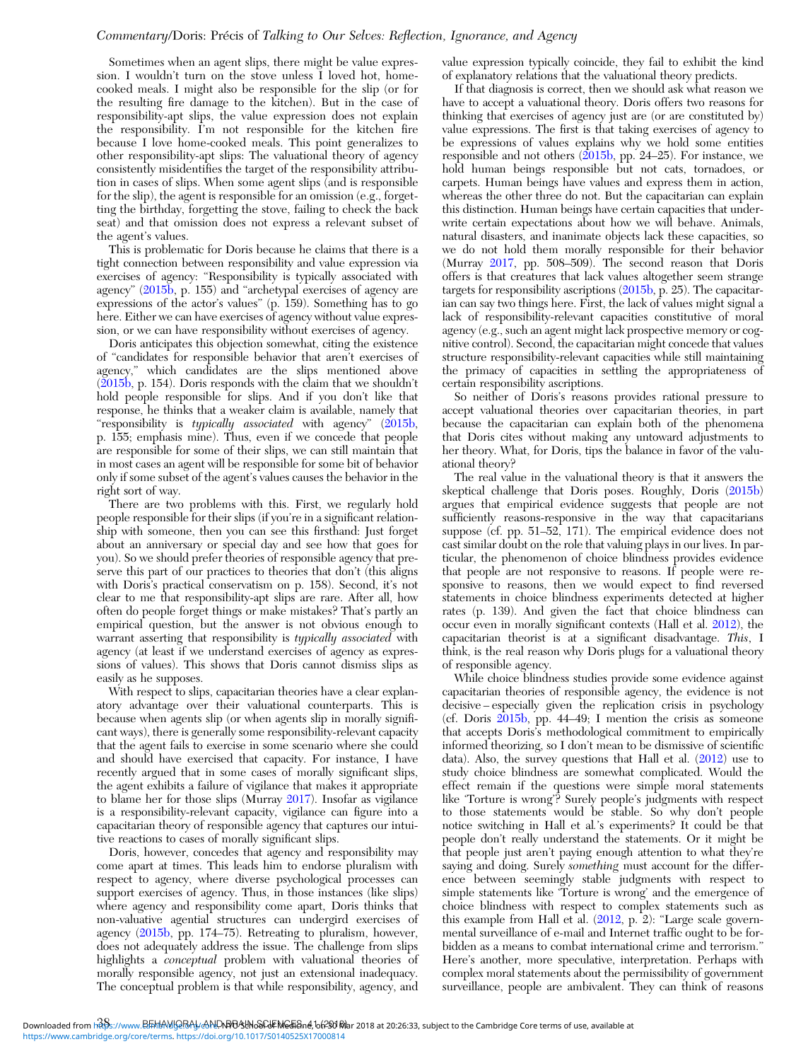Sometimes when an agent slips, there might be value expression. I wouldn't turn on the stove unless I loved hot, home-cooked meals. I might also be responsible for the slip (or for the resulting fire damage to the kitchen). But in the case of responsibility-apt slips, the value expression does not explain the responsibility. I'm not responsible for the kitchen fire because I love home-cooked meals. This point generalizes to other responsibility-apt slips: The valuational theory of agency consistently misidentifies the target of the responsibility attribution in cases of slips. When some agent slips (and is responsible for the slip), the agent is responsible for an omission (e.g., forgetting the birthday, forgetting the stove, failing to check the back seat) and that omission does not express a relevant subset of the agent's values.

This is problematic for Doris because he claims that there is a tight connection between responsibility and value expression via exercises of agency: "Responsibility is typically associated with agency" (2015b, p. 155) and "archetypal exercises of agency are expressions of the actor's values" (p. 159). Something has to go here. Either we can have exercises of agency without value expression, or we can have responsibility without exercises of agency.

Doris anticipates this objection somewhat, citing the existence of "candidates for responsible behavior that aren't exercises of agency," which candidates are the slips mentioned above (2015b, p. 154). Doris responds with the claim that we shouldn't hold people responsible for slips. And if you don't like that response, he thinks that a weaker claim is available, namely that "responsibility is *typically associated* with agency" (2015b, p. 155; emphasis mine). Thus, even if we concede that people are responsible for some of their slips, we can still maintain that in most cases an agent will be responsible for some bit of behavior only if some subset of the agent's values causes the behavior in the right sort of way.

There are two problems with this. First, we regularly hold people responsible for their slips (if you're in a significant relationship with someone, then you can see this firsthand: Just forget about an anniversary or special day and see how that goes for you). So we should prefer theories of responsible agency that preserve this part of our practices to theories that don't (this aligns with Doris's practical conservatism on p. 158). Second, it's not clear to me that responsibility-apt slips are rare. After all, how often do people forget things or make mistakes? That's partly an empirical question, but the answer is not obvious enough to warrant asserting that responsibility is *typically associated* with agency (at least if we understand exercises of agency as expressions of values). This shows that Doris cannot dismiss slips as easily as he supposes.

With respect to slips, capacitarian theories have a clear explanatory advantage over their valuational counterparts. This is because when agents slip (or when agents slip in morally significant ways), there is generally some responsibility-relevant capacity that the agent fails to exercise in some scenario where she could and should have exercised that capacity. For instance, I have recently argued that in some cases of morally significant slips, the agent exhibits a failure of vigilance that makes it appropriate to blame her for those slips (Murray 2017). Insofar as vigilance is a responsibility-relevant capacity, vigilance can figure into a capacitarian theory of responsible agency that captures our intuitive reactions to cases of morally significant slips.

Doris, however, concedes that agency and responsibility may come apart at times. This leads him to endorse pluralism with respect to agency, where diverse psychological processes can support exercises of agency. Thus, in those instances (like slips) where agency and responsibility come apart, Doris thinks that non-valuative agential structures can undergird exercises of agency (2015b, pp. 174–75). Retreating to pluralism, however, does not adequately address the issue. The challenge from slips highlights a *conceptual* problem with valuational theories of morally responsible agency, not just an extensional inadequacy. The conceptual problem is that while responsibility, agency, and value expression typically coincide, they fail to exhibit the kind of explanatory relations that the valuational theory predicts.

If that diagnosis is correct, then we should ask what reason we have to accept a valuational theory. Doris offers two reasons for thinking that exercises of agency just are (or are constituted by) value expressions. The first is that taking exercises of agency to be expressions of values explains why we hold some entities responsible and not others (2015b, pp. 24–25). For instance, we hold human beings responsible but not cats, tornadoes, or carpets. Human beings have values and express them in action, whereas the other three do not. But the capacitarian can explain this distinction. Human beings have certain capacities that underwrite certain expectations about how we will behave. Animals, natural disasters, and inanimate objects lack these capacities, so we do not hold them morally responsible for their behavior (Murray 2017, pp. 508–509). The second reason that Doris offers is that creatures that lack values altogether seem strange targets for responsibility ascriptions (2015b, p. 25). The capacitarian can say two things here. First, the lack of values might signal a lack of responsibility-relevant capacities constitutive of moral agency (e.g., such an agent might lack prospective memory or cognitive control). Second, the capacitarian might concede that values structure responsibility-relevant capacities while still maintaining the primacy of capacities in settling the appropriateness of certain responsibility ascriptions.

So neither of Doris's reasons provides rational pressure to accept valuational theories over capacitarian theories, in part because the capacitarian can explain both of the phenomena that Doris cites without making any untoward adjustments to her theory. What, for Doris, tips the balance in favor of the valuational theory?

The real value in the valuational theory is that it answers the skeptical challenge that Doris poses. Roughly, Doris (2015b) argues that empirical evidence suggests that people are not sufficiently reasons-responsive in the way that capacitarians suppose (cf. pp. 51–52, 171). The empirical evidence does not cast similar doubt on the role that valuing plays in our lives. In particular, the phenomenon of choice blindness provides evidence that people are not responsive to reasons. If people were responsive to reasons, then we would expect to find reversed statements in choice blindness experiments detected at higher rates (p. 139). And given the fact that choice blindness can occur even in morally significant contexts (Hall et al. 2012), the capacitarian theorist is at a significant disadvantage. *This*, I think, is the real reason why Doris plugs for a valuational theory of responsible agency.

While choice blindness studies provide some evidence against capacitarian theories of responsible agency, the evidence is not decisive – especially given the replication crisis in psychology (cf. Doris 2015b, pp. 44–49; I mention the crisis as someone that accepts Doris's methodological commitment to empirically informed theorizing, so I don't mean to be dismissive of scientific data). Also, the survey questions that Hall et al. (2012) use to study choice blindness are somewhat complicated. Would the effect remain if the questions were simple moral statements like 'Torture is wrong'? Surely people's judgments with respect to those statements would be stable. So why don't people notice switching in Hall et al.'s experiments? It could be that people don't really understand the statements. Or it might be that people just aren't paying enough attention to what they're saying and doing. Surely *something* must account for the difference between seemingly stable judgments with respect to simple statements like 'Torture is wrong' and the emergence of choice blindness with respect to complex statements such as this example from Hall et al. (2012, p. 2): "Large scale governmental surveillance of e-mail and Internet traffic ought to be forbidden as a means to combat international crime and terrorism." Here's another, more speculative, interpretation. Perhaps with complex moral statements about the permissibility of government surveillance, people are ambivalent. They can think of reasons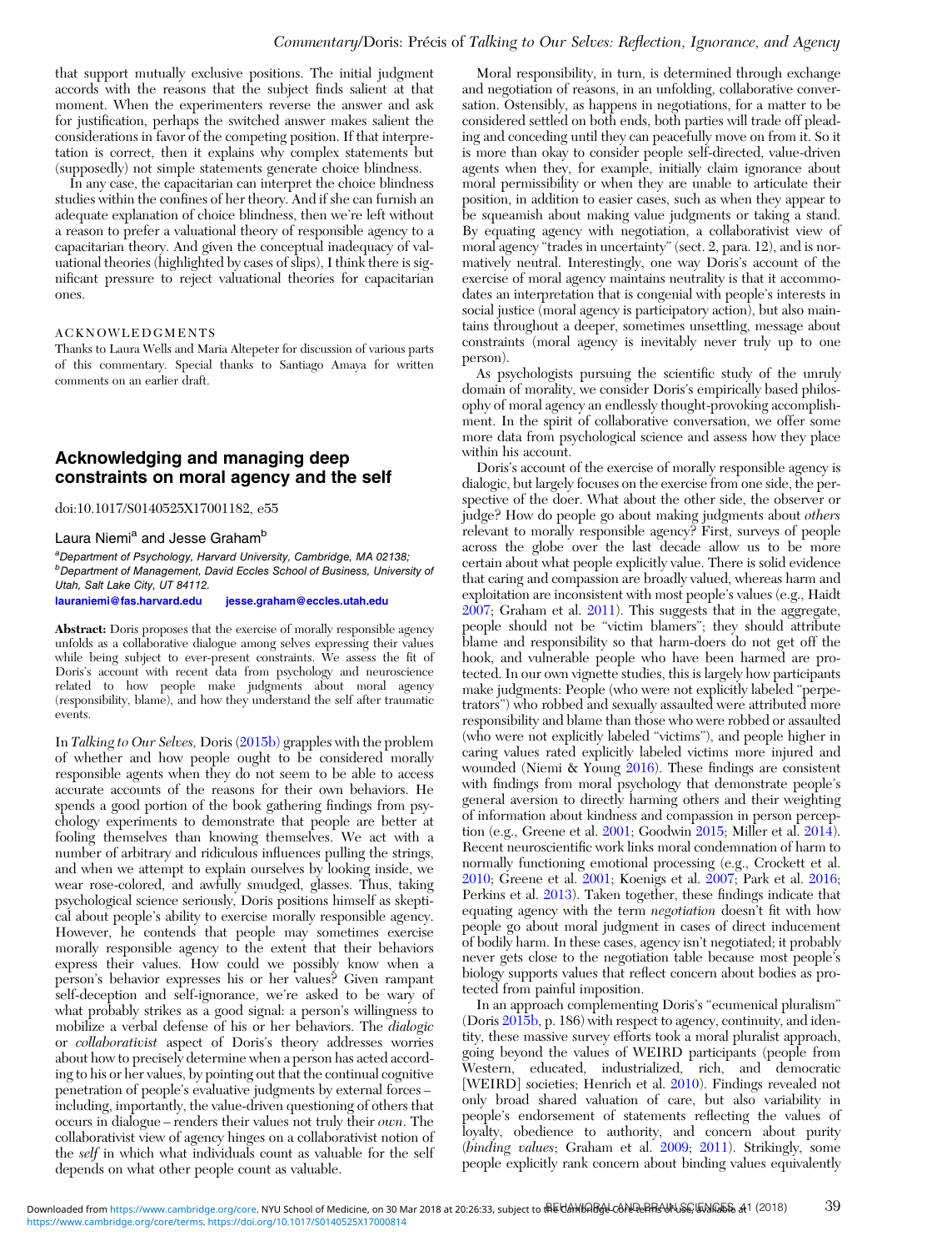that support mutually exclusive positions. The initial judgment accords with the reasons that the subject finds salient at that moment. When the experimenters reverse the answer and ask for justification, perhaps the switched answer makes salient the considerations in favor of the competing position. If that interpretation is correct, then it explains why complex statements but (supposedly) not simple statements generate choice blindness.

In any case, the capacitarian can interpret the choice blindness studies within the confines of her theory. And if she can furnish an adequate explanation of choice blindness, then we're left without a reason to prefer a valuational theory of responsible agency to a capacitarian theory. And given the conceptual inadequacy of valuational theories (highlighted by cases of slips), I think there is significant pressure to reject valuational theories for capacitarian ones.

ACKNOWLEDGMENTS

Thanks to Laura Wells and Maria Altepeter for discussion of various parts of this commentary. Special thanks to Santiago Amaya for written comments on an earlier draft.

## Acknowledging and managing deep constraints on moral agency and the self

doi:10.1017/S0140525X17001182, e55

Laura Niemi[a] and Jesse Graham[b]

[a]Department of Psychology, Harvard University, Cambridge, MA 02138; [b]Department of Management, David Eccles School of Business, University of Utah, Salt Lake City, UT 84112.
lauraniemi@fas.harvard.edu jesse.graham@eccles.utah.edu

**Abstract:** Doris proposes that the exercise of morally responsible agency unfolds as a collaborative dialogue among selves expressing their values while being subject to ever-present constraints. We assess the fit of Doris's account with recent data from psychology and neuroscience related to how people make judgments about moral agency (responsibility, blame), and how they understand the self after traumatic events.

In *Talking to Our Selves,* Doris (2015b) grapples with the problem of whether and how people ought to be considered morally responsible agents when they do not seem to be able to access accurate accounts of the reasons for their own behaviors. He spends a good portion of the book gathering findings from psychology experiments to demonstrate that people are better at fooling themselves than knowing themselves. We act with a number of arbitrary and ridiculous influences pulling the strings, and when we attempt to explain ourselves by looking inside, we wear rose-colored, and awfully smudged, glasses. Thus, taking psychological science seriously, Doris positions himself as skeptical about people's ability to exercise morally responsible agency. However, he contends that people may sometimes exercise morally responsible agency to the extent that their behaviors express their values. How could we possibly know when a person's behavior expresses his or her values? Given rampant self-deception and self-ignorance, we're asked to be wary of what probably strikes as a good signal: a person's willingness to mobilize a verbal defense of his or her behaviors. The *dialogic* or *collaborativist* aspect of Doris's theory addresses worries about how to precisely determine when a person has acted according to his or her values, by pointing out that the continual cognitive penetration of people's evaluative judgments by external forces – including, importantly, the value-driven questioning of others that occurs in dialogue – renders their values not truly their *own*. The collaborativist view of agency hinges on a collaborativist notion of the *self* in which what individuals count as valuable for the self depends on what other people count as valuable.

Moral responsibility, in turn, is determined through exchange and negotiation of reasons, in an unfolding, collaborative conversation. Ostensibly, as happens in negotiations, for a matter to be considered settled on both ends, both parties will trade off pleading and conceding until they can peacefully move on from it. So it is more than okay to consider people self-directed, value-driven agents when they, for example, initially claim ignorance about moral permissibility or when they are unable to articulate their position, in addition to easier cases, such as when they appear to be squeamish about making value judgments or taking a stand. By equating agency with negotiation, a collaborativist view of moral agency "trades in uncertainty" (sect. 2, para. 12), and is normatively neutral. Interestingly, one way Doris's account of the exercise of moral agency maintains neutrality is that it accommodates an interpretation that is congenial with people's interests in social justice (moral agency is participatory action), but also maintains throughout a deeper, sometimes unsettling, message about constraints (moral agency is inevitably never truly up to one person).

As psychologists pursuing the scientific study of the unruly domain of morality, we consider Doris's empirically based philosophy of moral agency an endlessly thought-provoking accomplishment. In the spirit of collaborative conversation, we offer some more data from psychological science and assess how they place within his account.

Doris's account of the exercise of morally responsible agency is dialogic, but largely focuses on the exercise from one side, the perspective of the doer. What about the other side, the observer or judge? How do people go about making judgments about *others* relevant to morally responsible agency? First, surveys of people across the globe over the last decade allow us to be more certain about what people explicitly value. There is solid evidence that caring and compassion are broadly valued, whereas harm and exploitation are inconsistent with most people's values (e.g., Haidt 2007; Graham et al. 2011). This suggests that in the aggregate, people should not be "victim blamers"; they should attribute blame and responsibility so that harm-doers do not get off the hook, and vulnerable people who have been harmed are protected. In our own vignette studies, this is largely how participants make judgments: People (who were not explicitly labeled "perpetrators") who robbed and sexually assaulted were attributed more responsibility and blame than those who were robbed or assaulted (who were not explicitly labeled "victims"), and people higher in caring values rated explicitly labeled victims more injured and wounded (Niemi & Young 2016). These findings are consistent with findings from moral psychology that demonstrate people's general aversion to directly harming others and their weighting of information about kindness and compassion in person perception (e.g., Greene et al. 2001; Goodwin 2015; Miller et al. 2014). Recent neuroscientific work links moral condemnation of harm to normally functioning emotional processing (e.g., Crockett et al. 2010; Greene et al. 2001; Koenigs et al. 2007; Park et al. 2016; Perkins et al. 2013). Taken together, these findings indicate that equating agency with the term *negotiation* doesn't fit with how people go about moral judgment in cases of direct inducement of bodily harm. In these cases, agency isn't negotiated; it probably never gets close to the negotiation table because most people's biology supports values that reflect concern about bodies as protected from painful imposition.

In an approach complementing Doris's "ecumenical pluralism" (Doris 2015b, p. 186) with respect to agency, continuity, and identity, these massive survey efforts took a moral pluralist approach, going beyond the values of WEIRD participants (people from Western, educated, industrialized, rich, and democratic [WEIRD] societies; Henrich et al. 2010). Findings revealed not only broad shared valuation of care, but also variability in people's endorsement of statements reflecting the values of loyalty, obedience to authority, and concern about purity (*binding values*; Graham et al. 2009; 2011). Strikingly, some people explicitly rank concern about binding values equivalently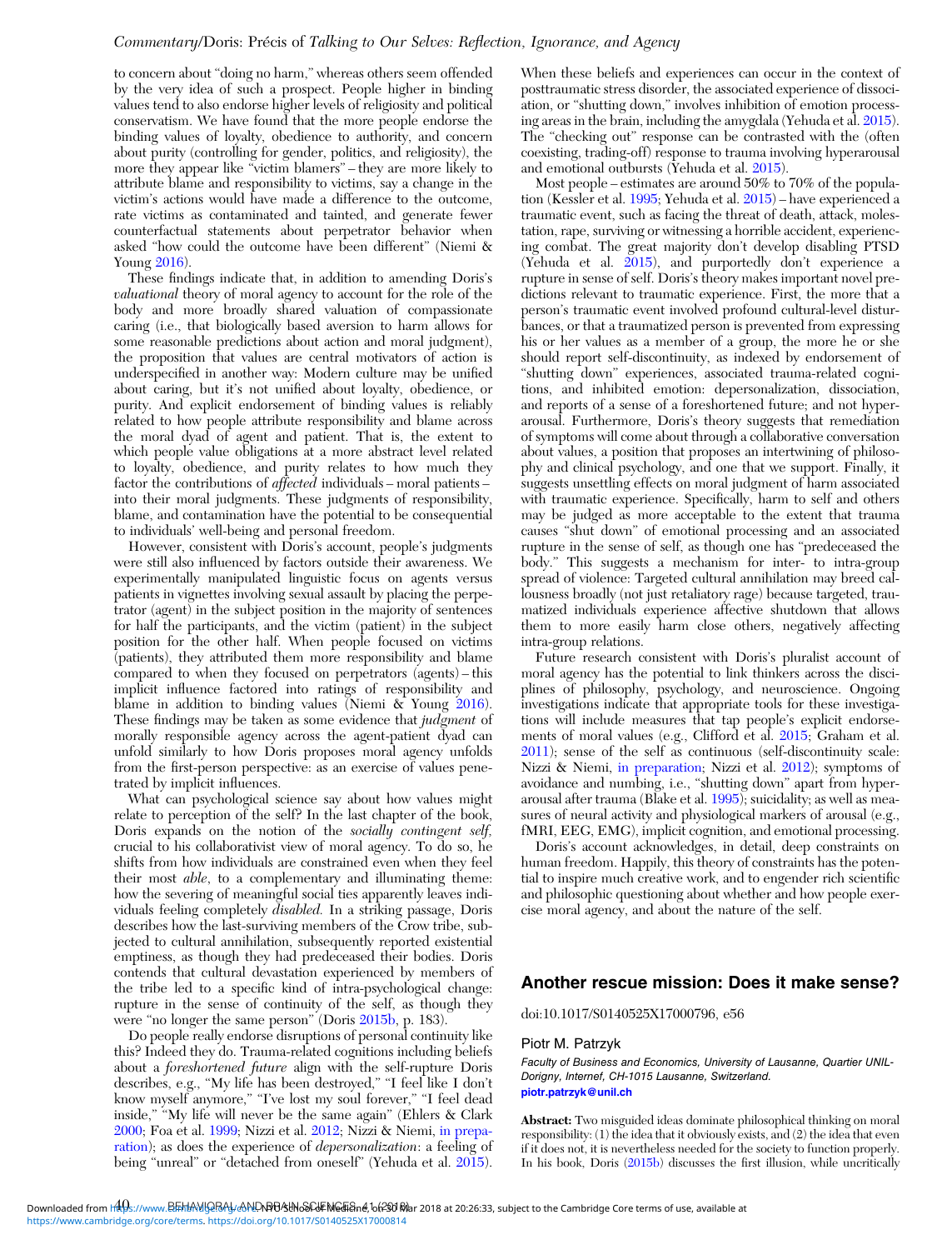to concern about "doing no harm," whereas others seem offended by the very idea of such a prospect. People higher in binding values tend to also endorse higher levels of religiosity and political conservatism. We have found that the more people endorse the binding values of loyalty, obedience to authority, and concern about purity (controlling for gender, politics, and religiosity), the more they appear like "victim blamers" – they are more likely to attribute blame and responsibility to victims, say a change in the victim's actions would have made a difference to the outcome, rate victims as contaminated and tainted, and generate fewer counterfactual statements about perpetrator behavior when asked "how could the outcome have been different" (Niemi & Young 2016).

These findings indicate that, in addition to amending Doris's *valuational* theory of moral agency to account for the role of the body and more broadly shared valuation of compassionate caring (i.e., that biologically based aversion to harm allows for some reasonable predictions about action and moral judgment), the proposition that values are central motivators of action is underspecified in another way: Modern culture may be unified about caring, but it's not unified about loyalty, obedience, or purity. And explicit endorsement of binding values is reliably related to how people attribute responsibility and blame across the moral dyad of agent and patient. That is, the extent to which people value obligations at a more abstract level related to loyalty, obedience, and purity relates to how much they factor the contributions of *affected* individuals – moral patients – into their moral judgments. These judgments of responsibility, blame, and contamination have the potential to be consequential to individuals' well-being and personal freedom.

However, consistent with Doris's account, people's judgments were still also influenced by factors outside their awareness. We experimentally manipulated linguistic focus on agents versus patients in vignettes involving sexual assault by placing the perpetrator (agent) in the subject position in the majority of sentences for half the participants, and the victim (patient) in the subject position for the other half. When people focused on victims (patients), they attributed them more responsibility and blame compared to when they focused on perpetrators (agents) – this implicit influence factored into ratings of responsibility and blame in addition to binding values (Niemi & Young 2016). These findings may be taken as some evidence that *judgment* of morally responsible agency across the agent-patient dyad can unfold similarly to how Doris proposes moral agency unfolds from the first-person perspective: as an exercise of values penetrated by implicit influences.

What can psychological science say about how values might relate to perception of the self? In the last chapter of the book, Doris expands on the notion of the *socially contingent self*, crucial to his collaborativist view of moral agency. To do so, he shifts from how individuals are constrained even when they feel their most *able*, to a complementary and illuminating theme: how the severing of meaningful social ties apparently leaves individuals feeling completely *disabled.* In a striking passage, Doris describes how the last-surviving members of the Crow tribe, subjected to cultural annihilation, subsequently reported existential emptiness, as though they had predeceased their bodies. Doris contends that cultural devastation experienced by members of the tribe led to a specific kind of intra-psychological change: rupture in the sense of continuity of the self, as though they were "no longer the same person" (Doris 2015b, p. 183).

Do people really endorse disruptions of personal continuity like this? Indeed they do. Trauma-related cognitions including beliefs about a *foreshortened future* align with the self-rupture Doris describes, e.g., "My life has been destroyed," "I feel like I don't know myself anymore," "I've lost my soul forever," "I feel dead inside," "My life will never be the same again" (Ehlers & Clark 2000; Foa et al. 1999; Nizzi et al. 2012; Nizzi & Niemi, in preparation); as does the experience of *depersonalization*: a feeling of being "unreal" or "detached from oneself" (Yehuda et al. 2015). When these beliefs and experiences can occur in the context of posttraumatic stress disorder, the associated experience of dissociation, or "shutting down," involves inhibition of emotion processing areas in the brain, including the amygdala (Yehuda et al. 2015). The "checking out" response can be contrasted with the (often coexisting, trading-off) response to trauma involving hyperarousal and emotional outbursts (Yehuda et al. 2015).

Most people – estimates are around 50% to 70% of the population (Kessler et al. 1995; Yehuda et al. 2015) – have experienced a traumatic event, such as facing the threat of death, attack, molestation, rape, surviving or witnessing a horrible accident, experiencing combat. The great majority don't develop disabling PTSD (Yehuda et al. 2015), and purportedly don't experience a rupture in sense of self. Doris's theory makes important novel predictions relevant to traumatic experience. First, the more that a person's traumatic event involved profound cultural-level disturbances, or that a traumatized person is prevented from expressing his or her values as a member of a group, the more he or she should report self-discontinuity, as indexed by endorsement of "shutting down" experiences, associated trauma-related cognitions, and inhibited emotion: depersonalization, dissociation, and reports of a sense of a foreshortened future; and not hyperarousal. Furthermore, Doris's theory suggests that remediation of symptoms will come about through a collaborative conversation about values, a position that proposes an intertwining of philosophy and clinical psychology, and one that we support. Finally, it suggests unsettling effects on moral judgment of harm associated with traumatic experience. Specifically, harm to self and others may be judged as more acceptable to the extent that trauma causes "shut down" of emotional processing and an associated rupture in the sense of self, as though one has "predeceased the body." This suggests a mechanism for inter- to intra-group spread of violence: Targeted cultural annihilation may breed callousness broadly (not just retaliatory rage) because targeted, traumatized individuals experience affective shutdown that allows them to more easily harm close others, negatively affecting intra-group relations.

Future research consistent with Doris's pluralist account of moral agency has the potential to link thinkers across the disciplines of philosophy, psychology, and neuroscience. Ongoing investigations indicate that appropriate tools for these investigations will include measures that tap people's explicit endorsements of moral values (e.g., Clifford et al. 2015; Graham et al. 2011); sense of the self as continuous (self-discontinuity scale: Nizzi & Niemi, in preparation; Nizzi et al. 2012); symptoms of avoidance and numbing, i.e., "shutting down" apart from hyperarousal after trauma (Blake et al. 1995); suicidality; as well as measures of neural activity and physiological markers of arousal (e.g., fMRI, EEG, EMG), implicit cognition, and emotional processing.

Doris's account acknowledges, in detail, deep constraints on human freedom. Happily, this theory of constraints has the potential to inspire much creative work, and to engender rich scientific and philosophic questioning about whether and how people exercise moral agency, and about the nature of the self.

## Another rescue mission: Does it make sense?

doi:10.1017/S0140525X17000796, e56

Piotr M. Patrzyk

*Faculty of Business and Economics, University of Lausanne, Quartier UNIL-Dorigny, Internef, CH-1015 Lausanne, Switzerland.*
**piotr.patrzyk@unil.ch**

**Abstract:** Two misguided ideas dominate philosophical thinking on moral responsibility: (1) the idea that it obviously exists, and (2) the idea that even if it does not, it is nevertheless needed for the society to function properly. In his book, Doris (2015b) discusses the first illusion, while uncritically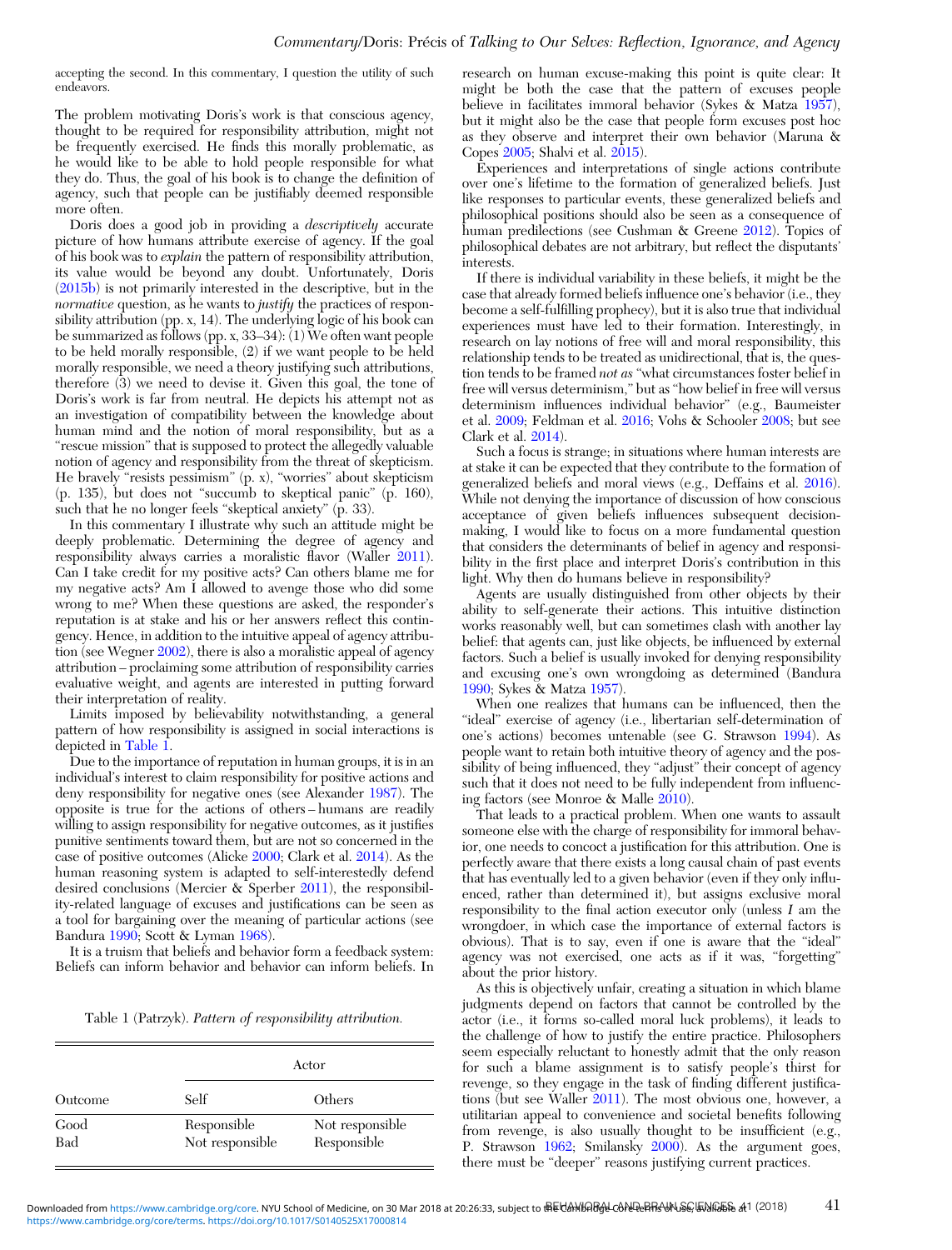accepting the second. In this commentary, I question the utility of such endeavors.

The problem motivating Doris's work is that conscious agency, thought to be required for responsibility attribution, might not be frequently exercised. He finds this morally problematic, as he would like to be able to hold people responsible for what they do. Thus, the goal of his book is to change the definition of agency, such that people can be justifiably deemed responsible more often.

Doris does a good job in providing a *descriptively* accurate picture of how humans attribute exercise of agency. If the goal of his book was to *explain* the pattern of responsibility attribution, its value would be beyond any doubt. Unfortunately, Doris (2015b) is not primarily interested in the descriptive, but in the *normative* question, as he wants to *justify* the practices of responsibility attribution (pp. x, 14). The underlying logic of his book can be summarized as follows (pp. x, 33–34): (1) We often want people to be held morally responsible, (2) if we want people to be held morally responsible, we need a theory justifying such attributions, therefore (3) we need to devise it. Given this goal, the tone of Doris's work is far from neutral. He depicts his attempt not as an investigation of compatibility between the knowledge about human mind and the notion of moral responsibility, but as a "rescue mission" that is supposed to protect the allegedly valuable notion of agency and responsibility from the threat of skepticism. He bravely "resists pessimism" (p. x), "worries" about skepticism (p. 135), but does not "succumb to skeptical panic" (p. 160), such that he no longer feels "skeptical anxiety" (p. 33).

In this commentary I illustrate why such an attitude might be deeply problematic. Determining the degree of agency and responsibility always carries a moralistic flavor (Waller 2011). Can I take credit for my positive acts? Can others blame me for my negative acts? Am I allowed to avenge those who did some wrong to me? When these questions are asked, the responder's reputation is at stake and his or her answers reflect this contingency. Hence, in addition to the intuitive appeal of agency attribution (see Wegner 2002), there is also a moralistic appeal of agency attribution – proclaiming some attribution of responsibility carries evaluative weight, and agents are interested in putting forward their interpretation of reality.

Limits imposed by believability notwithstanding, a general pattern of how responsibility is assigned in social interactions is depicted in Table 1.

Due to the importance of reputation in human groups, it is in an individual's interest to claim responsibility for positive actions and deny responsibility for negative ones (see Alexander 1987). The opposite is true for the actions of others – humans are readily willing to assign responsibility for negative outcomes, as it justifies punitive sentiments toward them, but are not so concerned in the case of positive outcomes (Alicke 2000; Clark et al. 2014). As the human reasoning system is adapted to self-interestedly defend desired conclusions (Mercier & Sperber 2011), the responsibility-related language of excuses and justifications can be seen as a tool for bargaining over the meaning of particular actions (see Bandura 1990; Scott & Lyman 1968).

It is a truism that beliefs and behavior form a feedback system: Beliefs can inform behavior and behavior can inform beliefs. In research on human excuse-making this point is quite clear: It might be both the case that the pattern of excuses people believe in facilitates immoral behavior (Sykes & Matza 1957), but it might also be the case that people form excuses post hoc as they observe and interpret their own behavior (Maruna & Copes 2005; Shalvi et al. 2015).

Table 1 (Patrzyk). *Pattern of responsibility attribution.*

| | Actor | |
|---|---|---|
| Outcome | Self | Others |
| Good | Responsible | Not responsible |
| Bad | Not responsible | Responsible |

Experiences and interpretations of single actions contribute over one's lifetime to the formation of generalized beliefs. Just like responses to particular events, these generalized beliefs and philosophical positions should also be seen as a consequence of human predilections (see Cushman & Greene 2012). Topics of philosophical debates are not arbitrary, but reflect the disputants' interests.

If there is individual variability in these beliefs, it might be the case that already formed beliefs influence one's behavior (i.e., they become a self-fulfilling prophecy), but it is also true that individual experiences must have led to their formation. Interestingly, in research on lay notions of free will and moral responsibility, this relationship tends to be treated as unidirectional, that is, the question tends to be framed *not as* "what circumstances foster belief in free will versus determinism," but as "how belief in free will versus determinism influences individual behavior" (e.g., Baumeister et al. 2009; Feldman et al. 2016; Vohs & Schooler 2008; but see Clark et al. 2014).

Such a focus is strange; in situations where human interests are at stake it can be expected that they contribute to the formation of generalized beliefs and moral views (e.g., Deffains et al. 2016). While not denying the importance of discussion of how conscious acceptance of given beliefs influences subsequent decision-making, I would like to focus on a more fundamental question that considers the determinants of belief in agency and responsibility in the first place and interpret Doris's contribution in this light. Why then do humans believe in responsibility?

Agents are usually distinguished from other objects by their ability to self-generate their actions. This intuitive distinction works reasonably well, but can sometimes clash with another lay belief: that agents can, just like objects, be influenced by external factors. Such a belief is usually invoked for denying responsibility and excusing one's own wrongdoing as determined (Bandura 1990; Sykes & Matza 1957).

When one realizes that humans can be influenced, then the "ideal" exercise of agency (i.e., libertarian self-determination of one's actions) becomes untenable (see G. Strawson 1994). As people want to retain both intuitive theory of agency and the possibility of being influenced, they "adjust" their concept of agency such that it does not need to be fully independent from influencing factors (see Monroe & Malle 2010).

That leads to a practical problem. When one wants to assault someone else with the charge of responsibility for immoral behavior, one needs to concoct a justification for this attribution. One is perfectly aware that there exists a long causal chain of past events that has eventually led to a given behavior (even if they only influenced, rather than determined it), but assigns exclusive moral responsibility to the final action executor only (unless *I* am the wrongdoer, in which case the importance of external factors is obvious). That is to say, even if one is aware that the "ideal" agency was not exercised, one acts as if it was, "forgetting" about the prior history.

As this is objectively unfair, creating a situation in which blame judgments depend on factors that cannot be controlled by the actor (i.e., it forms so-called moral luck problems), it leads to the challenge of how to justify the entire practice. Philosophers seem especially reluctant to honestly admit that the only reason for such a blame assignment is to satisfy people's thirst for revenge, so they engage in the task of finding different justifications (but see Waller 2011). The most obvious one, however, a utilitarian appeal to convenience and societal benefits following from revenge, is also usually thought to be insufficient (e.g., P. Strawson 1962; Smilansky 2000). As the argument goes, there must be "deeper" reasons justifying current practices.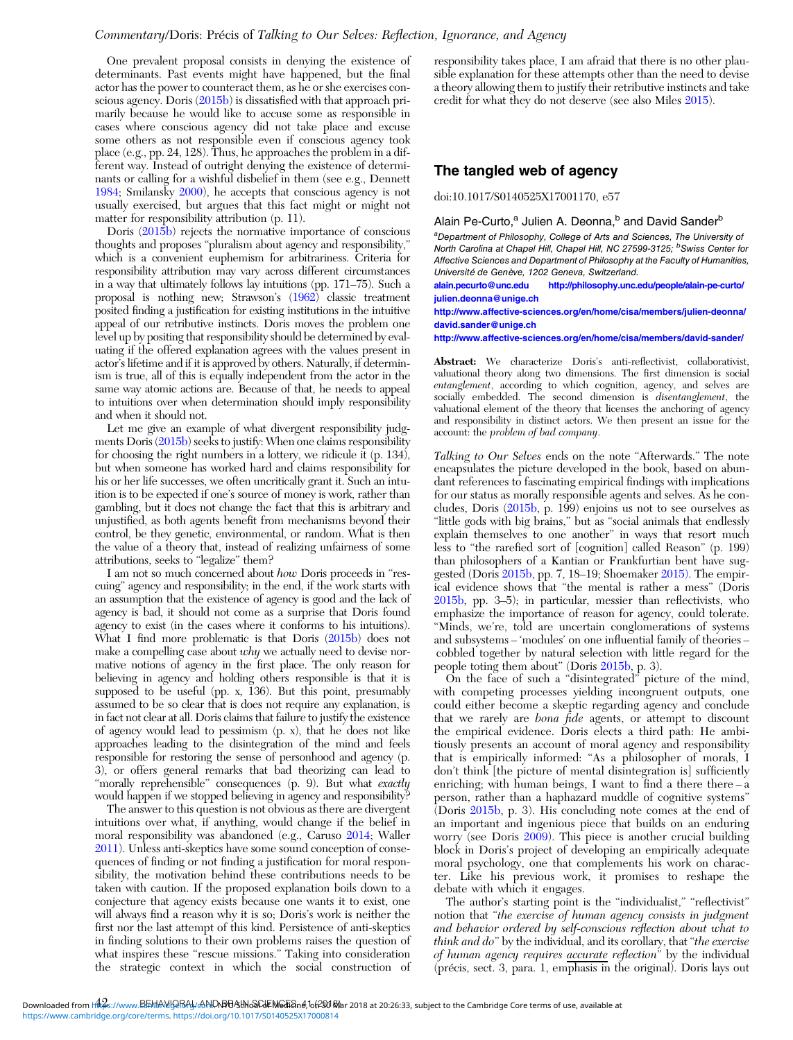One prevalent proposal consists in denying the existence of determinants. Past events might have happened, but the final actor has the power to counteract them, as he or she exercises conscious agency. Doris (2015b) is dissatisfied with that approach primarily because he would like to accuse some as responsible in cases where conscious agency did not take place and excuse some others as not responsible even if conscious agency took place (e.g., pp. 24, 128). Thus, he approaches the problem in a different way. Instead of outright denying the existence of determinants or calling for a wishful disbelief in them (see e.g., Dennett 1984; Smilansky 2000), he accepts that conscious agency is not usually exercised, but argues that this fact might or might not matter for responsibility attribution (p. 11).

Doris (2015b) rejects the normative importance of conscious thoughts and proposes "pluralism about agency and responsibility," which is a convenient euphemism for arbitrariness. Criteria for responsibility attribution may vary across different circumstances in a way that ultimately follows lay intuitions (pp. 171–75). Such a proposal is nothing new; Strawson's (1962) classic treatment posited finding a justification for existing institutions in the intuitive appeal of our retributive instincts. Doris moves the problem one level up by positing that responsibility should be determined by evaluating if the offered explanation agrees with the values present in actor's lifetime and if it is approved by others. Naturally, if determinism is true, all of this is equally independent from the actor in the same way atomic actions are. Because of that, he needs to appeal to intuitions over when determination should imply responsibility and when it should not.

Let me give an example of what divergent responsibility judgments Doris (2015b) seeks to justify: When one claims responsibility for choosing the right numbers in a lottery, we ridicule it (p. 134), but when someone has worked hard and claims responsibility for his or her life successes, we often uncritically grant it. Such an intuition is to be expected if one's source of money is work, rather than gambling, but it does not change the fact that this is arbitrary and unjustified, as both agents benefit from mechanisms beyond their control, be they genetic, environmental, or random. What is then the value of a theory that, instead of realizing unfairness of some attributions, seeks to "legalize" them?

I am not so much concerned about *how* Doris proceeds in "rescuing" agency and responsibility; in the end, if the work starts with an assumption that the existence of agency is good and the lack of agency is bad, it should not come as a surprise that Doris found agency to exist (in the cases where it conforms to his intuitions). What I find more problematic is that Doris (2015b) does not make a compelling case about *why* we actually need to devise normative notions of agency in the first place. The only reason for believing in agency and holding others responsible is that it is supposed to be useful (pp. x, 136). But this point, presumably assumed to be so clear that is does not require any explanation, is in fact not clear at all. Doris claims that failure to justify the existence of agency would lead to pessimism (p. x), that he does not like approaches leading to the disintegration of the mind and feels responsible for restoring the sense of personhood and agency (p. 3), or offers general remarks that bad theorizing can lead to "morally reprehensible" consequences (p. 9). But what *exactly* would happen if we stopped believing in agency and responsibility?

The answer to this question is not obvious as there are divergent intuitions over what, if anything, would change if the belief in moral responsibility was abandoned (e.g., Caruso 2014; Waller 2011). Unless anti-skeptics have some sound conception of consequences of finding or not finding a justification for moral responsibility, the motivation behind these contributions needs to be taken with caution. If the proposed explanation boils down to a conjecture that agency exists because one wants it to exist, one will always find a reason why it is so; Doris's work is neither the first nor the last attempt of this kind. Persistence of anti-skeptics in finding solutions to their own problems raises the question of what inspires these "rescue missions." Taking into consideration the strategic context in which the social construction of responsibility takes place, I am afraid that there is no other plausible explanation for these attempts other than the need to devise a theory allowing them to justify their retributive instincts and take credit for what they do not deserve (see also Miles 2015).

## The tangled web of agency

doi:10.1017/S0140525X17001170, e57

Alain Pe-Curto,[a] Julien A. Deonna,[b] and David Sander[b]

[a]Department of Philosophy, College of Arts and Sciences, The University of North Carolina at Chapel Hill, Chapel Hill, NC 27599-3125; [b]Swiss Center for Affective Sciences and Department of Philosophy at the Faculty of Humanities, Université de Genève, 1202 Geneva, Switzerland.
alain.pecurto@unc.edu http://philosophy.unc.edu/people/alain-pe-curto/
julien.deonna@unige.ch
http://www.affective-sciences.org/en/home/cisa/members/julien-deonna/
david.sander@unige.ch
http://www.affective-sciences.org/en/home/cisa/members/david-sander/

**Abstract:** We characterize Doris's anti-reflectivist, collaborativist, valuational theory along two dimensions. The first dimension is social *entanglement*, according to which cognition, agency, and selves are socially embedded. The second dimension is *disentanglement*, the valuational element of the theory that licenses the anchoring of agency and responsibility in distinct actors. We then present an issue for the account: the *problem of bad company*.

*Talking to Our Selves* ends on the note "Afterwards." The note encapsulates the picture developed in the book, based on abundant references to fascinating empirical findings with implications for our status as morally responsible agents and selves. As he concludes, Doris (2015b, p. 199) enjoins us not to see ourselves as "little gods with big brains," but as "social animals that endlessly explain themselves to one another" in ways that resort much less to "the rarefied sort of [cognition] called Reason" (p. 199) than philosophers of a Kantian or Frankfurtian bent have suggested (Doris 2015b, pp. 7, 18–19; Shoemaker 2015). The empirical evidence shows that "the mental is rather a mess" (Doris 2015b, pp. 3–5); in particular, messier than reflectivists, who emphasize the importance of reason for agency, could tolerate. "Minds, we're, told are uncertain conglomerations of systems and subsystems – 'modules' on one influential family of theories – cobbled together by natural selection with little regard for the people toting them about" (Doris 2015b, p. 3).

On the face of such a "disintegrated" picture of the mind, with competing processes yielding incongruent outputs, one could either become a skeptic regarding agency and conclude that we rarely are *bona fide* agents, or attempt to discount the empirical evidence. Doris elects a third path: He ambitiously presents an account of moral agency and responsibility that is empirically informed: "As a philosopher of morals, I don't think [the picture of mental disintegration is] sufficiently enriching; with human beings, I want to find a there there – a person, rather than a haphazard muddle of cognitive systems" (Doris 2015b, p. 3). His concluding note comes at the end of an important and ingenious piece that builds on an enduring worry (see Doris 2009). This piece is another crucial building block in Doris's project of developing an empirically adequate moral psychology, one that complements his work on character. Like his previous work, it promises to reshape the debate with which it engages.

The author's starting point is the "individualist," "reflectivist" notion that "*the exercise of human agency consists in judgment and behavior ordered by self-conscious reflection about what to think and do*" by the individual, and its corollary, that "*the exercise of human agency requires* accurate *reflection*" by the individual (précis, sect. 3, para. 1, emphasis in the original). Doris lays out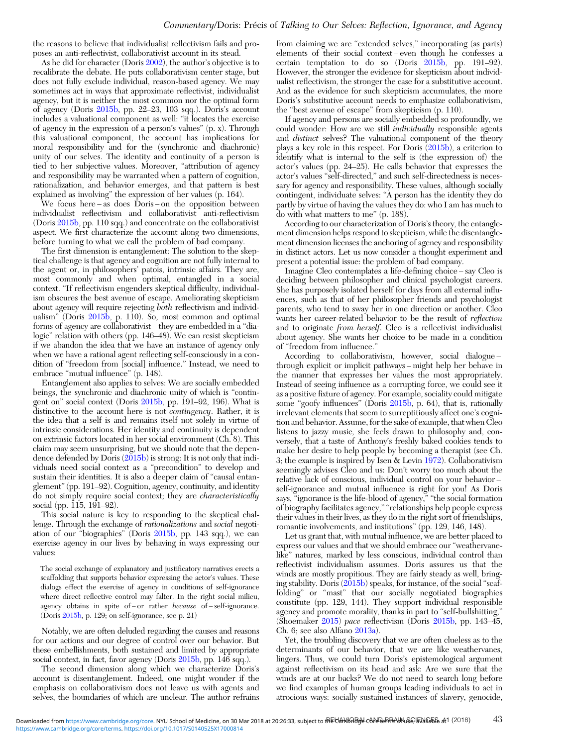the reasons to believe that individualist reflectivism fails and proposes an anti-reflectivist, collaborativist account in its stead.

As he did for character (Doris 2002), the author's objective is to recalibrate the debate. He puts collaborativism center stage, but does not fully exclude individual, reason-based agency. We may sometimes act in ways that approximate reflectivist, individualist agency, but it is neither the most common nor the optimal form of agency (Doris 2015b, pp. 22–23, 103 sqq.). Doris's account includes a valuational component as well: "it locates the exercise of agency in the expression of a person's values" (p. x). Through this valuational component, the account has implications for moral responsibility and for the (synchronic and diachronic) unity of our selves. The identity and continuity of a person is tied to her subjective values. Moreover, "attribution of agency and responsibility may be warranted when a pattern of cognition, rationalization, and behavior emerges, and that pattern is best explained as involving" the expression of her values (p. 164).

We focus here – as does Doris – on the opposition between individualist reflectivism and collaborativist anti-reflectivism (Doris 2015b, pp. 110 sqq.) and concentrate on the collaborativist aspect. We first characterize the account along two dimensions, before turning to what we call the problem of bad company.

The first dimension is entanglement: The solution to the skeptical challenge is that agency and cognition are not fully internal to the agent or, in philosophers' patois, intrinsic affairs. They are, most commonly and when optimal, entangled in a social context. "If reflectivism engenders skeptical difficulty, individualism obscures the best avenue of escape. Ameliorating skepticism about agency will require rejecting *both* reflectivism and individualism" (Doris 2015b, p. 110). So, most common and optimal forms of agency are collaborativist – they are embedded in a "dialogic" relation with others (pp. 146–48). We can resist skepticism if we abandon the idea that we have an instance of agency only when we have a rational agent reflecting self-consciously in a condition of "freedom from [social] influence." Instead, we need to embrace "mutual influence" (p. 148).

Entanglement also applies to selves: We are socially embedded beings, the synchronic and diachronic unity of which is "contingent on" social context (Doris 2015b, pp. 191–92, 196). What is distinctive to the account here is not *contingency*. Rather, it is the idea that a self is and remains itself not solely in virtue of intrinsic considerations. Her identity and continuity is dependent on extrinsic factors located in her social environment (Ch. 8). This claim may seem unsurprising, but we should note that the dependence defended by Doris (2015b) is strong: It is not only that individuals need social context as a "precondition" to develop and sustain their identities. It is also a deeper claim of "causal entanglement" (pp. 191–92). Cognition, agency, continuity, and identity do not simply require social context; they are *characteristically* social (pp. 115, 191–92).

This social nature is key to responding to the skeptical challenge. Through the exchange of *rationalizations* and *social* negotiation of our "biographies" (Doris 2015b, pp. 143 sqq.), we can exercise agency in our lives by behaving in ways expressing our values:

> The social exchange of explanatory and justificatory narratives erects a scaffolding that supports behavior expressing the actor's values. These dialogs effect the exercise of agency in conditions of self-ignorance where direct reflective control may falter. In the right social milieu, agency obtains in spite of – or rather *because* of – self-ignorance. (Doris 2015b, p. 129; on self-ignorance, see p. 21)

Notably, we are often deluded regarding the causes and reasons for our actions and our degree of control over our behavior. But these embellishments, both sustained and limited by appropriate social context, in fact, favor agency (Doris 2015b, pp. 146 sqq.).

The second dimension along which we characterize Doris's account is disentanglement. Indeed, one might wonder if the emphasis on collaborativism does not leave us with agents and selves, the boundaries of which are unclear. The author refrains from claiming we are "extended selves," incorporating (as parts) elements of their social context – even though he confesses a certain temptation to do so (Doris 2015b, pp. 191–92). However, the stronger the evidence for skepticism about individualist reflectivism, the stronger the case for a substitutive account. And as the evidence for such skepticism accumulates, the more Doris's substitutive account needs to emphasize collaborativism, the "best avenue of escape" from skepticism (p. 110).

If agency and persons are socially embedded so profoundly, we could wonder: How are we still *individually* responsible agents and *distinct* selves? The valuational component of the theory plays a key role in this respect. For Doris (2015b), a criterion to identify what is internal to the self is (the expression of) the actor's values (pp. 24–25). He calls behavior that expresses the actor's values "self-directed," and such self-directedness is necessary for agency and responsibility. These values, although socially contingent, individuate selves: "A person has the identity they do partly by virtue of having the values they do: who I am has much to do with what matters to me" (p. 188).

According to our characterization of Doris's theory, the entanglement dimension helps respond to skepticism, while the disentanglement dimension licenses the anchoring of agency and responsibility in distinct actors. Let us now consider a thought experiment and present a potential issue: the problem of bad company.

Imagine Cleo contemplates a life-defining choice – say Cleo is deciding between philosopher and clinical psychologist careers. She has purposely isolated herself for days from all external influences, such as that of her philosopher friends and psychologist parents, who tend to sway her in one direction or another. Cleo wants her career-related behavior to be the result of *reflection* and to originate *from herself*. Cleo is a reflectivist individualist about agency. She wants her choice to be made in a condition of "freedom from influence."

According to collaborativism, however, social dialogue – through explicit or implicit pathways – might help her behave in the manner that expresses her values the most appropriately. Instead of seeing influence as a corrupting force, we could see it as a positive fixture of agency. For example, sociality could mitigate some "goofy influences" (Doris 2015b, p. 64), that is, rationally irrelevant elements that seem to surreptitiously affect one's cognition and behavior. Assume, for the sake of example, that when Cleo listens to jazzy music, she feels drawn to philosophy and, conversely, that a taste of Anthony's freshly baked cookies tends to make her desire to help people by becoming a therapist (see Ch. 3; the example is inspired by Isen & Levin 1972). Collaborativism seemingly advises Cleo and us: Don't worry too much about the relative lack of conscious, individual control on your behavior – self-ignorance and mutual influence is right for you! As Doris says, "ignorance is the life-blood of agency," "the social formation of biography facilitates agency," "relationships help people express their values in their lives, as they do in the right sort of friendships, romantic involvements, and institutions" (pp. 129, 146, 148).

Let us grant that, with mutual influence, we are better placed to express our values and that we should embrace our "weathervane-like" natures, marked by less conscious, individual control than reflectivist individualism assumes. Doris assures us that the winds are mostly propitious. They are fairly steady as well, bringing stability. Doris (2015b) speaks, for instance, of the social "scaffolding" or "mast" that our socially negotiated biographies constitute (pp. 129, 144). They support individual responsible agency and promote morality, thanks in part to "self-bullshitting," (Shoemaker 2015) *pace* reflectivism (Doris 2015b, pp. 143–45, Ch. 6; see also Alfano 2013a).

Yet, the troubling discovery that we are often clueless as to the determinants of our behavior, that we are like weathervanes, lingers. Thus, we could turn Doris's epistemological argument against reflectivism on its head and ask: Are we sure that the winds are at our backs? We do not need to search long before we find examples of human groups leading individuals to act in atrocious ways: socially sustained instances of slavery, genocide,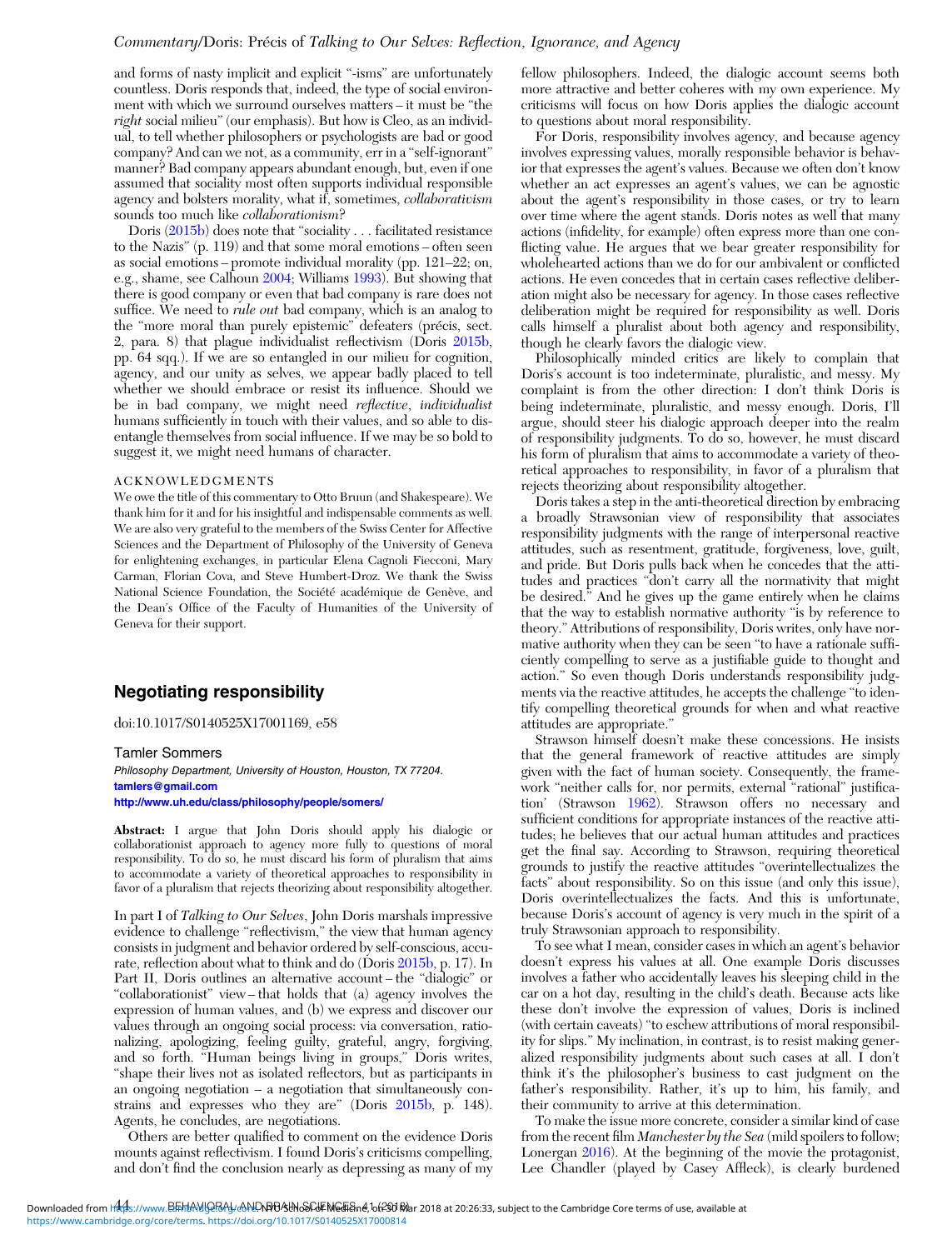and forms of nasty implicit and explicit "-isms" are unfortunately countless. Doris responds that, indeed, the type of social environment with which we surround ourselves matters – it must be "the *right* social milieu" (our emphasis). But how is Cleo, as an individual, to tell whether philosophers or psychologists are bad or good company? And can we not, as a community, err in a "self-ignorant" manner? Bad company appears abundant enough, but, even if one assumed that sociality most often supports individual responsible agency and bolsters morality, what if, sometimes, *collaborativism* sounds too much like *collaborationism*?

Doris (2015b) does note that "sociality . . . facilitated resistance to the Nazis" (p. 119) and that some moral emotions – often seen as social emotions – promote individual morality (pp. 121–22; on, e.g., shame, see Calhoun 2004; Williams 1993). But showing that there is good company or even that bad company is rare does not suffice. We need to *rule out* bad company, which is an analog to the "more moral than purely epistemic" defeaters (précis, sect. 2, para. 8) that plague individualist reflectivism (Doris 2015b, pp. 64 sqq.). If we are so entangled in our milieu for cognition, agency, and our unity as selves, we appear badly placed to tell whether we should embrace or resist its influence. Should we be in bad company, we might need *reflective*, *individualist* humans sufficiently in touch with their values, and so able to disentangle themselves from social influence. If we may be so bold to suggest it, we might need humans of character.

ACKNOWLEDGMENTS

We owe the title of this commentary to Otto Bruun (and Shakespeare). We thank him for it and for his insightful and indispensable comments as well. We are also very grateful to the members of the Swiss Center for Affective Sciences and the Department of Philosophy of the University of Geneva for enlightening exchanges, in particular Elena Cagnoli Fiecconi, Mary Carman, Florian Cova, and Steve Humbert-Droz. We thank the Swiss National Science Foundation, the Société académique de Genève, and the Dean's Office of the Faculty of Humanities of the University of Geneva for their support.

## Negotiating responsibility

doi:10.1017/S0140525X17001169, e58

Tamler Sommers

*Philosophy Department, University of Houston, Houston, TX 77204.*
tamlers@gmail.com
http://www.uh.edu/class/philosophy/people/somers/

**Abstract:** I argue that John Doris should apply his dialogic or collaborationist approach to agency more fully to questions of moral responsibility. To do so, he must discard his form of pluralism that aims to accommodate a variety of theoretical approaches to responsibility in favor of a pluralism that rejects theorizing about responsibility altogether.

In part I of *Talking to Our Selves*, John Doris marshals impressive evidence to challenge "reflectivism," the view that human agency consists in judgment and behavior ordered by self-conscious, accurate, reflection about what to think and do (Doris 2015b, p. 17). In Part II, Doris outlines an alternative account – the "dialogic" or "collaborationist" view – that holds that (a) agency involves the expression of human values, and (b) we express and discover our values through an ongoing social process: via conversation, rationalizing, apologizing, feeling guilty, grateful, angry, forgiving, and so forth. "Human beings living in groups," Doris writes, "shape their lives not as isolated reflectors, but as participants in an ongoing negotiation – a negotiation that simultaneously constrains and expresses who they are" (Doris 2015b, p. 148). Agents, he concludes, are negotiations.

Others are better qualified to comment on the evidence Doris mounts against reflectivism. I found Doris's criticisms compelling, and don't find the conclusion nearly as depressing as many of my fellow philosophers. Indeed, the dialogic account seems both more attractive and better coheres with my own experience. My criticisms will focus on how Doris applies the dialogic account to questions about moral responsibility.

For Doris, responsibility involves agency, and because agency involves expressing values, morally responsible behavior is behavior that expresses the agent's values. Because we often don't know whether an act expresses an agent's values, we can be agnostic about the agent's responsibility in those cases, or try to learn over time where the agent stands. Doris notes as well that many actions (infidelity, for example) often express more than one conflicting value. He argues that we bear greater responsibility for wholehearted actions than we do for our ambivalent or conflicted actions. He even concedes that in certain cases reflective deliberation might also be necessary for agency. In those cases reflective deliberation might be required for responsibility as well. Doris calls himself a pluralist about both agency and responsibility, though he clearly favors the dialogic view.

Philosophically minded critics are likely to complain that Doris's account is too indeterminate, pluralistic, and messy. My complaint is from the other direction: I don't think Doris is being indeterminate, pluralistic, and messy enough. Doris, I'll argue, should steer his dialogic approach deeper into the realm of responsibility judgments. To do so, however, he must discard his form of pluralism that aims to accommodate a variety of theoretical approaches to responsibility, in favor of a pluralism that rejects theorizing about responsibility altogether.

Doris takes a step in the anti-theoretical direction by embracing a broadly Strawsonian view of responsibility that associates responsibility judgments with the range of interpersonal reactive attitudes, such as resentment, gratitude, forgiveness, love, guilt, and pride. But Doris pulls back when he concedes that the attitudes and practices "don't carry all the normativity that might be desired." And he gives up the game entirely when he claims that the way to establish normative authority "is by reference to theory." Attributions of responsibility, Doris writes, only have normative authority when they can be seen "to have a rationale sufficiently compelling to serve as a justifiable guide to thought and action." So even though Doris understands responsibility judgments via the reactive attitudes, he accepts the challenge "to identify compelling theoretical grounds for when and what reactive attitudes are appropriate."

Strawson himself doesn't make these concessions. He insists that the general framework of reactive attitudes are simply given with the fact of human society. Consequently, the framework "neither calls for, nor permits, external "rational" justification' (Strawson 1962). Strawson offers no necessary and sufficient conditions for appropriate instances of the reactive attitudes; he believes that our actual human attitudes and practices get the final say. According to Strawson, requiring theoretical grounds to justify the reactive attitudes "overintellectualizes the facts" about responsibility. So on this issue (and only this issue), Doris overintellectualizes the facts. And this is unfortunate, because Doris's account of agency is very much in the spirit of a truly Strawsonian approach to responsibility.

To see what I mean, consider cases in which an agent's behavior doesn't express his values at all. One example Doris discusses involves a father who accidentally leaves his sleeping child in the car on a hot day, resulting in the child's death. Because acts like these don't involve the expression of values, Doris is inclined (with certain caveats) "to eschew attributions of moral responsibility for slips." My inclination, in contrast, is to resist making generalized responsibility judgments about such cases at all. I don't think it's the philosopher's business to cast judgment on the father's responsibility. Rather, it's up to him, his family, and their community to arrive at this determination.

To make the issue more concrete, consider a similar kind of case from the recent film *Manchester by the Sea* (mild spoilers to follow; Lonergan 2016). At the beginning of the movie the protagonist, Lee Chandler (played by Casey Affleck), is clearly burdened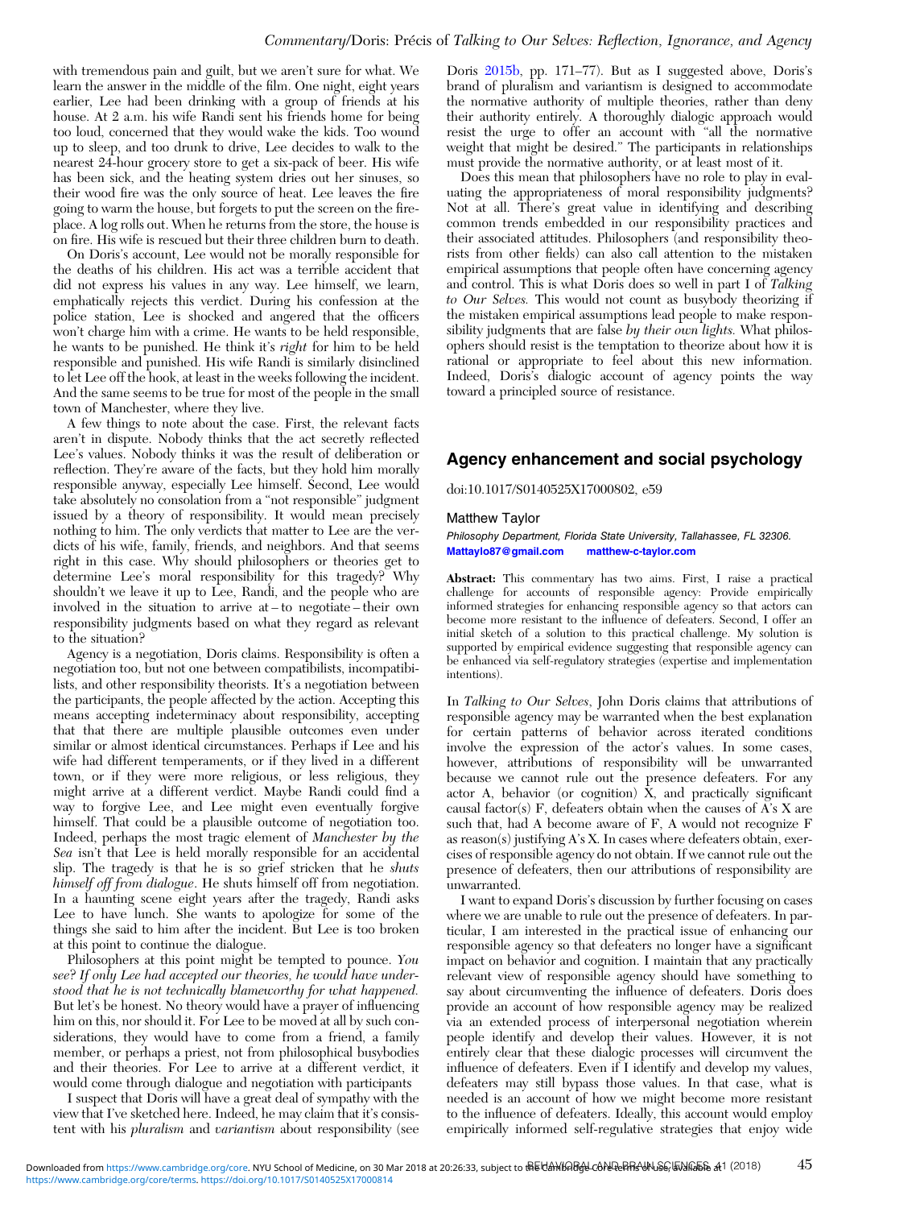with tremendous pain and guilt, but we aren't sure for what. We learn the answer in the middle of the film. One night, eight years earlier, Lee had been drinking with a group of friends at his house. At 2 a.m. his wife Randi sent his friends home for being too loud, concerned that they would wake the kids. Too wound up to sleep, and too drunk to drive, Lee decides to walk to the nearest 24-hour grocery store to get a six-pack of beer. His wife has been sick, and the heating system dries out her sinuses, so their wood fire was the only source of heat. Lee leaves the fire going to warm the house, but forgets to put the screen on the fireplace. A log rolls out. When he returns from the store, the house is on fire. His wife is rescued but their three children burn to death.

On Doris's account, Lee would not be morally responsible for the deaths of his children. His act was a terrible accident that did not express his values in any way. Lee himself, we learn, emphatically rejects this verdict. During his confession at the police station, Lee is shocked and angered that the officers won't charge him with a crime. He wants to be held responsible, he wants to be punished. He think it's *right* for him to be held responsible and punished. His wife Randi is similarly disinclined to let Lee off the hook, at least in the weeks following the incident. And the same seems to be true for most of the people in the small town of Manchester, where they live.

A few things to note about the case. First, the relevant facts aren't in dispute. Nobody thinks that the act secretly reflected Lee's values. Nobody thinks it was the result of deliberation or reflection. They're aware of the facts, but they hold him morally responsible anyway, especially Lee himself. Second, Lee would take absolutely no consolation from a "not responsible" judgment issued by a theory of responsibility. It would mean precisely nothing to him. The only verdicts that matter to Lee are the verdicts of his wife, family, friends, and neighbors. And that seems right in this case. Why should philosophers or theories get to determine Lee's moral responsibility for this tragedy? Why shouldn't we leave it up to Lee, Randi, and the people who are involved in the situation to arrive at – to negotiate – their own responsibility judgments based on what they regard as relevant to the situation?

Agency is a negotiation, Doris claims. Responsibility is often a negotiation too, but not one between compatibilists, incompatibilists, and other responsibility theorists. It's a negotiation between the participants, the people affected by the action. Accepting this means accepting indeterminacy about responsibility, accepting that that there are multiple plausible outcomes even under similar or almost identical circumstances. Perhaps if Lee and his wife had different temperaments, or if they lived in a different town, or if they were more religious, or less religious, they might arrive at a different verdict. Maybe Randi could find a way to forgive Lee, and Lee might even eventually forgive himself. That could be a plausible outcome of negotiation too. Indeed, perhaps the most tragic element of *Manchester by the Sea* isn't that Lee is held morally responsible for an accidental slip. The tragedy is that he is so grief stricken that he *shuts himself off from dialogue*. He shuts himself off from negotiation. In a haunting scene eight years after the tragedy, Randi asks Lee to have lunch. She wants to apologize for some of the things she said to him after the incident. But Lee is too broken at this point to continue the dialogue.

Philosophers at this point might be tempted to pounce. *You see? If only Lee had accepted our theories, he would have understood that he is not technically blameworthy for what happened.* But let's be honest. No theory would have a prayer of influencing him on this, nor should it. For Lee to be moved at all by such considerations, they would have to come from a friend, a family member, or perhaps a priest, not from philosophical busybodies and their theories. For Lee to arrive at a different verdict, it would come through dialogue and negotiation with participants

I suspect that Doris will have a great deal of sympathy with the view that I've sketched here. Indeed, he may claim that it's consistent with his *pluralism* and *variantism* about responsibility (see Doris 2015b, pp. 171–77). But as I suggested above, Doris's brand of pluralism and variantism is designed to accommodate the normative authority of multiple theories, rather than deny their authority entirely. A thoroughly dialogic approach would resist the urge to offer an account with "all the normative weight that might be desired." The participants in relationships must provide the normative authority, or at least most of it.

Does this mean that philosophers have no role to play in evaluating the appropriateness of moral responsibility judgments? Not at all. There's great value in identifying and describing common trends embedded in our responsibility practices and their associated attitudes. Philosophers (and responsibility theorists from other fields) can also call attention to the mistaken empirical assumptions that people often have concerning agency and control. This is what Doris does so well in part I of *Talking to Our Selves.* This would not count as busybody theorizing if the mistaken empirical assumptions lead people to make responsibility judgments that are false *by their own lights.* What philosophers should resist is the temptation to theorize about how it is rational or appropriate to feel about this new information. Indeed, Doris's dialogic account of agency points the way toward a principled source of resistance.

## Agency enhancement and social psychology

doi:10.1017/S0140525X17000802, e59

Matthew Taylor

*Philosophy Department, Florida State University, Tallahassee, FL 32306.*
Mattaylo87@gmail.com matthew-c-taylor.com

**Abstract:** This commentary has two aims. First, I raise a practical challenge for accounts of responsible agency: Provide empirically informed strategies for enhancing responsible agency so that actors can become more resistant to the influence of defeaters. Second, I offer an initial sketch of a solution to this practical challenge. My solution is supported by empirical evidence suggesting that responsible agency can be enhanced via self-regulatory strategies (expertise and implementation intentions).

In *Talking to Our Selves*, John Doris claims that attributions of responsible agency may be warranted when the best explanation for certain patterns of behavior across iterated conditions involve the expression of the actor's values. In some cases, however, attributions of responsibility will be unwarranted because we cannot rule out the presence defeaters. For any actor A, behavior (or cognition) X, and practically significant causal factor(s) F, defeaters obtain when the causes of A's X are such that, had A become aware of F, A would not recognize F as reason(s) justifying A's X. In cases where defeaters obtain, exercises of responsible agency do not obtain. If we cannot rule out the presence of defeaters, then our attributions of responsibility are unwarranted.

I want to expand Doris's discussion by further focusing on cases where we are unable to rule out the presence of defeaters. In particular, I am interested in the practical issue of enhancing our responsible agency so that defeaters no longer have a significant impact on behavior and cognition. I maintain that any practically relevant view of responsible agency should have something to say about circumventing the influence of defeaters. Doris does provide an account of how responsible agency may be realized via an extended process of interpersonal negotiation wherein people identify and develop their values. However, it is not entirely clear that these dialogic processes will circumvent the influence of defeaters. Even if I identify and develop my values, defeaters may still bypass those values. In that case, what is needed is an account of how we might become more resistant to the influence of defeaters. Ideally, this account would employ empirically informed self-regulative strategies that enjoy wide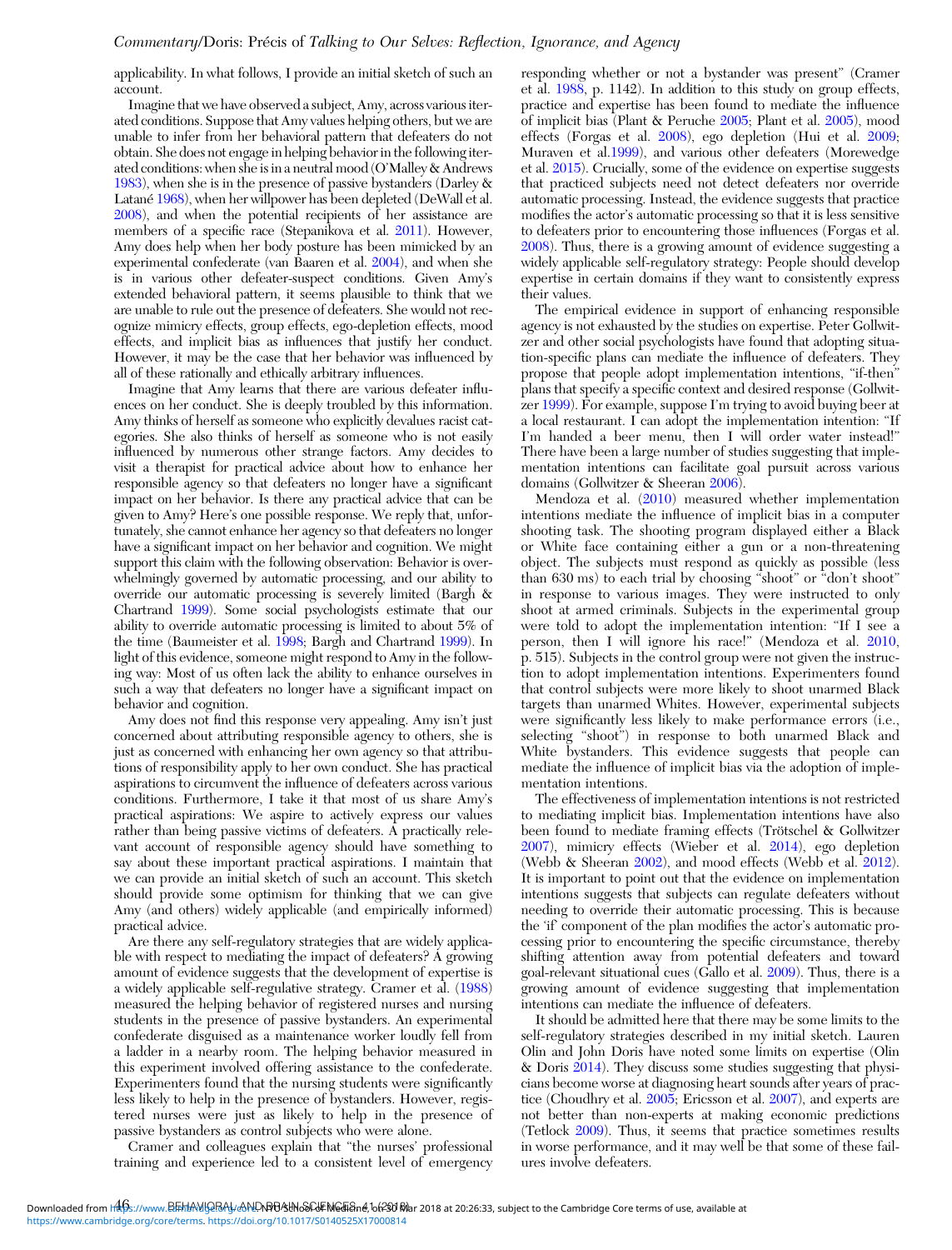applicability. In what follows, I provide an initial sketch of such an account.

Imagine that we have observed a subject, Amy, across various iterated conditions. Suppose that Amy values helping others, but we are unable to infer from her behavioral pattern that defeaters do not obtain. She does not engage in helping behavior in the following iterated conditions: when she is in a neutral mood (O'Malley & Andrews 1983), when she is in the presence of passive bystanders (Darley & Latané 1968), when her willpower has been depleted (DeWall et al. 2008), and when the potential recipients of her assistance are members of a specific race (Stepanikova et al. 2011). However, Amy does help when her body posture has been mimicked by an experimental confederate (van Baaren et al. 2004), and when she is in various other defeater-suspect conditions. Given Amy's extended behavioral pattern, it seems plausible to think that we are unable to rule out the presence of defeaters. She would not recognize mimicry effects, group effects, ego-depletion effects, mood effects, and implicit bias as influences that justify her conduct. However, it may be the case that her behavior was influenced by all of these rationally and ethically arbitrary influences.

Imagine that Amy learns that there are various defeater influences on her conduct. She is deeply troubled by this information. Amy thinks of herself as someone who explicitly devalues racist categories. She also thinks of herself as someone who is not easily influenced by numerous other strange factors. Amy decides to visit a therapist for practical advice about how to enhance her responsible agency so that defeaters no longer have a significant impact on her behavior. Is there any practical advice that can be given to Amy? Here's one possible response. We reply that, unfortunately, she cannot enhance her agency so that defeaters no longer have a significant impact on her behavior and cognition. We might support this claim with the following observation: Behavior is overwhelmingly governed by automatic processing, and our ability to override our automatic processing is severely limited (Bargh & Chartrand 1999). Some social psychologists estimate that our ability to override automatic processing is limited to about 5% of the time (Baumeister et al. 1998; Bargh and Chartrand 1999). In light of this evidence, someone might respond to Amy in the following way: Most of us often lack the ability to enhance ourselves in such a way that defeaters no longer have a significant impact on behavior and cognition.

Amy does not find this response very appealing. Amy isn't just concerned about attributing responsible agency to others, she is just as concerned with enhancing her own agency so that attributions of responsibility apply to her own conduct. She has practical aspirations to circumvent the influence of defeaters across various conditions. Furthermore, I take it that most of us share Amy's practical aspirations: We aspire to actively express our values rather than being passive victims of defeaters. A practically relevant account of responsible agency should have something to say about these important practical aspirations. I maintain that we can provide an initial sketch of such an account. This sketch should provide some optimism for thinking that we can give Amy (and others) widely applicable (and empirically informed) practical advice.

Are there any self-regulatory strategies that are widely applicable with respect to mediating the impact of defeaters? A growing amount of evidence suggests that the development of expertise is a widely applicable self-regulative strategy. Cramer et al. (1988) measured the helping behavior of registered nurses and nursing students in the presence of passive bystanders. An experimental confederate disguised as a maintenance worker loudly fell from a ladder in a nearby room. The helping behavior measured in this experiment involved offering assistance to the confederate. Experimenters found that the nursing students were significantly less likely to help in the presence of bystanders. However, registered nurses were just as likely to help in the presence of passive bystanders as control subjects who were alone.

Cramer and colleagues explain that "the nurses' professional training and experience led to a consistent level of emergency responding whether or not a bystander was present" (Cramer et al. 1988, p. 1142). In addition to this study on group effects, practice and expertise has been found to mediate the influence of implicit bias (Plant & Peruche 2005; Plant et al. 2005), mood effects (Forgas et al. 2008), ego depletion (Hui et al. 2009; Muraven et al.1999), and various other defeaters (Morewedge et al. 2015). Crucially, some of the evidence on expertise suggests that practiced subjects need not detect defeaters nor override automatic processing. Instead, the evidence suggests that practice modifies the actor's automatic processing so that it is less sensitive to defeaters prior to encountering those influences (Forgas et al. 2008). Thus, there is a growing amount of evidence suggesting a widely applicable self-regulatory strategy: People should develop expertise in certain domains if they want to consistently express their values.

The empirical evidence in support of enhancing responsible agency is not exhausted by the studies on expertise. Peter Gollwitzer and other social psychologists have found that adopting situation-specific plans can mediate the influence of defeaters. They propose that people adopt implementation intentions, "if-then" plans that specify a specific context and desired response (Gollwitzer 1999). For example, suppose I'm trying to avoid buying beer at a local restaurant. I can adopt the implementation intention: "If I'm handed a beer menu, then I will order water instead!" There have been a large number of studies suggesting that implementation intentions can facilitate goal pursuit across various domains (Gollwitzer & Sheeran 2006).

Mendoza et al. (2010) measured whether implementation intentions mediate the influence of implicit bias in a computer shooting task. The shooting program displayed either a Black or White face containing either a gun or a non-threatening object. The subjects must respond as quickly as possible (less than 630 ms) to each trial by choosing "shoot" or "don't shoot" in response to various images. They were instructed to only shoot at armed criminals. Subjects in the experimental group were told to adopt the implementation intention: "If I see a person, then I will ignore his race!" (Mendoza et al. 2010, p. 515). Subjects in the control group were not given the instruction to adopt implementation intentions. Experimenters found that control subjects were more likely to shoot unarmed Black targets than unarmed Whites. However, experimental subjects were significantly less likely to make performance errors (i.e., selecting "shoot") in response to both unarmed Black and White bystanders. This evidence suggests that people can mediate the influence of implicit bias via the adoption of implementation intentions.

The effectiveness of implementation intentions is not restricted to mediating implicit bias. Implementation intentions have also been found to mediate framing effects (Trötschel & Gollwitzer 2007), mimicry effects (Wieber et al. 2014), ego depletion (Webb & Sheeran 2002), and mood effects (Webb et al. 2012). It is important to point out that the evidence on implementation intentions suggests that subjects can regulate defeaters without needing to override their automatic processing. This is because the 'if' component of the plan modifies the actor's automatic processing prior to encountering the specific circumstance, thereby shifting attention away from potential defeaters and toward goal-relevant situational cues (Gallo et al. 2009). Thus, there is a growing amount of evidence suggesting that implementation intentions can mediate the influence of defeaters.

It should be admitted here that there may be some limits to the self-regulatory strategies described in my initial sketch. Lauren Olin and John Doris have noted some limits on expertise (Olin & Doris 2014). They discuss some studies suggesting that physicians become worse at diagnosing heart sounds after years of practice (Choudhry et al. 2005; Ericsson et al. 2007), and experts are not better than non-experts at making economic predictions (Tetlock 2009). Thus, it seems that practice sometimes results in worse performance, and it may well be that some of these failures involve defeaters.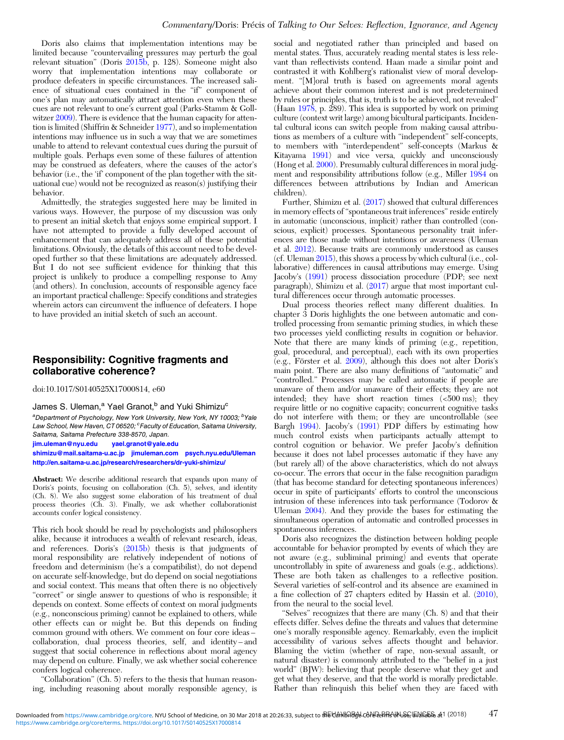Doris also claims that implementation intentions may be limited because "countervailing pressures may perturb the goal relevant situation" (Doris 2015b, p. 128). Someone might also worry that implementation intentions may collaborate or produce defeaters in specific circumstances. The increased salience of situational cues contained in the "if" component of one's plan may automatically attract attention even when these cues are not relevant to one's current goal (Parks-Stamm & Gollwitzer 2009). There is evidence that the human capacity for attention is limited (Shiffrin & Schneider 1977), and so implementation intentions may influence us in such a way that we are sometimes unable to attend to relevant contextual cues during the pursuit of multiple goals. Perhaps even some of these failures of attention may be construed as defeaters, where the causes of the actor's behavior (i.e., the 'if' component of the plan together with the situational cue) would not be recognized as reason(s) justifying their behavior.

Admittedly, the strategies suggested here may be limited in various ways. However, the purpose of my discussion was only to present an initial sketch that enjoys some empirical support. I have not attempted to provide a fully developed account of enhancement that can adequately address all of these potential limitations. Obviously, the details of this account need to be developed further so that these limitations are adequately addressed. But I do not see sufficient evidence for thinking that this project is unlikely to produce a compelling response to Amy (and others). In conclusion, accounts of responsible agency face an important practical challenge: Specify conditions and strategies wherein actors can circumvent the influence of defeaters. I hope to have provided an initial sketch of such an account.

## Responsibility: Cognitive fragments and collaborative coherence?

doi:10.1017/S0140525X17000814, e60

James S. Uleman,[a] Yael Granot,[b] and Yuki Shimizu[c]

[a]Department of Psychology, New York University, New York, NY 10003; [b]Yale Law School, New Haven, CT 06520; [c]Faculty of Education, Saitama University, Saitama, Saitama Prefecture 338-8570, Japan.

jim.uleman@nyu.edu yael.granot@yale.edu
shimizu@mail.saitama-u.ac.jp jimuleman.com psych.nyu.edu/Uleman
http://en.saitama-u.ac.jp/research/researchers/dr-yuki-shimizu/

**Abstract:** We describe additional research that expands upon many of Doris's points, focusing on collaboration (Ch. 5), selves, and identity (Ch. 8). We also suggest some elaboration of his treatment of dual process theories (Ch. 3). Finally, we ask whether collaborationist accounts confer logical consistency.

This rich book should be read by psychologists and philosophers alike, because it introduces a wealth of relevant research, ideas, and references. Doris's (2015b) thesis is that judgments of moral responsibility are relatively independent of notions of freedom and determinism (he's a compatibilist), do not depend on accurate self-knowledge, but do depend on social negotiations and social context. This means that often there is no objectively "correct" or single answer to questions of who is responsible; it depends on context. Some effects of context on moral judgments (e.g., nonconscious priming) cannot be explained to others, while other effects can or might be. But this depends on finding common ground with others. We comment on four core ideas – collaboration, dual process theories, self, and identity – and suggest that social coherence in reflections about moral agency may depend on culture. Finally, we ask whether social coherence confers logical coherence.

"Collaboration" (Ch. 5) refers to the thesis that human reasoning, including reasoning about morally responsible agency, is social and negotiated rather than principled and based on mental states. Thus, accurately reading mental states is less relevant than reflectivists contend. Haan made a similar point and contrasted it with Kohlberg's rationalist view of moral development. "[M]oral truth is based on agreements moral agents achieve about their common interest and is not predetermined by rules or principles, that is, truth is to be achieved, not revealed" (Haan 1978, p. 289). This idea is supported by work on priming culture (context writ large) among bicultural participants. Incidental cultural icons can switch people from making causal attributions as members of a culture with "independent" self-concepts, to members with "interdependent" self-concepts (Markus & Kitayama 1991) and vice versa, quickly and unconsciously (Hong et al. 2000). Presumably cultural differences in moral judgment and responsibility attributions follow (e.g., Miller 1984 on differences between attributions by Indian and American children).

Further, Shimizu et al. (2017) showed that cultural differences in memory effects of "spontaneous trait inferences" reside entirely in automatic (unconscious, implicit) rather than controlled (conscious, explicit) processes. Spontaneous personality trait inferences are those made without intentions or awareness (Uleman et al. 2012). Because traits are commonly understood as causes (cf. Uleman 2015), this shows a process by which cultural (i.e., collaborative) differences in causal attributions may emerge. Using Jacoby's (1991) process dissociation procedure (PDP; see next paragraph), Shimizu et al. (2017) argue that most important cultural differences occur through automatic processes.

Dual process theories reflect many different dualities. In chapter 3 Doris highlights the one between automatic and controlled processing from semantic priming studies, in which these two processes yield conflicting results in cognition or behavior. Note that there are many kinds of priming (e.g., repetition, goal, procedural, and perceptual), each with its own properties (e.g., Förster et al. 2009), although this does not alter Doris's main point. There are also many definitions of "automatic" and "controlled." Processes may be called automatic if people are unaware of them and/or unaware of their effects; they are not intended; they have short reaction times (<500 ms); they require little or no cognitive capacity; concurrent cognitive tasks do not interfere with them; or they are uncontrollable (see Bargh 1994). Jacoby's (1991) PDP differs by estimating how much control exists when participants actually attempt to control cognition or behavior. We prefer Jacoby's definition because it does not label processes automatic if they have any (but rarely all) of the above characteristics, which do not always co-occur. The errors that occur in the false recognition paradigm (that has become standard for detecting spontaneous inferences) occur in spite of participants' efforts to control the unconscious intrusion of these inferences into task performance (Todorov & Uleman 2004). And they provide the bases for estimating the simultaneous operation of automatic and controlled processes in spontaneous inferences.

Doris also recognizes the distinction between holding people accountable for behavior prompted by events of which they are not aware (e.g., subliminal priming) and events that operate uncontrollably in spite of awareness and goals (e.g., addictions). These are both taken as challenges to a reflective position. Several varieties of self-control and its absence are examined in a fine collection of 27 chapters edited by Hassin et al. (2010), from the neural to the social level.

"Selves" recognizes that there are many (Ch. 8) and that their effects differ. Selves define the threats and values that determine one's morally responsible agency. Remarkably, even the implicit accessibility of various selves affects thought and behavior. Blaming the victim (whether of rape, non-sexual assault, or natural disaster) is commonly attributed to the "belief in a just world" (BJW): believing that people deserve what they get and get what they deserve, and that the world is morally predictable. Rather than relinquish this belief when they are faced with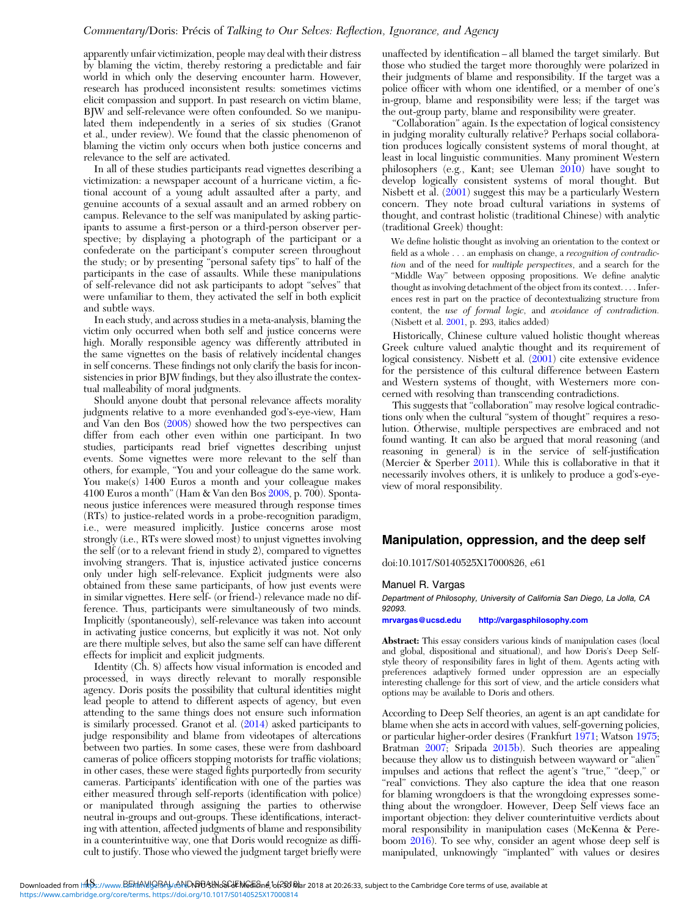apparently unfair victimization, people may deal with their distress by blaming the victim, thereby restoring a predictable and fair world in which only the deserving encounter harm. However, research has produced inconsistent results: sometimes victims elicit compassion and support. In past research on victim blame, BJW and self-relevance were often confounded. So we manipulated them independently in a series of six studies (Granot et al., under review). We found that the classic phenomenon of blaming the victim only occurs when both justice concerns and relevance to the self are activated.

In all of these studies participants read vignettes describing a victimization: a newspaper account of a hurricane victim, a fictional account of a young adult assaulted after a party, and genuine accounts of a sexual assault and an armed robbery on campus. Relevance to the self was manipulated by asking participants to assume a first-person or a third-person observer perspective; by displaying a photograph of the participant or a confederate on the participant's computer screen throughout the study; or by presenting "personal safety tips" to half of the participants in the case of assaults. While these manipulations of self-relevance did not ask participants to adopt "selves" that were unfamiliar to them, they activated the self in both explicit and subtle ways.

In each study, and across studies in a meta-analysis, blaming the victim only occurred when both self and justice concerns were high. Morally responsible agency was differently attributed in the same vignettes on the basis of relatively incidental changes in self concerns. These findings not only clarify the basis for inconsistencies in prior BJW findings, but they also illustrate the contextual malleability of moral judgments.

Should anyone doubt that personal relevance affects morality judgments relative to a more evenhanded god's-eye-view, Ham and Van den Bos (2008) showed how the two perspectives can differ from each other even within one participant. In two studies, participants read brief vignettes describing unjust events. Some vignettes were more relevant to the self than others, for example, "You and your colleague do the same work. You make(s) 1400 Euros a month and your colleague makes 4100 Euros a month" (Ham & Van den Bos 2008, p. 700). Spontaneous justice inferences were measured through response times (RTs) to justice-related words in a probe-recognition paradigm, i.e., were measured implicitly. Justice concerns arose most strongly (i.e., RTs were slowed most) to unjust vignettes involving the self (or to a relevant friend in study 2), compared to vignettes involving strangers. That is, injustice activated justice concerns only under high self-relevance. Explicit judgments were also obtained from these same participants, of how just events were in similar vignettes. Here self- (or friend-) relevance made no difference. Thus, participants were simultaneously of two minds. Implicitly (spontaneously), self-relevance was taken into account in activating justice concerns, but explicitly it was not. Not only are there multiple selves, but also the same self can have different effects for implicit and explicit judgments.

Identity (Ch. 8) affects how visual information is encoded and processed, in ways directly relevant to morally responsible agency. Doris posits the possibility that cultural identities might lead people to attend to different aspects of agency, but even attending to the same things does not ensure such information is similarly processed. Granot et al. (2014) asked participants to judge responsibility and blame from videotapes of altercations between two parties. In some cases, these were from dashboard cameras of police officers stopping motorists for traffic violations; in other cases, these were staged fights purportedly from security cameras. Participants' identification with one of the parties was either measured through self-reports (identification with police) or manipulated through assigning the parties to otherwise neutral in-groups and out-groups. These identifications, interacting with attention, affected judgments of blame and responsibility in a counterintuitive way, one that Doris would recognize as difficult to justify. Those who viewed the judgment target briefly were unaffected by identification – all blamed the target similarly. But those who studied the target more thoroughly were polarized in their judgments of blame and responsibility. If the target was a police officer with whom one identified, or a member of one's in-group, blame and responsibility were less; if the target was the out-group party, blame and responsibility were greater.

"Collaboration" again. Is the expectation of logical consistency in judging morality culturally relative? Perhaps social collaboration produces logically consistent systems of moral thought, at least in local linguistic communities. Many prominent Western philosophers (e.g., Kant; see Uleman 2010) have sought to develop logically consistent systems of moral thought. But Nisbett et al. (2001) suggest this may be a particularly Western concern. They note broad cultural variations in systems of thought, and contrast holistic (traditional Chinese) with analytic (traditional Greek) thought:

> We define holistic thought as involving an orientation to the context or field as a whole . . . an emphasis on change, a *recognition of contradiction* and of the need for *multiple perspectives*, and a search for the "Middle Way" between opposing propositions. We define analytic thought as involving detachment of the object from its context. . . . Inferences rest in part on the practice of decontextualizing structure from content, the *use of formal logic*, and *avoidance of contradiction*. (Nisbett et al. 2001, p. 293, italics added)

Historically, Chinese culture valued holistic thought whereas Greek culture valued analytic thought and its requirement of logical consistency. Nisbett et al. (2001) cite extensive evidence for the persistence of this cultural difference between Eastern and Western systems of thought, with Westerners more concerned with resolving than transcending contradictions.

This suggests that "collaboration" may resolve logical contradictions only when the cultural "system of thought" requires a resolution. Otherwise, multiple perspectives are embraced and not found wanting. It can also be argued that moral reasoning (and reasoning in general) is in the service of self-justification (Mercier & Sperber 2011). While this is collaborative in that it necessarily involves others, it is unlikely to produce a god's-eye-view of moral responsibility.

## Manipulation, oppression, and the deep self

doi:10.1017/S0140525X17000826, e61

Manuel R. Vargas

*Department of Philosophy, University of California San Diego, La Jolla, CA 92093.*

mrvargas@ucsd.edu http://vargasphilosophy.com

**Abstract:** This essay considers various kinds of manipulation cases (local and global, dispositional and situational), and how Doris's Deep Self-style theory of responsibility fares in light of them. Agents acting with preferences adaptively formed under oppression are an especially interesting challenge for this sort of view, and the article considers what options may be available to Doris and others.

According to Deep Self theories, an agent is an apt candidate for blame when she acts in accord with values, self-governing policies, or particular higher-order desires (Frankfurt 1971; Watson 1975; Bratman 2007; Sripada 2015b). Such theories are appealing because they allow us to distinguish between wayward or "alien" impulses and actions that reflect the agent's "true," "deep," or "real" convictions. They also capture the idea that one reason for blaming wrongdoers is that the wrongdoing expresses something about the wrongdoer. However, Deep Self views face an important objection: they deliver counterintuitive verdicts about moral responsibility in manipulation cases (McKenna & Pereboom 2016). To see why, consider an agent whose deep self is manipulated, unknowingly "implanted" with values or desires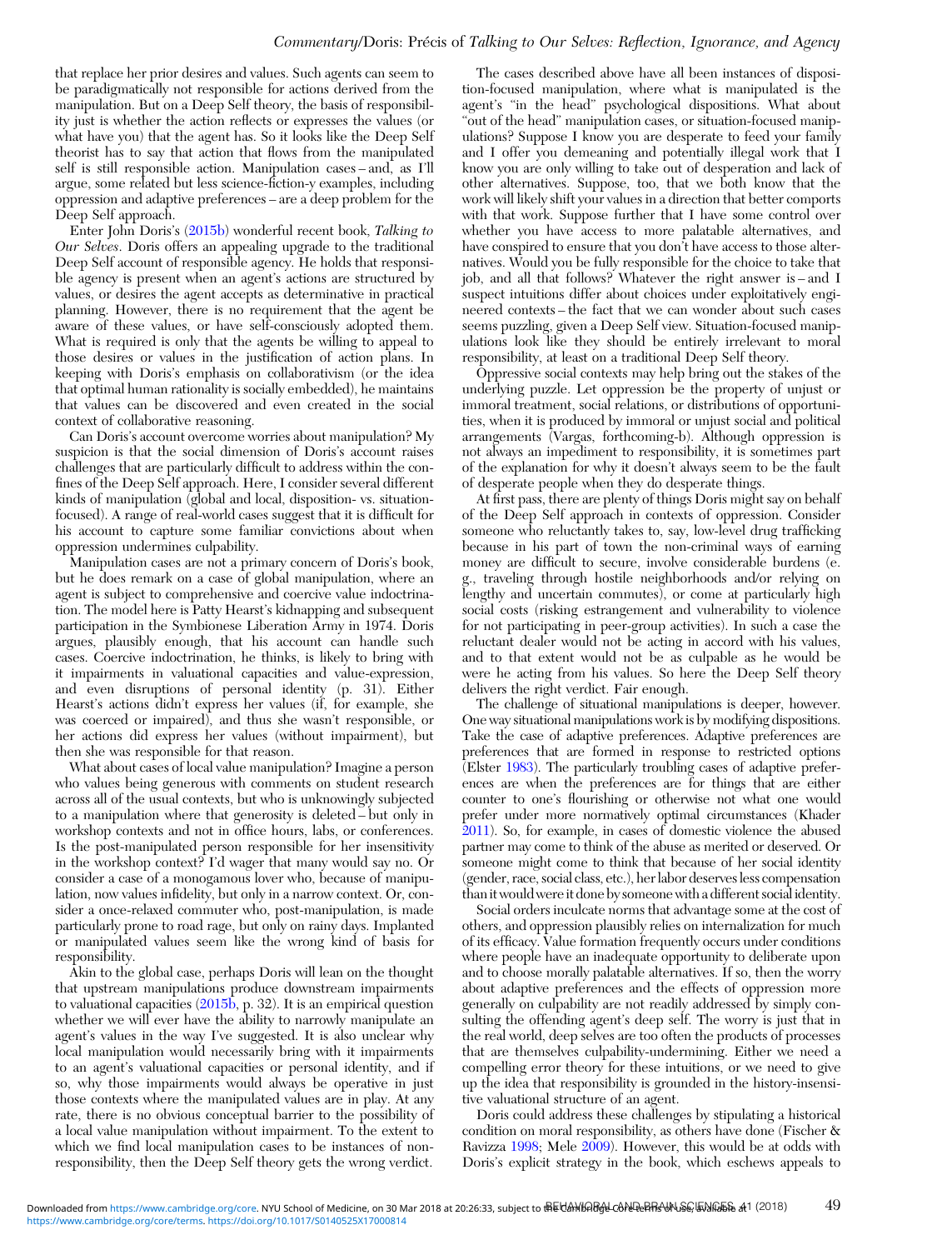that replace her prior desires and values. Such agents can seem to be paradigmatically not responsible for actions derived from the manipulation. But on a Deep Self theory, the basis of responsibility just is whether the action reflects or expresses the values (or what have you) that the agent has. So it looks like the Deep Self theorist has to say that action that flows from the manipulated self is still responsible action. Manipulation cases – and, as I'll argue, some related but less science-fiction-y examples, including oppression and adaptive preferences – are a deep problem for the Deep Self approach.

Enter John Doris's (2015b) wonderful recent book, *Talking to Our Selves*. Doris offers an appealing upgrade to the traditional Deep Self account of responsible agency. He holds that responsible agency is present when an agent's actions are structured by values, or desires the agent accepts as determinative in practical planning. However, there is no requirement that the agent be aware of these values, or have self-consciously adopted them. What is required is only that the agents be willing to appeal to those desires or values in the justification of action plans. In keeping with Doris's emphasis on collaborativism (or the idea that optimal human rationality is socially embedded), he maintains that values can be discovered and even created in the social context of collaborative reasoning.

Can Doris's account overcome worries about manipulation? My suspicion is that the social dimension of Doris's account raises challenges that are particularly difficult to address within the confines of the Deep Self approach. Here, I consider several different kinds of manipulation (global and local, disposition- vs. situation-focused). A range of real-world cases suggest that it is difficult for his account to capture some familiar convictions about when oppression undermines culpability.

Manipulation cases are not a primary concern of Doris's book, but he does remark on a case of global manipulation, where an agent is subject to comprehensive and coercive value indoctrination. The model here is Patty Hearst's kidnapping and subsequent participation in the Symbionese Liberation Army in 1974. Doris argues, plausibly enough, that his account can handle such cases. Coercive indoctrination, he thinks, is likely to bring with it impairments in valuational capacities and value-expression, and even disruptions of personal identity (p. 31). Either Hearst's actions didn't express her values (if, for example, she was coerced or impaired), and thus she wasn't responsible, or her actions did express her values (without impairment), but then she was responsible for that reason.

What about cases of local value manipulation? Imagine a person who values being generous with comments on student research across all of the usual contexts, but who is unknowingly subjected to a manipulation where that generosity is deleted – but only in workshop contexts and not in office hours, labs, or conferences. Is the post-manipulated person responsible for her insensitivity in the workshop context? I'd wager that many would say no. Or consider a case of a monogamous lover who, because of manipulation, now values infidelity, but only in a narrow context. Or, consider a once-relaxed commuter who, post-manipulation, is made particularly prone to road rage, but only on rainy days. Implanted or manipulated values seem like the wrong kind of basis for responsibility.

Akin to the global case, perhaps Doris will lean on the thought that upstream manipulations produce downstream impairments to valuational capacities (2015b, p. 32). It is an empirical question whether we will ever have the ability to narrowly manipulate an agent's values in the way I've suggested. It is also unclear why local manipulation would necessarily bring with it impairments to an agent's valuational capacities or personal identity, and if so, why those impairments would always be operative in just those contexts where the manipulated values are in play. At any rate, there is no obvious conceptual barrier to the possibility of a local value manipulation without impairment. To the extent to which we find local manipulation cases to be instances of non-responsibility, then the Deep Self theory gets the wrong verdict.

The cases described above have all been instances of disposition-focused manipulation, where what is manipulated is the agent's "in the head" psychological dispositions. What about "out of the head" manipulation cases, or situation-focused manipulations? Suppose I know you are desperate to feed your family and I offer you demeaning and potentially illegal work that I know you are only willing to take out of desperation and lack of other alternatives. Suppose, too, that we both know that the work will likely shift your values in a direction that better comports with that work. Suppose further that I have some control over whether you have access to more palatable alternatives, and have conspired to ensure that you don't have access to those alternatives. Would you be fully responsible for the choice to take that job, and all that follows? Whatever the right answer is – and I suspect intuitions differ about choices under exploitatively engineered contexts – the fact that we can wonder about such cases seems puzzling, given a Deep Self view. Situation-focused manipulations look like they should be entirely irrelevant to moral responsibility, at least on a traditional Deep Self theory.

Oppressive social contexts may help bring out the stakes of the underlying puzzle. Let oppression be the property of unjust or immoral treatment, social relations, or distributions of opportunities, when it is produced by immoral or unjust social and political arrangements (Vargas, forthcoming-b). Although oppression is not always an impediment to responsibility, it is sometimes part of the explanation for why it doesn't always seem to be the fault of desperate people when they do desperate things.

At first pass, there are plenty of things Doris might say on behalf of the Deep Self approach in contexts of oppression. Consider someone who reluctantly takes to, say, low-level drug trafficking because in his part of town the non-criminal ways of earning money are difficult to secure, involve considerable burdens (e.g., traveling through hostile neighborhoods and/or relying on lengthy and uncertain commutes), or come at particularly high social costs (risking estrangement and vulnerability to violence for not participating in peer-group activities). In such a case the reluctant dealer would not be acting in accord with his values, and to that extent would not be as culpable as he would be were he acting from his values. So here the Deep Self theory delivers the right verdict. Fair enough.

The challenge of situational manipulations is deeper, however. One way situational manipulations work is by modifying dispositions. Take the case of adaptive preferences. Adaptive preferences are preferences that are formed in response to restricted options (Elster 1983). The particularly troubling cases of adaptive preferences are when the preferences are for things that are either counter to one's flourishing or otherwise not what one would prefer under more normatively optimal circumstances (Khader 2011). So, for example, in cases of domestic violence the abused partner may come to think of the abuse as merited or deserved. Or someone might come to think that because of her social identity (gender, race, social class, etc.), her labor deserves less compensation than it would were it done by someone with a different social identity.

Social orders inculcate norms that advantage some at the cost of others, and oppression plausibly relies on internalization for much of its efficacy. Value formation frequently occurs under conditions where people have an inadequate opportunity to deliberate upon and to choose morally palatable alternatives. If so, then the worry about adaptive preferences and the effects of oppression more generally on culpability are not readily addressed by simply consulting the offending agent's deep self. The worry is just that in the real world, deep selves are too often the products of processes that are themselves culpability-undermining. Either we need a compelling error theory for these intuitions, or we need to give up the idea that responsibility is grounded in the history-insensitive valuational structure of an agent.

Doris could address these challenges by stipulating a historical condition on moral responsibility, as others have done (Fischer & Ravizza 1998; Mele 2009). However, this would be at odds with Doris's explicit strategy in the book, which eschews appeals to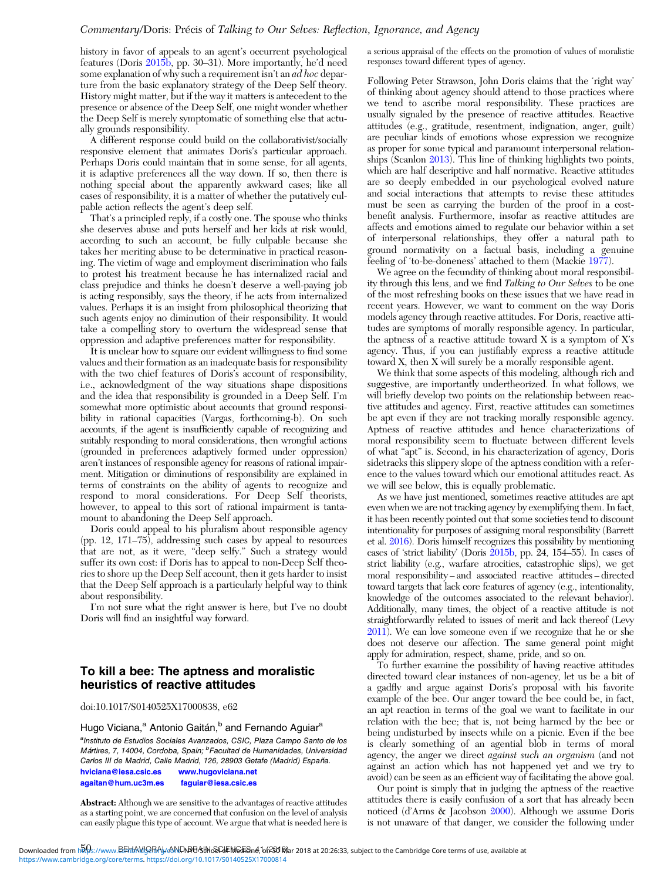history in favor of appeals to an agent's occurrent psychological features (Doris 2015b, pp. 30–31). More importantly, he'd need some explanation of why such a requirement isn't an *ad hoc* departure from the basic explanatory strategy of the Deep Self theory. History might matter, but if the way it matters is antecedent to the presence or absence of the Deep Self, one might wonder whether the Deep Self is merely symptomatic of something else that actually grounds responsibility.

A different response could build on the collaborativist/socially responsive element that animates Doris's particular approach. Perhaps Doris could maintain that in some sense, for all agents, it is adaptive preferences all the way down. If so, then there is nothing special about the apparently awkward cases; like all cases of responsibility, it is a matter of whether the putatively culpable action reflects the agent's deep self.

That's a principled reply, if a costly one. The spouse who thinks she deserves abuse and puts herself and her kids at risk would, according to such an account, be fully culpable because she takes her meriting abuse to be determinative in practical reasoning. The victim of wage and employment discrimination who fails to protest his treatment because he has internalized racial and class prejudice and thinks he doesn't deserve a well-paying job is acting responsibly, says the theory, if he acts from internalized values. Perhaps it is an insight from philosophical theorizing that such agents enjoy no diminution of their responsibility. It would take a compelling story to overturn the widespread sense that oppression and adaptive preferences matter for responsibility.

It is unclear how to square our evident willingness to find some values and their formation as an inadequate basis for responsibility with the two chief features of Doris's account of responsibility, i.e., acknowledgment of the way situations shape dispositions and the idea that responsibility is grounded in a Deep Self. I'm somewhat more optimistic about accounts that ground responsibility in rational capacities (Vargas, forthcoming-b). On such accounts, if the agent is insufficiently capable of recognizing and suitably responding to moral considerations, then wrongful actions (grounded in preferences adaptively formed under oppression) aren't instances of responsible agency for reasons of rational impairment. Mitigation or diminutions of responsibility are explained in terms of constraints on the ability of agents to recognize and respond to moral considerations. For Deep Self theorists, however, to appeal to this sort of rational impairment is tantamount to abandoning the Deep Self approach.

Doris could appeal to his pluralism about responsible agency (pp. 12, 171–75), addressing such cases by appeal to resources that are not, as it were, "deep selfy." Such a strategy would suffer its own cost: if Doris has to appeal to non-Deep Self theories to shore up the Deep Self account, then it gets harder to insist that the Deep Self approach is a particularly helpful way to think about responsibility.

I'm not sure what the right answer is here, but I've no doubt Doris will find an insightful way forward.

## To kill a bee: The aptness and moralistic heuristics of reactive attitudes

doi:10.1017/S0140525X17000838, e62

Hugo Viciana,[a] Antonio Gaitán,[b] and Fernando Aguiar[a]

[a]Instituto de Estudios Sociales Avanzados, CSIC, Plaza Campo Santo de los Mártires, 7, 14004, Cordoba, Spain; [b]Facultad de Humanidades, Universidad Carlos III de Madrid, Calle Madrid, 126, 28903 Getafe (Madrid) España.
hviciana@iesa.csic.es www.hugoviciana.net
agaitan@hum.uc3m.es faguiar@iesa.csic.es

**Abstract:** Although we are sensitive to the advantages of reactive attitudes as a starting point, we are concerned that confusion on the level of analysis can easily plague this type of account. We argue that what is needed here is a serious appraisal of the effects on the promotion of values of moralistic responses toward different types of agency.

Following Peter Strawson, John Doris claims that the 'right way' of thinking about agency should attend to those practices where we tend to ascribe moral responsibility. These practices are usually signaled by the presence of reactive attitudes. Reactive attitudes (e.g., gratitude, resentment, indignation, anger, guilt) are peculiar kinds of emotions whose expression we recognize as proper for some typical and paramount interpersonal relationships (Scanlon 2013). This line of thinking highlights two points, which are half descriptive and half normative. Reactive attitudes are so deeply embedded in our psychological evolved nature and social interactions that attempts to revise these attitudes must be seen as carrying the burden of the proof in a cost-benefit analysis. Furthermore, insofar as reactive attitudes are affects and emotions aimed to regulate our behavior within a set of interpersonal relationships, they offer a natural path to ground normativity on a factual basis, including a genuine feeling of 'to-be-doneness' attached to them (Mackie 1977).

We agree on the fecundity of thinking about moral responsibility through this lens, and we find *Talking to Our Selves* to be one of the most refreshing books on these issues that we have read in recent years. However, we want to comment on the way Doris models agency through reactive attitudes. For Doris, reactive attitudes are symptoms of morally responsible agency. In particular, the aptness of a reactive attitude toward X is a symptom of X's agency. Thus, if you can justifiably express a reactive attitude toward X, then X will surely be a morally responsible agent.

We think that some aspects of this modeling, although rich and suggestive, are importantly undertheorized. In what follows, we will briefly develop two points on the relationship between reactive attitudes and agency. First, reactive attitudes can sometimes be apt even if they are not tracking morally responsible agency. Aptness of reactive attitudes and hence characterizations of moral responsibility seem to fluctuate between different levels of what "apt" is. Second, in his characterization of agency, Doris sidetracks this slippery slope of the aptness condition with a reference to the values toward which our emotional attitudes react. As we will see below, this is equally problematic.

As we have just mentioned, sometimes reactive attitudes are apt even when we are not tracking agency by exemplifying them. In fact, it has been recently pointed out that some societies tend to discount intentionality for purposes of assigning moral responsibility (Barrett et al. 2016). Doris himself recognizes this possibility by mentioning cases of 'strict liability' (Doris 2015b, pp. 24, 154–55). In cases of strict liability (e.g., warfare atrocities, catastrophic slips), we get moral responsibility – and associated reactive attitudes – directed toward targets that lack core features of agency (e.g., intentionality, knowledge of the outcomes associated to the relevant behavior). Additionally, many times, the object of a reactive attitude is not straightforwardly related to issues of merit and lack thereof (Levy 2011). We can love someone even if we recognize that he or she does not deserve our affection. The same general point might apply for admiration, respect, shame, pride, and so on.

To further examine the possibility of having reactive attitudes directed toward clear instances of non-agency, let us be a bit of a gadfly and argue against Doris's proposal with his favorite example of the bee. Our anger toward the bee could be, in fact, an apt reaction in terms of the goal we want to facilitate in our relation with the bee; that is, not being harmed by the bee or being undisturbed by insects while on a picnic. Even if the bee is clearly something of an agential blob in terms of moral agency, the anger we direct *against such an organism* (and not against an action which has not happened yet and we try to avoid) can be seen as an efficient way of facilitating the above goal.

Our point is simply that in judging the aptness of the reactive attitudes there is easily confusion of a sort that has already been noticed (d'Arms & Jacobson 2000). Although we assume Doris is not unaware of that danger, we consider the following under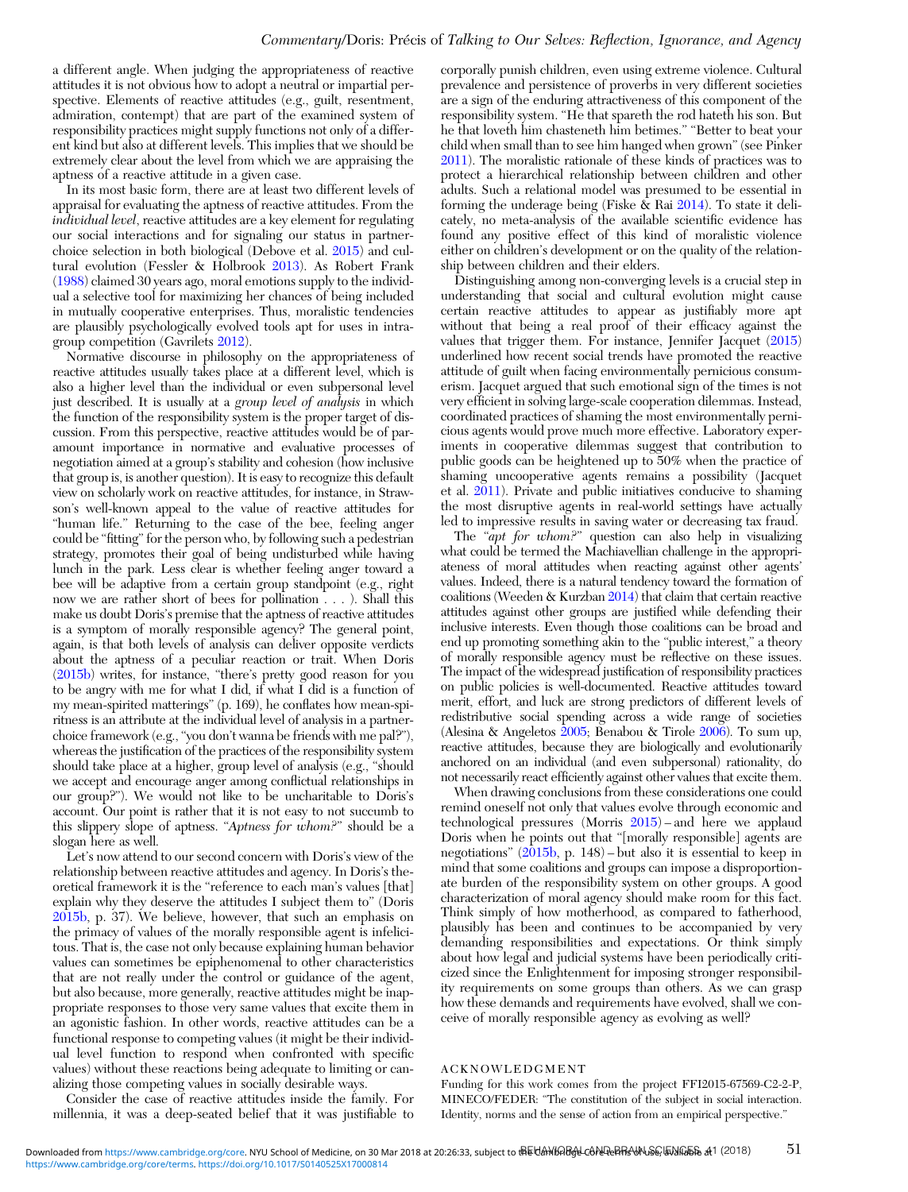a different angle. When judging the appropriateness of reactive attitudes it is not obvious how to adopt a neutral or impartial perspective. Elements of reactive attitudes (e.g., guilt, resentment, admiration, contempt) that are part of the examined system of responsibility practices might supply functions not only of a different kind but also at different levels. This implies that we should be extremely clear about the level from which we are appraising the aptness of a reactive attitude in a given case.

In its most basic form, there are at least two different levels of appraisal for evaluating the aptness of reactive attitudes. From the *individual level*, reactive attitudes are a key element for regulating our social interactions and for signaling our status in partner-choice selection in both biological (Debove et al. 2015) and cultural evolution (Fessler & Holbrook 2013). As Robert Frank (1988) claimed 30 years ago, moral emotions supply to the individual a selective tool for maximizing her chances of being included in mutually cooperative enterprises. Thus, moralistic tendencies are plausibly psychologically evolved tools apt for uses in intragroup competition (Gavrilets 2012).

Normative discourse in philosophy on the appropriateness of reactive attitudes usually takes place at a different level, which is also a higher level than the individual or even subpersonal level just described. It is usually at a *group level of analysis* in which the function of the responsibility system is the proper target of discussion. From this perspective, reactive attitudes would be of paramount importance in normative and evaluative processes of negotiation aimed at a group's stability and cohesion (how inclusive that group is, is another question). It is easy to recognize this default view on scholarly work on reactive attitudes, for instance, in Strawson's well-known appeal to the value of reactive attitudes for "human life." Returning to the case of the bee, feeling anger could be "fitting" for the person who, by following such a pedestrian strategy, promotes their goal of being undisturbed while having lunch in the park. Less clear is whether feeling anger toward a bee will be adaptive from a certain group standpoint (e.g., right now we are rather short of bees for pollination . . . ). Shall this make us doubt Doris's premise that the aptness of reactive attitudes is a symptom of morally responsible agency? The general point, again, is that both levels of analysis can deliver opposite verdicts about the aptness of a peculiar reaction or trait. When Doris (2015b) writes, for instance, "there's pretty good reason for you to be angry with me for what I did, if what I did is a function of my mean-spirited matterings" (p. 169), he conflates how mean-spiritness is an attribute at the individual level of analysis in a partner-choice framework (e.g., "you don't wanna be friends with me pal?"), whereas the justification of the practices of the responsibility system should take place at a higher, group level of analysis (e.g., "should we accept and encourage anger among conflictual relationships in our group?"). We would not like to be uncharitable to Doris's account. Our point is rather that it is not easy to not succumb to this slippery slope of aptness. "*Aptness for whom?*" should be a slogan here as well.

Let's now attend to our second concern with Doris's view of the relationship between reactive attitudes and agency. In Doris's theoretical framework it is the "reference to each man's values [that] explain why they deserve the attitudes I subject them to" (Doris 2015b, p. 37). We believe, however, that such an emphasis on the primacy of values of the morally responsible agent is infelicitous. That is, the case not only because explaining human behavior values can sometimes be epiphenomenal to other characteristics that are not really under the control or guidance of the agent, but also because, more generally, reactive attitudes might be inappropriate responses to those very same values that excite them in an agonistic fashion. In other words, reactive attitudes can be a functional response to competing values (it might be their individual level function to respond when confronted with specific values) without these reactions being adequate to limiting or canalizing those competing values in socially desirable ways.

Consider the case of reactive attitudes inside the family. For millennia, it was a deep-seated belief that it was justifiable to corporally punish children, even using extreme violence. Cultural prevalence and persistence of proverbs in very different societies are a sign of the enduring attractiveness of this component of the responsibility system. "He that spareth the rod hateth his son. But he that loveth him chasteneth him betimes." "Better to beat your child when small than to see him hanged when grown" (see Pinker 2011). The moralistic rationale of these kinds of practices was to protect a hierarchical relationship between children and other adults. Such a relational model was presumed to be essential in forming the underage being (Fiske & Rai 2014). To state it delicately, no meta-analysis of the available scientific evidence has found any positive effect of this kind of moralistic violence either on children's development or on the quality of the relationship between children and their elders.

Distinguishing among non-converging levels is a crucial step in understanding that social and cultural evolution might cause certain reactive attitudes to appear as justifiably more apt without that being a real proof of their efficacy against the values that trigger them. For instance, Jennifer Jacquet (2015) underlined how recent social trends have promoted the reactive attitude of guilt when facing environmentally pernicious consumerism. Jacquet argued that such emotional sign of the times is not very efficient in solving large-scale cooperation dilemmas. Instead, coordinated practices of shaming the most environmentally pernicious agents would prove much more effective. Laboratory experiments in cooperative dilemmas suggest that contribution to public goods can be heightened up to 50% when the practice of shaming uncooperative agents remains a possibility (Jacquet et al. 2011). Private and public initiatives conducive to shaming the most disruptive agents in real-world settings have actually led to impressive results in saving water or decreasing tax fraud.

The "*apt for whom?*" question can also help in visualizing what could be termed the Machiavellian challenge in the appropriateness of moral attitudes when reacting against other agents' values. Indeed, there is a natural tendency toward the formation of coalitions (Weeden & Kurzban 2014) that claim that certain reactive attitudes against other groups are justified while defending their inclusive interests. Even though those coalitions can be broad and end up promoting something akin to the "public interest," a theory of morally responsible agency must be reflective on these issues. The impact of the widespread justification of responsibility practices on public policies is well-documented. Reactive attitudes toward merit, effort, and luck are strong predictors of different levels of redistributive social spending across a wide range of societies (Alesina & Angeletos 2005; Benabou & Tirole 2006). To sum up, reactive attitudes, because they are biologically and evolutionarily anchored on an individual (and even subpersonal) rationality, do not necessarily react efficiently against other values that excite them.

When drawing conclusions from these considerations one could remind oneself not only that values evolve through economic and technological pressures (Morris 2015) – and here we applaud Doris when he points out that "[morally responsible] agents are negotiations" (2015b, p. 148) – but also it is essential to keep in mind that some coalitions and groups can impose a disproportionate burden of the responsibility system on other groups. A good characterization of moral agency should make room for this fact. Think simply of how motherhood, as compared to fatherhood, plausibly has been and continues to be accompanied by very demanding responsibilities and expectations. Or think simply about how legal and judicial systems have been periodically criticized since the Enlightenment for imposing stronger responsibility requirements on some groups than others. As we can grasp how these demands and requirements have evolved, shall we conceive of morally responsible agency as evolving as well?

## ACKNOWLEDGMENT

Funding for this work comes from the project FFI2015-67569-C2-2-P, MINECO/FEDER: "The constitution of the subject in social interaction. Identity, norms and the sense of action from an empirical perspective."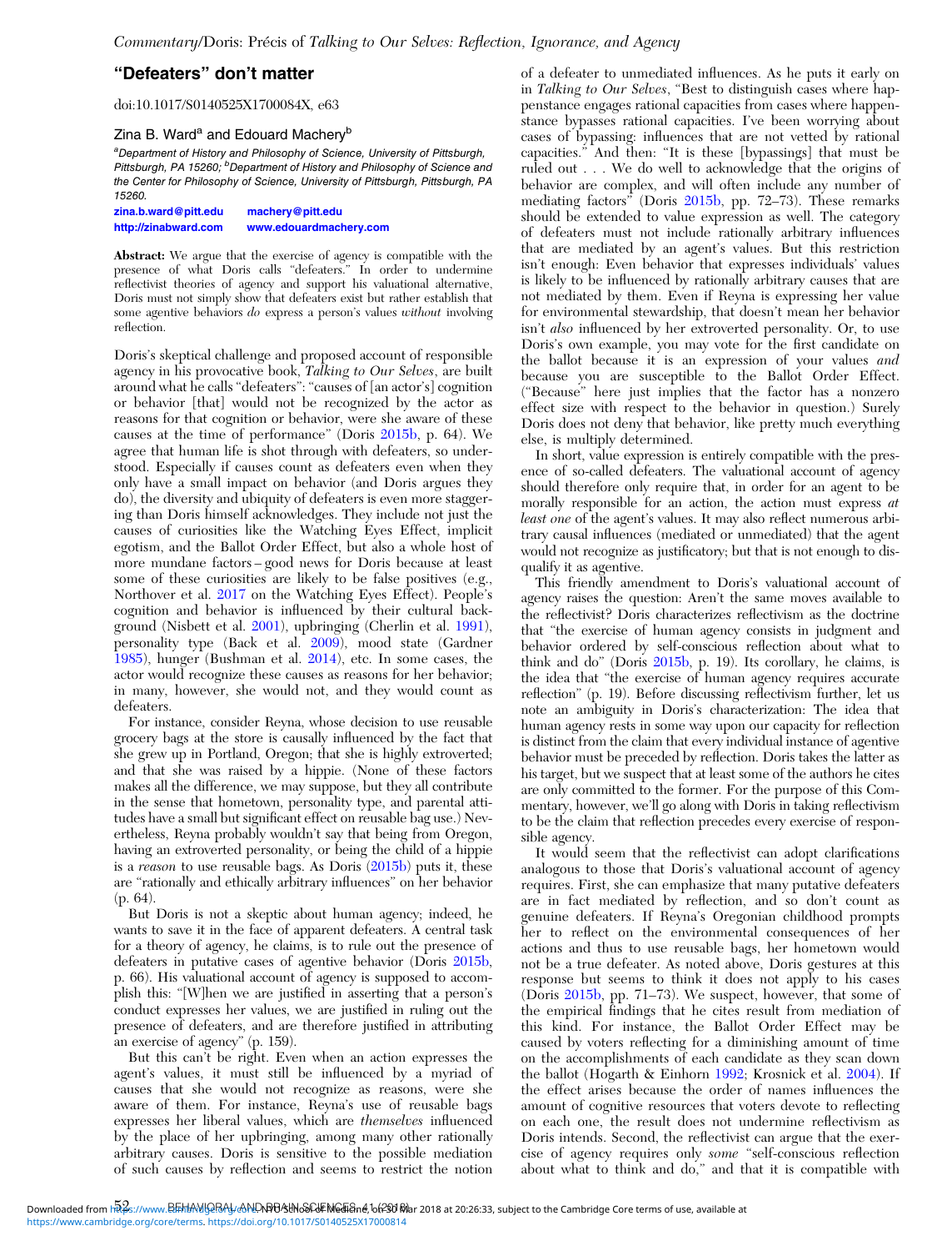## "Defeaters" don't matter

doi:10.1017/S0140525X1700084X, e63

Zina B. Ward[a] and Edouard Machery[b]

[a]Department of History and Philosophy of Science, University of Pittsburgh, Pittsburgh, PA 15260; [b]Department of History and Philosophy of Science and the Center for Philosophy of Science, University of Pittsburgh, Pittsburgh, PA 15260.

zina.b.ward@pitt.edu machery@pitt.edu
http://zinabward.com www.edouardmachery.com

**Abstract:** We argue that the exercise of agency is compatible with the presence of what Doris calls "defeaters." In order to undermine reflectivist theories of agency and support his valuational alternative, Doris must not simply show that defeaters exist but rather establish that some agentive behaviors *do* express a person's values *without* involving reflection.

Doris's skeptical challenge and proposed account of responsible agency in his provocative book, *Talking to Our Selves*, are built around what he calls "defeaters": "causes of [an actor's] cognition or behavior [that] would not be recognized by the actor as reasons for that cognition or behavior, were she aware of these causes at the time of performance" (Doris 2015b, p. 64). We agree that human life is shot through with defeaters, so understood. Especially if causes count as defeaters even when they only have a small impact on behavior (and Doris argues they do), the diversity and ubiquity of defeaters is even more staggering than Doris himself acknowledges. They include not just the causes of curiosities like the Watching Eyes Effect, implicit egotism, and the Ballot Order Effect, but also a whole host of more mundane factors – good news for Doris because at least some of these curiosities are likely to be false positives (e.g., Northover et al. 2017 on the Watching Eyes Effect). People's cognition and behavior is influenced by their cultural background (Nisbett et al. 2001), upbringing (Cherlin et al. 1991), personality type (Back et al. 2009), mood state (Gardner 1985), hunger (Bushman et al. 2014), etc. In some cases, the actor would recognize these causes as reasons for her behavior; in many, however, she would not, and they would count as defeaters.

For instance, consider Reyna, whose decision to use reusable grocery bags at the store is causally influenced by the fact that she grew up in Portland, Oregon; that she is highly extroverted; and that she was raised by a hippie. (None of these factors makes all the difference, we may suppose, but they all contribute in the sense that hometown, personality type, and parental attitudes have a small but significant effect on reusable bag use.) Nevertheless, Reyna probably wouldn't say that being from Oregon, having an extroverted personality, or being the child of a hippie is a *reason* to use reusable bags. As Doris (2015b) puts it, these are "rationally and ethically arbitrary influences" on her behavior (p. 64).

But Doris is not a skeptic about human agency; indeed, he wants to save it in the face of apparent defeaters. A central task for a theory of agency, he claims, is to rule out the presence of defeaters in putative cases of agentive behavior (Doris 2015b, p. 66). His valuational account of agency is supposed to accomplish this: "[W]hen we are justified in asserting that a person's conduct expresses her values, we are justified in ruling out the presence of defeaters, and are therefore justified in attributing an exercise of agency" (p. 159).

But this can't be right. Even when an action expresses the agent's values, it must still be influenced by a myriad of causes that she would not recognize as reasons, were she aware of them. For instance, Reyna's use of reusable bags expresses her liberal values, which are *themselves* influenced by the place of her upbringing, among many other rationally arbitrary causes. Doris is sensitive to the possible mediation of such causes by reflection and seems to restrict the notion of a defeater to unmediated influences. As he puts it early on in *Talking to Our Selves*, "Best to distinguish cases where happenstance engages rational capacities from cases where happenstance bypasses rational capacities. I've been worrying about cases of bypassing: influences that are not vetted by rational capacities." And then: "It is these [bypassings] that must be ruled out . . . We do well to acknowledge that the origins of behavior are complex, and will often include any number of mediating factors" (Doris 2015b, pp. 72–73). These remarks should be extended to value expression as well. The category of defeaters must not include rationally arbitrary influences that are mediated by an agent's values. But this restriction isn't enough: Even behavior that expresses individuals' values is likely to be influenced by rationally arbitrary causes that are not mediated by them. Even if Reyna is expressing her value for environmental stewardship, that doesn't mean her behavior isn't *also* influenced by her extroverted personality. Or, to use Doris's own example, you may vote for the first candidate on the ballot because it is an expression of your values *and* because you are susceptible to the Ballot Order Effect. ("Because" here just implies that the factor has a nonzero effect size with respect to the behavior in question.) Surely Doris does not deny that behavior, like pretty much everything else, is multiply determined.

In short, value expression is entirely compatible with the presence of so-called defeaters. The valuational account of agency should therefore only require that, in order for an agent to be morally responsible for an action, the action must express *at least one* of the agent's values. It may also reflect numerous arbitrary causal influences (mediated or unmediated) that the agent would not recognize as justificatory; but that is not enough to disqualify it as agentive.

This friendly amendment to Doris's valuational account of agency raises the question: Aren't the same moves available to the reflectivist? Doris characterizes reflectivism as the doctrine that "the exercise of human agency consists in judgment and behavior ordered by self-conscious reflection about what to think and do" (Doris 2015b, p. 19). Its corollary, he claims, is the idea that "the exercise of human agency requires accurate reflection" (p. 19). Before discussing reflectivism further, let us note an ambiguity in Doris's characterization: The idea that human agency rests in some way upon our capacity for reflection is distinct from the claim that every individual instance of agentive behavior must be preceded by reflection. Doris takes the latter as his target, but we suspect that at least some of the authors he cites are only committed to the former. For the purpose of this Commentary, however, we'll go along with Doris in taking reflectivism to be the claim that reflection precedes every exercise of responsible agency.

It would seem that the reflectivist can adopt clarifications analogous to those that Doris's valuational account of agency requires. First, she can emphasize that many putative defeaters are in fact mediated by reflection, and so don't count as genuine defeaters. If Reyna's Oregonian childhood prompts her to reflect on the environmental consequences of her actions and thus to use reusable bags, her hometown would not be a true defeater. As noted above, Doris gestures at this response but seems to think it does not apply to his cases (Doris 2015b, pp. 71–73). We suspect, however, that some of the empirical findings that he cites result from mediation of this kind. For instance, the Ballot Order Effect may be caused by voters reflecting for a diminishing amount of time on the accomplishments of each candidate as they scan down the ballot (Hogarth & Einhorn 1992; Krosnick et al. 2004). If the effect arises because the order of names influences the amount of cognitive resources that voters devote to reflecting on each one, the result does not undermine reflectivism as Doris intends. Second, the reflectivist can argue that the exercise of agency requires only *some* "self-conscious reflection about what to think and do," and that it is compatible with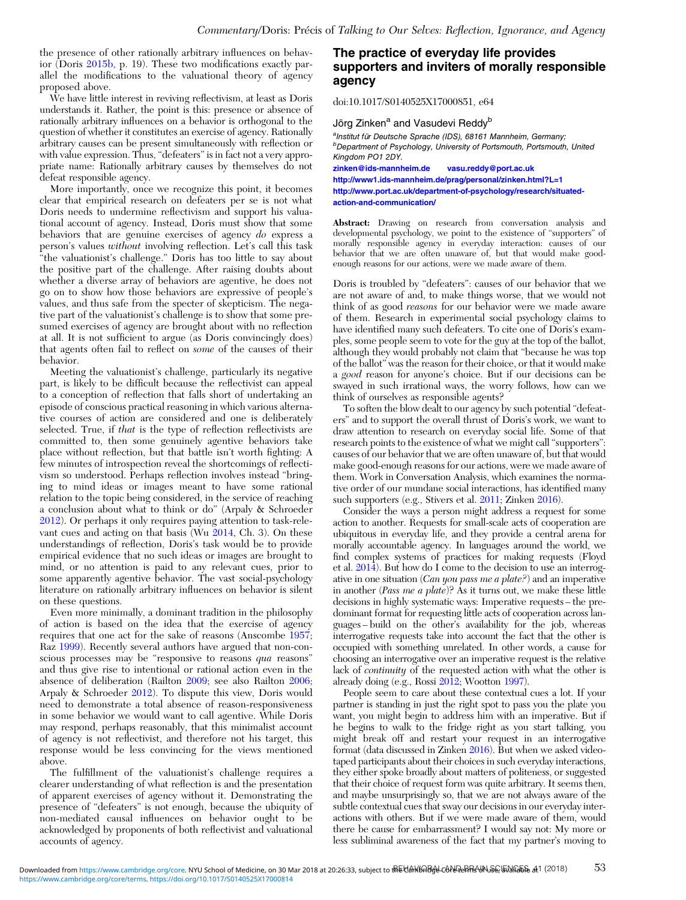the presence of other rationally arbitrary influences on behavior (Doris 2015b, p. 19). These two modifications exactly parallel the modifications to the valuational theory of agency proposed above.

We have little interest in reviving reflectivism, at least as Doris understands it. Rather, the point is this: presence or absence of rationally arbitrary influences on a behavior is orthogonal to the question of whether it constitutes an exercise of agency. Rationally arbitrary causes can be present simultaneously with reflection or with value expression. Thus, "defeaters" is in fact not a very appropriate name: Rationally arbitrary causes by themselves do not defeat responsible agency.

More importantly, once we recognize this point, it becomes clear that empirical research on defeaters per se is not what Doris needs to undermine reflectivism and support his valuational account of agency. Instead, Doris must show that some behaviors that are genuine exercises of agency *do* express a person's values *without* involving reflection. Let's call this task "the valuationist's challenge." Doris has too little to say about the positive part of the challenge. After raising doubts about whether a diverse array of behaviors are agentive, he does not go on to show how those behaviors are expressive of people's values, and thus safe from the specter of skepticism. The negative part of the valuationist's challenge is to show that some presumed exercises of agency are brought about with no reflection at all. It is not sufficient to argue (as Doris convincingly does) that agents often fail to reflect on *some* of the causes of their behavior.

Meeting the valuationist's challenge, particularly its negative part, is likely to be difficult because the reflectivist can appeal to a conception of reflection that falls short of undertaking an episode of conscious practical reasoning in which various alternative courses of action are considered and one is deliberately selected. True, if *that* is the type of reflection reflectivists are committed to, then some genuinely agentive behaviors take place without reflection, but that battle isn't worth fighting: A few minutes of introspection reveal the shortcomings of reflectivism so understood. Perhaps reflection involves instead "bringing to mind ideas or images meant to have some rational relation to the topic being considered, in the service of reaching a conclusion about what to think or do" (Arpaly & Schroeder 2012). Or perhaps it only requires paying attention to task-relevant cues and acting on that basis (Wu 2014, Ch. 3). On these understandings of reflection, Doris's task would be to provide empirical evidence that no such ideas or images are brought to mind, or no attention is paid to any relevant cues, prior to some apparently agentive behavior. The vast social-psychology literature on rationally arbitrary influences on behavior is silent on these questions.

Even more minimally, a dominant tradition in the philosophy of action is based on the idea that the exercise of agency requires that one act for the sake of reasons (Anscombe 1957; Raz 1999). Recently several authors have argued that non-conscious processes may be "responsive to reasons *qua* reasons" and thus give rise to intentional or rational action even in the absence of deliberation (Railton 2009; see also Railton 2006; Arpaly & Schroeder 2012). To dispute this view, Doris would need to demonstrate a total absence of reason-responsiveness in some behavior we would want to call agentive. While Doris may respond, perhaps reasonably, that this minimalist account of agency is not reflectivist, and therefore not his target, this response would be less convincing for the views mentioned above.

The fulfillment of the valuationist's challenge requires a clearer understanding of what reflection is and the presentation of apparent exercises of agency without it. Demonstrating the presence of "defeaters" is not enough, because the ubiquity of non-mediated causal influences on behavior ought to be acknowledged by proponents of both reflectivist and valuational accounts of agency.

## The practice of everyday life provides supporters and inviters of morally responsible agency

doi:10.1017/S0140525X17000851, e64

Jörg Zinken[a] and Vasudevi Reddy[b]

[a]Institut für Deutsche Sprache (IDS), 68161 Mannheim, Germany;
[b]Department of Psychology, University of Portsmouth, Portsmouth, United Kingdom PO1 2DY.
zinken@ids-mannheim.de vasu.reddy@port.ac.uk
http://www1.ids-mannheim.de/prag/personal/zinken.html?L=1
http://www.port.ac.uk/department-of-psychology/research/situated-action-and-communication/

**Abstract:** Drawing on research from conversation analysis and developmental psychology, we point to the existence of "supporters" of morally responsible agency in everyday interaction: causes of our behavior that we are often unaware of, but that would make good-enough reasons for our actions, were we made aware of them.

Doris is troubled by "defeaters": causes of our behavior that we are not aware of and, to make things worse, that we would not think of as good *reasons* for our behavior were we made aware of them. Research in experimental social psychology claims to have identified many such defeaters. To cite one of Doris's examples, some people seem to vote for the guy at the top of the ballot, although they would probably not claim that "because he was top of the ballot" was the reason for their choice, or that it would make a *good* reason for anyone's choice. But if our decisions can be swayed in such irrational ways, the worry follows, how can we think of ourselves as responsible agents?

To soften the blow dealt to our agency by such potential "defeaters" and to support the overall thrust of Doris's work, we want to draw attention to research on everyday social life. Some of that research points to the existence of what we might call "supporters": causes of our behavior that we are often unaware of, but that would make good-enough reasons for our actions, were we made aware of them. Work in Conversation Analysis, which examines the normative order of our mundane social interactions, has identified many such supporters (e.g., Stivers et al. 2011; Zinken 2016).

Consider the ways a person might address a request for some action to another. Requests for small-scale acts of cooperation are ubiquitous in everyday life, and they provide a central arena for morally accountable agency. In languages around the world, we find complex systems of practices for making requests (Floyd et al. 2014). But how do I come to the decision to use an interrogative in one situation (*Can you pass me a plate?*) and an imperative in another (*Pass me a plate*)? As it turns out, we make these little decisions in highly systematic ways: Imperative requests – the predominant format for requesting little acts of cooperation across languages – build on the other's availability for the job, whereas interrogative requests take into account the fact that the other is occupied with something unrelated. In other words, a cause for choosing an interrogative over an imperative request is the relative lack of *continuity* of the requested action with what the other is already doing (e.g., Rossi 2012; Wootton 1997).

People seem to care about these contextual cues a lot. If your partner is standing in just the right spot to pass you the plate you want, you might begin to address him with an imperative. But if he begins to walk to the fridge right as you start talking, you might break off and restart your request in an interrogative format (data discussed in Zinken 2016). But when we asked videotaped participants about their choices in such everyday interactions, they either spoke broadly about matters of politeness, or suggested that their choice of request form was quite arbitrary. It seems then, and maybe unsurprisingly so, that we are not always aware of the subtle contextual cues that sway our decisions in our everyday interactions with others. But if we were made aware of them, would there be cause for embarrassment? I would say not: My more or less subliminal awareness of the fact that my partner's moving to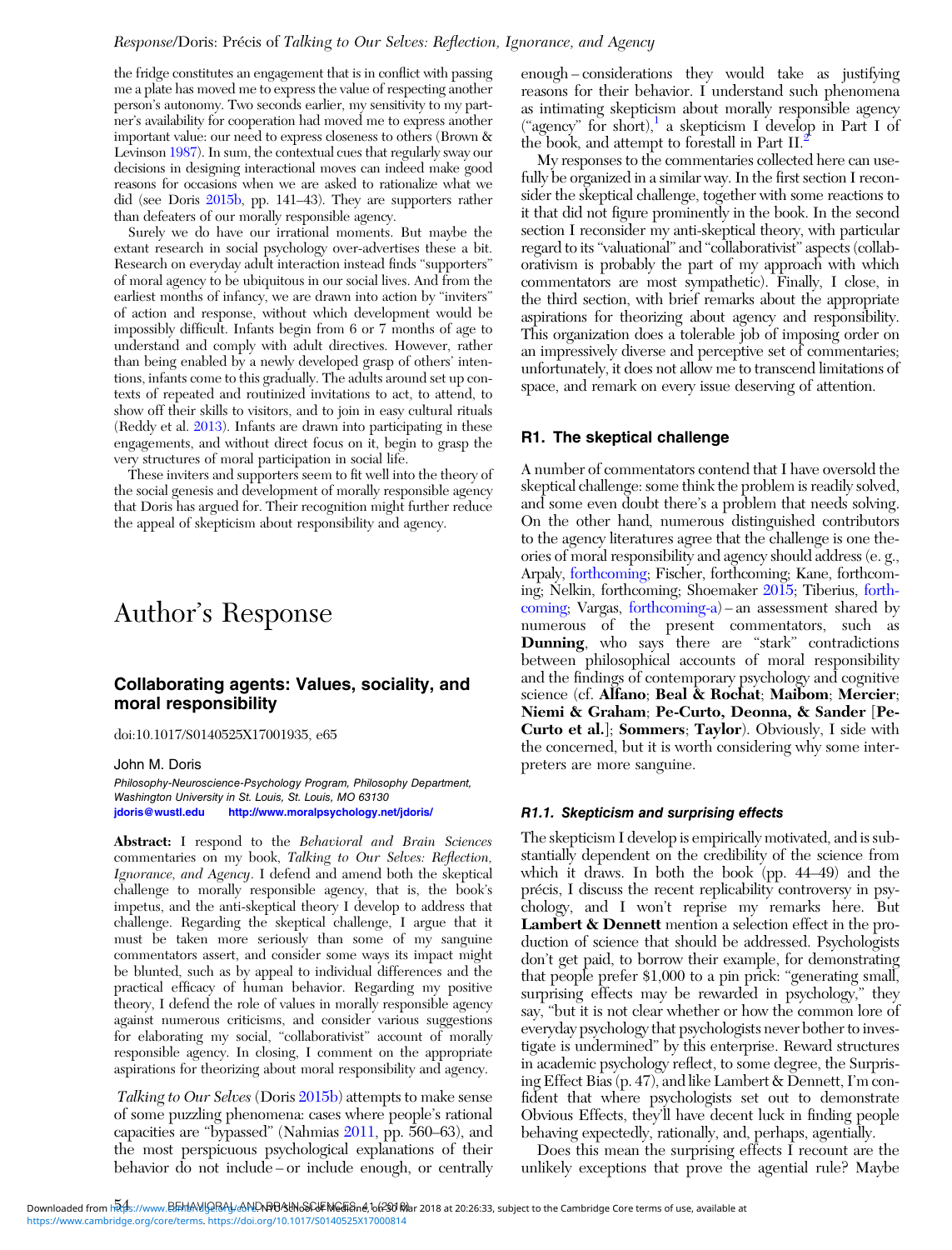the fridge constitutes an engagement that is in conflict with passing me a plate has moved me to express the value of respecting another person's autonomy. Two seconds earlier, my sensitivity to my partner's availability for cooperation had moved me to express another important value: our need to express closeness to others (Brown & Levinson 1987). In sum, the contextual cues that regularly sway our decisions in designing interactional moves can indeed make good reasons for occasions when we are asked to rationalize what we did (see Doris 2015b, pp. 141–43). They are supporters rather than defeaters of our morally responsible agency.

Surely we do have our irrational moments. But maybe the extant research in social psychology over-advertises these a bit. Research on everyday adult interaction instead finds "supporters" of moral agency to be ubiquitous in our social lives. And from the earliest months of infancy, we are drawn into action by "inviters" of action and response, without which development would be impossibly difficult. Infants begin from 6 or 7 months of age to understand and comply with adult directives. However, rather than being enabled by a newly developed grasp of others' intentions, infants come to this gradually. The adults around set up contexts of repeated and routinized invitations to act, to attend, to show off their skills to visitors, and to join in easy cultural rituals (Reddy et al. 2013). Infants are drawn into participating in these engagements, and without direct focus on it, begin to grasp the very structures of moral participation in social life.

These inviters and supporters seem to fit well into the theory of the social genesis and development of morally responsible agency that Doris has argued for. Their recognition might further reduce the appeal of skepticism about responsibility and agency.

# Author's Response

## Collaborating agents: Values, sociality, and moral responsibility

doi:10.1017/S0140525X17001935, e65

John M. Doris

*Philosophy-Neuroscience-Psychology Program, Philosophy Department, Washington University in St. Louis, St. Louis, MO 63130*
jdoris@wustl.edu http://www.moralpsychology.net/jdoris/

**Abstract:** I respond to the *Behavioral and Brain Sciences* commentaries on my book, *Talking to Our Selves: Reflection, Ignorance, and Agency*. I defend and amend both the skeptical challenge to morally responsible agency, that is, the book's impetus, and the anti-skeptical theory I develop to address that challenge. Regarding the skeptical challenge, I argue that it must be taken more seriously than some of my sanguine commentators assert, and consider some ways its impact might be blunted, such as by appeal to individual differences and the practical efficacy of human behavior. Regarding my positive theory, I defend the role of values in morally responsible agency against numerous criticisms, and consider various suggestions for elaborating my social, "collaborativist" account of morally responsible agency. In closing, I comment on the appropriate aspirations for theorizing about moral responsibility and agency.

*Talking to Our Selves* (Doris 2015b) attempts to make sense of some puzzling phenomena: cases where people's rational capacities are "bypassed" (Nahmias 2011, pp. 560–63), and the most perspicuous psychological explanations of their behavior do not include – or include enough, or centrally enough – considerations they would take as justifying reasons for their behavior. I understand such phenomena as intimating skepticism about morally responsible agency ("agency" for short),[1] a skepticism I develop in Part I of the book, and attempt to forestall in Part II.[2]

My responses to the commentaries collected here can usefully be organized in a similar way. In the first section I reconsider the skeptical challenge, together with some reactions to it that did not figure prominently in the book. In the second section I reconsider my anti-skeptical theory, with particular regard to its "valuational" and "collaborativist" aspects (collaborativism is probably the part of my approach with which commentators are most sympathetic). Finally, I close, in the third section, with brief remarks about the appropriate aspirations for theorizing about agency and responsibility. This organization does a tolerable job of imposing order on an impressively diverse and perceptive set of commentaries; unfortunately, it does not allow me to transcend limitations of space, and remark on every issue deserving of attention.

## R1. The skeptical challenge

A number of commentators contend that I have oversold the skeptical challenge: some think the problem is readily solved, and some even doubt there's a problem that needs solving. On the other hand, numerous distinguished contributors to the agency literatures agree that the challenge is one theories of moral responsibility and agency should address (e. g., Arpaly, forthcoming; Fischer, forthcoming; Kane, forthcoming; Nelkin, forthcoming; Shoemaker 2015; Tiberius, forthcoming; Vargas, forthcoming-a) – an assessment shared by numerous of the present commentators, such as **Dunning**, who says there are "stark" contradictions between philosophical accounts of moral responsibility and the findings of contemporary psychology and cognitive science (cf. **Alfano**; **Beal & Rochat**; **Maibom**; **Mercier**; **Niemi & Graham**; **Pe-Curto, Deonna, & Sander** [**Pe-Curto et al.**]; **Sommers**; **Taylor**). Obviously, I side with the concerned, but it is worth considering why some interpreters are more sanguine.

### R1.1. Skepticism and surprising effects

The skepticism I develop is empirically motivated, and is substantially dependent on the credibility of the science from which it draws. In both the book (pp. 44–49) and the précis, I discuss the recent replicability controversy in psychology, and I won't reprise my remarks here. But **Lambert & Dennett** mention a selection effect in the production of science that should be addressed. Psychologists don't get paid, to borrow their example, for demonstrating that people prefer $1,000 to a pin prick: "generating small, surprising effects may be rewarded in psychology," they say, "but it is not clear whether or how the common lore of everyday psychology that psychologists never bother to investigate is undermined" by this enterprise. Reward structures in academic psychology reflect, to some degree, the Surprising Effect Bias (p. 47), and like Lambert & Dennett, I'm confident that where psychologists set out to demonstrate Obvious Effects, they'll have decent luck in finding people behaving expectedly, rationally, and, perhaps, agentially.

Does this mean the surprising effects I recount are the unlikely exceptions that prove the agential rule? Maybe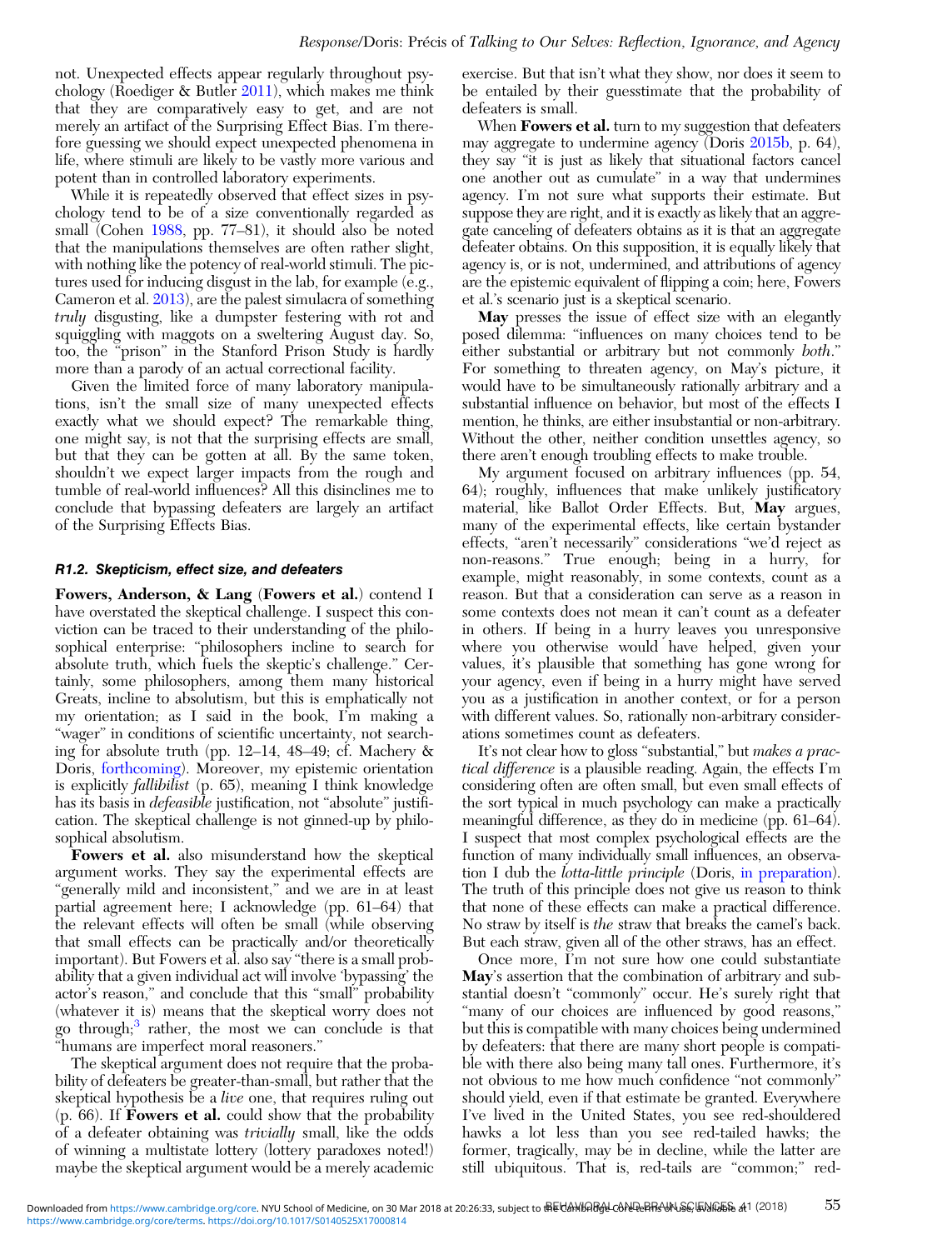not. Unexpected effects appear regularly throughout psychology (Roediger & Butler 2011), which makes me think that they are comparatively easy to get, and are not merely an artifact of the Surprising Effect Bias. I'm therefore guessing we should expect unexpected phenomena in life, where stimuli are likely to be vastly more various and potent than in controlled laboratory experiments.

While it is repeatedly observed that effect sizes in psychology tend to be of a size conventionally regarded as small (Cohen 1988, pp. 77–81), it should also be noted that the manipulations themselves are often rather slight, with nothing like the potency of real-world stimuli. The pictures used for inducing disgust in the lab, for example (e.g., Cameron et al. 2013), are the palest simulacra of something *truly* disgusting, like a dumpster festering with rot and squiggling with maggots on a sweltering August day. So, too, the "prison" in the Stanford Prison Study is hardly more than a parody of an actual correctional facility.

Given the limited force of many laboratory manipulations, isn't the small size of many unexpected effects exactly what we should expect? The remarkable thing, one might say, is not that the surprising effects are small, but that they can be gotten at all. By the same token, shouldn't we expect larger impacts from the rough and tumble of real-world influences? All this disinclines me to conclude that bypassing defeaters are largely an artifact of the Surprising Effects Bias.

### R1.2. Skepticism, effect size, and defeaters

**Fowers, Anderson, & Lang** (**Fowers et al.**) contend I have overstated the skeptical challenge. I suspect this conviction can be traced to their understanding of the philosophical enterprise: "philosophers incline to search for absolute truth, which fuels the skeptic's challenge." Certainly, some philosophers, among them many historical Greats, incline to absolutism, but this is emphatically not my orientation; as I said in the book, I'm making a "wager" in conditions of scientific uncertainty, not searching for absolute truth (pp. 12–14, 48–49; cf. Machery & Doris, forthcoming). Moreover, my epistemic orientation is explicitly *fallibilist* (p. 65), meaning I think knowledge has its basis in *defeasible* justification, not "absolute" justification. The skeptical challenge is not ginned-up by philosophical absolutism.

**Fowers et al.** also misunderstand how the skeptical argument works. They say the experimental effects are "generally mild and inconsistent," and we are in at least partial agreement here; I acknowledge (pp. 61–64) that the relevant effects will often be small (while observing that small effects can be practically and/or theoretically important). But Fowers et al. also say "there is a small probability that a given individual act will involve 'bypassing' the actor's reason," and conclude that this "small" probability (whatever it is) means that the skeptical worry does not go through;[3] rather, the most we can conclude is that "humans are imperfect moral reasoners."

The skeptical argument does not require that the probability of defeaters be greater-than-small, but rather that the skeptical hypothesis be a *live* one, that requires ruling out (p. 66). If **Fowers et al.** could show that the probability of a defeater obtaining was *trivially* small, like the odds of winning a multistate lottery (lottery paradoxes noted!) maybe the skeptical argument would be a merely academic exercise. But that isn't what they show, nor does it seem to be entailed by their guesstimate that the probability of defeaters is small.

When **Fowers et al.** turn to my suggestion that defeaters may aggregate to undermine agency (Doris 2015b, p. 64), they say "it is just as likely that situational factors cancel one another out as cumulate" in a way that undermines agency. I'm not sure what supports their estimate. But suppose they are right, and it is exactly as likely that an aggregate canceling of defeaters obtains as it is that an aggregate defeater obtains. On this supposition, it is equally likely that agency is, or is not, undermined, and attributions of agency are the epistemic equivalent of flipping a coin; here, Fowers et al.'s scenario just is a skeptical scenario.

**May** presses the issue of effect size with an elegantly posed dilemma: "influences on many choices tend to be either substantial or arbitrary but not commonly *both*." For something to threaten agency, on May's picture, it would have to be simultaneously rationally arbitrary and a substantial influence on behavior, but most of the effects I mention, he thinks, are either insubstantial or non-arbitrary. Without the other, neither condition unsettles agency, so there aren't enough troubling effects to make trouble.

My argument focused on arbitrary influences (pp. 54, 64); roughly, influences that make unlikely justificatory material, like Ballot Order Effects. But, **May** argues, many of the experimental effects, like certain bystander effects, "aren't necessarily" considerations "we'd reject as non-reasons." True enough; being in a hurry, for example, might reasonably, in some contexts, count as a reason. But that a consideration can serve as a reason in some contexts does not mean it can't count as a defeater in others. If being in a hurry leaves you unresponsive where you otherwise would have helped, given your values, it's plausible that something has gone wrong for your agency, even if being in a hurry might have served you as a justification in another context, or for a person with different values. So, rationally non-arbitrary considerations sometimes count as defeaters.

It's not clear how to gloss "substantial," but *makes a practical difference* is a plausible reading. Again, the effects I'm considering often are often small, but even small effects of the sort typical in much psychology can make a practically meaningful difference, as they do in medicine (pp. 61–64). I suspect that most complex psychological effects are the function of many individually small influences, an observation I dub the *lotta-little principle* (Doris, in preparation). The truth of this principle does not give us reason to think that none of these effects can make a practical difference. No straw by itself is *the* straw that breaks the camel's back. But each straw, given all of the other straws, has an effect.

Once more, I'm not sure how one could substantiate **May**'s assertion that the combination of arbitrary and substantial doesn't "commonly" occur. He's surely right that "many of our choices are influenced by good reasons," but this is compatible with many choices being undermined by defeaters: that there are many short people is compatible with there also being many tall ones. Furthermore, it's not obvious to me how much confidence "not commonly" should yield, even if that estimate be granted. Everywhere I've lived in the United States, you see red-shouldered hawks a lot less than you see red-tailed hawks; the former, tragically, may be in decline, while the latter are still ubiquitous. That is, red-tails are "common;" red-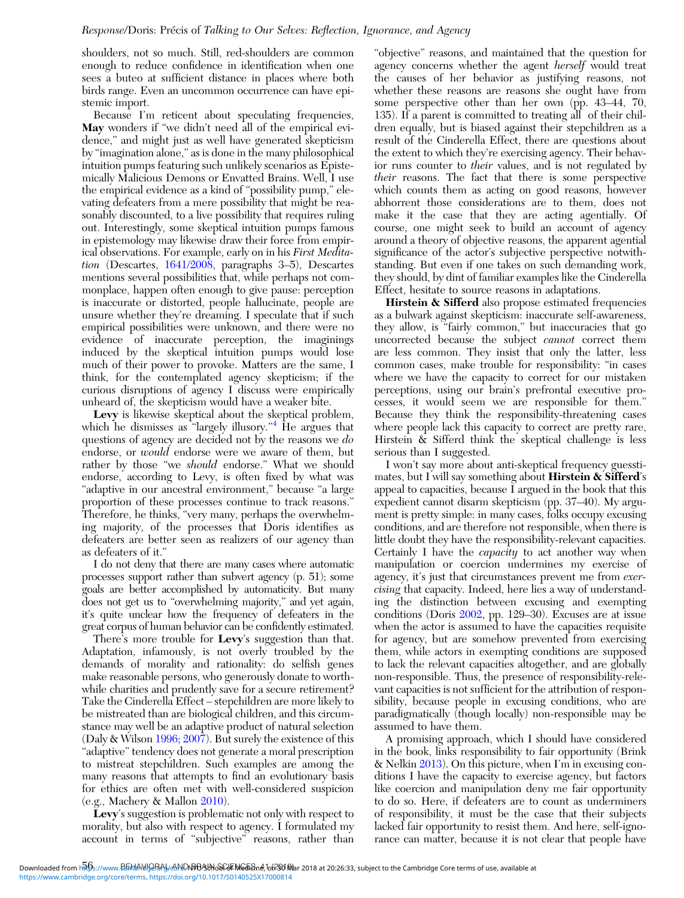shoulders, not so much. Still, red-shoulders are common enough to reduce confidence in identification when one sees a buteo at sufficient distance in places where both birds range. Even an uncommon occurrence can have epistemic import.

Because I'm reticent about speculating frequencies, **May** wonders if "we didn't need all of the empirical evidence," and might just as well have generated skepticism by "imagination alone," as is done in the many philosophical intuition pumps featuring such unlikely scenarios as Epistemically Malicious Demons or Envatted Brains. Well, I use the empirical evidence as a kind of "possibility pump," elevating defeaters from a mere possibility that might be reasonably discounted, to a live possibility that requires ruling out. Interestingly, some skeptical intuition pumps famous in epistemology may likewise draw their force from empirical observations. For example, early on in his *First Meditation* (Descartes, 1641/2008, paragraphs 3–5), Descartes mentions several possibilities that, while perhaps not commonplace, happen often enough to give pause: perception is inaccurate or distorted, people hallucinate, people are unsure whether they're dreaming. I speculate that if such empirical possibilities were unknown, and there were no evidence of inaccurate perception, the imaginings induced by the skeptical intuition pumps would lose much of their power to provoke. Matters are the same, I think, for the contemplated agency skepticism; if the curious disruptions of agency I discuss were empirically unheard of, the skepticism would have a weaker bite.

**Levy** is likewise skeptical about the skeptical problem, which he dismisses as "largely illusory."[4] He argues that questions of agency are decided not by the reasons we *do* endorse, or *would* endorse were we aware of them, but rather by those "we *should* endorse." What we should endorse, according to Levy, is often fixed by what was "adaptive in our ancestral environment," because "a large proportion of these processes continue to track reasons." Therefore, he thinks, "very many, perhaps the overwhelming majority, of the processes that Doris identifies as defeaters are better seen as realizers of our agency than as defeaters of it."

I do not deny that there are many cases where automatic processes support rather than subvert agency (p. 51); some goals are better accomplished by automaticity. But many does not get us to "overwhelming majority," and yet again, it's quite unclear how the frequency of defeaters in the great corpus of human behavior can be confidently estimated.

There's more trouble for **Levy**'s suggestion than that. Adaptation, infamously, is not overly troubled by the demands of morality and rationality: do selfish genes make reasonable persons, who generously donate to worthwhile charities and prudently save for a secure retirement? Take the Cinderella Effect – stepchildren are more likely to be mistreated than are biological children, and this circumstance may well be an adaptive product of natural selection (Daly & Wilson 1996; 2007). But surely the existence of this "adaptive" tendency does not generate a moral prescription to mistreat stepchildren. Such examples are among the many reasons that attempts to find an evolutionary basis for ethics are often met with well-considered suspicion (e.g., Machery & Mallon 2010).

**Levy**'s suggestion is problematic not only with respect to morality, but also with respect to agency. I formulated my account in terms of "subjective" reasons, rather than "objective" reasons, and maintained that the question for agency concerns whether the agent *herself* would treat the causes of her behavior as justifying reasons, not whether these reasons are reasons she ought have from some perspective other than her own (pp. 43–44, 70, 135). If a parent is committed to treating all of their children equally, but is biased against their stepchildren as a result of the Cinderella Effect, there are questions about the extent to which they're exercising agency. Their behavior runs counter to *their* values, and is not regulated by *their* reasons. The fact that there is some perspective which counts them as acting on good reasons, however abhorrent those considerations are to them, does not make it the case that they are acting agentially. Of course, one might seek to build an account of agency around a theory of objective reasons, the apparent agential significance of the actor's subjective perspective notwithstanding. But even if one takes on such demanding work, they should, by dint of familiar examples like the Cinderella Effect, hesitate to source reasons in adaptations.

**Hirstein & Sifferd** also propose estimated frequencies as a bulwark against skepticism: inaccurate self-awareness, they allow, is "fairly common," but inaccuracies that go uncorrected because the subject *cannot* correct them are less common. They insist that only the latter, less common cases, make trouble for responsibility: "in cases where we have the capacity to correct for our mistaken perceptions, using our brain's prefrontal executive processes, it would seem we are responsible for them." Because they think the responsibility-threatening cases where people lack this capacity to correct are pretty rare, Hirstein & Sifferd think the skeptical challenge is less serious than I suggested.

I won't say more about anti-skeptical frequency guesstimates, but I will say something about **Hirstein & Sifferd**'s appeal to capacities, because I argued in the book that this expedient cannot disarm skepticism (pp. 37–40). My argument is pretty simple: in many cases, folks occupy excusing conditions, and are therefore not responsible, when there is little doubt they have the responsibility-relevant capacities. Certainly I have the *capacity* to act another way when manipulation or coercion undermines my exercise of agency, it's just that circumstances prevent me from *exercising* that capacity. Indeed, here lies a way of understanding the distinction between excusing and exempting conditions (Doris 2002, pp. 129–30). Excuses are at issue when the actor is assumed to have the capacities requisite for agency, but are somehow prevented from exercising them, while actors in exempting conditions are supposed to lack the relevant capacities altogether, and are globally non-responsible. Thus, the presence of responsibility-relevant capacities is not sufficient for the attribution of responsibility, because people in excusing conditions, who are paradigmatically (though locally) non-responsible may be assumed to have them.

A promising approach, which I should have considered in the book, links responsibility to fair opportunity (Brink & Nelkin 2013). On this picture, when I'm in excusing conditions I have the capacity to exercise agency, but factors like coercion and manipulation deny me fair opportunity to do so. Here, if defeaters are to count as underminers of responsibility, it must be the case that their subjects lacked fair opportunity to resist them. And here, self-ignorance can matter, because it is not clear that people have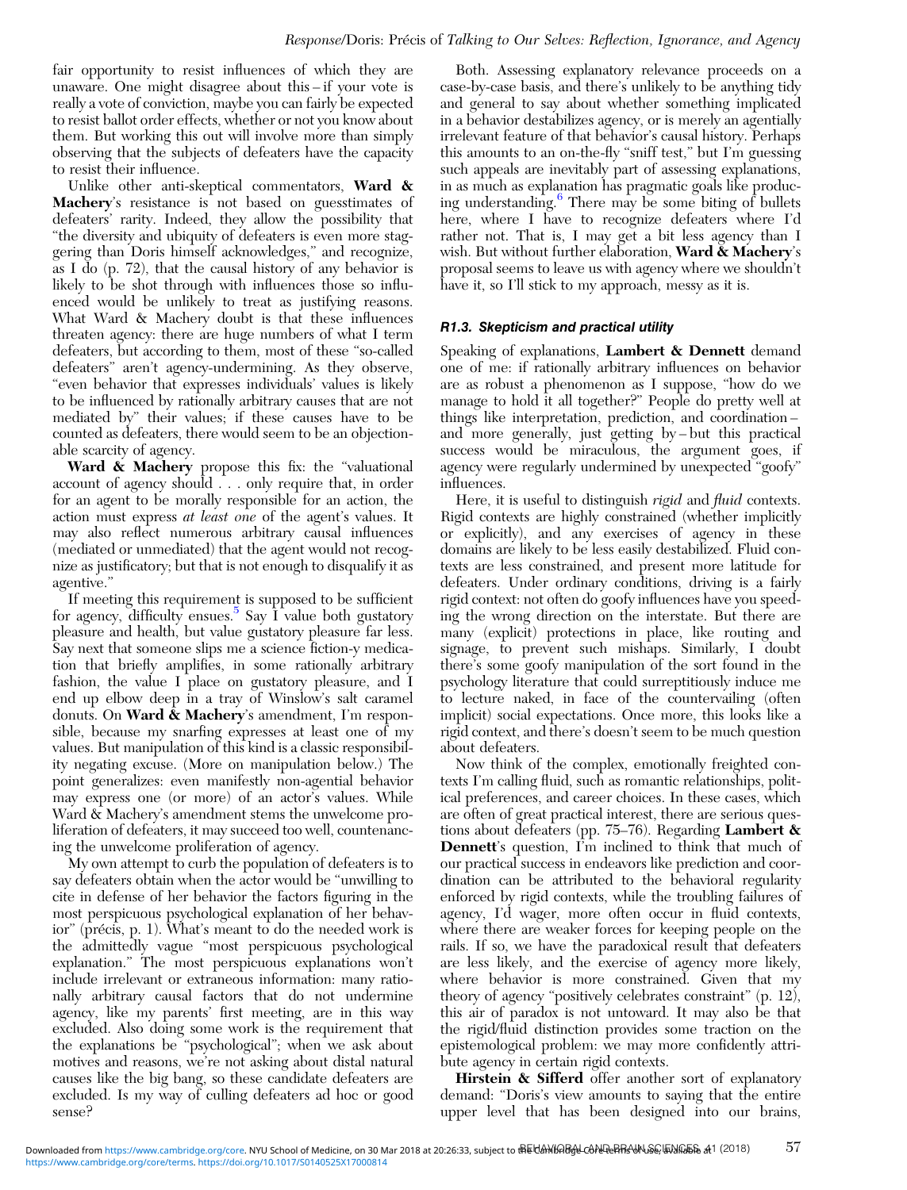fair opportunity to resist influences of which they are unaware. One might disagree about this – if your vote is really a vote of conviction, maybe you can fairly be expected to resist ballot order effects, whether or not you know about them. But working this out will involve more than simply observing that the subjects of defeaters have the capacity to resist their influence.

Unlike other anti-skeptical commentators, **Ward & Machery**'s resistance is not based on guesstimates of defeaters' rarity. Indeed, they allow the possibility that "the diversity and ubiquity of defeaters is even more staggering than Doris himself acknowledges," and recognize, as I do (p. 72), that the causal history of any behavior is likely to be shot through with influences those so influenced would be unlikely to treat as justifying reasons. What Ward & Machery doubt is that these influences threaten agency: there are huge numbers of what I term defeaters, but according to them, most of these "so-called defeaters" aren't agency-undermining. As they observe, "even behavior that expresses individuals' values is likely to be influenced by rationally arbitrary causes that are not mediated by" their values; if these causes have to be counted as defeaters, there would seem to be an objectionable scarcity of agency.

**Ward & Machery** propose this fix: the "valuational account of agency should . . . only require that, in order for an agent to be morally responsible for an action, the action must express *at least one* of the agent's values. It may also reflect numerous arbitrary causal influences (mediated or unmediated) that the agent would not recognize as justificatory; but that is not enough to disqualify it as agentive."

If meeting this requirement is supposed to be sufficient for agency, difficulty ensues.[5] Say I value both gustatory pleasure and health, but value gustatory pleasure far less. Say next that someone slips me a science fiction-y medication that briefly amplifies, in some rationally arbitrary fashion, the value I place on gustatory pleasure, and I end up elbow deep in a tray of Winslow's salt caramel donuts. On **Ward & Machery**'s amendment, I'm responsible, because my snarfing expresses at least one of my values. But manipulation of this kind is a classic responsibility negating excuse. (More on manipulation below.) The point generalizes: even manifestly non-agential behavior may express one (or more) of an actor's values. While Ward & Machery's amendment stems the unwelcome proliferation of defeaters, it may succeed too well, countenancing the unwelcome proliferation of agency.

My own attempt to curb the population of defeaters is to say defeaters obtain when the actor would be "unwilling to cite in defense of her behavior the factors figuring in the most perspicuous psychological explanation of her behavior" (précis, p. 1). What's meant to do the needed work is the admittedly vague "most perspicuous psychological explanation." The most perspicuous explanations won't include irrelevant or extraneous information: many rationally arbitrary causal factors that do not undermine agency, like my parents' first meeting, are in this way excluded. Also doing some work is the requirement that the explanations be "psychological"; when we ask about motives and reasons, we're not asking about distal natural causes like the big bang, so these candidate defeaters are excluded. Is my way of culling defeaters ad hoc or good sense?

Both. Assessing explanatory relevance proceeds on a case-by-case basis, and there's unlikely to be anything tidy and general to say about whether something implicated in a behavior destabilizes agency, or is merely an agentially irrelevant feature of that behavior's causal history. Perhaps this amounts to an on-the-fly "sniff test," but I'm guessing such appeals are inevitably part of assessing explanations, in as much as explanation has pragmatic goals like producing understanding.[6] There may be some biting of bullets here, where I have to recognize defeaters where I'd rather not. That is, I may get a bit less agency than I wish. But without further elaboration, **Ward & Machery**'s proposal seems to leave us with agency where we shouldn't have it, so I'll stick to my approach, messy as it is.

### R1.3. Skepticism and practical utility

Speaking of explanations, **Lambert & Dennett** demand one of me: if rationally arbitrary influences on behavior are as robust a phenomenon as I suppose, "how do we manage to hold it all together?" People do pretty well at things like interpretation, prediction, and coordination – and more generally, just getting by – but this practical success would be miraculous, the argument goes, if agency were regularly undermined by unexpected "goofy" influences.

Here, it is useful to distinguish *rigid* and *fluid* contexts. Rigid contexts are highly constrained (whether implicitly or explicitly), and any exercises of agency in these domains are likely to be less easily destabilized. Fluid contexts are less constrained, and present more latitude for defeaters. Under ordinary conditions, driving is a fairly rigid context: not often do goofy influences have you speeding the wrong direction on the interstate. But there are many (explicit) protections in place, like routing and signage, to prevent such mishaps. Similarly, I doubt there's some goofy manipulation of the sort found in the psychology literature that could surreptitiously induce me to lecture naked, in face of the countervailing (often implicit) social expectations. Once more, this looks like a rigid context, and there's doesn't seem to be much question about defeaters.

Now think of the complex, emotionally freighted contexts I'm calling fluid, such as romantic relationships, political preferences, and career choices. In these cases, which are often of great practical interest, there are serious questions about defeaters (pp. 75–76). Regarding **Lambert & Dennett**'s question, I'm inclined to think that much of our practical success in endeavors like prediction and coordination can be attributed to the behavioral regularity enforced by rigid contexts, while the troubling failures of agency, I'd wager, more often occur in fluid contexts, where there are weaker forces for keeping people on the rails. If so, we have the paradoxical result that defeaters are less likely, and the exercise of agency more likely, where behavior is more constrained. Given that my theory of agency "positively celebrates constraint" (p. 12), this air of paradox is not untoward. It may also be that the rigid/fluid distinction provides some traction on the epistemological problem: we may more confidently attribute agency in certain rigid contexts.

**Hirstein & Sifferd** offer another sort of explanatory demand: "Doris's view amounts to saying that the entire upper level that has been designed into our brains,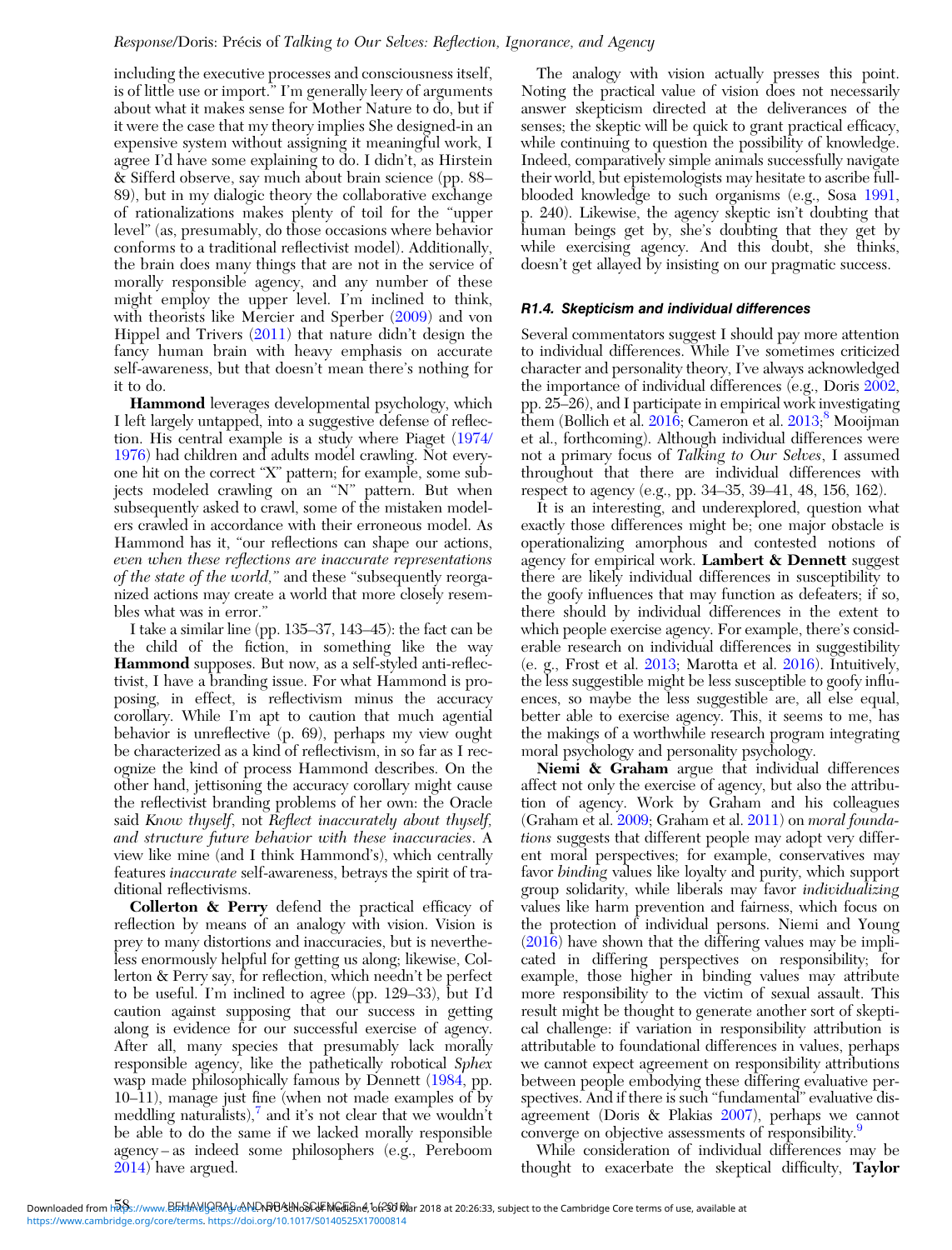including the executive processes and consciousness itself, is of little use or import." I'm generally leery of arguments about what it makes sense for Mother Nature to do, but if it were the case that my theory implies She designed-in an expensive system without assigning it meaningful work, I agree I'd have some explaining to do. I didn't, as Hirstein & Sifferd observe, say much about brain science (pp. 88–89), but in my dialogic theory the collaborative exchange of rationalizations makes plenty of toil for the "upper level" (as, presumably, do those occasions where behavior conforms to a traditional reflectivist model). Additionally, the brain does many things that are not in the service of morally responsible agency, and any number of these might employ the upper level. I'm inclined to think, with theorists like Mercier and Sperber (2009) and von Hippel and Trivers (2011) that nature didn't design the fancy human brain with heavy emphasis on accurate self-awareness, but that doesn't mean there's nothing for it to do.

**Hammond** leverages developmental psychology, which I left largely untapped, into a suggestive defense of reflection. His central example is a study where Piaget (1974/1976) had children and adults model crawling. Not everyone hit on the correct "X" pattern; for example, some subjects modeled crawling on an "N" pattern. But when subsequently asked to crawl, some of the mistaken modelers crawled in accordance with their erroneous model. As Hammond has it, "our reflections can shape our actions, *even when these reflections are inaccurate representations of the state of the world,*" and these "subsequently reorganized actions may create a world that more closely resembles what was in error."

I take a similar line (pp. 135–37, 143–45): the fact can be the child of the fiction, in something like the way **Hammond** supposes. But now, as a self-styled anti-reflectivist, I have a branding issue. For what Hammond is proposing, in effect, is reflectivism minus the accuracy corollary. While I'm apt to caution that much agential behavior is unreflective (p. 69), perhaps my view ought be characterized as a kind of reflectivism, in so far as I recognize the kind of process Hammond describes. On the other hand, jettisoning the accuracy corollary might cause the reflectivist branding problems of her own: the Oracle said *Know thyself*, not *Reflect inaccurately about thyself, and structure future behavior with these inaccuracies*. A view like mine (and I think Hammond's), which centrally features *inaccurate* self-awareness, betrays the spirit of traditional reflectivisms.

**Collerton & Perry** defend the practical efficacy of reflection by means of an analogy with vision. Vision is prey to many distortions and inaccuracies, but is nevertheless enormously helpful for getting us along; likewise, Collerton & Perry say, for reflection, which needn't be perfect to be useful. I'm inclined to agree (pp. 129–33), but I'd caution against supposing that our success in getting along is evidence for our successful exercise of agency. After all, many species that presumably lack morally responsible agency, like the pathetically robotical *Sphex* wasp made philosophically famous by Dennett (1984, pp. 10–11), manage just fine (when not made examples of by meddling naturalists),[7] and it's not clear that we wouldn't be able to do the same if we lacked morally responsible agency – as indeed some philosophers (e.g., Pereboom 2014) have argued.

The analogy with vision actually presses this point. Noting the practical value of vision does not necessarily answer skepticism directed at the deliverances of the senses; the skeptic will be quick to grant practical efficacy, while continuing to question the possibility of knowledge. Indeed, comparatively simple animals successfully navigate their world, but epistemologists may hesitate to ascribe full-blooded knowledge to such organisms (e.g., Sosa 1991, p. 240). Likewise, the agency skeptic isn't doubting that human beings get by, she's doubting that they get by while exercising agency. And this doubt, she thinks, doesn't get allayed by insisting on our pragmatic success.

### R1.4. Skepticism and individual differences

Several commentators suggest I should pay more attention to individual differences. While I've sometimes criticized character and personality theory, I've always acknowledged the importance of individual differences (e.g., Doris 2002, pp. 25–26), and I participate in empirical work investigating them (Bollich et al. 2016; Cameron et al. 2013;[8] Mooijman et al., forthcoming). Although individual differences were not a primary focus of *Talking to Our Selves*, I assumed throughout that there are individual differences with respect to agency (e.g., pp. 34–35, 39–41, 48, 156, 162).

It is an interesting, and underexplored, question what exactly those differences might be; one major obstacle is operationalizing amorphous and contested notions of agency for empirical work. **Lambert & Dennett** suggest there are likely individual differences in susceptibility to the goofy influences that may function as defeaters; if so, there should by individual differences in the extent to which people exercise agency. For example, there's considerable research on individual differences in suggestibility (e. g., Frost et al. 2013; Marotta et al. 2016). Intuitively, the less suggestible might be less susceptible to goofy influences, so maybe the less suggestible are, all else equal, better able to exercise agency. This, it seems to me, has the makings of a worthwhile research program integrating moral psychology and personality psychology.

**Niemi & Graham** argue that individual differences affect not only the exercise of agency, but also the attribution of agency. Work by Graham and his colleagues (Graham et al. 2009; Graham et al. 2011) on *moral foundations* suggests that different people may adopt very different moral perspectives; for example, conservatives may favor *binding* values like loyalty and purity, which support group solidarity, while liberals may favor *individualizing* values like harm prevention and fairness, which focus on the protection of individual persons. Niemi and Young (2016) have shown that the differing values may be implicated in differing perspectives on responsibility; for example, those higher in binding values may attribute more responsibility to the victim of sexual assault. This result might be thought to generate another sort of skeptical challenge: if variation in responsibility attribution is attributable to foundational differences in values, perhaps we cannot expect agreement on responsibility attributions between people embodying these differing evaluative perspectives. And if there is such "fundamental" evaluative disagreement (Doris & Plakias 2007), perhaps we cannot converge on objective assessments of responsibility.[9]

While consideration of individual differences may be thought to exacerbate the skeptical difficulty, **Taylor**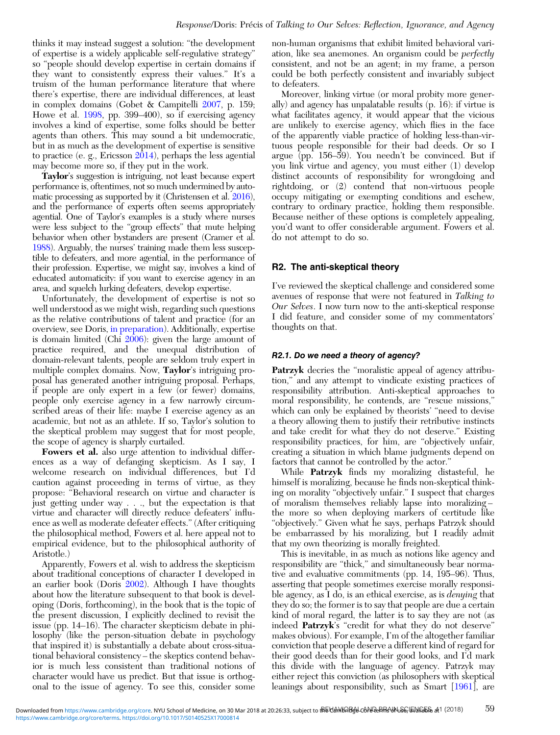thinks it may instead suggest a solution: "the development of expertise is a widely applicable self-regulative strategy" so "people should develop expertise in certain domains if they want to consistently express their values." It's a truism of the human performance literature that where there's expertise, there are individual differences, at least in complex domains (Gobet & Campitelli 2007, p. 159; Howe et al. 1998, pp. 399–400), so if exercising agency involves a kind of expertise, some folks should be better agents than others. This may sound a bit undemocratic, but in as much as the development of expertise is sensitive to practice (e. g., Ericsson 2014), perhaps the less agential may become more so, if they put in the work.

**Taylor**'s suggestion is intriguing, not least because expert performance is, oftentimes, not so much undermined by automatic processing as supported by it (Christensen et al. 2016), and the performance of experts often seems appropriately agential. One of Taylor's examples is a study where nurses were less subject to the "group effects" that mute helping behavior when other bystanders are present (Cramer et al. 1988). Arguably, the nurses' training made them less susceptible to defeaters, and more agential, in the performance of their profession. Expertise, we might say, involves a kind of educated automaticity: if you want to exercise agency in an area, and squelch lurking defeaters, develop expertise.

Unfortunately, the development of expertise is not so well understood as we might wish, regarding such questions as the relative contributions of talent and practice (for an overview, see Doris, in preparation). Additionally, expertise is domain limited (Chi 2006): given the large amount of practice required, and the unequal distribution of domain-relevant talents, people are seldom truly expert in multiple complex domains. Now, **Taylor**'s intriguing proposal has generated another intriguing proposal. Perhaps, if people are only expert in a few (or fewer) domains, people only exercise agency in a few narrowly circumscribed areas of their life: maybe I exercise agency as an academic, but not as an athlete. If so, Taylor's solution to the skeptical problem may suggest that for most people, the scope of agency is sharply curtailed.

**Fowers et al.** also urge attention to individual differences as a way of defanging skepticism. As I say, I welcome research on individual differences, but I'd caution against proceeding in terms of virtue, as they propose: "Behavioral research on virtue and character is just getting under way . . ., but the expectation is that virtue and character will directly reduce defeaters' influence as well as moderate defeater effects." (After critiquing the philosophical method, Fowers et al. here appeal not to empirical evidence, but to the philosophical authority of Aristotle.)

Apparently, Fowers et al. wish to address the skepticism about traditional conceptions of character I developed in an earlier book (Doris 2002). Although I have thoughts about how the literature subsequent to that book is developing (Doris, forthcoming), in the book that is the topic of the present discussion, I explicitly declined to revisit the issue (pp. 14–16). The character skepticism debate in philosophy (like the person-situation debate in psychology that inspired it) is substantially a debate about cross-situational behavioral consistency – the skeptics contend behavior is much less consistent than traditional notions of character would have us predict. But that issue is orthogonal to the issue of agency. To see this, consider some non-human organisms that exhibit limited behavioral variation, like sea anemones. An organism could be *perfectly* consistent, and not be an agent; in my frame, a person could be both perfectly consistent and invariably subject to defeaters.

Moreover, linking virtue (or moral probity more generally) and agency has unpalatable results (p. 16): if virtue is what facilitates agency, it would appear that the vicious are unlikely to exercise agency, which flies in the face of the apparently viable practice of holding less-than-virtuous people responsible for their bad deeds. Or so I argue (pp. 156–59). You needn't be convinced. But if you link virtue and agency, you must either (1) develop distinct accounts of responsibility for wrongdoing and rightdoing, or (2) contend that non-virtuous people occupy mitigating or exempting conditions and eschew, contrary to ordinary practice, holding them responsible. Because neither of these options is completely appealing, you'd want to offer considerable argument. Fowers et al. do not attempt to do so.

## R2. The anti-skeptical theory

I've reviewed the skeptical challenge and considered some avenues of response that were not featured in *Talking to Our Selves*. I now turn now to the anti-skeptical response I did feature, and consider some of my commentators' thoughts on that.

### R2.1. Do we need a theory of agency?

**Patrzyk** decries the "moralistic appeal of agency attribution," and any attempt to vindicate existing practices of responsibility attribution. Anti-skeptical approaches to moral responsibility, he contends, are "rescue missions," which can only be explained by theorists' "need to devise a theory allowing them to justify their retributive instincts and take credit for what they do not deserve." Existing responsibility practices, for him, are "objectively unfair, creating a situation in which blame judgments depend on factors that cannot be controlled by the actor."

While **Patrzyk** finds my moralizing distasteful, he himself is moralizing, because he finds non-skeptical thinking on morality "objectively unfair." I suspect that charges of moralism themselves reliably lapse into moralizing – the more so when deploying markers of certitude like "objectively." Given what he says, perhaps Patrzyk should be embarrassed by his moralizing, but I readily admit that my own theorizing is morally freighted.

This is inevitable, in as much as notions like agency and responsibility are "thick," and simultaneously bear normative and evaluative commitments (pp. 14, 195–96). Thus, asserting that people sometimes exercise morally responsible agency, as I do, is an ethical exercise, as is *denying* that they do so; the former is to say that people are due a certain kind of moral regard, the latter is to say they are not (as indeed **Patrzyk**'s "credit for what they do not deserve" makes obvious). For example, I'm of the altogether familiar conviction that people deserve a different kind of regard for their good deeds than for their good looks, and I'd mark this divide with the language of agency. Patrzyk may either reject this conviction (as philosophers with skeptical leanings about responsibility, such as Smart [1961], are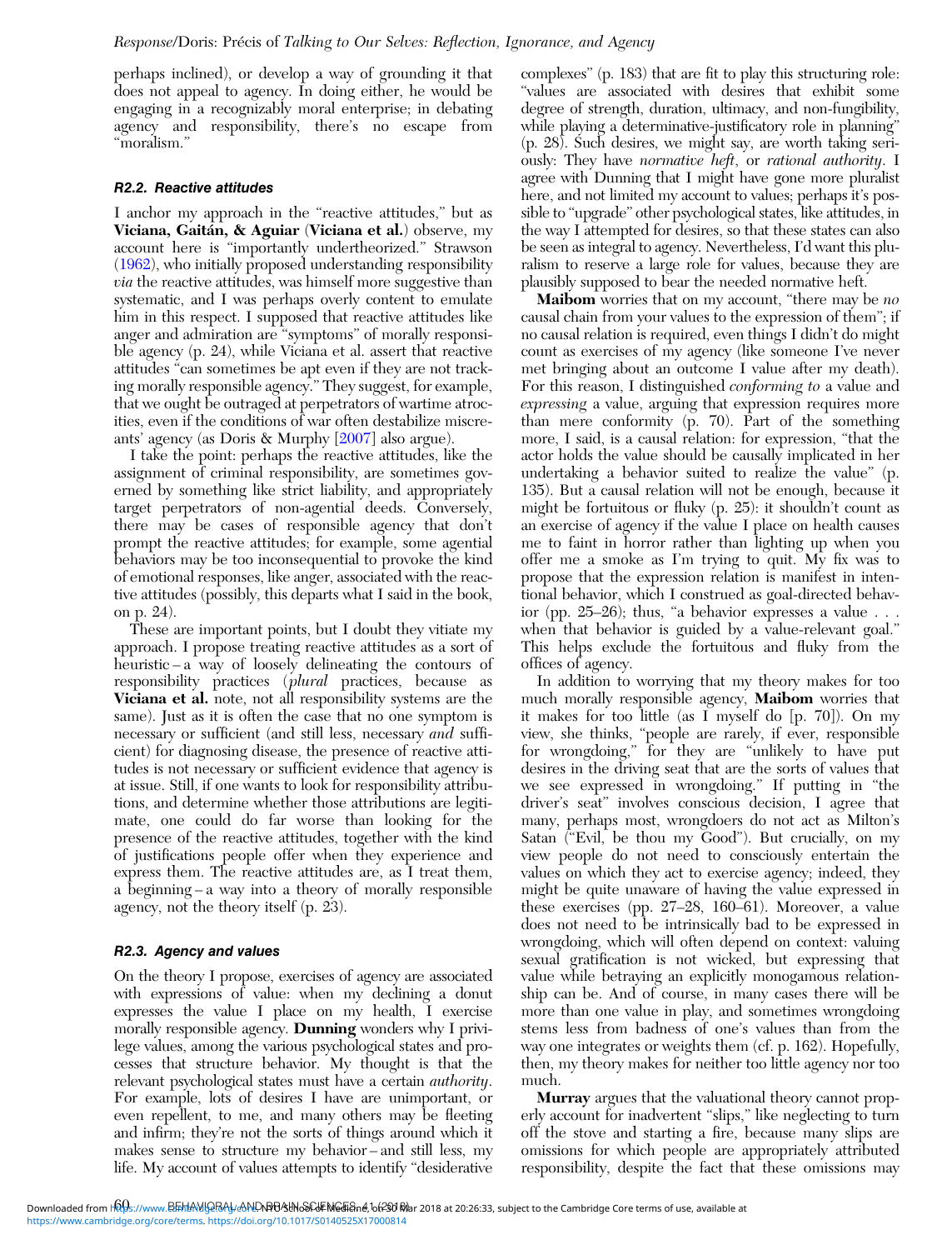perhaps inclined), or develop a way of grounding it that does not appeal to agency. In doing either, he would be engaging in a recognizably moral enterprise; in debating agency and responsibility, there's no escape from "moralism."

### R2.2. Reactive attitudes

I anchor my approach in the "reactive attitudes," but as **Viciana, Gaitán, & Aguiar** (**Viciana et al.**) observe, my account here is "importantly undertheorized." Strawson (1962), who initially proposed understanding responsibility *via* the reactive attitudes, was himself more suggestive than systematic, and I was perhaps overly content to emulate him in this respect. I supposed that reactive attitudes like anger and admiration are "symptoms" of morally responsible agency (p. 24), while Viciana et al. assert that reactive attitudes "can sometimes be apt even if they are not tracking morally responsible agency." They suggest, for example, that we ought be outraged at perpetrators of wartime atrocities, even if the conditions of war often destabilize miscreants' agency (as Doris & Murphy [2007] also argue).

I take the point: perhaps the reactive attitudes, like the assignment of criminal responsibility, are sometimes governed by something like strict liability, and appropriately target perpetrators of non-agential deeds. Conversely, there may be cases of responsible agency that don't prompt the reactive attitudes; for example, some agential behaviors may be too inconsequential to provoke the kind of emotional responses, like anger, associated with the reactive attitudes (possibly, this departs what I said in the book, on p. 24).

These are important points, but I doubt they vitiate my approach. I propose treating reactive attitudes as a sort of heuristic – a way of loosely delineating the contours of responsibility practices (*plural* practices, because as **Viciana et al.** note, not all responsibility systems are the same). Just as it is often the case that no one symptom is necessary or sufficient (and still less, necessary *and* sufficient) for diagnosing disease, the presence of reactive attitudes is not necessary or sufficient evidence that agency is at issue. Still, if one wants to look for responsibility attributions, and determine whether those attributions are legitimate, one could do far worse than looking for the presence of the reactive attitudes, together with the kind of justifications people offer when they experience and express them. The reactive attitudes are, as I treat them, a beginning – a way into a theory of morally responsible agency, not the theory itself (p. 23).

### R2.3. Agency and values

On the theory I propose, exercises of agency are associated with expressions of value: when my declining a donut expresses the value I place on my health, I exercise morally responsible agency. **Dunning** wonders why I privilege values, among the various psychological states and processes that structure behavior. My thought is that the relevant psychological states must have a certain *authority*. For example, lots of desires I have are unimportant, or even repellent, to me, and many others may be fleeting and infirm; they're not the sorts of things around which it makes sense to structure my behavior – and still less, my life. My account of values attempts to identify "desiderative complexes" (p. 183) that are fit to play this structuring role: "values are associated with desires that exhibit some degree of strength, duration, ultimacy, and non-fungibility, while playing a determinative-justificatory role in planning" (p. 28). Such desires, we might say, are worth taking seriously: They have *normative heft*, or *rational authority*. I agree with Dunning that I might have gone more pluralist here, and not limited my account to values; perhaps it's possible to "upgrade" other psychological states, like attitudes, in the way I attempted for desires, so that these states can also be seen as integral to agency. Nevertheless, I'd want this pluralism to reserve a large role for values, because they are plausibly supposed to bear the needed normative heft.

**Maibom** worries that on my account, "there may be *no* causal chain from your values to the expression of them"; if no causal relation is required, even things I didn't do might count as exercises of my agency (like someone I've never met bringing about an outcome I value after my death). For this reason, I distinguished *conforming to* a value and *expressing* a value, arguing that expression requires more than mere conformity (p. 70). Part of the something more, I said, is a causal relation: for expression, "that the actor holds the value should be causally implicated in her undertaking a behavior suited to realize the value" (p. 135). But a causal relation will not be enough, because it might be fortuitous or fluky (p. 25): it shouldn't count as an exercise of agency if the value I place on health causes me to faint in horror rather than lighting up when you offer me a smoke as I'm trying to quit. My fix was to propose that the expression relation is manifest in intentional behavior, which I construed as goal-directed behavior (pp. 25–26); thus, "a behavior expresses a value . . . when that behavior is guided by a value-relevant goal." This helps exclude the fortuitous and fluky from the offices of agency.

In addition to worrying that my theory makes for too much morally responsible agency, **Maibom** worries that it makes for too little (as I myself do [p. 70]). On my view, she thinks, "people are rarely, if ever, responsible for wrongdoing," for they are "unlikely to have put desires in the driving seat that are the sorts of values that we see expressed in wrongdoing." If putting in "the driver's seat" involves conscious decision, I agree that many, perhaps most, wrongdoers do not act as Milton's Satan ("Evil, be thou my Good"). But crucially, on my view people do not need to consciously entertain the values on which they act to exercise agency; indeed, they might be quite unaware of having the value expressed in these exercises (pp. 27–28, 160–61). Moreover, a value does not need to be intrinsically bad to be expressed in wrongdoing, which will often depend on context: valuing sexual gratification is not wicked, but expressing that value while betraying an explicitly monogamous relationship can be. And of course, in many cases there will be more than one value in play, and sometimes wrongdoing stems less from badness of one's values than from the way one integrates or weights them (cf. p. 162). Hopefully, then, my theory makes for neither too little agency nor too much.

**Murray** argues that the valuational theory cannot properly account for inadvertent "slips," like neglecting to turn off the stove and starting a fire, because many slips are omissions for which people are appropriately attributed responsibility, despite the fact that these omissions may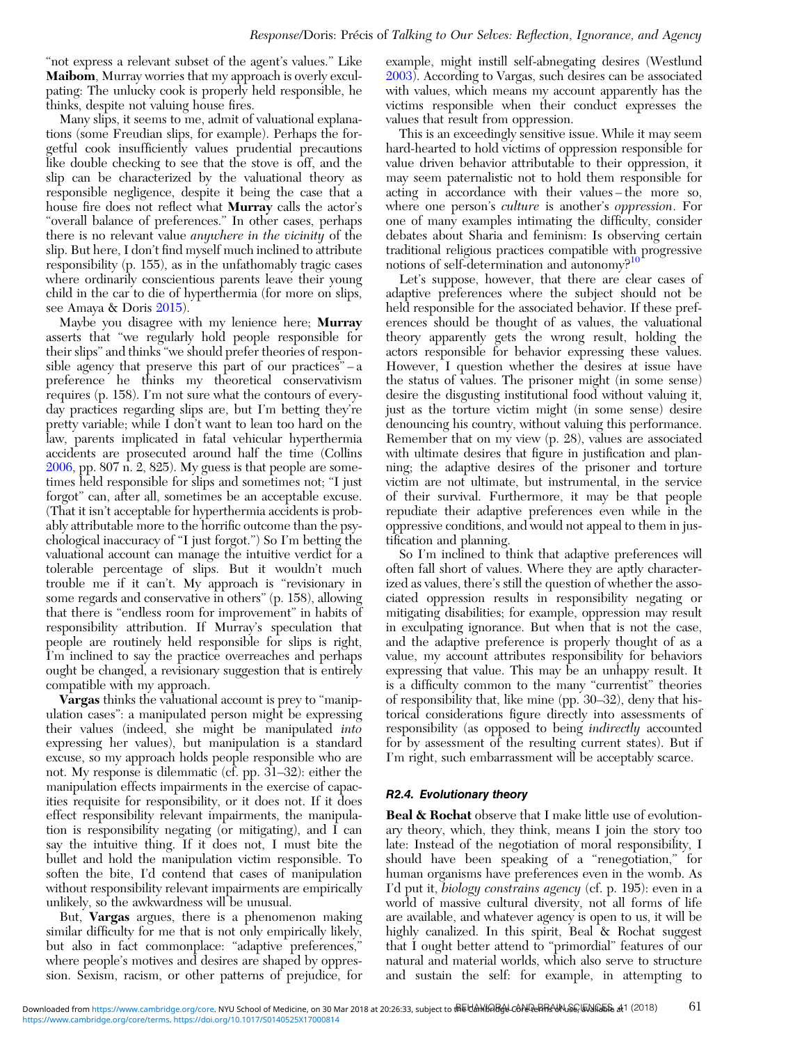"not express a relevant subset of the agent's values." Like **Maibom**, Murray worries that my approach is overly exculpating: The unlucky cook is properly held responsible, he thinks, despite not valuing house fires.

Many slips, it seems to me, admit of valuational explanations (some Freudian slips, for example). Perhaps the forgetful cook insufficiently values prudential precautions like double checking to see that the stove is off, and the slip can be characterized by the valuational theory as responsible negligence, despite it being the case that a house fire does not reflect what **Murray** calls the actor's "overall balance of preferences." In other cases, perhaps there is no relevant value *anywhere in the vicinity* of the slip. But here, I don't find myself much inclined to attribute responsibility (p. 155), as in the unfathomably tragic cases where ordinarily conscientious parents leave their young child in the car to die of hyperthermia (for more on slips, see Amaya & Doris 2015).

Maybe you disagree with my lenience here; **Murray** asserts that "we regularly hold people responsible for their slips" and thinks "we should prefer theories of responsible agency that preserve this part of our practices" – a preference he thinks my theoretical conservativism requires (p. 158). I'm not sure what the contours of everyday practices regarding slips are, but I'm betting they're pretty variable; while I don't want to lean too hard on the law, parents implicated in fatal vehicular hyperthermia accidents are prosecuted around half the time (Collins 2006, pp. 807 n. 2, 825). My guess is that people are sometimes held responsible for slips and sometimes not; "I just forgot" can, after all, sometimes be an acceptable excuse. (That it isn't acceptable for hyperthermia accidents is probably attributable more to the horrific outcome than the psychological inaccuracy of "I just forgot.") So I'm betting the valuational account can manage the intuitive verdict for a tolerable percentage of slips. But it wouldn't much trouble me if it can't. My approach is "revisionary in some regards and conservative in others" (p. 158), allowing that there is "endless room for improvement" in habits of responsibility attribution. If Murray's speculation that people are routinely held responsible for slips is right, I'm inclined to say the practice overreaches and perhaps ought be changed, a revisionary suggestion that is entirely compatible with my approach.

**Vargas** thinks the valuational account is prey to "manipulation cases": a manipulated person might be expressing their values (indeed, she might be manipulated *into* expressing her values), but manipulation is a standard excuse, so my approach holds people responsible who are not. My response is dilemmatic (cf. pp. 31–32): either the manipulation effects impairments in the exercise of capacities requisite for responsibility, or it does not. If it does effect responsibility relevant impairments, the manipulation is responsibility negating (or mitigating), and I can say the intuitive thing. If it does not, I must bite the bullet and hold the manipulation victim responsible. To soften the bite, I'd contend that cases of manipulation without responsibility relevant impairments are empirically unlikely, so the awkwardness will be unusual.

But, **Vargas** argues, there is a phenomenon making similar difficulty for me that is not only empirically likely, but also in fact commonplace: "adaptive preferences," where people's motives and desires are shaped by oppression. Sexism, racism, or other patterns of prejudice, for example, might instill self-abnegating desires (Westlund 2003). According to Vargas, such desires can be associated with values, which means my account apparently has the victims responsible when their conduct expresses the values that result from oppression.

This is an exceedingly sensitive issue. While it may seem hard-hearted to hold victims of oppression responsible for value driven behavior attributable to their oppression, it may seem paternalistic not to hold them responsible for acting in accordance with their values – the more so, where one person's *culture* is another's *oppression*. For one of many examples intimating the difficulty, consider debates about Sharia and feminism: Is observing certain traditional religious practices compatible with progressive notions of self-determination and autonomy?[10]

Let's suppose, however, that there are clear cases of adaptive preferences where the subject should not be held responsible for the associated behavior. If these preferences should be thought of as values, the valuational theory apparently gets the wrong result, holding the actors responsible for behavior expressing these values. However, I question whether the desires at issue have the status of values. The prisoner might (in some sense) desire the disgusting institutional food without valuing it, just as the torture victim might (in some sense) desire denouncing his country, without valuing this performance. Remember that on my view (p. 28), values are associated with ultimate desires that figure in justification and planning; the adaptive desires of the prisoner and torture victim are not ultimate, but instrumental, in the service of their survival. Furthermore, it may be that people repudiate their adaptive preferences even while in the oppressive conditions, and would not appeal to them in justification and planning.

So I'm inclined to think that adaptive preferences will often fall short of values. Where they are aptly characterized as values, there's still the question of whether the associated oppression results in responsibility negating or mitigating disabilities; for example, oppression may result in exculpating ignorance. But when that is not the case, and the adaptive preference is properly thought of as a value, my account attributes responsibility for behaviors expressing that value. This may be an unhappy result. It is a difficulty common to the many "currentist" theories of responsibility that, like mine (pp. 30–32), deny that historical considerations figure directly into assessments of responsibility (as opposed to being *indirectly* accounted for by assessment of the resulting current states). But if I'm right, such embarrassment will be acceptably scarce.

### R2.4. Evolutionary theory

**Beal & Rochat** observe that I make little use of evolutionary theory, which, they think, means I join the story too late: Instead of the negotiation of moral responsibility, I should have been speaking of a "renegotiation," for human organisms have preferences even in the womb. As I'd put it, *biology constrains agency* (cf. p. 195): even in a world of massive cultural diversity, not all forms of life are available, and whatever agency is open to us, it will be highly canalized. In this spirit, Beal & Rochat suggest that I ought better attend to "primordial" features of our natural and material worlds, which also serve to structure and sustain the self: for example, in attempting to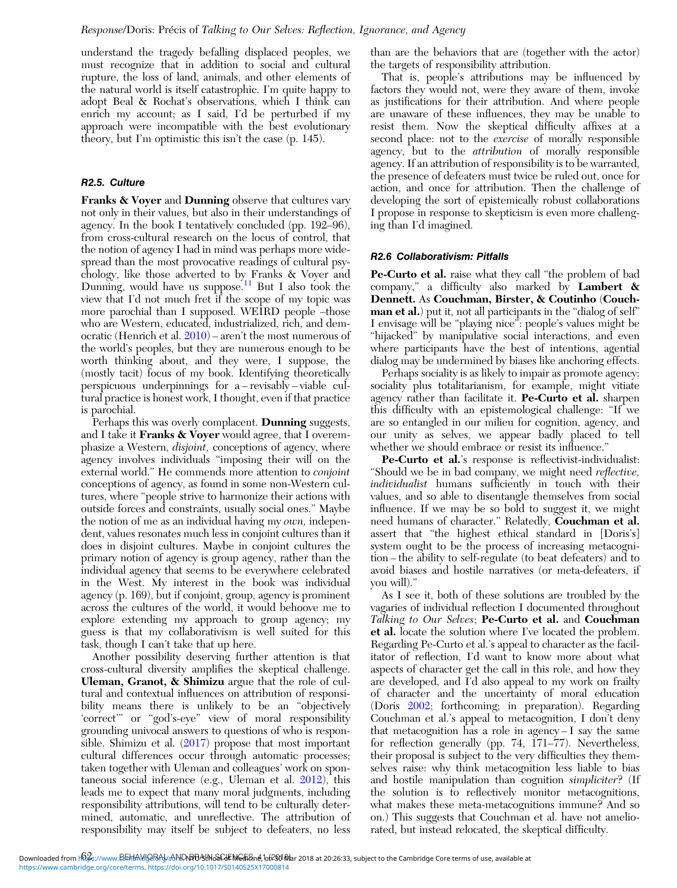understand the tragedy befalling displaced peoples, we must recognize that in addition to social and cultural rupture, the loss of land, animals, and other elements of the natural world is itself catastrophic. I'm quite happy to adopt Beal & Rochat's observations, which I think can enrich my account; as I said, I'd be perturbed if my approach were incompatible with the best evolutionary theory, but I'm optimistic this isn't the case (p. 145).

### R2.5. Culture

**Franks & Voyer** and **Dunning** observe that cultures vary not only in their values, but also in their understandings of agency. In the book I tentatively concluded (pp. 192–96), from cross-cultural research on the locus of control, that the notion of agency I had in mind was perhaps more widespread than the most provocative readings of cultural psychology, like those adverted to by Franks & Voyer and Dunning, would have us suppose.[11] But I also took the view that I'd not much fret if the scope of my topic was more parochial than I supposed. WEIRD people –those who are Western, educated, industrialized, rich, and democratic (Henrich et al. 2010) – aren't the most numerous of the world's peoples, but they are numerous enough to be worth thinking about, and they were, I suppose, the (mostly tacit) focus of my book. Identifying theoretically perspicuous underpinnings for a – revisably – viable cultural practice is honest work, I thought, even if that practice is parochial.

Perhaps this was overly complacent. **Dunning** suggests, and I take it **Franks & Voyer** would agree, that I overemphasize a Western, *disjoint,* conceptions of agency, where agency involves individuals "imposing their will on the external world." He commends more attention to *conjoint* conceptions of agency, as found in some non-Western cultures, where "people strive to harmonize their actions with outside forces and constraints, usually social ones." Maybe the notion of me as an individual having my *own,* independent, values resonates much less in conjoint cultures than it does in disjoint cultures. Maybe in conjoint cultures the primary notion of agency is group agency, rather than the individual agency that seems to be everywhere celebrated in the West. My interest in the book was individual agency (p. 169), but if conjoint, group, agency is prominent across the cultures of the world, it would behoove me to explore extending my approach to group agency; my guess is that my collaborativism is well suited for this task, though I can't take that up here.

Another possibility deserving further attention is that cross-cultural diversity amplifies the skeptical challenge. **Uleman, Granot, & Shimizu** argue that the role of cultural and contextual influences on attribution of responsibility means there is unlikely to be an "objectively 'correct'" or "god's-eye" view of moral responsibility grounding univocal answers to questions of who is responsible. Shimizu et al. (2017) propose that most important cultural differences occur through automatic processes; taken together with Uleman and colleagues' work on spontaneous social inference (e.g., Uleman et al. 2012), this leads me to expect that many moral judgments, including responsibility attributions, will tend to be culturally determined, automatic, and unreflective. The attribution of responsibility may itself be subject to defeaters, no less than are the behaviors that are (together with the actor) the targets of responsibility attribution.

That is, people's attributions may be influenced by factors they would not, were they aware of them, invoke as justifications for their attribution. And where people are unaware of these influences, they may be unable to resist them. Now the skeptical difficulty affixes at a second place: not to the *exercise* of morally responsible agency, but to the *attribution* of morally responsible agency. If an attribution of responsibility is to be warranted, the presence of defeaters must twice be ruled out, once for action, and once for attribution. Then the challenge of developing the sort of epistemically robust collaborations I propose in response to skepticism is even more challenging than I'd imagined.

### R2.6 Collaborativism: Pitfalls

**Pe-Curto et al.** raise what they call "the problem of bad company," a difficulty also marked by **Lambert & Dennett.** As **Couchman, Birster, & Coutinho** (**Couchman et al.**) put it, not all participants in the "dialog of self" I envisage will be "playing nice": people's values might be "hijacked" by manipulative social interactions, and even where participants have the best of intentions, agential dialog may be undermined by biases like anchoring effects.

Perhaps sociality is as likely to impair as promote agency: sociality plus totalitarianism, for example, might vitiate agency rather than facilitate it. **Pe-Curto et al.** sharpen this difficulty with an epistemological challenge: "If we are so entangled in our milieu for cognition, agency, and our unity as selves, we appear badly placed to tell whether we should embrace or resist its influence."

**Pe-Curto et al.**'s response is reflectivist-individualist: "Should we be in bad company, we might need *reflective, individualist* humans sufficiently in touch with their values, and so able to disentangle themselves from social influence. If we may be so bold to suggest it, we might need humans of character." Relatedly, **Couchman et al.** assert that "the highest ethical standard in [Doris's] system ought to be the process of increasing metacognition – the ability to self-regulate (to beat defeaters) and to avoid biases and hostile narratives (or meta-defeaters, if you will)."

As I see it, both of these solutions are troubled by the vagaries of individual reflection I documented throughout *Talking to Our Selves*; **Pe-Curto et al.** and **Couchman et al.** locate the solution where I've located the problem. Regarding Pe-Curto et al.'s appeal to character as the facilitator of reflection, I'd want to know more about what aspects of character get the call in this role, and how they are developed, and I'd also appeal to my work on frailty of character and the uncertainty of moral education (Doris 2002; forthcoming; in preparation). Regarding Couchman et al.'s appeal to metacognition, I don't deny that metacognition has a role in agency – I say the same for reflection generally (pp. 74, 171–77). Nevertheless, their proposal is subject to the very difficulties they themselves raise: why think metacognition less liable to bias and hostile manipulation than cognition *simpliciter*? (If the solution is to reflectively monitor metacognitions, what makes these meta-metacognitions immune? And so on.) This suggests that Couchman et al. have not ameliorated, but instead relocated, the skeptical difficulty.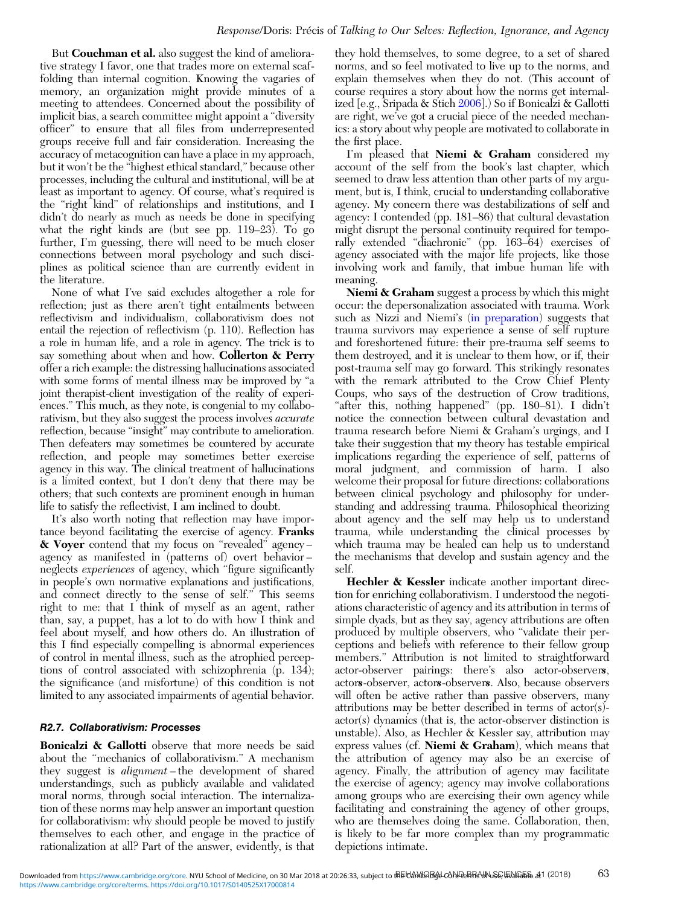But **Couchman et al.** also suggest the kind of ameliorative strategy I favor, one that trades more on external scaffolding than internal cognition. Knowing the vagaries of memory, an organization might provide minutes of a meeting to attendees. Concerned about the possibility of implicit bias, a search committee might appoint a "diversity officer" to ensure that all files from underrepresented groups receive full and fair consideration. Increasing the accuracy of metacognition can have a place in my approach, but it won't be the "highest ethical standard," because other processes, including the cultural and institutional, will be at least as important to agency. Of course, what's required is the "right kind" of relationships and institutions, and I didn't do nearly as much as needs be done in specifying what the right kinds are (but see pp. 119–23). To go further, I'm guessing, there will need to be much closer connections between moral psychology and such disciplines as political science than are currently evident in the literature.

None of what I've said excludes altogether a role for reflection; just as there aren't tight entailments between reflectivism and individualism, collaborativism does not entail the rejection of reflectivism (p. 110). Reflection has a role in human life, and a role in agency. The trick is to say something about when and how. **Collerton & Perry** offer a rich example: the distressing hallucinations associated with some forms of mental illness may be improved by "a joint therapist-client investigation of the reality of experiences." This much, as they note, is congenial to my collaborativism, but they also suggest the process involves *accurate* reflection, because "insight" may contribute to amelioration. Then defeaters may sometimes be countered by accurate reflection, and people may sometimes better exercise agency in this way. The clinical treatment of hallucinations is a limited context, but I don't deny that there may be others; that such contexts are prominent enough in human life to satisfy the reflectivist, I am inclined to doubt.

It's also worth noting that reflection may have importance beyond facilitating the exercise of agency. **Franks & Voyer** contend that my focus on "revealed" agency – agency as manifested in (patterns of) overt behavior – neglects *experiences* of agency, which "figure significantly in people's own normative explanations and justifications, and connect directly to the sense of self." This seems right to me: that I think of myself as an agent, rather than, say, a puppet, has a lot to do with how I think and feel about myself, and how others do. An illustration of this I find especially compelling is abnormal experiences of control in mental illness, such as the atrophied perceptions of control associated with schizophrenia (p. 134); the significance (and misfortune) of this condition is not limited to any associated impairments of agential behavior.

### R2.7. Collaborativism: Processes

**Bonicalzi & Gallotti** observe that more needs be said about the "mechanics of collaborativism." A mechanism they suggest is *alignment* – the development of shared understandings, such as publicly available and validated moral norms, through social interaction. The internalization of these norms may help answer an important question for collaborativism: why should people be moved to justify themselves to each other, and engage in the practice of rationalization at all? Part of the answer, evidently, is that they hold themselves, to some degree, to a set of shared norms, and so feel motivated to live up to the norms, and explain themselves when they do not. (This account of course requires a story about how the norms get internalized [e.g., Sripada & Stich 2006].) So if Bonicalzi & Gallotti are right, we've got a crucial piece of the needed mechanics: a story about why people are motivated to collaborate in the first place.

I'm pleased that **Niemi & Graham** considered my account of the self from the book's last chapter, which seemed to draw less attention than other parts of my argument, but is, I think, crucial to understanding collaborative agency. My concern there was destabilizations of self and agency: I contended (pp. 181–86) that cultural devastation might disrupt the personal continuity required for temporally extended "diachronic" (pp. 163–64) exercises of agency associated with the major life projects, like those involving work and family, that imbue human life with meaning.

**Niemi & Graham** suggest a process by which this might occur: the depersonalization associated with trauma. Work such as Nizzi and Niemi's (in preparation) suggests that trauma survivors may experience a sense of self rupture and foreshortened future: their pre-trauma self seems to them destroyed, and it is unclear to them how, or if, their post-trauma self may go forward. This strikingly resonates with the remark attributed to the Crow Chief Plenty Coups, who says of the destruction of Crow traditions, "after this, nothing happened" (pp. 180–81). I didn't notice the connection between cultural devastation and trauma research before Niemi & Graham's urgings, and I take their suggestion that my theory has testable empirical implications regarding the experience of self, patterns of moral judgment, and commission of harm. I also welcome their proposal for future directions: collaborations between clinical psychology and philosophy for understanding and addressing trauma. Philosophical theorizing about agency and the self may help us to understand trauma, while understanding the clinical processes by which trauma may be healed can help us to understand the mechanisms that develop and sustain agency and the self.

**Hechler & Kessler** indicate another important direction for enriching collaborativism. I understood the negotiations characteristic of agency and its attribution in terms of simple dyads, but as they say, agency attributions are often produced by multiple observers, who "validate their perceptions and beliefs with reference to their fellow group members." Attribution is not limited to straightforward actor-observer pairings: there's also actor-observer**s**, actor**s**-observer, actor**s**-observer**s**. Also, because observers will often be active rather than passive observers, many attributions may be better described in terms of actor(s)-actor(s) dynamics (that is, the actor-observer distinction is unstable). Also, as Hechler & Kessler say, attribution may express values (cf. **Niemi & Graham**), which means that the attribution of agency may also be an exercise of agency. Finally, the attribution of agency may facilitate the exercise of agency; agency may involve collaborations among groups who are exercising their own agency while facilitating and constraining the agency of other groups, who are themselves doing the same. Collaboration, then, is likely to be far more complex than my programmatic depictions intimate.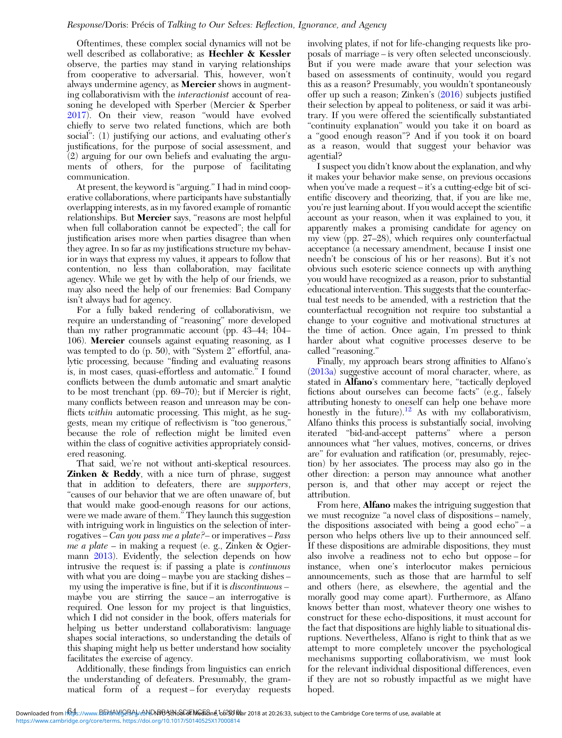Oftentimes, these complex social dynamics will not be well described as collaborative; as **Hechler & Kessler** observe, the parties may stand in varying relationships from cooperative to adversarial. This, however, won't always undermine agency, as **Mercier** shows in augmenting collaborativism with the *interactionist* account of reasoning he developed with Sperber (Mercier & Sperber 2017). On their view, reason "would have evolved chiefly to serve two related functions, which are both social": (1) justifying our actions, and evaluating other's justifications, for the purpose of social assessment, and (2) arguing for our own beliefs and evaluating the arguments of others, for the purpose of facilitating communication.

At present, the keyword is "arguing." I had in mind cooperative collaborations, where participants have substantially overlapping interests, as in my favored example of romantic relationships. But **Mercier** says, "reasons are most helpful when full collaboration cannot be expected"; the call for justification arises more when parties disagree than when they agree. In so far as my justifications structure my behavior in ways that express my values, it appears to follow that contention, no less than collaboration, may facilitate agency. While we get by with the help of our friends, we may also need the help of our frenemies: Bad Company isn't always bad for agency.

For a fully baked rendering of collaborativism, we require an understanding of "reasoning" more developed than my rather programmatic account (pp. 43–44; 104–106). **Mercier** counsels against equating reasoning, as I was tempted to do (p. 50), with "System 2" effortful, analytic processing, because "finding and evaluating reasons is, in most cases, quasi-effortless and automatic." I found conflicts between the dumb automatic and smart analytic to be most trenchant (pp. 69–70); but if Mercier is right, many conflicts between reason and unreason may be conflicts *within* automatic processing. This might, as he suggests, mean my critique of reflectivism is "too generous," because the role of reflection might be limited even within the class of cognitive activities appropriately considered reasoning.

That said, we're not without anti-skeptical resources. **Zinken & Reddy**, with a nice turn of phrase, suggest that in addition to defeaters, there are *supporters*, "causes of our behavior that we are often unaware of, but that would make good-enough reasons for our actions, were we made aware of them." They launch this suggestion with intriguing work in linguistics on the selection of interrogatives – *Can you pass me a plate?* – or imperatives – *Pass me a plate* – in making a request (e. g., Zinken & Ogiermann 2013). Evidently, the selection depends on how intrusive the request is: if passing a plate is *continuous* with what you are doing – maybe you are stacking dishes – my using the imperative is fine, but if it is *discontinuous* – maybe you are stirring the sauce – an interrogative is required. One lesson for my project is that linguistics, which I did not consider in the book, offers materials for helping us better understand collaborativism: language shapes social interactions, so understanding the details of this shaping might help us better understand how sociality facilitates the exercise of agency.

Additionally, these findings from linguistics can enrich the understanding of defeaters. Presumably, the grammatical form of a request – for everyday requests involving plates, if not for life-changing requests like proposals of marriage – is very often selected unconsciously. But if you were made aware that your selection was based on assessments of continuity, would you regard this as a reason? Presumably, you wouldn't spontaneously offer up such a reason; Zinken's (2016) subjects justified their selection by appeal to politeness, or said it was arbitrary. If you were offered the scientifically substantiated "continuity explanation" would you take it on board as a "good enough reason"? And if you took it on board as a reason, would that suggest your behavior was agential?

I suspect you didn't know about the explanation, and why it makes your behavior make sense, on previous occasions when you've made a request – it's a cutting-edge bit of scientific discovery and theorizing, that, if you are like me, you're just learning about. If you would accept the scientific account as your reason, when it was explained to you, it apparently makes a promising candidate for agency on my view (pp. 27–28), which requires only counterfactual acceptance (a necessary amendment, because I insist one needn't be conscious of his or her reasons). But it's not obvious such esoteric science connects up with anything you would have recognized as a reason, prior to substantial educational intervention. This suggests that the counterfactual test needs to be amended, with a restriction that the counterfactual recognition not require too substantial a change to your cognitive and motivational structures at the time of action. Once again, I'm pressed to think harder about what cognitive processes deserve to be called "reasoning."

Finally, my approach bears strong affinities to Alfano's (2013a) suggestive account of moral character, where, as stated in **Alfano**'s commentary here, "tactically deployed fictions about ourselves can become facts" (e.g., falsely attributing honesty to oneself can help one behave more honestly in the future).[12] As with my collaborativism, Alfano thinks this process is substantially social, involving iterated "bid-and-accept patterns" where a person announces what "her values, motives, concerns, or drives are" for evaluation and ratification (or, presumably, rejection) by her associates. The process may also go in the other direction: a person may announce what another person is, and that other may accept or reject the attribution.

From here, **Alfano** makes the intriguing suggestion that we must recognize "a novel class of dispositions – namely, the dispositions associated with being a good echo" – a person who helps others live up to their announced self. If these dispositions are admirable dispositions, they must also involve a readiness not to echo but oppose – for instance, when one's interlocutor makes pernicious announcements, such as those that are harmful to self and others (here, as elsewhere, the agential and the morally good may come apart). Furthermore, as Alfano knows better than most, whatever theory one wishes to construct for these echo-dispositions, it must account for the fact that dispositions are highly liable to situational disruptions. Nevertheless, Alfano is right to think that as we attempt to more completely uncover the psychological mechanisms supporting collaborativism, we must look for the relevant individual dispositional differences, even if they are not so robustly impactful as we might have hoped.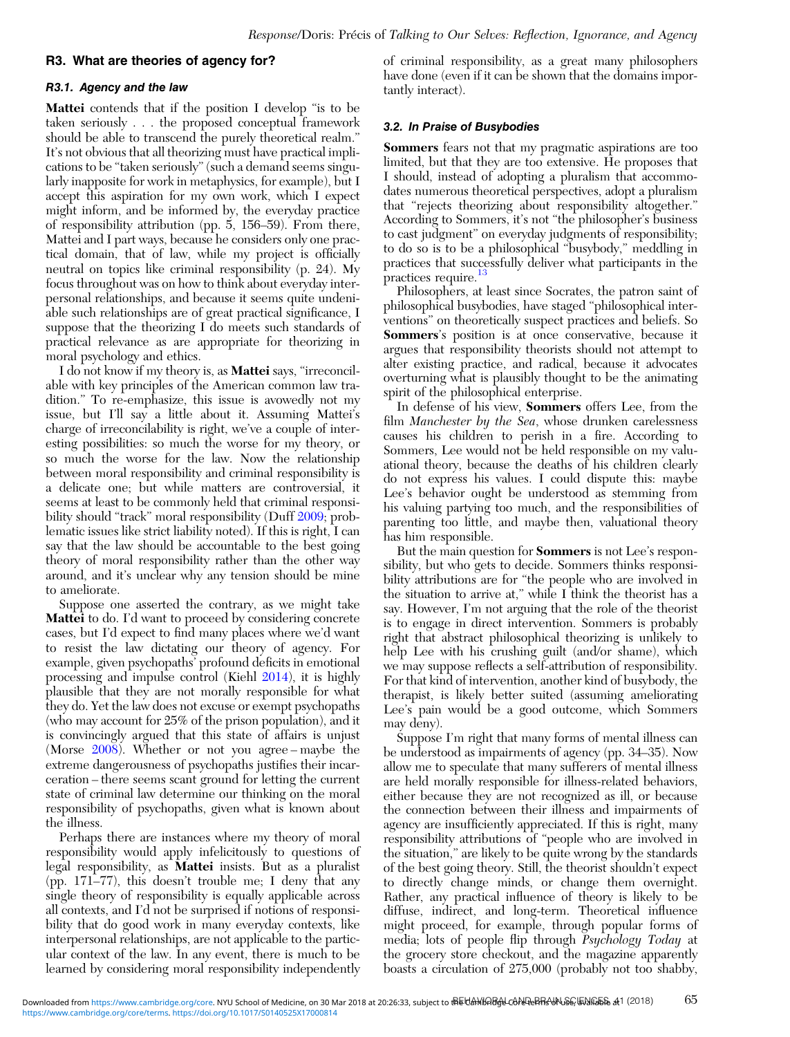## R3. What are theories of agency for?

### R3.1. Agency and the law

**Mattei** contends that if the position I develop "is to be taken seriously . . . the proposed conceptual framework should be able to transcend the purely theoretical realm." It's not obvious that all theorizing must have practical implications to be "taken seriously" (such a demand seems singularly inapposite for work in metaphysics, for example), but I accept this aspiration for my own work, which I expect might inform, and be informed by, the everyday practice of responsibility attribution (pp. 5, 156–59). From there, Mattei and I part ways, because he considers only one practical domain, that of law, while my project is officially neutral on topics like criminal responsibility (p. 24). My focus throughout was on how to think about everyday interpersonal relationships, and because it seems quite undeniable such relationships are of great practical significance, I suppose that the theorizing I do meets such standards of practical relevance as are appropriate for theorizing in moral psychology and ethics.

I do not know if my theory is, as **Mattei** says, "irreconcilable with key principles of the American common law tradition." To re-emphasize, this issue is avowedly not my issue, but I'll say a little about it. Assuming Mattei's charge of irreconcilability is right, we've a couple of interesting possibilities: so much the worse for my theory, or so much the worse for the law. Now the relationship between moral responsibility and criminal responsibility is a delicate one; but while matters are controversial, it seems at least to be commonly held that criminal responsibility should "track" moral responsibility (Duff 2009; problematic issues like strict liability noted). If this is right, I can say that the law should be accountable to the best going theory of moral responsibility rather than the other way around, and it's unclear why any tension should be mine to ameliorate.

Suppose one asserted the contrary, as we might take **Mattei** to do. I'd want to proceed by considering concrete cases, but I'd expect to find many places where we'd want to resist the law dictating our theory of agency. For example, given psychopaths' profound deficits in emotional processing and impulse control (Kiehl 2014), it is highly plausible that they are not morally responsible for what they do. Yet the law does not excuse or exempt psychopaths (who may account for 25% of the prison population), and it is convincingly argued that this state of affairs is unjust (Morse 2008). Whether or not you agree – maybe the extreme dangerousness of psychopaths justifies their incarceration – there seems scant ground for letting the current state of criminal law determine our thinking on the moral responsibility of psychopaths, given what is known about the illness.

Perhaps there are instances where my theory of moral responsibility would apply infelicitously to questions of legal responsibility, as **Mattei** insists. But as a pluralist (pp. 171–77), this doesn't trouble me; I deny that any single theory of responsibility is equally applicable across all contexts, and I'd not be surprised if notions of responsibility that do good work in many everyday contexts, like interpersonal relationships, are not applicable to the particular context of the law. In any event, there is much to be learned by considering moral responsibility independently of criminal responsibility, as a great many philosophers have done (even if it can be shown that the domains importantly interact).

### 3.2. In Praise of Busybodies

**Sommers** fears not that my pragmatic aspirations are too limited, but that they are too extensive. He proposes that I should, instead of adopting a pluralism that accommodates numerous theoretical perspectives, adopt a pluralism that "rejects theorizing about responsibility altogether." According to Sommers, it's not "the philosopher's business to cast judgment" on everyday judgments of responsibility; to do so is to be a philosophical "busybody," meddling in practices that successfully deliver what participants in the practices require.[13]

Philosophers, at least since Socrates, the patron saint of philosophical busybodies, have staged "philosophical interventions" on theoretically suspect practices and beliefs. So **Sommers**'s position is at once conservative, because it argues that responsibility theorists should not attempt to alter existing practice, and radical, because it advocates overturning what is plausibly thought to be the animating spirit of the philosophical enterprise.

In defense of his view, **Sommers** offers Lee, from the film *Manchester by the Sea*, whose drunken carelessness causes his children to perish in a fire. According to Sommers, Lee would not be held responsible on my valuational theory, because the deaths of his children clearly do not express his values. I could dispute this: maybe Lee's behavior ought be understood as stemming from his valuing partying too much, and the responsibilities of parenting too little, and maybe then, valuational theory has him responsible.

But the main question for **Sommers** is not Lee's responsibility, but who gets to decide. Sommers thinks responsibility attributions are for "the people who are involved in the situation to arrive at," while I think the theorist has a say. However, I'm not arguing that the role of the theorist is to engage in direct intervention. Sommers is probably right that abstract philosophical theorizing is unlikely to help Lee with his crushing guilt (and/or shame), which we may suppose reflects a self-attribution of responsibility. For that kind of intervention, another kind of busybody, the therapist, is likely better suited (assuming ameliorating Lee's pain would be a good outcome, which Sommers may deny).

Suppose I'm right that many forms of mental illness can be understood as impairments of agency (pp. 34–35). Now allow me to speculate that many sufferers of mental illness are held morally responsible for illness-related behaviors, either because they are not recognized as ill, or because the connection between their illness and impairments of agency are insufficiently appreciated. If this is right, many responsibility attributions of "people who are involved in the situation," are likely to be quite wrong by the standards of the best going theory. Still, the theorist shouldn't expect to directly change minds, or change them overnight. Rather, any practical influence of theory is likely to be diffuse, indirect, and long-term. Theoretical influence might proceed, for example, through popular forms of media; lots of people flip through *Psychology Today* at the grocery store checkout, and the magazine apparently boasts a circulation of 275,000 (probably not too shabby,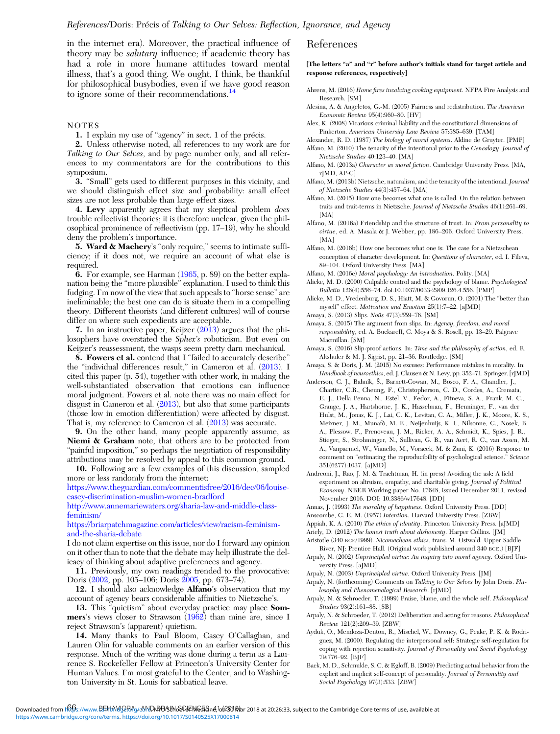in the internet era). Moreover, the practical influence of theory may be *salutary* influence; if academic theory has had a role in more humane attitudes toward mental illness, that's a good thing. We ought, I think, be thankful for philosophical busybodies, even if we have good reason to ignore some of their recommendations.[14]

## NOTES

1. I explain my use of "agency" in sect. 1 of the précis.

2. Unless otherwise noted, all references to my work are for *Talking to Our Selves*, and by page number only, and all references to my commentators are for the contributions to this symposium.

3. "Small" gets used to different purposes in this vicinity, and we should distinguish effect size and probability: small effect sizes are not less probable than large effect sizes.

4. **Levy** apparently agrees that my skeptical problem *does* trouble reflectivist theories; it is therefore unclear, given the philosophical prominence of reflectivism (pp. 17–19), why he should deny the problem's importance.

5. **Ward & Machery**'s "only require," seems to intimate sufficiency; if it does not, we require an account of what else is required.

6. For example, see Harman (1965, p. 89) on the better explanation being the "more plausible" explanation. I used to think this fudging. I'm now of the view that such appeals to "horse sense" are ineliminable; the best one can do is situate them in a compelling theory. Different theorists (and different cultures) will of course differ on where such expedients are acceptable.

7. In an instructive paper, Keijzer (2013) argues that the philosophers have overstated the *Sphex's* roboticism. But even on Keijzer's reassessment, the wasps seem pretty darn mechanical.

8. **Fowers et al.** contend that I "failed to accurately describe" the "individual differences result," in Cameron et al. (2013). I cited this paper (p. 54), together with other work, in making the well-substantiated observation that emotions can influence moral judgment. Fowers et al. note there was no main effect for disgust in Cameron et al. (2013), but also that some participants (those low in emotion differentiation) were affected by disgust. That is, my reference to Cameron et al. (2013) was accurate.

9. On the other hand, many people apparently assume, as **Niemi & Graham** note, that others are to be protected from "painful imposition," so perhaps the negotiation of responsibility attributions may be resolved by appeal to this common ground.

10. Following are a few examples of this discussion, sampled more or less randomly from the internet:
https://www.theguardian.com/commentisfree/2016/dec/06/louise-casey-discrimination-muslim-women-bradford
http://www.annemariewaters.org/sharia-law-and-middle-class-feminism/
https://briarpatchmagazine.com/articles/view/racism-feminism-and-the-sharia-debate
I do not claim expertise on this issue, nor do I forward any opinion on it other than to note that the debate may help illustrate the delicacy of thinking about adaptive preferences and agency.

11. Previously, my own readings trended to the provocative: Doris (2002, pp. 105–106; Doris 2005, pp. 673–74).

12. I should also acknowledge **Alfano**'s observation that my account of agency bears considerable affinities to Nietzsche's.

13. This "quietism" about everyday practice may place **Sommers**'s views closer to Strawson (1962) than mine are, since I reject Strawson's (apparent) quietism.

14. Many thanks to Paul Bloom, Casey O'Callaghan, and Lauren Olin for valuable comments on an earlier version of this response. Much of the writing was done during a term as a Laurence S. Rockefeller Fellow at Princeton's University Center for Human Values. I'm most grateful to the Center, and to Washington University in St. Louis for sabbatical leave.

# References

**[The letters "a" and "r" before author's initials stand for target article and response references, respectively]**

Ahrens, M. (2016) *Home fires involving cooking equipment*. NFPA Fire Analysis and Research. [SM]

Alesina, A. & Angeletos, G.-M. (2005) Fairness and redistribution. *The American Economic Review* 95(4):960–80. [HV]

Alex, K. (2008) Vicarious criminal liability and the constitutional dimensions of Pinkerton. *American University Law Review* 57:585–639. [TAM]

Alexander, R. D. (1987) *The biology of moral systems*. Aldine de Gruyter. [PMP]

Alfano, M. (2010) The tenacity of the intentional prior to the *Genealogy*. *Journal of Nietzsche Studies* 40:123–40. [MA]

Alfano, M. (2013a) *Character as moral fiction*. Cambridge University Press. [MA, rJMD, AP-C]

Alfano, M. (2013b) Nietzsche, naturalism, and the tenacity of the intentional. *Journal of Nietzsche Studies* 44(3):457–64. [MA]

Alfano, M. (2015) How one becomes what one is called: On the relation between traits and trait-terms in Nietzsche. *Journal of Nietzsche Studies* 46(1):261–69. [MA]

Alfano, M. (2016a) Friendship and the structure of trust. In: *From personality to virtue*, ed. A. Masala & J. Webber, pp. 186–206. Oxford University Press. [MA]

Alfano, M. (2016b) How one becomes what one is: The case for a Nietzschean conception of character development. In: *Questions of character*, ed. I. Fileva, 89–104. Oxford University Press. [MA]

Alfano, M. (2016c) *Moral psychology: An introduction*. Polity. [MA]

Alicke, M. D. (2000) Culpable control and the psychology of blame. *Psychological Bulletin* 126(4):556–74. doi:10.1037/0033-2909.126.4.556. [PMP]

Alicke, M. D., Vredenburg, D. S., Hiatt, M. & Govorun, O. (2001) The "better than myself" effect. *Motivation and Emotion* 25(1):7–22. [aJMD]

Amaya, S. (2013) Slips. *Noûs* 47(3):559–76. [SM]

Amaya, S. (2015) The argument from slips. In: *Agency, freedom, and moral responsibility*, ed. A. Buckareff, C. Moya & S. Rosell, pp. 13–29. Palgrave Macmillan. [SM]

Amaya, S. (2016) Slip-proof actions. In: *Time and the philosophy of action*, ed. R. Altshuler & M. J. Sigrist, pp. 21–36. Routledge. [SM]

Amaya, S. & Doris, J. M. (2015) No excuses: Performance mistakes in morality. In: *Handbook of neuroethics*, ed. J. Clausen & N. Levy, pp. 352–71. Springer. [rJMD]

Anderson, C. J., Bahník, Š., Barnett-Cowan, M., Bosco, F. A., Chandler, J., Chartier, C.R., Cheung, F., Christopherson, C. D., Cordes, A., Cremata, E. J., Della Penna, N., Estel, V., Fedor, A., Fitneva, S. A., Frank, M. C., Grange, J. A., Hartshorne, J. K., Hasselman, F., Henninger, F., van der Hulst, M., Jonas, K. J., Lai, C. K., Levitan, C. A., Miller, J. K., Moore, K. S., Meixner, J. M., Munafò, M. R., Neijenhuijs, K. I., Nilsonne, G., Nosek, B. A., Plessow, F., Prenoveau, J. M., Ricker, A. A., Schmidt, K., Spies, J. R., Stieger, S., Strohminger, N., Sullivan, G. B., van Aert, R. C., van Assen, M. A., Vanpaemel, W., Vianello, M., Voracek, M. & Zuni, K. (2016) Response to comment on "estimating the reproducibility of psychological science." *Science* 351(6277):1037. [aJMD]

Andreoni, J., Rao, J. M. & Trachtman, H. (in press) Avoiding the ask: A field experiment on altruism, empathy, and charitable giving. *Journal of Political Economy*. NBER Working paper No. 17648, issued December 2011, revised November 2016. DOI: 10.3386/w17648. [DD]

Annas, J. (1993) *The morality of happiness*. Oxford University Press. [DD]

Anscombe, G. E. M. (1957) *Intention*. Harvard University Press. [ZBW]

Appiah, K. A. (2010) *The ethics of identity*. Princeton University Press. [aJMD]

Ariely, D. (2012) *The honest truth about dishonesty*. Harper Collins. [JM]

Aristotle (340 BCE/1999). *Nicomachean ethics*, trans. M. Ostwald. Upper Saddle River, NJ: Prentice Hall. (Original work published around 340 BCE.) [BJF]

Arpaly, N. (2002) *Unprincipled virtue: An inquiry into moral agency*. Oxford University Press. [aJMD]

Arpaly, N. (2003) *Unprincipled virtue*. Oxford University Press. [JM]

Arpaly, N. (forthcoming) Comments on *Talking to Our Selves* by John Doris. *Philosophy and Phenomenological Research*. [rJMD]

Arpaly, N. & Schroeder, T. (1999) Praise, blame, and the whole self. *Philosophical Studies* 93(2):161–88. [SB]

Arpaly, N. & Schroeder, T. (2012) Deliberation and acting for reasons. *Philosophical Review* 121(2):209–39. [ZBW]

Ayduk, O., Mendoza-Denton, R., Mischel, W., Downey, G., Peake, P. K. & Rodriguez, M. (2000). Regulating the interpersonal self: Strategic self-regulation for coping with rejection sensitivity. *Journal of Personality and Social Psychology* 79:776–92. [BJF]

Back, M. D., Schmukle, S. C. & Egloff, B. (2009) Predicting actual behavior from the explicit and implicit self-concept of personality. *Journal of Personality and Social Psychology* 97(3):533. [ZBW]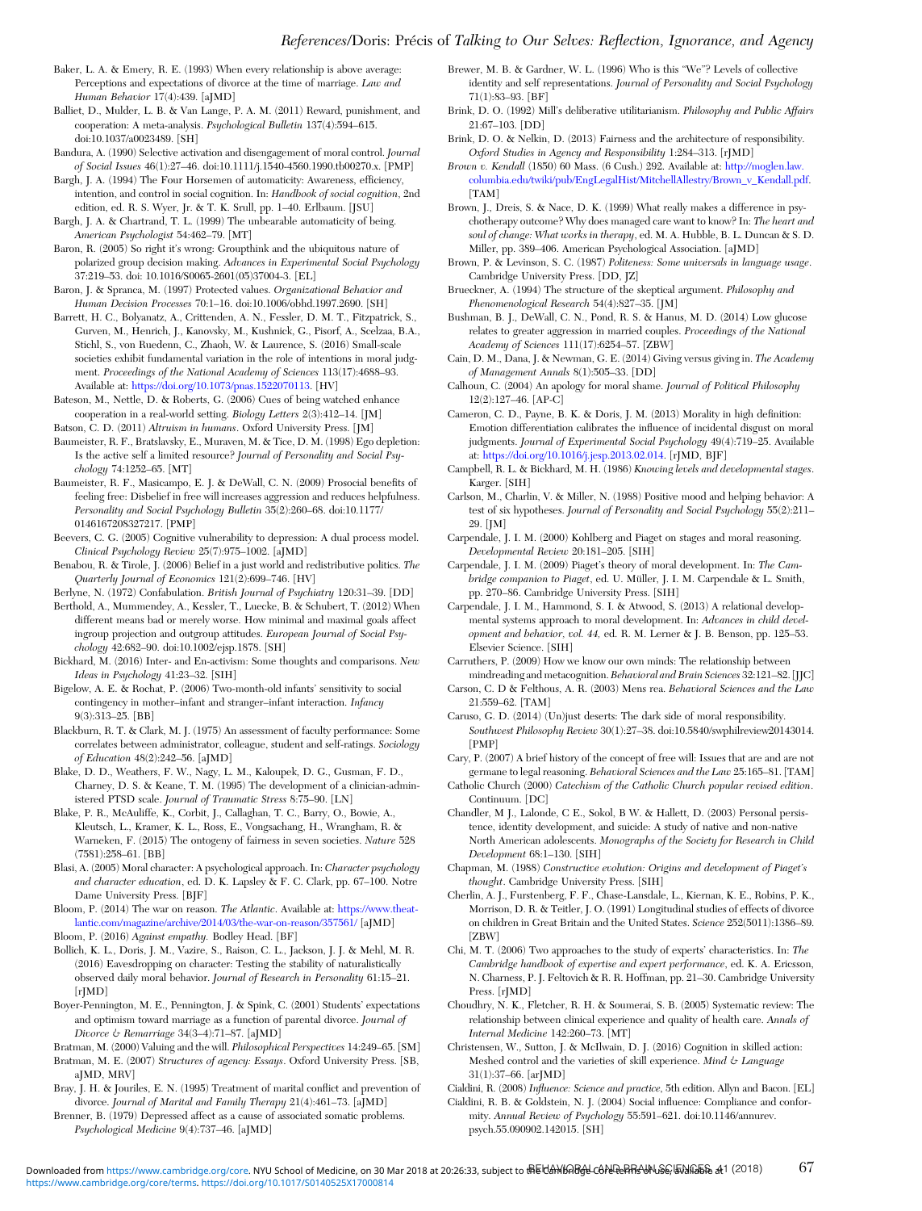Baker, L. A. & Emery, R. E. (1993) When every relationship is above average: Perceptions and expectations of divorce at the time of marriage. *Law and Human Behavior* 17(4):439. [aJMD]

Balliet, D., Mulder, L. B. & Van Lange, P. A. M. (2011) Reward, punishment, and cooperation: A meta-analysis. *Psychological Bulletin* 137(4):594–615. doi:10.1037/a0023489. [SH]

Bandura, A. (1990) Selective activation and disengagement of moral control. *Journal of Social Issues* 46(1):27–46. doi:10.1111/j.1540-4560.1990.tb00270.x. [PMP]

Bargh, J. A. (1994) The Four Horsemen of automaticity: Awareness, efficiency, intention, and control in social cognition. In: *Handbook of social cognition*, 2nd edition, ed. R. S. Wyer, Jr. & T. K. Srull, pp. 1–40. Erlbaum. [JSU]

Bargh, J. A. & Chartrand, T. L. (1999) The unbearable automaticity of being. *American Psychologist* 54:462–79. [MT]

Baron, R. (2005) So right it's wrong: Groupthink and the ubiquitous nature of polarized group decision making. *Advances in Experimental Social Psychology* 37:219–53. doi: 10.1016/S0065-2601(05)37004-3. [EL]

Baron, J. & Spranca, M. (1997) Protected values. *Organizational Behavior and Human Decision Processes* 70:1–16. doi:10.1006/obhd.1997.2690. [SH]

Barrett, H. C., Bolyanatz, A., Crittenden, A. N., Fessler, D. M. T., Fitzpatrick, S., Gurven, M., Henrich, J., Kanovsky, M., Kushnick, G., Pisorf, A., Scelzaa, B.A., Stichl, S., von Ruedenn, C., Zhaoh, W. & Laurence, S. (2016) Small-scale societies exhibit fundamental variation in the role of intentions in moral judgment. *Proceedings of the National Academy of Sciences* 113(17):4688–93. Available at: https://doi.org/10.1073/pnas.1522070113. [HV]

Bateson, M., Nettle, D. & Roberts, G. (2006) Cues of being watched enhance cooperation in a real-world setting. *Biology Letters* 2(3):412–14. [JM]

Batson, C. D. (2011) *Altruism in humans*. Oxford University Press. [JM]

Baumeister, R. F., Bratslavsky, E., Muraven, M. & Tice, D. M. (1998) Ego depletion: Is the active self a limited resource? *Journal of Personality and Social Psychology* 74:1252–65. [MT]

Baumeister, R. F., Masicampo, E. J. & DeWall, C. N. (2009) Prosocial benefits of feeling free: Disbelief in free will increases aggression and reduces helpfulness. *Personality and Social Psychology Bulletin* 35(2):260–68. doi:10.1177/0146167208327217. [PMP]

Beevers, C. G. (2005) Cognitive vulnerability to depression: A dual process model. *Clinical Psychology Review* 25(7):975–1002. [aJMD]

Benabou, R. & Tirole, J. (2006) Belief in a just world and redistributive politics. *The Quarterly Journal of Economics* 121(2):699–746. [HV]

Berlyne, N. (1972) Confabulation. *British Journal of Psychiatry* 120:31–39. [DD]

Berthold, A., Mummendey, A., Kessler, T., Luecke, B. & Schubert, T. (2012) When different means bad or merely worse. How minimal and maximal goals affect ingroup projection and outgroup attitudes. *European Journal of Social Psychology* 42:682–90. doi:10.1002/ejsp.1878. [SH]

Bickhard, M. (2016) Inter- and En-activism: Some thoughts and comparisons. *New Ideas in Psychology* 41:23–32. [SIH]

Bigelow, A. E. & Rochat, P. (2006) Two-month-old infants' sensitivity to social contingency in mother–infant and stranger–infant interaction. *Infancy* 9(3):313–25. [BB]

Blackburn, R. T. & Clark, M. J. (1975) An assessment of faculty performance: Some correlates between administrator, colleague, student and self-ratings. *Sociology of Education* 48(2):242–56. [aJMD]

Blake, D. D., Weathers, F. W., Nagy, L. M., Kaloupek, D. G., Gusman, F. D., Charney, D. S. & Keane, T. M. (1995) The development of a clinician-administered PTSD scale. *Journal of Traumatic Stress* 8:75–90. [LN]

Blake, P. R., McAuliffe, K., Corbit, J., Callaghan, T. C., Barry, O., Bowie, A., Kleutsch, L., Kramer, K. L., Ross, E., Vongsachang, H., Wrangham, R. & Warneken, F. (2015) The ontogeny of fairness in seven societies. *Nature* 528 (7581):258–61. [BB]

Blasi, A. (2005) Moral character: A psychological approach. In: *Character psychology and character education*, ed. D. K. Lapsley & F. C. Clark, pp. 67–100. Notre Dame University Press. [BJF]

Bloom, P. (2014) The war on reason. *The Atlantic*. Available at: https://www.theatlantic.com/magazine/archive/2014/03/the-war-on-reason/357561/ [aJMD]

Bloom, P. (2016) *Against empathy*. Bodley Head. [BF]

Bollich, K. L., Doris, J. M., Vazire, S., Raison, C. L., Jackson, J. J. & Mehl, M. R. (2016) Eavesdropping on character: Testing the stability of naturalistically observed daily moral behavior. *Journal of Research in Personality* 61:15–21. [rJMD]

Boyer-Pennington, M. E., Pennington, J. & Spink, C. (2001) Students' expectations and optimism toward marriage as a function of parental divorce. *Journal of Divorce & Remarriage* 34(3–4):71–87. [aJMD]

Bratman, M. (2000) Valuing and the will. *Philosophical Perspectives* 14:249–65. [SM]

Bratman, M. E. (2007) *Structures of agency: Essays*. Oxford University Press. [SB, aJMD, MRV]

Bray, J. H. & Jouriles, E. N. (1995) Treatment of marital conflict and prevention of divorce. *Journal of Marital and Family Therapy* 21(4):461–73. [aJMD]

Brenner, B. (1979) Depressed affect as a cause of associated somatic problems. *Psychological Medicine* 9(4):737–46. [aJMD]

Brewer, M. B. & Gardner, W. L. (1996) Who is this "We"? Levels of collective identity and self representations. *Journal of Personality and Social Psychology* 71(1):83–93. [BF]

Brink, D. O. (1992) Mill's deliberative utilitarianism. *Philosophy and Public Affairs* 21:67–103. [DD]

Brink, D. O. & Nelkin, D. (2013) Fairness and the architecture of responsibility. *Oxford Studies in Agency and Responsibility* 1:284–313. [rJMD]

*Brown v. Kendall* (1850) 60 Mass. (6 Cush.) 292. Available at: http://moglen.law.columbia.edu/twiki/pub/EngLegalHist/MitchellAllestry/Brown_v_Kendall.pdf. [TAM]

Brown, J., Dreis, S. & Nace, D. K. (1999) What really makes a difference in psychotherapy outcome? Why does managed care want to know? In: *The heart and soul of change: What works in therapy*, ed. M. A. Hubble, B. L. Duncan & S. D. Miller, pp. 389–406. American Psychological Association. [aJMD]

Brown, P. & Levinson, S. C. (1987) *Politeness: Some universals in language usage*. Cambridge University Press. [DD, JZ]

Brueckner, A. (1994) The structure of the skeptical argument. *Philosophy and Phenomenological Research* 54(4):827–35. [JM]

Bushman, B. J., DeWall, C. N., Pond, R. S. & Hanus, M. D. (2014) Low glucose relates to greater aggression in married couples. *Proceedings of the National Academy of Sciences* 111(17):6254–57. [ZBW]

Cain, D. M., Dana, J. & Newman, G. E. (2014) Giving versus giving in. *The Academy of Management Annals* 8(1):505–33. [DD]

Calhoun, C. (2004) An apology for moral shame. *Journal of Political Philosophy* 12(2):127–46. [AP-C]

Cameron, C. D., Payne, B. K. & Doris, J. M. (2013) Morality in high definition: Emotion differentiation calibrates the influence of incidental disgust on moral judgments. *Journal of Experimental Social Psychology* 49(4):719–25. Available at: https://doi.org/10.1016/j.jesp.2013.02.014. [rJMD, BJF]

Campbell, R. L. & Bickhard, M. H. (1986) *Knowing levels and developmental stages*. Karger. [SIH]

Carlson, M., Charlin, V. & Miller, N. (1988) Positive mood and helping behavior: A test of six hypotheses. *Journal of Personality and Social Psychology* 55(2):211–29. [JM]

Carpendale, J. I. M. (2000) Kohlberg and Piaget on stages and moral reasoning. *Developmental Review* 20:181–205. [SIH]

Carpendale, J. I. M. (2009) Piaget's theory of moral development. In: *The Cambridge companion to Piaget*, ed. U. Müller, J. I. M. Carpendale & L. Smith, pp. 270–86. Cambridge University Press. [SIH]

Carpendale, J. I. M., Hammond, S. I. & Atwood, S. (2013) A relational developmental systems approach to moral development. In: *Advances in child development and behavior, vol. 44*, ed. R. M. Lerner & J. B. Benson, pp. 125–53. Elsevier Science. [SIH]

Carruthers, P. (2009) How we know our own minds: The relationship between mindreading and metacognition. *Behavioral and Brain Sciences* 32:121–82. [JJC]

Carson, C. D & Felthous, A. R. (2003) Mens rea. *Behavioral Sciences and the Law* 21:559–62. [TAM]

Caruso, G. D. (2014) (Un)just deserts: The dark side of moral responsibility. *Southwest Philosophy Review* 30(1):27–38. doi:10.5840/swphilreview20143014. [PMP]

Cary, P. (2007) A brief history of the concept of free will: Issues that are and are not germane to legal reasoning. *Behavioral Sciences and the Law* 25:165–81. [TAM]

Catholic Church (2000) *Catechism of the Catholic Church popular revised edition*. Continuum. [DC]

Chandler, M J., Lalonde, C E., Sokol, B W. & Hallett, D. (2003) Personal persistence, identity development, and suicide: A study of native and non-native North American adolescents. *Monographs of the Society for Research in Child Development* 68:1–130. [SIH]

Chapman, M. (1988) *Constructive evolution: Origins and development of Piaget's thought*. Cambridge University Press. [SIH]

Cherlin, A. J., Furstenberg, F. F., Chase-Lansdale, L., Kiernan, K. E., Robins, P. K., Morrison, D. R. & Teitler, J. O. (1991) Longitudinal studies of effects of divorce on children in Great Britain and the United States. *Science* 252(5011):1386–89. [ZBW]

Chi, M. T. (2006) Two approaches to the study of experts' characteristics. In: *The Cambridge handbook of expertise and expert performance*, ed. K. A. Ericsson, N. Charness, P. J. Feltovich & R. R. Hoffman, pp. 21–30. Cambridge University Press. [rJMD]

Choudhry, N. K., Fletcher, R. H. & Soumerai, S. B. (2005) Systematic review: The relationship between clinical experience and quality of health care. *Annals of Internal Medicine* 142:260–73. [MT]

Christensen, W., Sutton, J. & McIlwain, D. J. (2016) Cognition in skilled action: Meshed control and the varieties of skill experience. *Mind & Language* 31(1):37–66. [arJMD]

Cialdini, R. (2008) *Influence: Science and practice*, 5th edition. Allyn and Bacon. [EL]

Cialdini, R. B. & Goldstein, N. J. (2004) Social influence: Compliance and conformity. *Annual Review of Psychology* 55:591–621. doi:10.1146/annurev.psych.55.090902.142015. [SH]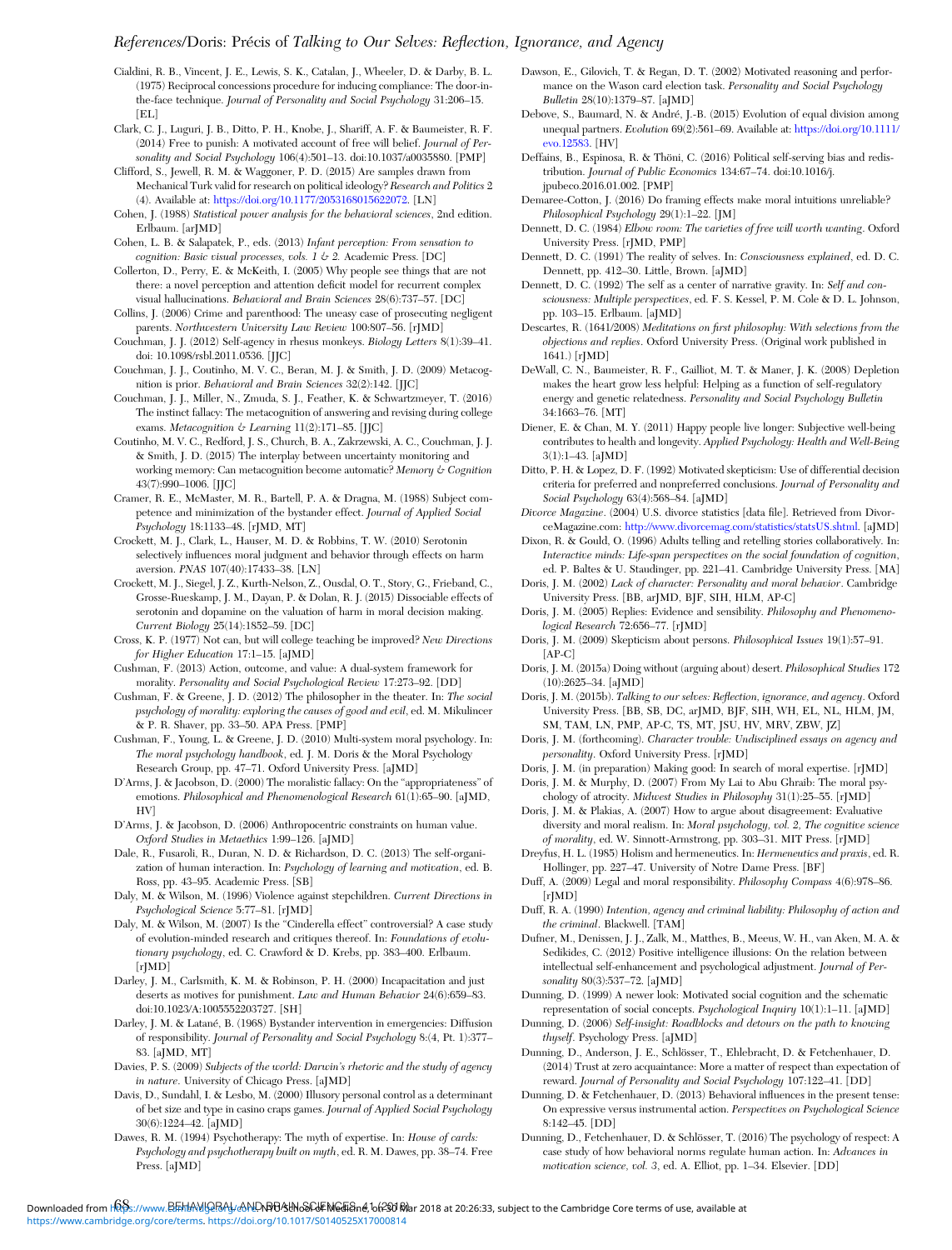Cialdini, R. B., Vincent, J. E., Lewis, S. K., Catalan, J., Wheeler, D. & Darby, B. L. (1975) Reciprocal concessions procedure for inducing compliance: The door-in-the-face technique. *Journal of Personality and Social Psychology* 31:206–15. [EL]

Clark, C. J., Luguri, J. B., Ditto, P. H., Knobe, J., Shariff, A. F. & Baumeister, R. F. (2014) Free to punish: A motivated account of free will belief. *Journal of Personality and Social Psychology* 106(4):501–13. doi:10.1037/a0035880. [PMP]

Clifford, S., Jewell, R. M. & Waggoner, P. D. (2015) Are samples drawn from Mechanical Turk valid for research on political ideology? *Research and Politics* 2 (4). Available at: https://doi.org/10.1177/2053168015622072. [LN]

Cohen, J. (1988) *Statistical power analysis for the behavioral sciences*, 2nd edition. Erlbaum. [arJMD]

Cohen, L. B. & Salapatek, P., eds. (2013) *Infant perception: From sensation to cognition: Basic visual processes, vols. 1 & 2.* Academic Press. [DC]

Collerton, D., Perry, E. & McKeith, I. (2005) Why people see things that are not there: a novel perception and attention deficit model for recurrent complex visual hallucinations. *Behavioral and Brain Sciences* 28(6):737–57. [DC]

Collins, J. (2006) Crime and parenthood: The uneasy case of prosecuting negligent parents. *Northwestern University Law Review* 100:807–56. [rJMD]

Couchman, J. J. (2012) Self-agency in rhesus monkeys. *Biology Letters* 8(1):39–41. doi: 10.1098/rsbl.2011.0536. [JJC]

Couchman, J. J., Coutinho, M. V. C., Beran, M. J. & Smith, J. D. (2009) Metacognition is prior. *Behavioral and Brain Sciences* 32(2):142. [JJC]

Couchman, J. J., Miller, N., Zmuda, S. J., Feather, K. & Schwartzmeyer, T. (2016) The instinct fallacy: The metacognition of answering and revising during college exams. *Metacognition & Learning* 11(2):171–85. [JJC]

Coutinho, M. V. C., Redford, J. S., Church, B. A., Zakrzewski, A. C., Couchman, J. J. & Smith, J. D. (2015) The interplay between uncertainty monitoring and working memory: Can metacognition become automatic? *Memory & Cognition* 43(7):990–1006. [JJC]

Cramer, R. E., McMaster, M. R., Bartell, P. A. & Dragna, M. (1988) Subject competence and minimization of the bystander effect. *Journal of Applied Social Psychology* 18:1133–48. [rJMD, MT]

Crockett, M. J., Clark, L., Hauser, M. D. & Robbins, T. W. (2010) Serotonin selectively influences moral judgment and behavior through effects on harm aversion. *PNAS* 107(40):17433–38. [LN]

Crockett, M. J., Siegel, J. Z., Kurth-Nelson, Z., Ousdal, O. T., Story, G., Frieband, C., Grosse-Rueskamp, J. M., Dayan, P. & Dolan, R. J. (2015) Dissociable effects of serotonin and dopamine on the valuation of harm in moral decision making. *Current Biology* 25(14):1852–59. [DC]

Cross, K. P. (1977) Not can, but will college teaching be improved? *New Directions for Higher Education* 17:1–15. [aJMD]

Cushman, F. (2013) Action, outcome, and value: A dual-system framework for morality. *Personality and Social Psychology Review* 17:273–92. [DD]

Cushman, F. & Greene, J. D. (2012) The philosopher in the theater. In: *The social psychology of morality: exploring the causes of good and evil*, ed. M. Mikulincer & P. R. Shaver, pp. 33–50. APA Press. [PMP]

Cushman, F., Young, L. & Greene, J. D. (2010) Multi-system moral psychology. In: *The moral psychology handbook*, ed. J. M. Doris & the Moral Psychology Research Group, pp. 47–71. Oxford University Press. [aJMD]

D'Arms, J. & Jacobson, D. (2000) The moralistic fallacy: On the "appropriateness" of emotions. *Philosophical and Phenomenological Research* 61(1):65–90. [aJMD, HV]

D'Arms, J. & Jacobson, D. (2006) Anthropocentric constraints on human value. *Oxford Studies in Metaethics* 1:99–126. [aJMD]

Dale, R., Fusaroli, R., Duran, N. D. & Richardson, D. C. (2013) The self-organization of human interaction. In: *Psychology of learning and motivation*, ed. B. Ross, pp. 43–95. Academic Press. [SB]

Daly, M. & Wilson, M. (1996) Violence against stepchildren. *Current Directions in Psychological Science* 5:77–81. [rJMD]

Daly, M. & Wilson, M. (2007) Is the "Cinderella effect" controversial? A case study of evolution-minded research and critiques thereof. In: *Foundations of evolutionary psychology*, ed. C. Crawford & D. Krebs, pp. 383–400. Erlbaum. [rJMD]

Darley, J. M., Carlsmith, K. M. & Robinson, P. H. (2000) Incapacitation and just deserts as motives for punishment. *Law and Human Behavior* 24(6):659–83. doi:10.1023/A:1005552203727. [SH]

Darley, J. M. & Latané, B. (1968) Bystander intervention in emergencies: Diffusion of responsibility. *Journal of Personality and Social Psychology* 8:(4, Pt. 1):377–83. [aJMD, MT]

Davies, P. S. (2009) *Subjects of the world: Darwin's rhetoric and the study of agency in nature*. University of Chicago Press. [aJMD]

Davis, D., Sundahl, I. & Lesbo, M. (2000) Illusory personal control as a determinant of bet size and type in casino craps games. *Journal of Applied Social Psychology* 30(6):1224–42. [aJMD]

Dawes, R. M. (1994) Psychotherapy: The myth of expertise. In: *House of cards: Psychology and psychotherapy built on myth*, ed. R. M. Dawes, pp. 38–74. Free Press. [aJMD]

Dawson, E., Gilovich, T. & Regan, D. T. (2002) Motivated reasoning and performance on the Wason card election task. *Personality and Social Psychology Bulletin* 28(10):1379–87. [aJMD]

Debove, S., Baumard, N. & André, J.-B. (2015) Evolution of equal division among unequal partners. *Evolution* 69(2):561–69. Available at: https://doi.org/10.1111/evo.12583. [HV]

Deffains, B., Espinosa, R. & Thöni, C. (2016) Political self-serving bias and redistribution. *Journal of Public Economics* 134:67–74. doi:10.1016/j.jpubeco.2016.01.002. [PMP]

Demaree-Cotton, J. (2016) Do framing effects make moral intuitions unreliable? *Philosophical Psychology* 29(1):1–22. [JM]

Dennett, D. C. (1984) *Elbow room: The varieties of free will worth wanting*. Oxford University Press. [rJMD, PMP]

Dennett, D. C. (1991) The reality of selves. In: *Consciousness explained*, ed. D. C. Dennett, pp. 412–30. Little, Brown. [aJMD]

Dennett, D. C. (1992) The self as a center of narrative gravity. In: *Self and consciousness: Multiple perspectives*, ed. F. S. Kessel, P. M. Cole & D. L. Johnson, pp. 103–15. Erlbaum. [aJMD]

Descartes, R. (1641/2008) *Meditations on first philosophy: With selections from the objections and replies*. Oxford University Press. (Original work published in 1641.) [rJMD]

DeWall, C. N., Baumeister, R. F., Gailliot, M. T. & Maner, J. K. (2008) Depletion makes the heart grow less helpful: Helping as a function of self-regulatory energy and genetic relatedness. *Personality and Social Psychology Bulletin* 34:1663–76. [MT]

Diener, E. & Chan, M. Y. (2011) Happy people live longer: Subjective well-being contributes to health and longevity. *Applied Psychology: Health and Well-Being* 3(1):1–43. [aJMD]

Ditto, P. H. & Lopez, D. F. (1992) Motivated skepticism: Use of differential decision criteria for preferred and nonpreferred conclusions. *Journal of Personality and Social Psychology* 63(4):568–84. [aJMD]

*Divorce Magazine*. (2004) U.S. divorce statistics [data file]. Retrieved from DivorceMagazine.com: http://www.divorcemag.com/statistics/statsUS.shtml. [aJMD]

Dixon, R. & Gould, O. (1996) Adults telling and retelling stories collaboratively. In: *Interactive minds: Life-span perspectives on the social foundation of cognition*, ed. P. Baltes & U. Staudinger, pp. 221–41. Cambridge University Press. [MA]

Doris, J. M. (2002) *Lack of character: Personality and moral behavior*. Cambridge University Press. [BB, arJMD, BJF, SIH, HLM, AP-C]

Doris, J. M. (2005) Replies: Evidence and sensibility. *Philosophy and Phenomenological Research* 72:656–77. [rJMD]

Doris, J. M. (2009) Skepticism about persons. *Philosophical Issues* 19(1):57–91. [AP-C]

Doris, J. M. (2015a) Doing without (arguing about) desert. *Philosophical Studies* 172 (10):2625–34. [aJMD]

Doris, J. M. (2015b). *Talking to our selves: Reflection, ignorance, and agency*. Oxford University Press. [BB, SB, DC, arJMD, BJF, SIH, WH, EL, NL, HLM, JM, SM, TAM, LN, PMP, AP-C, TS, MT, JSU, HV, MRV, ZBW, JZ]

Doris, J. M. (forthcoming). *Character trouble: Undisciplined essays on agency and personality*. Oxford University Press. [rJMD]

Doris, J. M. (in preparation) Making good: In search of moral expertise. [rJMD]

Doris, J. M. & Murphy, D. (2007) From My Lai to Abu Ghraib: The moral psychology of atrocity. *Midwest Studies in Philosophy* 31(1):25–55. [rJMD]

Doris, J. M. & Plakias, A. (2007) How to argue about disagreement: Evaluative diversity and moral realism. In: *Moral psychology, vol. 2, The cognitive science of morality*, ed. W. Sinnott-Armstrong, pp. 303–31. MIT Press. [rJMD]

Dreyfus, H. L. (1985) Holism and hermeneutics. In: *Hermeneutics and praxis*, ed. R. Hollinger, pp. 227–47. University of Notre Dame Press. [BF]

Duff, A. (2009) Legal and moral responsibility. *Philosophy Compass* 4(6):978–86. [rJMD]

Duff, R. A. (1990) *Intention, agency and criminal liability: Philosophy of action and the criminal*. Blackwell. [TAM]

Dufner, M., Denissen, J. J., Zalk, M., Matthes, B., Meeus, W. H., van Aken, M. A. & Sedikides, C. (2012) Positive intelligence illusions: On the relation between intellectual self-enhancement and psychological adjustment. *Journal of Personality* 80(3):537–72. [aJMD]

Dunning, D. (1999) A newer look: Motivated social cognition and the schematic representation of social concepts. *Psychological Inquiry* 10(1):1–11. [aJMD]

Dunning, D. (2006) *Self-insight: Roadblocks and detours on the path to knowing thyself*. Psychology Press. [aJMD]

Dunning, D., Anderson, J. E., Schlösser, T., Ehlebracht, D. & Fetchenhauer, D. (2014) Trust at zero acquaintance: More a matter of respect than expectation of reward. *Journal of Personality and Social Psychology* 107:122–41. [DD]

Dunning, D. & Fetchenhauer, D. (2013) Behavioral influences in the present tense: On expressive versus instrumental action. *Perspectives on Psychological Science* 8:142–45. [DD]

Dunning, D., Fetchenhauer, D. & Schlösser, T. (2016) The psychology of respect: A case study of how behavioral norms regulate human action. In: *Advances in motivation science, vol. 3*, ed. A. Elliot, pp. 1–34. Elsevier. [DD]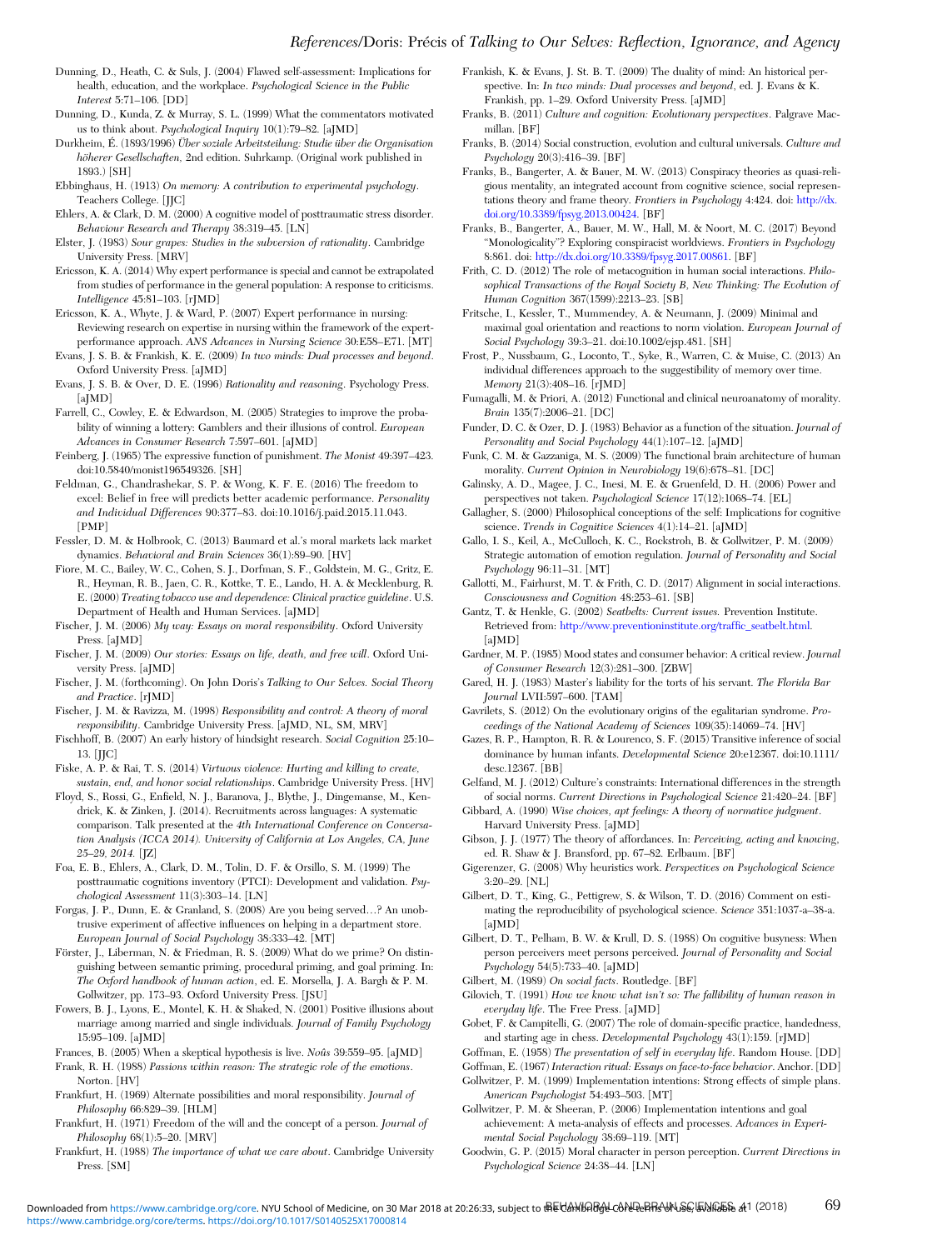Dunning, D., Heath, C. & Suls, J. (2004) Flawed self-assessment: Implications for health, education, and the workplace. *Psychological Science in the Public Interest* 5:71–106. [DD]

Dunning, D., Kunda, Z. & Murray, S. L. (1999) What the commentators motivated us to think about. *Psychological Inquiry* 10(1):79–82. [aJMD]

Durkheim, É. (1893/1996) *Über soziale Arbeitsteilung: Studie über die Organisation höherer Gesellschaften*, 2nd edition. Suhrkamp. (Original work published in 1893.) [SH]

Ebbinghaus, H. (1913) *On memory: A contribution to experimental psychology*. Teachers College. [JJC]

Ehlers, A. & Clark, D. M. (2000) A cognitive model of posttraumatic stress disorder. *Behaviour Research and Therapy* 38:319–45. [LN]

Elster, J. (1983) *Sour grapes: Studies in the subversion of rationality*. Cambridge University Press. [MRV]

Ericsson, K. A. (2014) Why expert performance is special and cannot be extrapolated from studies of performance in the general population: A response to criticisms. *Intelligence* 45:81–103. [rJMD]

Ericsson, K. A., Whyte, J. & Ward, P. (2007) Expert performance in nursing: Reviewing research on expertise in nursing within the framework of the expert-performance approach. *ANS Advances in Nursing Science* 30:E58–E71. [MT]

Evans, J. S. B. & Frankish, K. E. (2009) *In two minds: Dual processes and beyond*. Oxford University Press. [aJMD]

Evans, J. S. B. & Over, D. E. (1996) *Rationality and reasoning*. Psychology Press. [aJMD]

Farrell, C., Cowley, E. & Edwardson, M. (2005) Strategies to improve the probability of winning a lottery: Gamblers and their illusions of control. *European Advances in Consumer Research* 7:597–601. [aJMD]

Feinberg, J. (1965) The expressive function of punishment. *The Monist* 49:397–423. doi:10.5840/monist196549326. [SH]

Feldman, G., Chandrashekar, S. P. & Wong, K. F. E. (2016) The freedom to excel: Belief in free will predicts better academic performance. *Personality and Individual Differences* 90:377–83. doi:10.1016/j.paid.2015.11.043. [PMP]

Fessler, D. M. & Holbrook, C. (2013) Baumard et al.'s moral markets lack market dynamics. *Behavioral and Brain Sciences* 36(1):89–90. [HV]

Fiore, M. C., Bailey, W. C., Cohen, S. J., Dorfman, S. F., Goldstein, M. G., Gritz, E. R., Heyman, R. B., Jaen, C. R., Kottke, T. E., Lando, H. A. & Mecklenburg, R. E. (2000) *Treating tobacco use and dependence: Clinical practice guideline*. U.S. Department of Health and Human Services. [aJMD]

Fischer, J. M. (2006) *My way: Essays on moral responsibility*. Oxford University Press. [aJMD]

Fischer, J. M. (2009) *Our stories: Essays on life, death, and free will*. Oxford University Press. [aJMD]

Fischer, J. M. (forthcoming). On John Doris's *Talking to Our Selves. Social Theory and Practice*. [rJMD]

Fischer, J. M. & Ravizza, M. (1998) *Responsibility and control: A theory of moral responsibility*. Cambridge University Press. [aJMD, NL, SM, MRV]

Fischhoff, B. (2007) An early history of hindsight research. *Social Cognition* 25:10–13. [JJC]

Fiske, A. P. & Rai, T. S. (2014) *Virtuous violence: Hurting and killing to create, sustain, end, and honor social relationships*. Cambridge University Press. [HV]

Floyd, S., Rossi, G., Enfield, N. J., Baranova, J., Blythe, J., Dingemanse, M., Kendrick, K. & Zinken, J. (2014). Recruitments across languages: A systematic comparison. Talk presented at the *4th International Conference on Conversation Analysis (ICCA 2014). University of California at Los Angeles, CA, June 25–29, 2014.* [JZ]

Foa, E. B., Ehlers, A., Clark, D. M., Tolin, D. F. & Orsillo, S. M. (1999) The posttraumatic cognitions inventory (PTCI): Development and validation. *Psychological Assessment* 11(3):303–14. [LN]

Forgas, J. P., Dunn, E. & Granland, S. (2008) Are you being served…? An unobtrusive experiment of affective influences on helping in a department store. *European Journal of Social Psychology* 38:333–42. [MT]

Förster, J., Liberman, N. & Friedman, R. S. (2009) What do we prime? On distinguishing between semantic priming, procedural priming, and goal priming. In: *The Oxford handbook of human action*, ed. E. Morsella, J. A. Bargh & P. M. Gollwitzer, pp. 173–93. Oxford University Press. [JSU]

Fowers, B. J., Lyons, E., Montel, K. H. & Shaked, N. (2001) Positive illusions about marriage among married and single individuals. *Journal of Family Psychology* 15:95–109. [aJMD]

Frances, B. (2005) When a skeptical hypothesis is live. *Noûs* 39:559–95. [aJMD]

Frank, R. H. (1988) *Passions within reason: The strategic role of the emotions*. Norton. [HV]

Frankfurt, H. (1969) Alternate possibilities and moral responsibility. *Journal of Philosophy* 66:829–39. [HLM]

Frankfurt, H. (1971) Freedom of the will and the concept of a person. *Journal of Philosophy* 68(1):5–20. [MRV]

Frankfurt, H. (1988) *The importance of what we care about*. Cambridge University Press. [SM]

Frankish, K. & Evans, J. St. B. T. (2009) The duality of mind: An historical perspective. In: *In two minds: Dual processes and beyond*, ed. J. Evans & K. Frankish, pp. 1–29. Oxford University Press. [aJMD]

Franks, B. (2011) *Culture and cognition: Evolutionary perspectives*. Palgrave Macmillan. [BF]

Franks, B. (2014) Social construction, evolution and cultural universals. *Culture and Psychology* 20(3):416–39. [BF]

Franks, B., Bangerter, A. & Bauer, M. W. (2013) Conspiracy theories as quasi-religious mentality, an integrated account from cognitive science, social representations theory and frame theory. *Frontiers in Psychology* 4:424. doi: http://dx.doi.org/10.3389/fpsyg.2013.00424. [BF]

Franks, B., Bangerter, A., Bauer, M. W., Hall, M. & Noort, M. C. (2017) Beyond "Monologicality"? Exploring conspiracist worldviews. *Frontiers in Psychology* 8:861. doi: http://dx.doi.org/10.3389/fpsyg.2017.00861. [BF]

Frith, C. D. (2012) The role of metacognition in human social interactions. *Philosophical Transactions of the Royal Society B, New Thinking: The Evolution of Human Cognition* 367(1599):2213–23. [SB]

Fritsche, I., Kessler, T., Mummendey, A. & Neumann, J. (2009) Minimal and maximal goal orientation and reactions to norm violation. *European Journal of Social Psychology* 39:3–21. doi:10.1002/ejsp.481. [SH]

Frost, P., Nussbaum, G., Loconto, T., Syke, R., Warren, C. & Muise, C. (2013) An individual differences approach to the suggestibility of memory over time. *Memory* 21(3):408–16. [rJMD]

Fumagalli, M. & Priori, A. (2012) Functional and clinical neuroanatomy of morality. *Brain* 135(7):2006–21. [DC]

Funder, D. C. & Ozer, D. J. (1983) Behavior as a function of the situation. *Journal of Personality and Social Psychology* 44(1):107–12. [aJMD]

Funk, C. M. & Gazzaniga, M. S. (2009) The functional brain architecture of human morality. *Current Opinion in Neurobiology* 19(6):678–81. [DC]

Galinsky, A. D., Magee, J. C., Inesi, M. E. & Gruenfeld, D. H. (2006) Power and perspectives not taken. *Psychological Science* 17(12):1068–74. [EL]

Gallagher, S. (2000) Philosophical conceptions of the self: Implications for cognitive science. *Trends in Cognitive Sciences* 4(1):14–21. [aJMD]

Gallo, I. S., Keil, A., McCulloch, K. C., Rockstroh, B. & Gollwitzer, P. M. (2009) Strategic automation of emotion regulation. *Journal of Personality and Social Psychology* 96:11–31. [MT]

Gallotti, M., Fairhurst, M. T. & Frith, C. D. (2017) Alignment in social interactions. *Consciousness and Cognition* 48:253–61. [SB]

Gantz, T. & Henkle, G. (2002) *Seatbelts: Current issues*. Prevention Institute. Retrieved from: http://www.preventioninstitute.org/traffic_seatbelt.html. [aJMD]

Gardner, M. P. (1985) Mood states and consumer behavior: A critical review. *Journal of Consumer Research* 12(3):281–300. [ZBW]

Gared, H. J. (1983) Master's liability for the torts of his servant. *The Florida Bar Journal* LVII:597–600. [TAM]

Gavrilets, S. (2012) On the evolutionary origins of the egalitarian syndrome. *Proceedings of the National Academy of Sciences* 109(35):14069–74. [HV]

Gazes, R. P., Hampton, R. R. & Lourenco, S. F. (2015) Transitive inference of social dominance by human infants. *Developmental Science* 20:e12367. doi:10.1111/desc.12367. [BB]

Gelfand, M. J. (2012) Culture's constraints: International differences in the strength of social norms. *Current Directions in Psychological Science* 21:420–24. [BF]

Gibbard, A. (1990) *Wise choices, apt feelings: A theory of normative judgment*. Harvard University Press. [aJMD]

Gibson, J. J. (1977) The theory of affordances. In: *Perceiving, acting and knowing*, ed. R. Shaw & J. Bransford, pp. 67–82. Erlbaum. [BF]

Gigerenzer, G. (2008) Why heuristics work. *Perspectives on Psychological Science* 3:20–29. [NL]

Gilbert, D. T., King, G., Pettigrew, S. & Wilson, T. D. (2016) Comment on estimating the reproducibility of psychological science. *Science* 351:1037-a–38-a. [aJMD]

Gilbert, D. T., Pelham, B. W. & Krull, D. S. (1988) On cognitive busyness: When person perceivers meet persons perceived. *Journal of Personality and Social Psychology* 54(5):733–40. [aJMD]

Gilbert, M. (1989) *On social facts*. Routledge. [BF]

Gilovich, T. (1991) *How we know what isn't so: The fallibility of human reason in everyday life*. The Free Press. [aJMD]

Gobet, F. & Campitelli, G. (2007) The role of domain-specific practice, handedness, and starting age in chess. *Developmental Psychology* 43(1):159. [rJMD]

Goffman, E. (1958) *The presentation of self in everyday life*. Random House. [DD]

Goffman, E. (1967) *Interaction ritual: Essays on face-to-face behavior*. Anchor. [DD]

Gollwitzer, P. M. (1999) Implementation intentions: Strong effects of simple plans. *American Psychologist* 54:493–503. [MT]

Gollwitzer, P. M. & Sheeran, P. (2006) Implementation intentions and goal achievement: A meta-analysis of effects and processes. *Advances in Experimental Social Psychology* 38:69–119. [MT]

Goodwin, G. P. (2015) Moral character in person perception. *Current Directions in Psychological Science* 24:38–44. [LN]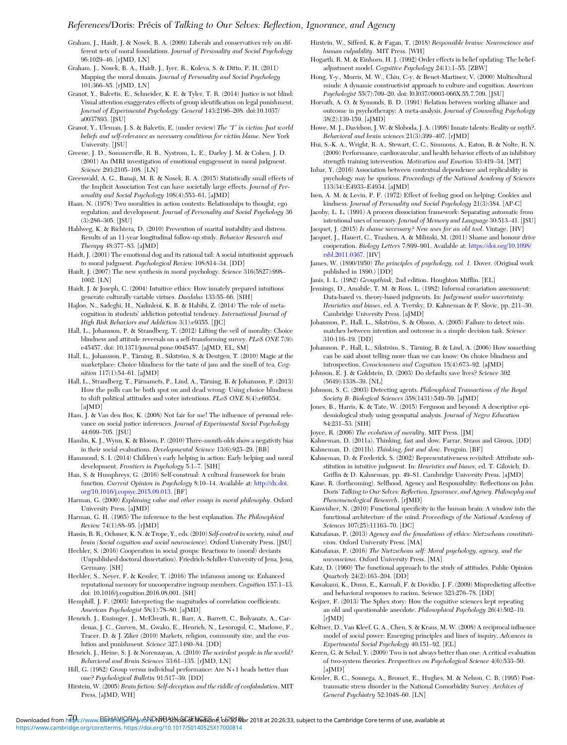Graham, J., Haidt, J. & Nosek, B. A. (2009) Liberals and conservatives rely on different sets of moral foundations. *Journal of Personality and Social Psychology* 96:1029–46. [rJMD, LN]

Graham, J., Nosek, B. A., Haidt, J., Iyer, R., Koleva, S. & Ditto, P. H. (2011) Mapping the moral domain. *Journal of Personality and Social Psychology* 101:366–85. [rJMD, LN]

Granot, Y., Balcetis, E., Schneider, K. E. & Tyler, T. R. (2014) Justice is not blind: Visual attention exaggerates effects of group identification on legal punishment. *Journal of Experimental Psychology: General* 143:2196–208. doi:10.1037/a0037893. [JSU]

Granot, Y., Uleman, J. S. & Balcetis, E. (under review) *The "I" in victim: Just world beliefs and self-relevance as necessary conditions for victim blame*. New York University. [JSU]

Greene, J. D., Sommerville, R. B., Nystrom, L. E., Darley J. M. & Cohen, J. D. (2001) An fMRI investigation of emotional engagement in moral judgment. *Science* 293:2105–108. [LN]

Greenwald, A. G., Banaji, M. R. & Nosek, B. A. (2015) Statistically small effects of the Implicit Association Test can have societally large effects. *Journal of Personality and Social Psychology* 108(4):553–61. [aJMD]

Haan, N. (1978) Two moralities in action contexts: Relationships to thought, ego regulation, and development. *Journal of Personality and Social Psychology* 36(3):286–305. [JSU]

Hahlweg, K. & Richtera, D. (2010) Prevention of marital instability and distress. Results of an 11-year longitudinal follow-up study. *Behavior Research and Therapy* 48:377–83. [aJMD]

Haidt, J. (2001) The emotional dog and its rational tail: A social intuitionist approach to moral judgment. *Psychological Review* 108:814–34. [DD]

Haidt, J. (2007) The new synthesis in moral psychology. *Science* 316(5827):998–1002. [LN]

Haidt, J. & Joseph, C. (2004) Intuitive ethics: How innately prepared intuitions generate culturally variable virtues. *Daedalus* 133:55–66. [SIH]

Hajloo, N., Sadeghi, H., Nadinleoi, K. B. & Habibi, Z. (2014) The role of metacognition in students' addiction potential tendency. *International Journal of High Risk Behaviors and Addiction* 3(1):e9355. [JJC]

Hall, L., Johansson, P. & Strandberg, T. (2012) Lifting the veil of morality: Choice blindness and attitude reversals on a self-transforming survey. *PLoS ONE* 7(9): e45457. doi: 10.1371/journal.pone.0045457. [aJMD, EL, SM]

Hall, L., Johansson, P., Tärning, B., Sikström, S. & Deutgen, T. (2010) Magic at the marketplace: Choice blindness for the taste of jam and the smell of tea. *Cognition* 117(1):54–61. [aJMD]

Hall, L., Strandberg, T., Pärnamets, P., Lind, A., Tärning, B. & Johansson, P. (2013) How the polls can be both spot on and dead wrong: Using choice blindness to shift political attitudes and voter intentions. *PLoS ONE* 8(4):e60554. [aJMD]

Ham, J. & Van den Bos, K. (2008) Not fair for me! The influence of personal relevance on social justice inferences. *Journal of Experimental Social Psychology* 44:699–705. [JSU]

Hamlin, K. J., Wynn, K. & Bloom, P. (2010) Three-month-olds show a negativity bias in their social evaluations. *Developmental Science* 13(6):923–29. [BB]

Hammond, S. I. (2014) Children's early helping in action: Early helping and moral development. *Frontiers in Psychology* 5:1–7. [SIH]

Han, S. & Humphreys, G. (2016) Self-construal: A cultural framework for brain function. *Current Opinion in Psychology* 8:10–14. Available at: http://dx.doi.org/10.1016/j.copsyc.2015.09.013. [BF]

Harman, G. (2000) *Explaining value and other essays in moral philosophy*. Oxford University Press. [aJMD]

Harman, G. H. (1965) The inference to the best explanation. *The Philosophical Review* 74(1):88–95. [rJMD]

Hassin, R. R., Ochsner, K. N. & Trope, Y., eds. (2010) *Self-control in society, mind, and brain (Social cognition and social neuroscience)*. Oxford University Press. [JSU]

Hechler, S. (2016) Cooperation in social groups: Reactions to (moral) deviants (Unpublished doctoral dissertation). Friedrich-Schiller-University of Jena, Jena, Germany. [SH]

Hechler, S., Neyer, F. & Kessler, T. (2016) The infamous among us: Enhanced reputational memory for uncooperative ingroup members. *Cognition* 157:1–13. doi: 10.1016/j.cognition.2016.08.001. [SH]

Hemphill, J. F. (2003) Interpreting the magnitudes of correlation coefficients. *American Psychologist* 58(1):78–80. [aJMD]

Henrich, J., Ensimger, J., McElreath, R., Barr, A., Barrett, C., Bolyanatz, A., Cardenas, J. C., Gurven, M., Gwako, E., Henrich, N., Lesorogol, C., Marlowe, F., Tracer, D. & J. Ziker (2010) Markets, religion, community size, and the evolution and punishment. *Science* 327:1480–84. [DD]

Henrich, J., Heine, S. J. & Norenzayan, A. (2010) *The weirdest people in the world? Behavioral and Brain Sciences* 33:61–135. [rJMD, LN]

Hill, G. (1982) Group versus individual performance: Are N+1 heads better than one? *Psychological Bulletin* 91:517–39. [DD]

Hirstein, W. (2005) *Brain fiction: Self-deception and the riddle of confabulation*. MIT Press. [aJMD, WH]

Hirstein, W., Sifferd, K. & Fagan, T. (2018) *Responsible brains: Neuroscience and human culpability*. MIT Press. [WH]

Hogarth, R. M. & Einhorn, H. J. (1992) Order effects in belief updating: The belief-adjustment model. *Cognitive Psychology* 24(1):1–55. [ZBW]

Hong, Y.-y., Morris, M. W., Chiu, C.-y. & Benet-Martinez, V. (2000) Multicultural minds: A dynamic constructivist approach to culture and cognition. *American Psychologist* 55(7):709–20. doi: l0.l037//0003-066X.55.7.709. [JSU]

Horvath, A. O. & Symonds, B. D. (1991) Relation between working alliance and outcome in psychotherapy: A meta-analysis. *Journal of Counseling Psychology* 38(2):139-159. [aJMD]

Howe, M. J., Davidson, J. W. & Sloboda, J. A. (1998) Innate talents: Reality or myth?. *Behavioral and brain sciences* 21(3):399–407. [rJMD]

Hui, S.-K. A., Wright, R. A., Stewart, C. C., Simmons, A., Eaton, B. & Nolte, R. N. (2009) Performance, cardiovascular, and health behavior effects of an inhibitory strength training intervention. *Motivation and Emotion* 33:419–34. [MT]

Inbar, Y. (2016) Association between contextual dependence and replicability in psychology may be spurious. *Proceedings of the National Academy of Sciences* 113(34):E4933–E4934. [aJMD]

Isen, A. M. & Levin, P. F. (1972) Effect of feeling good on helping: Cookies and kindness. *Journal of Personality and Social Psychology* 21(3):384. [AP-C]

Jacoby, L. L. (1991) A process dissociation framework: Separating automatic from intentional uses of memory. *Journal of Memory and Language* 30:513–41. [JSU]

Jacquet, J. (2015) *Is shame necessary? New uses for an old tool*. Vintage. [HV]

Jacquet, J., Hauert, C., Traulsen, A. & Milinski, M. (2011) Shame and honour drive cooperation. *Biology Letters* 7:899–901. Available at: https://doi.org/10.1098/rsbl.2011.0367. [HV]

James, W. (1890/1950) *The principles of psychology, vol. 1*. Dover. (Original work published in 1890.) [DD]

Janis, I. L. (1982) *Groupthink*, 2nd edition. Houghton Mifflin. [EL]

Jennings, D., Amabile, T. M. & Ross, L. (1982) Informal covariation assessment: Data-based vs. theory-based judgments. In: *Judgement under uncertainty: Heuristics and biases*, ed. A. Tversky, D. Kahneman & P. Slovic, pp. 211–30. Cambridge University Press. [aJMD]

Johansson, P., Hall, L., Sikström, S. & Olsson, A. (2005) Failure to detect mismatches between intention and outcome in a simple decision task. *Science* 310:116–19. [DD]

Johansson, P., Hall, L., Sikström, S., Tärning, B. & Lind, A. (2006) How something can be said about telling more than we can know: On choice blindness and introspection. *Consciousness and Cognition* 15(4):673–92. [aJMD]

Johnson, E. J. & Goldstein, D. (2003) Do defaults save lives? *Science* 302 (5649):1338–39. [NL]

Johnson, S. C. (2003) Detecting agents. *Philosophical Transactions of the Royal Society B: Biological Sciences* 358(1431):549–59. [aJMD]

Jones, B., Harris, K. & Tate, W. (2015) Ferguson and beyond: A descriptive epidemiological study using geospatial analysis. *Journal of Negro Education* 84:231–53. [SIH]

Joyce, R. (2006) *The evolution of morality*. MIT Press. [JM]

Kahneman, D. (2011a). Thinking, fast and slow. Farrar, Straus and Giroux. [DD]

Kahneman, D. (2011b) *Thinking, fast and slow*. Penguin. [BF]

Kahneman, D. & Frederick, S. (2002) Representativeness revisited: Attribute substitution in intuitive judgment. In: *Heuristics and biases*, ed. T. Gilovich, D. Griffin & D. Kahneman, pp. 49–81. Cambridge University Press. [aJMD]

Kane, R. (forthcoming). Selfhood, Agency and Responsibility: Reflections on John Doris' *Talking to Our Selves: Reflection, Ignorance, and Agency. Philosophy and Phenomenological Research*. [rJMD]

Kanwisher, N. (2010) Functional specificity in the human brain: A window into the functional architecture of the mind. *Proceedings of the National Academy of Sciences* 107(25):11163–70. [DC]

Katsafanas, P. (2013) *Agency and the foundations of ethics: Nietzschean constitutivism*. Oxford University Press. [MA]

Katsafanas, P. (2016) *The Nietzschean self: Moral psychology, agency, and the unconscious*. Oxford University Press. [MA]

Katz, D. (1960) The functional approach to the study of attitudes. Public Opinion Quarterly 24(2):163–204. [DD]

Kawakami, K., Dunn, E., Karmali, F. & Dovidio, J. F. (2009) Mispredicting affective and behavioral responses to racism. Science 323:276–78. [DD]

Keijzer, F. (2013) The Sphex story: How the cognitive sciences kept repeating an old and questionable anecdote. *Philosophical Psychology* 26(4):502–19. [rJMD]

Keltner, D., Van Kleef, G. A., Chen, S. & Kraus, M. W. (2008) A reciprocal influence model of social power: Emerging principles and lines of inquiry. *Advances in Experimental Social Psychology* 40:151–92. [EL]

Keren, G. & Schul, Y. (2009) Two is not always better than one: A critical evaluation of two-system theories. *Perspectives on Psychological Science* 4(6):533–50. [aJMD]

Kessler, R. C., Sonnega, A., Bromet, E., Hughes, M. & Nelson, C. B. (1995) Post-traumatic stress disorder in the National Comorbidity Survey. *Archives of General Psychiatry* 52:1048–60. [LN]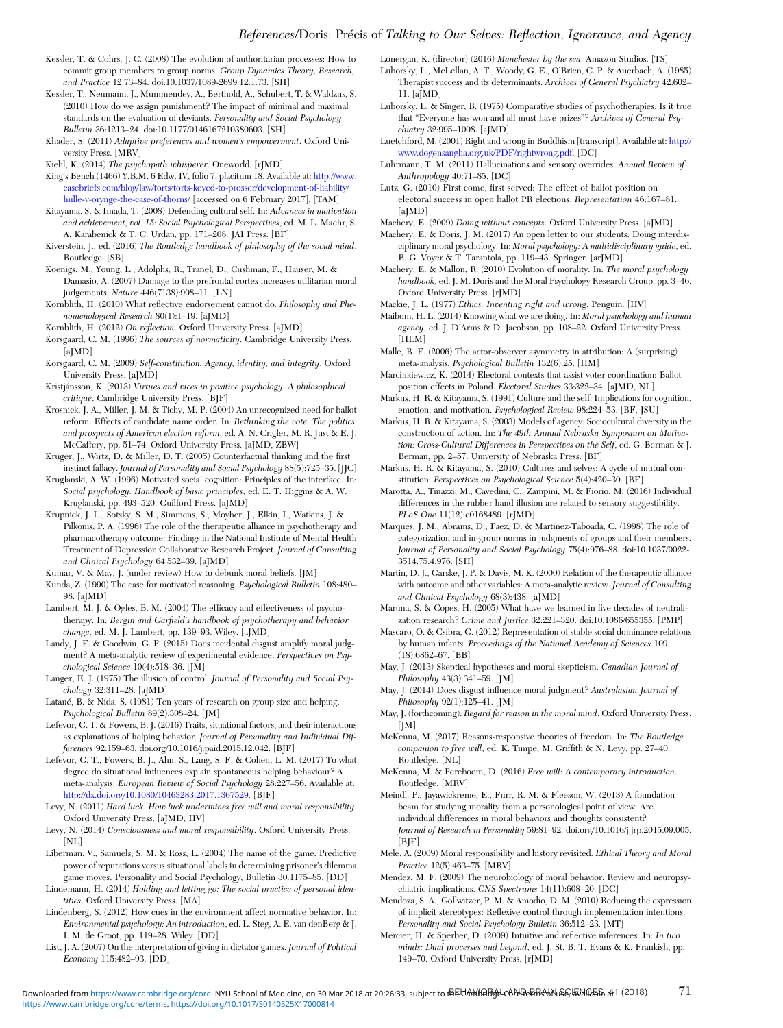Kessler, T. & Cohrs, J. C. (2008) The evolution of authoritarian processes: How to commit group members to group norms. *Group Dynamics Theory, Research, and Practice* 12:73–84. doi:10.1037/1089-2699.12.1.73. [SH]

Kessler, T., Neumann, J., Mummendey, A., Berthold, A., Schubert, T. & Waldzus, S. (2010) How do we assign punishment? The impact of minimal and maximal standards on the evaluation of deviants. *Personality and Social Psychology Bulletin* 36:1213–24. doi:10.1177/0146167210380603. [SH]

Khader, S. (2011) *Adaptive preferences and women's empowerment*. Oxford University Press. [MRV]

Kiehl, K. (2014) *The psychopath whisperer*. Oneworld. [rJMD]

King's Bench (1466) Y.B.M. 6 Edw. IV, folio 7, placitum 18. Available at: http://www.casebriefs.com/blog/law/torts/torts-keyed-to-prosser/development-of-liability/hulle-v-orynge-the-case-of-thorns/ [accessed on 6 February 2017]. [TAM]

Kitayama, S. & Imada, T. (2008) Defending cultural self. In: *Advances in motivation and achievement, vol. 15: Social Psychological Perspectives*, ed. M. L. Maehr, S. A. Karabenick & T. C. Urdan, pp. 171–208. JAI Press. [BF]

Kiverstein, J., ed. (2016) *The Routledge handbook of philosophy of the social mind*. Routledge. [SB]

Koenigs, M., Young, L., Adolphs, R., Tranel, D., Cushman, F., Hauser, M. & Damasio, A. (2007) Damage to the prefrontal cortex increases utilitarian moral judgments. *Nature* 446(7138):908–11. [LN]

Kornblith, H. (2010) What reflective endorsement cannot do. *Philosophy and Phenomenological Research* 80(1):1–19. [aJMD]

Kornblith, H. (2012) *On reflection*. Oxford University Press. [aJMD]

Korsgaard, C. M. (1996) *The sources of normativity*. Cambridge University Press. [aJMD]

Korsgaard, C. M. (2009) *Self-constitution: Agency, identity, and integrity*. Oxford University Press. [aJMD]

Kristjánsson, K. (2013) *Virtues and vices in positive psychology: A philosophical critique*. Cambridge University Press. [BJF]

Krosnick, J. A., Miller, J. M. & Tichy, M. P. (2004) An unrecognized need for ballot reform: Effects of candidate name order. In: *Rethinking the vote: The politics and prospects of American election reform*, ed. A. N. Crigler, M. R. Just & E. J. McCaffery, pp. 51–74. Oxford University Press. [aJMD, ZBW]

Kruger, J., Wirtz, D. & Miller, D. T. (2005) Counterfactual thinking and the first instinct fallacy. *Journal of Personality and Social Psychology* 88(5):725–35. [JJC]

Kruglanski, A. W. (1996) Motivated social cognition: Principles of the interface. In: *Social psychology: Handbook of basic principles*, ed. E. T. Higgins & A. W. Kruglanski, pp. 493–520. Guilford Press. [aJMD]

Krupnick, J. L., Sotsky, S. M., Simmens, S., Moyher, J., Elkin, I., Watkins, J. & Pilkonis, P. A. (1996) The role of the therapeutic alliance in psychotherapy and pharmacotherapy outcome: Findings in the National Institute of Mental Health Treatment of Depression Collaborative Research Project. *Journal of Consulting and Clinical Psychology* 64:532–39. [aJMD]

Kumar, V. & May, J. (under review) How to debunk moral beliefs. [JM]

Kunda, Z. (1990) The case for motivated reasoning. *Psychological Bulletin* 108:480–98. [aJMD]

Lambert, M. J. & Ogles, B. M. (2004) The efficacy and effectiveness of psychotherapy. In: *Bergin and Garfield's handbook of psychotherapy and behavior change*, ed. M. J. Lambert, pp. 139–93. Wiley. [aJMD]

Landy, J. F. & Goodwin, G. P. (2015) Does incidental disgust amplify moral judgment? A meta-analytic review of experimental evidence. *Perspectives on Psychological Science* 10(4):518–36. [JM]

Langer, E. J. (1975) The illusion of control. *Journal of Personality and Social Psychology* 32:311–28. [aJMD]

Latané, B. & Nida, S. (1981) Ten years of research on group size and helping. *Psychological Bulletin* 89(2):308–24. [JM]

Lefevor, G. T. & Fowers, B. J. (2016) Traits, situational factors, and their interactions as explanations of helping behavior. *Journal of Personality and Individual Differences* 92:159–63. doi.org/10.1016/j.paid.2015.12.042. [BJF]

Lefevor, G. T., Fowers, B. J., Ahn, S., Lang, S. F. & Cohen, L. M. (2017) To what degree do situational influences explain spontaneous helping behaviour? A meta-analysis. *European Review of Social Psychology* 28:227–56. Available at: http://dx.doi.org/10.1080/10463283.2017.1367529. [BJF]

Levy, N. (2011) *Hard luck: How luck undermines free will and moral responsibility*. Oxford University Press. [aJMD, HV]

Levy, N. (2014) *Consciousness and moral responsibility*. Oxford University Press. [NL]

Liberman, V., Samuels, S. M. & Ross, L. (2004) The name of the game: Predictive power of reputations versus situational labels in determining prisoner's dilemma game moves. Personality and Social Psychology, Bulletin 30:1175–85. [DD]

Lindemann, H. (2014) *Holding and letting go: The social practice of personal identities*. Oxford University Press. [MA]

Lindenberg, S. (2012) How cues in the environment affect normative behavior. In: *Environmental psychology: An introduction*, ed. L. Steg, A. E. van denBerg & J. I. M. de Groot, pp. 119–28. Wiley. [DD]

List, J. A. (2007) On the interpretation of giving in dictator games. *Journal of Political Economy* 115:482–93. [DD]

Lonergan, K. (director) (2016) *Manchester by the sea*. Amazon Studios. [TS]

Luborsky, L., McLellan, A. T., Woody, G. E., O'Brien, C. P. & Auerbach, A. (1985) Therapist success and its determinants. *Archives of General Psychiatry* 42:602–11. [aJMD]

Luborsky, L. & Singer, B. (1975) Comparative studies of psychotherapies: Is it true that "Everyone has won and all must have prizes"? *Archives of General Psychiatry* 32:995–1008. [aJMD]

Luetchford, M. (2001) Right and wrong in Buddhism [transcript]. Available at: http://www.dogensangha.org.uk/PDF/rightwrong.pdf. [DC]

Luhrmann, T. M. (2011) Hallucinations and sensory overrides. *Annual Review of Anthropology* 40:71–85. [DC]

Lutz, G. (2010) First come, first served: The effect of ballot position on electoral success in open ballot PR elections. *Representation* 46:167–81. [aJMD]

Machery, E. (2009) *Doing without concepts*. Oxford University Press. [aJMD]

Machery, E. & Doris, J. M. (2017) An open letter to our students: Doing interdisciplinary moral psychology. In: *Moral psychology: A multidisciplinary guide*, ed. B. G. Voyer & T. Tarantola, pp. 119–43. Springer. [arJMD]

Machery, E. & Mallon, R. (2010) Evolution of morality. In: *The moral psychology handbook*, ed. J. M. Doris and the Moral Psychology Research Group, pp. 3–46. Oxford University Press. [rJMD]

Mackie, J. L. (1977) *Ethics: Inventing right and wrong*. Penguin. [HV]

Maibom, H. L. (2014) Knowing what we are doing. In: *Moral psychology and human agency*, ed. J. D'Arms & D. Jacobson, pp. 108–22. Oxford University Press. [HLM]

Malle, B. F. (2006) The actor-observer asymmetry in attribution: A (surprising) meta-analysis. *Psychological Bulletin* 132(6):25. [HM]

Marcinkiewicz, K. (2014) Electoral contexts that assist voter coordination: Ballot position effects in Poland. *Electoral Studies* 33:322–34. [aJMD, NL]

Markus, H. R. & Kitayama, S. (1991) Culture and the self: Implications for cognition, emotion, and motivation. *Psychological Review* 98:224–53. [BF, JSU]

Markus, H. R. & Kitayama, S. (2003) Models of agency: Sociocultural diversity in the construction of action. In: *The 49th Annual Nebraska Symposium on Motivation: Cross-Cultural Differences in Perspectives on the Self*, ed. G. Berman & J. Berman, pp. 2–57. University of Nebraska Press. [BF]

Markus, H. R. & Kitayama, S. (2010) Cultures and selves: A cycle of mutual constitution. *Perspectives on Psychological Science* 5(4):420–30. [BF]

Marotta, A., Tinazzi, M., Cavedini, C., Zampini, M. & Fiorio, M. (2016) Individual differences in the rubber hand illusion are related to sensory suggestibility. *PLoS One* 11(12):e0168489. [rJMD]

Marques, J. M., Abrams, D., Paez, D. & Martinez-Taboada, C. (1998) The role of categorization and in-group norms in judgments of groups and their members. *Journal of Personality and Social Psychology* 75(4):976–88. doi:10.1037/0022-3514.75.4.976. [SH]

Martin, D. J., Garske, J. P. & Davis, M. K. (2000) Relation of the therapeutic alliance with outcome and other variables: A meta-analytic review. *Journal of Consulting and Clinical Psychology* 68(3):438. [aJMD]

Maruna, S. & Copes, H. (2005) What have we learned in five decades of neutralization research? *Crime and Justice* 32:221–320. doi:10.1086/655355. [PMP]

Mascaro, O. & Csibra, G. (2012) Representation of stable social dominance relations by human infants. *Proceedings of the National Academy of Sciences* 109 (18):6862–67. [BB]

May, J. (2013) Skeptical hypotheses and moral skepticism. *Canadian Journal of Philosophy* 43(3):341–59. [JM]

May, J. (2014) Does disgust influence moral judgment? *Australasian Journal of Philosophy* 92(1):125–41. [JM]

May, J. (forthcoming). *Regard for reason in the moral mind*. Oxford University Press. [JM]

McKenna, M. (2017) Reasons-responsive theories of freedom. In: *The Routledge companion to free will*, ed. K. Timpe, M. Griffith & N. Levy, pp. 27–40. Routledge. [NL]

McKenna, M. & Pereboom, D. (2016) *Free will: A contemporary introduction*. Routledge. [MRV]

Meindl, P., Jayawickreme, E., Furr, R. M. & Fleeson, W. (2013) A foundation beam for studying morality from a personological point of view: Are individual differences in moral behaviors and thoughts consistent? *Journal of Research in Personality* 59:81–92. doi.org/10.1016/j.jrp.2015.09.005. [BJF]

Mele, A. (2009) Moral responsibility and history revisited. *Ethical Theory and Moral Practice* 12(5):463–75. [MRV]

Mendez, M. F. (2009) The neurobiology of moral behavior: Review and neuropsychiatric implications. *CNS Spectrums* 14(11):608–20. [DC]

Mendoza, S. A., Gollwitzer, P. M. & Amodio, D. M. (2010) Reducing the expression of implicit stereotypes: Reflexive control through implementation intentions. *Personality and Social Psychology Bulletin* 36:512–23. [MT]

Mercier, H. & Sperber, D. (2009) Intuitive and reflective inferences. In: *In two minds: Dual processes and beyond*, ed. J. St. B. T. Evans & K. Frankish, pp. 149–70. Oxford University Press. [rJMD]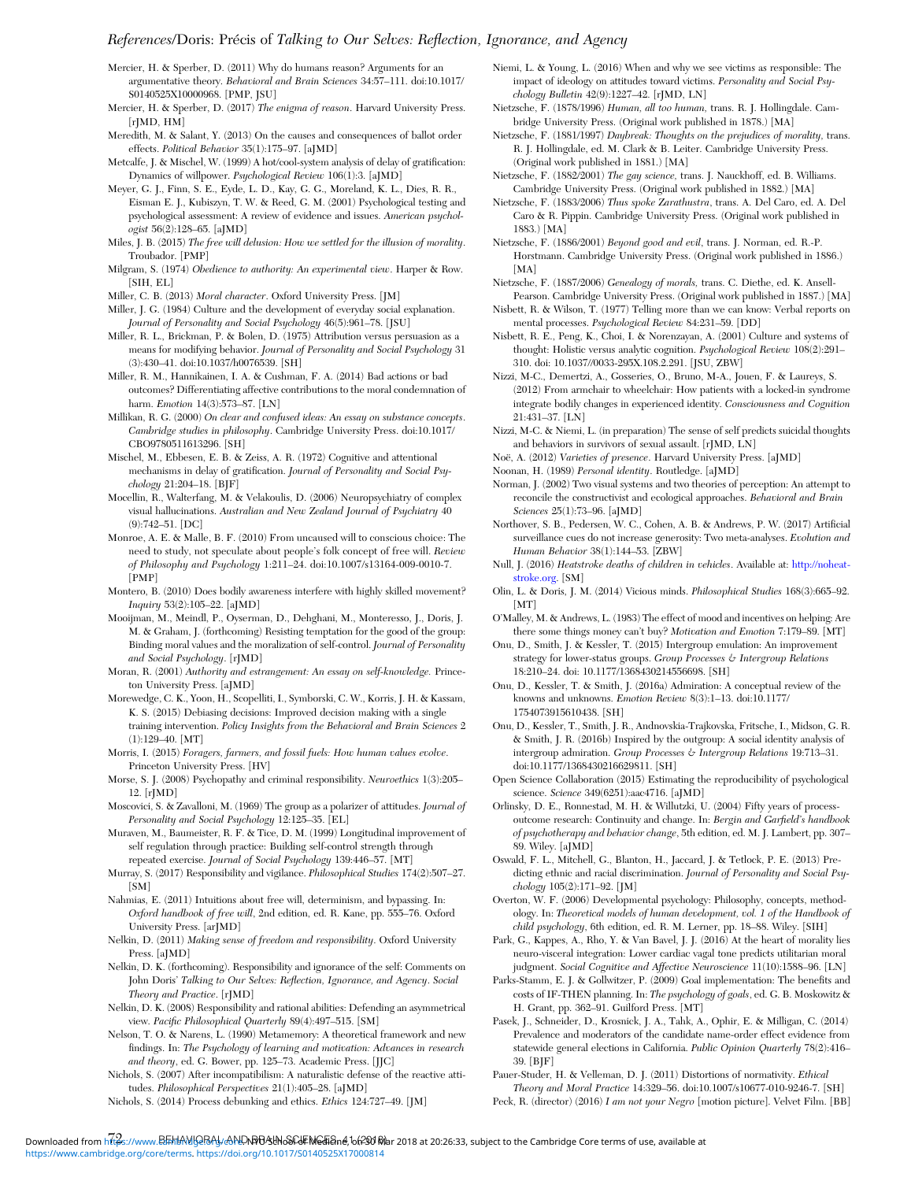Mercier, H. & Sperber, D. (2011) Why do humans reason? Arguments for an argumentative theory. *Behavioral and Brain Sciences* 34:57–111. doi:10.1017/S0140525X10000968. [PMP, JSU]

Mercier, H. & Sperber, D. (2017) *The enigma of reason*. Harvard University Press. [rJMD, HM]

Meredith, M. & Salant, Y. (2013) On the causes and consequences of ballot order effects. *Political Behavior* 35(1):175–97. [aJMD]

Metcalfe, J. & Mischel, W. (1999) A hot/cool-system analysis of delay of gratification: Dynamics of willpower. *Psychological Review* 106(1):3. [aJMD]

Meyer, G. J., Finn, S. E., Eyde, L. D., Kay, G. G., Moreland, K. L., Dies, R. R., Eisman E. J., Kubiszyn, T. W. & Reed, G. M. (2001) Psychological testing and psychological assessment: A review of evidence and issues. *American psychologist* 56(2):128–65. [aJMD]

Miles, J. B. (2015) *The free will delusion: How we settled for the illusion of morality*. Troubador. [PMP]

Milgram, S. (1974) *Obedience to authority: An experimental view*. Harper & Row. [SIH, EL]

Miller, C. B. (2013) *Moral character*. Oxford University Press. [JM]

Miller, J. G. (1984) Culture and the development of everyday social explanation. *Journal of Personality and Social Psychology* 46(5):961–78. [JSU]

Miller, R. L., Brickman, P. & Bolen, D. (1975) Attribution versus persuasion as a means for modifying behavior. *Journal of Personality and Social Psychology* 31 (3):430–41. doi:10.1037/h0076539. [SH]

Miller, R. M., Hannikainen, I. A. & Cushman, F. A. (2014) Bad actions or bad outcomes? Differentiating affective contributions to the moral condemnation of harm. *Emotion* 14(3):573–87. [LN]

Millikan, R. G. (2000) *On clear and confused ideas: An essay on substance concepts. Cambridge studies in philosophy*. Cambridge University Press. doi:10.1017/CBO9780511613296. [SH]

Mischel, W., Ebbesen, E. B. & Zeiss, A. R. (1972) Cognitive and attentional mechanisms in delay of gratification. *Journal of Personality and Social Psychology* 21:204–18. [BJF]

Mocellin, R., Walterfang, M. & Velakoulis, D. (2006) Neuropsychiatry of complex visual hallucinations. *Australian and New Zealand Journal of Psychiatry* 40 (9):742–51. [DC]

Monroe, A. E. & Malle, B. F. (2010) From uncaused will to conscious choice: The need to study, not speculate about people's folk concept of free will. *Review of Philosophy and Psychology* 1:211–24. doi:10.1007/s13164-009-0010-7. [PMP]

Montero, B. (2010) Does bodily awareness interfere with highly skilled movement? *Inquiry* 53(2):105–22. [aJMD]

Mooijman, M., Meindl, P., Oyserman, D., Dehghani, M., Monteresso, J., Doris, J. M. & Graham, J. (forthcoming) Resisting temptation for the good of the group: Binding moral values and the moralization of self-control. *Journal of Personality and Social Psychology*. [rJMD]

Moran, R. (2001) *Authority and estrangement: An essay on self-knowledge*. Princeton University Press. [aJMD]

Morewedge, C. K., Yoon, H., Scopelliti, I., Symborski, C. W., Korris, J. H. & Kassam, K. S. (2015) Debiasing decisions: Improved decision making with a single training intervention. *Policy Insights from the Behavioral and Brain Sciences* 2 (1):129–40. [MT]

Morris, I. (2015) *Foragers, farmers, and fossil fuels: How human values evolve*. Princeton University Press. [HV]

Morse, S. J. (2008) Psychopathy and criminal responsibility. *Neuroethics* 1(3):205–12. [rJMD]

Moscovici, S. & Zavalloni, M. (1969) The group as a polarizer of attitudes. *Journal of Personality and Social Psychology* 12:125–35. [EL]

Muraven, M., Baumeister, R. F. & Tice, D. M. (1999) Longitudinal improvement of self regulation through practice: Building self-control strength through repeated exercise. *Journal of Social Psychology* 139:446–57. [MT]

Murray, S. (2017) Responsibility and vigilance. *Philosophical Studies* 174(2):507–27. [SM]

Nahmias, E. (2011) Intuitions about free will, determinism, and bypassing. In: *Oxford handbook of free will*, 2nd edition, ed. R. Kane, pp. 555–76. Oxford University Press. [arJMD]

Nelkin, D. (2011) *Making sense of freedom and responsibility*. Oxford University Press. [aJMD]

Nelkin, D. K. (forthcoming). Responsibility and ignorance of the self: Comments on John Doris' *Talking to Our Selves: Reflection, Ignorance, and Agency*. *Social Theory and Practice*. [rJMD]

Nelkin, D. K. (2008) Responsibility and rational abilities: Defending an asymmetrical view. *Pacific Philosophical Quarterly* 89(4):497–515. [SM]

Nelson, T. O. & Narens, L. (1990) Metamemory: A theoretical framework and new findings. In: *The Psychology of learning and motivation: Advances in research and theory*, ed. G. Bower, pp. 125–73. Academic Press. [JJC]

Nichols, S. (2007) After incompatibilism: A naturalistic defense of the reactive attitudes. *Philosophical Perspectives* 21(1):405–28. [aJMD]

Nichols, S. (2014) Process debunking and ethics. *Ethics* 124:727–49. [JM]

Niemi, L. & Young, L. (2016) When and why we see victims as responsible: The impact of ideology on attitudes toward victims. *Personality and Social Psychology Bulletin* 42(9):1227–42. [rJMD, LN]

Nietzsche, F. (1878/1996) *Human, all too human*, trans. R. J. Hollingdale. Cambridge University Press. (Original work published in 1878.) [MA]

Nietzsche, F. (1881/1997) *Daybreak: Thoughts on the prejudices of morality*, trans. R. J. Hollingdale, ed. M. Clark & B. Leiter. Cambridge University Press. (Original work published in 1881.) [MA]

Nietzsche, F. (1882/2001) *The gay science*, trans. J. Nauckhoff, ed. B. Williams. Cambridge University Press. (Original work published in 1882.) [MA]

Nietzsche, F. (1883/2006) *Thus spoke Zarathustra*, trans. A. Del Caro, ed. A. Del Caro & R. Pippin. Cambridge University Press. (Original work published in 1883.) [MA]

Nietzsche, F. (1886/2001) *Beyond good and evil*, trans. J. Norman, ed. R.-P. Horstmann. Cambridge University Press. (Original work published in 1886.) [MA]

Nietzsche, F. (1887/2006) *Genealogy of morals*, trans. C. Diethe, ed. K. Ansell-Pearson. Cambridge University Press. (Original work published in 1887.) [MA]

Nisbett, R. & Wilson, T. (1977) Telling more than we can know: Verbal reports on mental processes. *Psychological Review* 84:231–59. [DD]

Nisbett, R. E., Peng, K., Choi, I. & Norenzayan, A. (2001) Culture and systems of thought: Holistic versus analytic cognition. *Psychological Review* 108(2):291–310. doi: 10.1037//0033-295X.108.2.291. [JSU, ZBW]

Nizzi, M-C., Demertzi, A., Gosseries, O., Bruno, M-A., Jouen, F. & Laureys, S. (2012) From armchair to wheelchair: How patients with a locked-in syndrome integrate bodily changes in experienced identity. *Consciousness and Cognition* 21:431–37. [LN]

Nizzi, M-C. & Niemi, L. (in preparation) The sense of self predicts suicidal thoughts and behaviors in survivors of sexual assault. [rJMD, LN]

Noë, A. (2012) *Varieties of presence*. Harvard University Press. [aJMD]

Noonan, H. (1989) *Personal identity*. Routledge. [aJMD]

Norman, J. (2002) Two visual systems and two theories of perception: An attempt to reconcile the constructivist and ecological approaches. *Behavioral and Brain Sciences* 25(1):73–96. [aJMD]

Northover, S. B., Pedersen, W. C., Cohen, A. B. & Andrews, P. W. (2017) Artificial surveillance cues do not increase generosity: Two meta-analyses. *Evolution and Human Behavior* 38(1):144–53. [ZBW]

Null, J. (2016) *Heatstroke deaths of children in vehicles*. Available at: http://noheatstroke.org. [SM]

Olin, L. & Doris, J. M. (2014) Vicious minds. *Philosophical Studies* 168(3):665–92. [MT]

O'Malley, M. & Andrews, L. (1983) The effect of mood and incentives on helping: Are there some things money can't buy? *Motivation and Emotion* 7:179–89. [MT]

Onu, D., Smith, J. & Kessler, T. (2015) Intergroup emulation: An improvement strategy for lower-status groups. *Group Processes & Intergroup Relations* 18:210–24. doi: 10.1177/1368430214556698. [SH]

Onu, D., Kessler, T. & Smith, J. (2016a) Admiration: A conceptual review of the knowns and unknowns. *Emotion Review* 8(3):1–13. doi:10.1177/1754073915610438. [SH]

Onu, D., Kessler, T., Smith, J. R., Andnovska-Trajkovska, Fritsche, I., Midson, G. R. & Smith, J. R. (2016b) Inspired by the outgroup: A social identity analysis of intergroup admiration. *Group Processes & Intergroup Relations* 19:713–31. doi:10.1177/1368430216629811. [SH]

Open Science Collaboration (2015) Estimating the reproducibility of psychological science. *Science* 349(6251):aac4716. [aJMD]

Orlinsky, D. E., Ronnestad, M. H. & Willutzki, U. (2004) Fifty years of process-outcome research: Continuity and change. In: *Bergin and Garfield's handbook of psychotherapy and behavior change*, 5th edition, ed. M. J. Lambert, pp. 307–89. Wiley. [aJMD]

Oswald, F. L., Mitchell, G., Blanton, H., Jaccard, J. & Tetlock, P. E. (2013) Predicting ethnic and racial discrimination. *Journal of Personality and Social Psychology* 105(2):171–92. [JM]

Overton, W. F. (2006) Developmental psychology: Philosophy, concepts, methodology. In: *Theoretical models of human development, vol. 1 of the Handbook of child psychology*, 6th edition, ed. R. M. Lerner, pp. 18–88. Wiley. [SIH]

Park, G., Kappes, A., Rho, Y. & Van Bavel, J. J. (2016) At the heart of morality lies neuro-visceral integration: Lower cardiac vagal tone predicts utilitarian moral judgment. *Social Cognitive and Affective Neuroscience* 11(10):1588–96. [LN]

Parks-Stamm, E. J. & Gollwitzer, P. (2009) Goal implementation: The benefits and costs of IF-THEN planning. In: *The psychology of goals*, ed. G. B. Moskowitz & H. Grant, pp. 362–91. Guilford Press. [MT]

Pasek, J., Schneider, D., Krosnick, J. A., Tahk, A., Ophir, E. & Milligan, C. (2014) Prevalence and moderators of the candidate name-order effect evidence from statewide general elections in California. *Public Opinion Quarterly* 78(2):416–39. [BJF]

Pauer-Studer, H. & Velleman, D. J. (2011) Distortions of normativity. *Ethical Theory and Moral Practice* 14:329–56. doi:10.1007/s10677-010-9246-7. [SH]

Peck, R. (director) (2016) *I am not your Negro* [motion picture]. Velvet Film. [BB]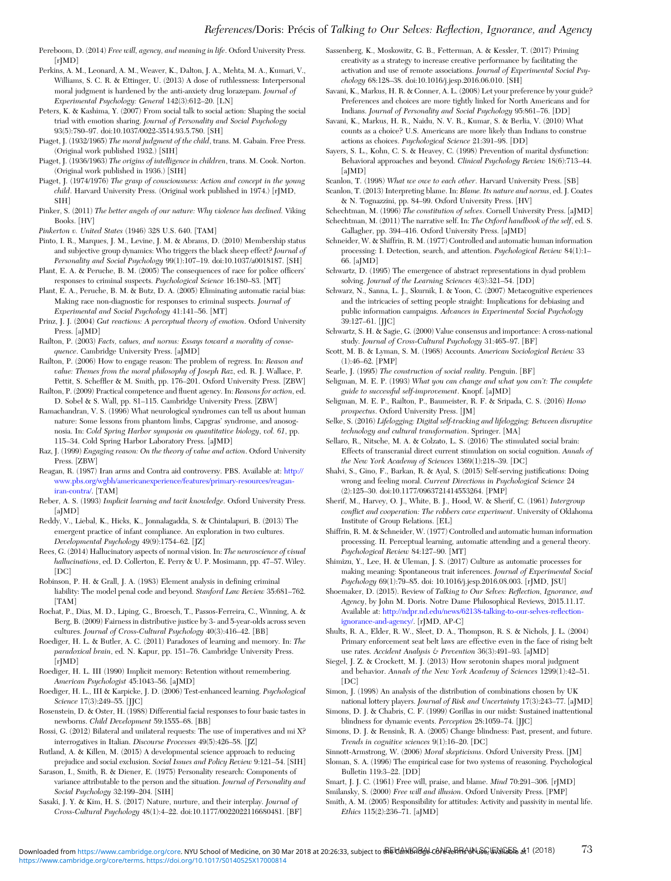Pereboom, D. (2014) *Free will, agency, and meaning in life*. Oxford University Press. [rJMD]

Perkins, A. M., Leonard, A. M., Weaver, K., Dalton, J. A., Mehta, M. A., Kumari, V., Williams, S. C. R. & Ettinger, U. (2013) A dose of ruthlessness: Interpersonal moral judgment is hardened by the anti-anxiety drug lorazepam. *Journal of Experimental Psychology: General* 142(3):612–20. [LN]

Peters, K. & Kashima, Y. (2007) From social talk to social action: Shaping the social triad with emotion sharing. *Journal of Personality and Social Psychology* 93(5):780–97. doi:10.1037/0022-3514.93.5.780. [SH]

Piaget, J. (1932/1965) *The moral judgment of the child*, trans. M. Gabain. Free Press. (Original work published 1932.) [SIH]

Piaget, J. (1936/1963) *The origins of intelligence in children*, trans. M. Cook. Norton. (Original work published in 1936.) [SIH]

Piaget, J. (1974/1976) *The grasp of consciousness: Action and concept in the young child*. Harvard University Press. (Original work published in 1974.) [rJMD, SIH]

Pinker, S. (2011) *The better angels of our nature: Why violence has declined*. Viking Books. [HV]

*Pinkerton v. United States* (1946) 328 U.S. 640. [TAM]

Pinto, I. R., Marques, J. M., Levine, J. M. & Abrams, D. (2010) Membership status and subjective group dynamics: Who triggers the black sheep effect? *Journal of Personality and Social Psychology* 99(1):107–19. doi:10.1037/a0018187. [SH]

Plant, E. A. & Peruche, B. M. (2005) The consequences of race for police officers' responses to criminal suspects. *Psychological Science* 16:180–83. [MT]

Plant, E. A., Peruche, B. M. & Butz, D. A. (2005) Eliminating automatic racial bias: Making race non-diagnostic for responses to criminal suspects. *Journal of Experimental and Social Psychology* 41:141–56. [MT]

Prinz, J. J. (2004) *Gut reactions: A perceptual theory of emotion*. Oxford University Press. [aJMD]

Railton, P. (2003) *Facts, values, and norms: Essays toward a morality of consequence*. Cambridge University Press. [aJMD]

Railton, P. (2006) How to engage reason: The problem of regress. In: *Reason and value: Themes from the moral philosophy of Joseph Raz*, ed. R. J. Wallace, P. Pettit, S. Scheffler & M. Smith, pp. 176–201. Oxford University Press. [ZBW]

Railton, P. (2009) Practical competence and fluent agency. In: *Reasons for action*, ed. D. Sobel & S. Wall, pp. 81–115. Cambridge University Press. [ZBW]

Ramachandran, V. S. (1996) What neurological syndromes can tell us about human nature: Some lessons from phantom limbs, Capgras' syndrome, and anosognosia. In: *Cold Spring Harbor symposia on quantitative biology, vol. 61*, pp. 115–34. Cold Spring Harbor Laboratory Press. [aJMD]

Raz, J. (1999) *Engaging reason: On the theory of value and action*. Oxford University Press. [ZBW]

Reagan, R. (1987) Iran arms and Contra aid controversy. PBS. Available at: http://www.pbs.org/wgbh/americanexperience/features/primary-resources/reagan-iran-contra/. [TAM]

Reber, A. S. (1993) *Implicit learning and tacit knowledge*. Oxford University Press. [aJMD]

Reddy, V., Liebal, K., Hicks, K., Jonnalagadda, S. & Chintalapuri, B. (2013) The emergent practice of infant compliance. An exploration in two cultures. *Developmental Psychology* 49(9):1754–62. [JZ]

Rees, G. (2014) Hallucinatory aspects of normal vision. In: *The neuroscience of visual hallucinations*, ed. D. Collerton, E. Perry & U. P. Mosimann, pp. 47–57. Wiley. [DC]

Robinson, P. H. & Grall, J. A. (1983) Element analysis in defining criminal liability: The model penal code and beyond. *Stanford Law Review* 35:681–762. [TAM]

Rochat, P., Dias, M. D., Liping, G., Broesch, T., Passos-Ferreira, C., Winning, A. & Berg, B. (2009) Fairness in distributive justice by 3- and 5-year-olds across seven cultures. *Journal of Cross-Cultural Psychology* 40(3):416–42. [BB]

Roediger, H. L. & Butler, A. C. (2011) Paradoxes of learning and memory. In: *The paradoxical brain*, ed. N. Kapur, pp. 151–76. Cambridge University Press. [rJMD]

Roediger, H. L. III (1990) Implicit memory: Retention without remembering. *American Psychologist* 45:1043–56. [aJMD]

Roediger, H. L., III & Karpicke, J. D. (2006) Test-enhanced learning. *Psychological Science* 17(3):249–55. [JJC]

Rosenstein, D. & Oster, H. (1988) Differential facial responses to four basic tastes in newborns. *Child Development* 59:1555–68. [BB]

Rossi, G. (2012) Bilateral and unilateral requests: The use of imperatives and mi X? interrogatives in Italian. *Discourse Processes* 49(5):426–58. [JZ]

Rutland, A. & Killen, M. (2015) A developmental science approach to reducing prejudice and social exclusion. *Social Issues and Policy Review* 9:121–54. [SIH]

Sarason, I., Smith, R. & Diener, E. (1975) Personality research: Components of variance attributable to the person and the situation. *Journal of Personality and Social Psychology* 32:199–204. [SIH]

Sasaki, J. Y. & Kim, H. S. (2017) Nature, nurture, and their interplay. *Journal of Cross-Cultural Psychology* 48(1):4–22. doi:10.1177/0022022116680481. [BF]

Sassenberg, K., Moskowitz, G. B., Fetterman, A. & Kessler, T. (2017) Priming creativity as a strategy to increase creative performance by facilitating the activation and use of remote associations. *Journal of Experimental Social Psychology* 68:128–38. doi:10.1016/j.jesp.2016.06.010. [SH]

Savani, K., Markus, H. R. & Conner, A. L. (2008) Let your preference by your guide? Preferences and choices are more tightly linked for North Americans and for Indians. *Journal of Personality and Social Psychology* 95:861–76. [DD]

Savani, K., Markus, H. R., Naidu, N. V. R., Kumar, S. & Berlia, V. (2010) What counts as a choice? U.S. Americans are more likely than Indians to construe actions as choices. *Psychological Science* 21:391–98. [DD]

Sayers, S. L., Kohn, C. S. & Heavey, C. (1998) Prevention of marital dysfunction: Behavioral approaches and beyond. *Clinical Psychology Review* 18(6):713–44. [aJMD]

Scanlon, T. (1998) *What we owe to each other*. Harvard University Press. [SB]

Scanlon, T. (2013) Interpreting blame. In: *Blame. Its nature and norms*, ed. J. Coates & N. Tognazzini, pp. 84–99. Oxford University Press. [HV]

Schechtman, M. (1996) *The constitution of selves*. Cornell University Press. [aJMD]

Schechtman, M. (2011) The narrative self. In: *The Oxford handbook of the self*, ed. S. Gallagher, pp. 394–416. Oxford University Press. [aJMD]

Schneider, W. & Shiffrin, R. M. (1977) Controlled and automatic human information processing: I. Detection, search, and attention. *Psychological Review* 84(1):1–66. [aJMD]

Schwartz, D. (1995) The emergence of abstract representations in dyad problem solving. *Journal of the Learning Sciences* 4(3):321–54. [DD]

Schwarz, N., Sanna, L. J., Skurnik, I. & Yoon, C. (2007) Metacognitive experiences and the intricacies of setting people straight: Implications for debiasing and public information campaigns. *Advances in Experimental Social Psychology* 39:127–61. [JJC]

Schwartz, S. H. & Sagie, G. (2000) Value consensus and importance: A cross-national study. *Journal of Cross-Cultural Psychology* 31:465–97. [BF]

Scott, M. B. & Lyman, S. M. (1968) Accounts. *American Sociological Review* 33 (1):46–62. [PMP]

Searle, J. (1995) *The construction of social reality*. Penguin. [BF]

Seligman, M. E. P. (1993) *What you can change and what you can't: The complete guide to successful self-improvement*. Knopf. [aJMD]

Seligman, M. E. P., Railton, P., Baumeister, R. F. & Sripada, C. S. (2016) *Homo prospectus*. Oxford University Press. [JM]

Selke, S. (2016) *Lifelogging: Digital self-tracking and lifelogging: Between disruptive technology and cultural transformation*. Springer. [MA]

Sellaro, R., Nitsche, M. A. & Colzato, L. S. (2016) The stimulated social brain: Effects of transcranial direct current stimulation on social cognition. *Annals of the New York Academy of Sciences* 1369(1):218–39. [DC]

Shalvi, S., Gino, F., Barkan, R. & Ayal, S. (2015) Self-serving justifications: Doing wrong and feeling moral. *Current Directions in Psychological Science* 24 (2):125–30. doi:10.1177/0963721414553264. [PMP]

Sherif, M., Harvey, O. J., White, B. J., Hood, W. & Sherif, C. (1961) *Intergroup conflict and cooperation: The robbers cave experiment*. University of Oklahoma Institute of Group Relations. [EL]

Shiffrin, R. M. & Schneider, W. (1977) Controlled and automatic human information processing. II. Perceptual learning, automatic attending and a general theory. *Psychological Review* 84:127–90. [MT]

Shimizu, Y., Lee, H. & Uleman, J. S. (2017) Culture as automatic processes for making meaning: Spontaneous trait inferences. *Journal of Experimental Social Psychology* 69(1):79–85. doi: 10.1016/j.jesp.2016.08.003. [rJMD, JSU]

Shoemaker, D. (2015). Review of *Talking to Our Selves: Reflection, Ignorance, and Agency*, by John M. Doris. Notre Dame Philosophical Reviews, 2015.11.17. Available at: http://ndpr.nd.edu/news/62138-talking-to-our-selves-reflection-ignorance-and-agency/. [rJMD, AP-C]

Shults, R. A., Elder, R. W., Sleet, D. A., Thompson, R. S. & Nichols, J. L. (2004) Primary enforcement seat belt laws are effective even in the face of rising belt use rates. *Accident Analysis & Prevention* 36(3):491–93. [aJMD]

Siegel, J. Z. & Crockett, M. J. (2013) How serotonin shapes moral judgment and behavior. *Annals of the New York Academy of Sciences* 1299(1):42–51. [DC]

Simon, J. (1998) An analysis of the distribution of combinations chosen by UK national lottery players. *Journal of Risk and Uncertainty* 17(3):243–77. [aJMD]

Simons, D. J. & Chabris, C. F. (1999) Gorillas in our midst: Sustained inattentional blindness for dynamic events. *Perception* 28:1059–74. [JJC]

Simons, D. J. & Rensink, R. A. (2005) Change blindness: Past, present, and future. *Trends in cognitive sciences* 9(1):16–20. [DC]

Sinnott-Armstrong, W. (2006) *Moral skepticisms*. Oxford University Press. [JM]

Sloman, S. A. (1996) The empirical case for two systems of reasoning. Psychological Bulletin 119:3–22. [DD]

Smart, J. J. C. (1961) Free will, praise, and blame. *Mind* 70:291–306. [rJMD]

Smilansky, S. (2000) *Free will and illusion*. Oxford University Press. [PMP]

Smith, A. M. (2005) Responsibility for attitudes: Activity and passivity in mental life. *Ethics* 115(2):236–71. [aJMD]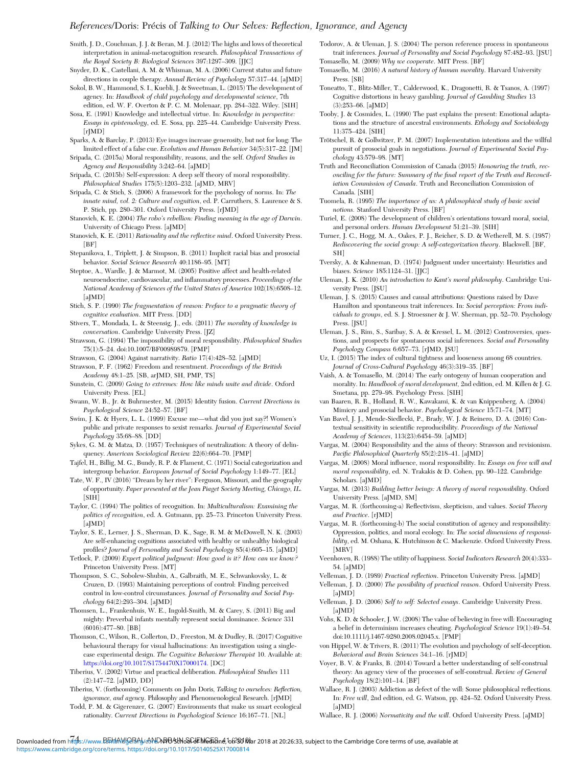Smith, J. D., Couchman, J. J. & Beran, M. J. (2012) The highs and lows of theoretical interpretation in animal-metacognition research. *Philosophical Transactions of the Royal Society B: Biological Sciences* 397:1297–309. [JJC]

Snyder, D. K., Castellani, A. M. & Whisman, M. A. (2006) Current status and future directions in couple therapy. *Annual Review of Psychology* 57:317–44. [aJMD]

Sokol, B. W., Hammond, S. I., Kuebli, J. & Sweetman, L. (2015) The development of agency. In: *Handbook of child psychology and developmental science*, 7th edition, ed. W. F. Overton & P. C. M. Molenaar, pp. 284–322. Wiley. [SIH]

Sosa, E. (1991) Knowledge and intellectual virtue. In: *Knowledge in perspective: Essays in epistemology*, ed. E. Sosa, pp. 225–44. Cambridge University Press. [rJMD]

Sparks, A. & Barclay, P. (2013) Eye images increase generosity, but not for long: The limited effect of a false cue. *Evolution and Human Behavior* 34(5):317–22. [JM]

Sripada, C. (2015a) Moral responsibility, reasons, and the self. *Oxford Studies in Agency and Responsibility* 3:242–64. [aJMD]

Sripada, C. (2015b) Self-expression: A deep self theory of moral responsibility. *Philosophical Studies* 175(5):1203–232. [aJMD, MRV]

Sripada, C. & Stich, S. (2006) A framework for the psychology of norms. In: *The innate mind, vol. 2: Culture and cognition*, ed. P. Carruthers, S. Laurence & S. P. Stich, pp. 280–301. Oxford University Press. [rJMD]

Stanovich, K. E. (2004) *The robo's rebellion: Finding meaning in the age of Darwin*. University of Chicago Press. [aJMD]

Stanovich, K. E. (2011) *Rationality and the reflective mind*. Oxford University Press. [BF]

Stepanikova, I., Triplett, J. & Simpson, B. (2011) Implicit racial bias and prosocial behavior. *Social Science Research* 40:1186–95. [MT]

Steptoe, A., Wardle, J. & Marmot, M. (2005) Positive affect and health-related neuroendocrine, cardiovascular, and inflammatory processes. *Proceedings of the National Academy of Sciences of the United States of America* 102(18):6508–12. [aJMD]

Stich, S. P. (1990) *The fragmentation of reason: Preface to a pragmatic theory of cognitive evaluation*. MIT Press. [DD]

Stivers, T., Mondada, L. & Steensig, J., eds. (2011) *The morality of knowledge in conversation*. Cambridge University Press. [JZ]

Strawson, G. (1994) The impossibility of moral responsibility. *Philosophical Studies* 75(1):5–24. doi:10.1007/BF00989879. [PMP]

Strawson, G. (2004) Against narrativity. *Ratio* 17(4):428–52. [aJMD]

Strawson, P. F. (1962) Freedom and resentment. *Proceedings of the British Academy* 48:1–25. [SB, arJMD, SH, PMP, TS]

Sunstein, C. (2009) *Going to extremes: How like minds unite and divide*. Oxford University Press. [EL]

Swann, W. B., Jr. & Buhrmester, M. (2015) Identity fusion. *Current Directions in Psychological Science* 24:52–57. [BF]

Swim, J. K. & Hyers, L. L. (1999) Excuse me—what did you just say?! Women's public and private responses to sexist remarks. *Journal of Experimental Social Psychology* 35:68–88. [DD]

Sykes, G. M. & Matza, D. (1957) Techniques of neutralization: A theory of delinquency. *American Sociological Review* 22(6):664–70. [PMP]

Tajfel, H., Billig, M. G., Bundy, R. P. & Flament, C. (1971) Social categorization and intergroup behavior. *European Journal of Social Psychology* 1:149–77. [EL]

Tate, W. F., IV (2016) "Dream by her river": Ferguson, Missouri, and the geography of opportunity. *Paper presented at the Jean Piaget Society Meeting, Chicago, IL.* [SIH]

Taylor, C. (1994) The politics of recognition. In: *Multiculturalism: Examining the politics of recognition*, ed. A. Gutmann, pp. 25–73. Princeton University Press. [aJMD]

Taylor, S. E., Lerner, J. S., Sherman, D. K., Sage, R. M. & McDowell, N. K. (2003) Are self-enhancing cognitions associated with healthy or unhealthy biological profiles? *Journal of Personality and Social Psychology* 85(4):605–15. [aJMD]

Tetlock, P. (2009) *Expert political judgment: How good is it? How can we know?* Princeton University Press. [MT]

Thompson, S. C., Sobolew-Shubin, A., Galbraith, M. E., Schwankovsky, L. & Cruzen, D. (1993) Maintaining perceptions of control: Finding perceived control in low-control circumstances. *Journal of Personality and Social Psychology* 64(2):293–304. [aJMD]

Thomsen, L., Frankenhuis, W. E., Ingold-Smith, M. & Carey, S. (2011) Big and mighty: Preverbal infants mentally represent social dominance. *Science* 331 (6016):477–80. [BB]

Thomson, C., Wilson, R., Collerton, D., Freeston, M. & Dudley, R. (2017) Cognitive behavioural therapy for visual hallucinations: An investigation using a single-case experimental design. *The Cognitive Behaviour Therapist* 10. Available at: https://doi.org/10.1017/S1754470X17000174. [DC]

Tiberius, V. (2002) Virtue and practical deliberation. *Philosophical Studies* 111 (2):147–72. [aJMD, DD]

Tiberius, V. (forthcoming) Comments on John Doris, *Talking to ourselves: Reflection, ignorance, and agency*. Philosophy and Phenomenological Research. [rJMD]

Todd, P. M. & Gigerenzer, G. (2007) Environments that make us smart ecological rationality. *Current Directions in Psychological Science* 16:167–71. [NL]

Todorov, A. & Uleman, J. S. (2004) The person reference process in spontaneous trait inferences. *Journal of Personality and Social Psychology* 87:482–93. [JSU]

Tomasello, M. (2009) *Why we cooperate*. MIT Press. [BF]

Tomasello, M. (2016) *A natural history of human morality*. Harvard University Press. [SB]

Toneatto, T., Blitz-Miller, T., Calderwood, K., Dragonetti, R. & Tsanos, A. (1997) Cognitive distortions in heavy gambling. *Journal of Gambling Studies* 13 (3):253–66. [aJMD]

Tooby, J. & Cosmides, L. (1990) The past explains the present: Emotional adaptations and the structure of ancestral environments. *Ethology and Sociobiology* 11:375–424. [SIH]

Trötschel, R. & Gollwitzer, P. M. (2007) Implementation intentions and the willful pursuit of prosocial goals in negotiations. *Journal of Experimental Social Psychology* 43:579–98. [MT]

Truth and Reconciliation Commission of Canada (2015) *Honouring the truth, reconciling for the future: Summary of the final report of the Truth and Reconciliation Commission of Canada*. Truth and Reconciliation Commission of Canada. [SIH]

Tuomela, R. (1995) *The importance of us: A philosophical study of basic social notions*. Stanford University Press. [BF]

Turiel, E. (2008) The development of children's orientations toward moral, social, and personal orders. *Human Development* 51:21–39. [SIH]

Turner, J. C., Hogg, M. A., Oakes, P. J., Reicher, S. D. & Wetherell, M. S. (1987) *Rediscovering the social group: A self-categorization theory*. Blackwell. [BF, SH]

Tversky, A. & Kahneman, D. (1974) Judgment under uncertainty: Heuristics and biases. *Science* 185:1124–31. [JJC]

Uleman, J. K. (2010) *An introduction to Kant's moral philosophy*. Cambridge University Press. [JSU]

Uleman, J. S. (2015) Causes and causal attributions: Questions raised by Dave Hamilton and spontaneous trait inferences. In: *Social perception: From individuals to groups*, ed. S. J. Stroessner & J. W. Sherman, pp. 52–70. Psychology Press. [JSU]

Uleman, J. S., Rim, S., Saribay, S. A. & Kressel, L. M. (2012) Controversies, questions, and prospects for spontaneous social inferences. *Social and Personality Psychology Compass* 6:657–73. [rJMD, JSU]

Uz, I. (2015) The index of cultural tightness and looseness among 68 countries. *Journal of Cross-Cultural Psychology* 46(3):319–35. [BF]

Vaish, A. & Tomasello, M. (2014) The early ontogeny of human cooperation and morality. In: *Handbook of moral development*, 2nd edition, ed. M. Killen & J. G. Smetana, pp. 279–98. Psychology Press. [SIH]

van Baaren, R. B., Holland, R. W., Kawakami, K. & van Knippenberg, A. (2004) Mimicry and prosocial behavior. *Psychological Science* 15:71–74. [MT]

Van Bavel, J. J., Mende-Siedlecki, P., Brady, W. J. & Reinero, D. A. (2016) Contextual sensitivity in scientific reproducibility. *Proceedings of the National Academy of Sciences*, 113(23):6454–59. [aJMD]

Vargas, M. (2004) Responsibility and the aims of theory: Strawson and revisionism. *Pacific Philosophical Quarterly* 85(2):218–41. [aJMD]

Vargas, M. (2008) Moral influence, moral responsibility. In: *Essays on free will and moral responsibility*, ed. N. Trakakis & D. Cohen, pp. 90–122. Cambridge Scholars. [aJMD]

Vargas, M. (2013) *Building better beings: A theory of moral responsibility*. Oxford University Press. [aJMD, SM]

Vargas, M. R. (forthcoming-a) Reflectivism, skepticism, and values. *Social Theory and Practice*. [rJMD]

Vargas, M. R. (forthcoming-b) The social constitution of agency and responsibility: Oppression, politics, and moral ecology. In: *The social dimensions of responsibility*, ed. M. Oshana, K. Hutchinson & C. Mackenzie. Oxford University Press. [MRV]

Veenhoven, R. (1988) The utility of happiness. *Social Indicators Research* 20(4):333–54. [aJMD]

Velleman, J. D. (1989) *Practical reflection*. Princeton University Press. [aJMD]

Velleman, J. D. (2000) *The possibility of practical reason*. Oxford University Press. [aJMD]

Velleman, J. D. (2006) *Self to self: Selected essays*. Cambridge University Press. [aJMD]

Vohs, K. D. & Schooler, J. W. (2008) The value of believing in free will: Encouraging a belief in determinism increases cheating. *Psychological Science* 19(1):49–54. doi:10.1111/j.1467-9280.2008.02045.x. [PMP]

von Hippel, W. & Trivers, R. (2011) The evolution and psychology of self-deception. *Behavioral and Brain Sciences* 34:1–16. [rJMD]

Voyer, B. V. & Franks, B. (2014) Toward a better understanding of self-construal theory: An agency view of the processes of self-construal. *Review of General Psychology* 18(2):101–14. [BF]

Wallace, R. J. (2003) Addiction as defect of the will: Some philosophical reflections. In: *Free will*, 2nd edition, ed. G. Watson, pp. 424–52. Oxford University Press. [aJMD]

Wallace, R. J. (2006) *Normativity and the will*. Oxford University Press. [aJMD]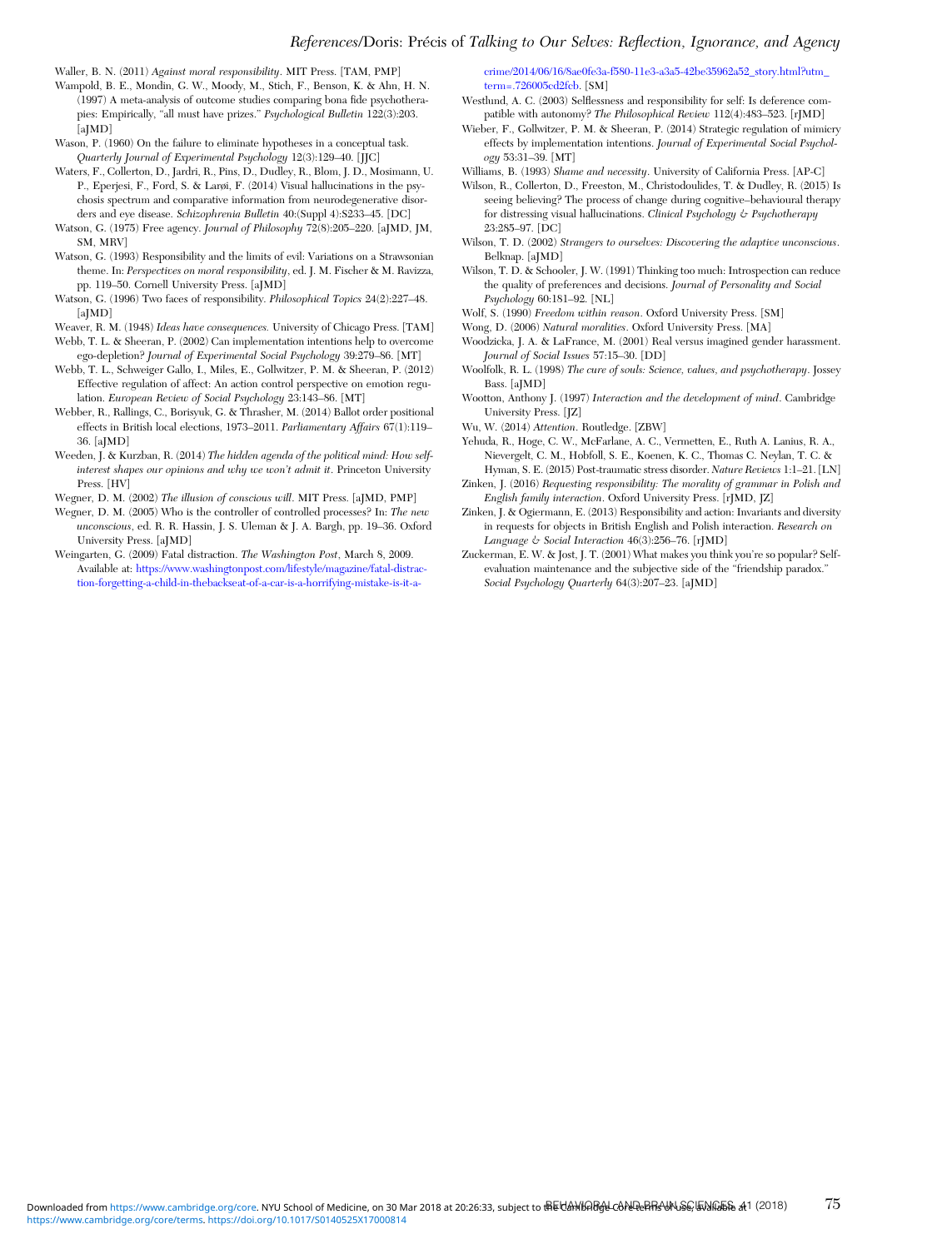Waller, B. N. (2011) *Against moral responsibility*. MIT Press. [TAM, PMP]

Wampold, B. E., Mondin, G. W., Moody, M., Stich, F., Benson, K. & Ahn, H. N. (1997) A meta-analysis of outcome studies comparing bona fide psychotherapies: Empirically, "all must have prizes." *Psychological Bulletin* 122(3):203. [aJMD]

Wason, P. (1960) On the failure to eliminate hypotheses in a conceptual task. *Quarterly Journal of Experimental Psychology* 12(3):129–40. [JJC]

Waters, F., Collerton, D., Jardri, R., Pins, D., Dudley, R., Blom, J. D., Mosimann, U. P., Eperjesi, F., Ford, S. & Larøi, F. (2014) Visual hallucinations in the psychosis spectrum and comparative information from neurodegenerative disorders and eye disease. *Schizophrenia Bulletin* 40:(Suppl 4):S233–45. [DC]

Watson, G. (1975) Free agency. *Journal of Philosophy* 72(8):205–220. [aJMD, JM, SM, MRV]

Watson, G. (1993) Responsibility and the limits of evil: Variations on a Strawsonian theme. In: *Perspectives on moral responsibility*, ed. J. M. Fischer & M. Ravizza, pp. 119–50. Cornell University Press. [aJMD]

Watson, G. (1996) Two faces of responsibility. *Philosophical Topics* 24(2):227–48. [aJMD]

Weaver, R. M. (1948) *Ideas have consequences*. University of Chicago Press. [TAM]

Webb, T. L. & Sheeran, P. (2002) Can implementation intentions help to overcome ego-depletion? *Journal of Experimental Social Psychology* 39:279–86. [MT]

Webb, T. L., Schweiger Gallo, I., Miles, E., Gollwitzer, P. M. & Sheeran, P. (2012) Effective regulation of affect: An action control perspective on emotion regulation. *European Review of Social Psychology* 23:143–86. [MT]

Webber, R., Rallings, C., Borisyuk, G. & Thrasher, M. (2014) Ballot order positional effects in British local elections, 1973–2011. *Parliamentary Affairs* 67(1):119–36. [aJMD]

Weeden, J. & Kurzban, R. (2014) *The hidden agenda of the political mind: How self-interest shapes our opinions and why we won't admit it*. Princeton University Press. [HV]

Wegner, D. M. (2002) *The illusion of conscious will*. MIT Press. [aJMD, PMP]

Wegner, D. M. (2005) Who is the controller of controlled processes? In: *The new unconscious*, ed. R. R. Hassin, J. S. Uleman & J. A. Bargh, pp. 19–36. Oxford University Press. [aJMD]

Weingarten, G. (2009) Fatal distraction. *The Washington Post*, March 8, 2009. Available at: https://www.washingtonpost.com/lifestyle/magazine/fatal-distraction-forgetting-a-child-in-thebackseat-of-a-car-is-a-horrifying-mistake-is-it-a-crime/2014/06/16/8ae0fe3a-f580-11e3-a3a5-42be35962a52_story.html?utm_term=.726005cd2fcb. [SM]

Westlund, A. C. (2003) Selflessness and responsibility for self: Is deference compatible with autonomy? *The Philosophical Review* 112(4):483–523. [rJMD]

Wieber, F., Gollwitzer, P. M. & Sheeran, P. (2014) Strategic regulation of mimicry effects by implementation intentions. *Journal of Experimental Social Psychology* 53:31–39. [MT]

Williams, B. (1993) *Shame and necessity*. University of California Press. [AP-C]

Wilson, R., Collerton, D., Freeston, M., Christodoulides, T. & Dudley, R. (2015) Is seeing believing? The process of change during cognitive–behavioural therapy for distressing visual hallucinations. *Clinical Psychology & Psychotherapy* 23:285–97. [DC]

Wilson, T. D. (2002) *Strangers to ourselves: Discovering the adaptive unconscious*. Belknap. [aJMD]

Wilson, T. D. & Schooler, J. W. (1991) Thinking too much: Introspection can reduce the quality of preferences and decisions. *Journal of Personality and Social Psychology* 60:181–92. [NL]

Wolf, S. (1990) *Freedom within reason*. Oxford University Press. [SM]

Wong, D. (2006) *Natural moralities*. Oxford University Press. [MA]

Woodzicka, J. A. & LaFrance, M. (2001) Real versus imagined gender harassment. *Journal of Social Issues* 57:15–30. [DD]

Woolfolk, R. L. (1998) *The cure of souls: Science, values, and psychotherapy*. Jossey Bass. [aJMD]

Wootton, Anthony J. (1997) *Interaction and the development of mind*. Cambridge University Press. [JZ]

Wu, W. (2014) *Attention*. Routledge. [ZBW]

Yehuda, R., Hoge, C. W., McFarlane, A. C., Vermetten, E., Ruth A. Lanius, R. A., Nievergelt, C. M., Hobfoll, S. E., Koenen, K. C., Thomas C. Neylan, T. C. & Hyman, S. E. (2015) Post-traumatic stress disorder. *Nature Reviews* 1:1–21. [LN]

Zinken, J. (2016) *Requesting responsibility: The morality of grammar in Polish and English family interaction*. Oxford University Press. [rJMD, JZ]

Zinken, J. & Ogiermann, E. (2013) Responsibility and action: Invariants and diversity in requests for objects in British English and Polish interaction. *Research on Language & Social Interaction* 46(3):256–76. [rJMD]

Zuckerman, E. W. & Jost, J. T. (2001) What makes you think you're so popular? Self-evaluation maintenance and the subjective side of the "friendship paradox." *Social Psychology Quarterly* 64(3):207–23. [aJMD]